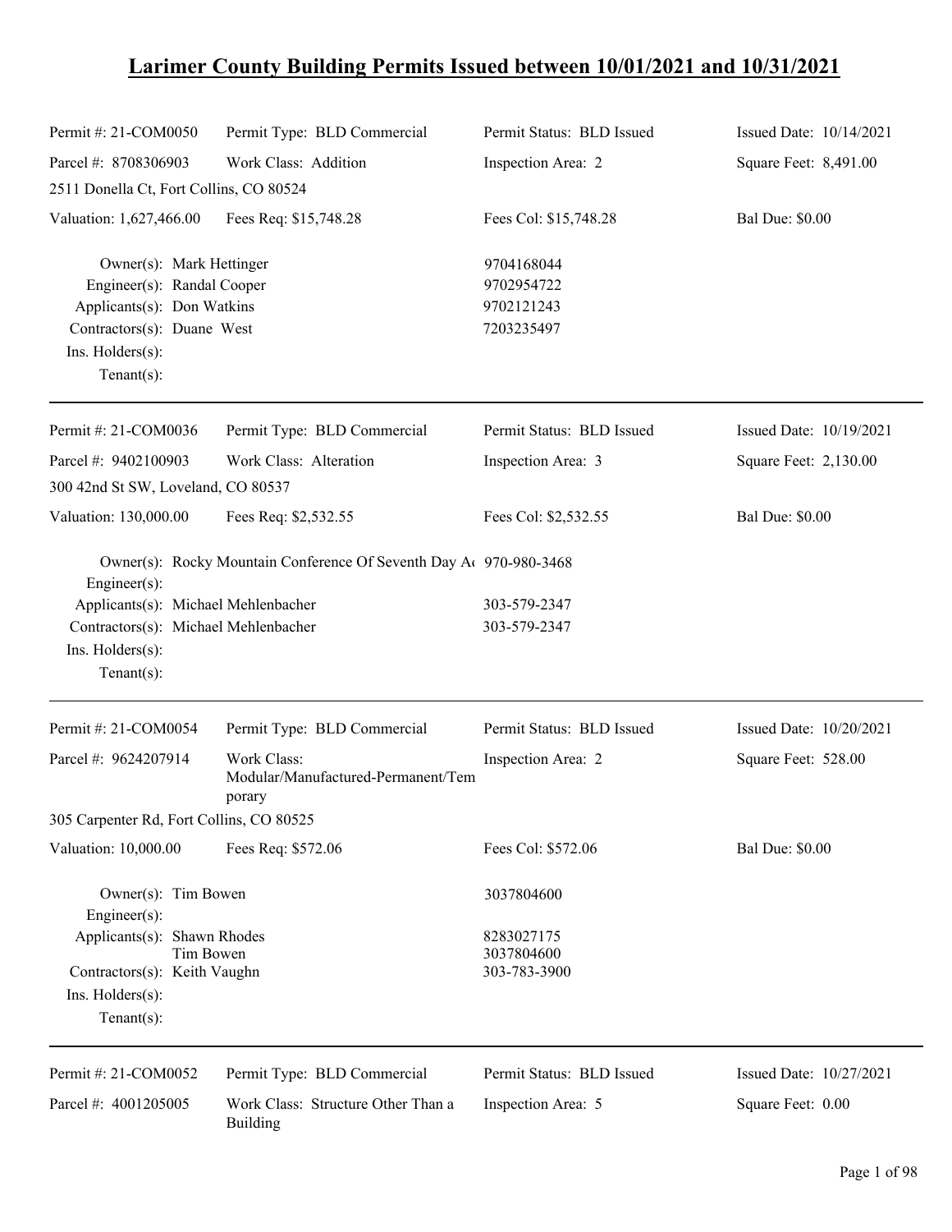# Larimer County Building Permits Issued between 10/01/2021 and 10/31/2021

| | | | |
|---|---|---|---|
| Permit #: 21-COM0050 | Permit Type: BLD Commercial | Permit Status: BLD Issued | Issued Date: 10/14/2021 |
| Parcel #: 8708306903 | Work Class: Addition | Inspection Area: 2 | Square Feet: 8,491.00 |
| 2511 Donella Ct, Fort Collins, CO 80524 | | | |
| Valuation: 1,627,466.00 | Fees Req: $15,748.28 | Fees Col: $15,748.28 | Bal Due: $0.00 |

Owner(s): Mark Hettinger — 9704168044
Engineer(s): Randal Cooper — 9702954722
Applicants(s): Don Watkins — 9702121243
Contractors(s): Duane West — 7203235497
Ins. Holders(s):
Tenant(s):

---

| | | | |
|---|---|---|---|
| Permit #: 21-COM0036 | Permit Type: BLD Commercial | Permit Status: BLD Issued | Issued Date: 10/19/2021 |
| Parcel #: 9402100903 | Work Class: Alteration | Inspection Area: 3 | Square Feet: 2,130.00 |
| 300 42nd St SW, Loveland, CO 80537 | | | |
| Valuation: 130,000.00 | Fees Req: $2,532.55 | Fees Col: $2,532.55 | Bal Due: $0.00 |

Owner(s): Rocky Mountain Conference Of Seventh Day A( — 970-980-3468
Engineer(s):
Applicants(s): Michael Mehlenbacher — 303-579-2347
Contractors(s): Michael Mehlenbacher — 303-579-2347
Ins. Holders(s):
Tenant(s):

---

| | | | |
|---|---|---|---|
| Permit #: 21-COM0054 | Permit Type: BLD Commercial | Permit Status: BLD Issued | Issued Date: 10/20/2021 |
| Parcel #: 9624207914 | Work Class: Modular/Manufactured-Permanent/Temporary | Inspection Area: 2 | Square Feet: 528.00 |
| 305 Carpenter Rd, Fort Collins, CO 80525 | | | |
| Valuation: 10,000.00 | Fees Req: $572.06 | Fees Col: $572.06 | Bal Due: $0.00 |

Owner(s): Tim Bowen — 3037804600
Engineer(s):
Applicants(s): Shawn Rhodes — 8283027175
Tim Bowen — 3037804600
Contractors(s): Keith Vaughn — 303-783-3900
Ins. Holders(s):
Tenant(s):

---

| | | | |
|---|---|---|---|
| Permit #: 21-COM0052 | Permit Type: BLD Commercial | Permit Status: BLD Issued | Issued Date: 10/27/2021 |
| Parcel #: 4001205005 | Work Class: Structure Other Than a Building | Inspection Area: 5 | Square Feet: 0.00 |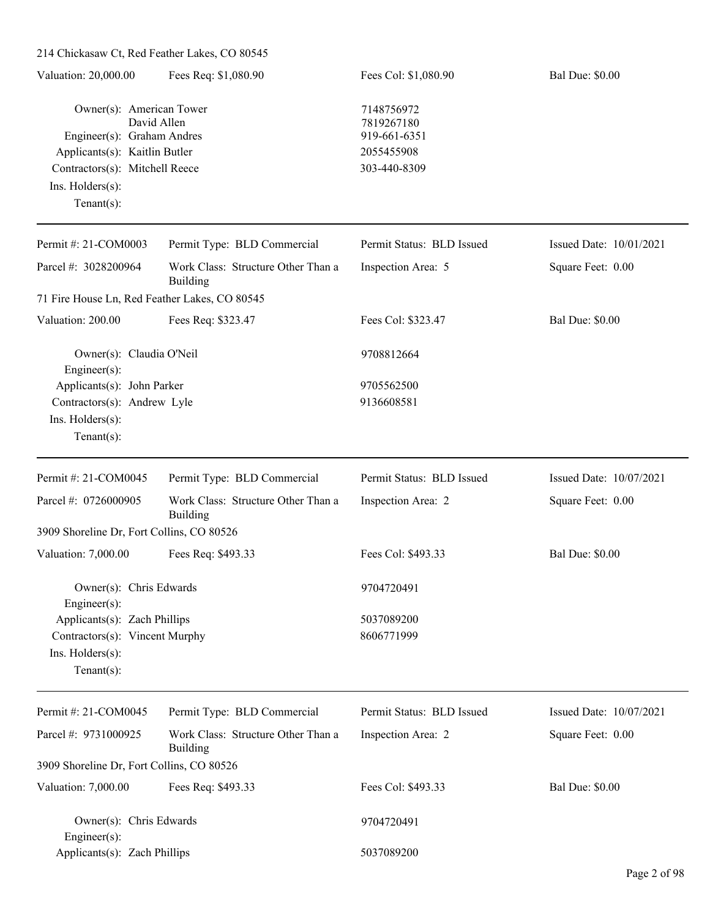214 Chickasaw Ct, Red Feather Lakes, CO 80545

| Valuation: 20,000.00 | Fees Req: $1,080.90 | Fees Col: $1,080.90 | Bal Due: $0.00 |
|---|---|---|---|

Owner(s): American Tower — 7148756972
David Allen — 7819267180
Engineer(s): Graham Andres — 919-661-6351
Applicants(s): Kaitlin Butler — 2055455908
Contractors(s): Mitchell Reece — 303-440-8309
Ins. Holders(s):
Tenant(s):

---

| Permit #: 21-COM0003 | Permit Type: BLD Commercial | Permit Status: BLD Issued | Issued Date: 10/01/2021 |
|---|---|---|---|
| Parcel #: 3028200964 | Work Class: Structure Other Than a Building | Inspection Area: 5 | Square Feet: 0.00 |

71 Fire House Ln, Red Feather Lakes, CO 80545

| Valuation: 200.00 | Fees Req: $323.47 | Fees Col: $323.47 | Bal Due: $0.00 |
|---|---|---|---|

Owner(s): Claudia O'Neil — 9708812664
Engineer(s):
Applicants(s): John Parker — 9705562500
Contractors(s): Andrew Lyle — 9136608581
Ins. Holders(s):
Tenant(s):

---

| Permit #: 21-COM0045 | Permit Type: BLD Commercial | Permit Status: BLD Issued | Issued Date: 10/07/2021 |
|---|---|---|---|
| Parcel #: 0726000905 | Work Class: Structure Other Than a Building | Inspection Area: 2 | Square Feet: 0.00 |

3909 Shoreline Dr, Fort Collins, CO 80526

| Valuation: 7,000.00 | Fees Req: $493.33 | Fees Col: $493.33 | Bal Due: $0.00 |
|---|---|---|---|

Owner(s): Chris Edwards — 9704720491
Engineer(s):
Applicants(s): Zach Phillips — 5037089200
Contractors(s): Vincent Murphy — 8606771999
Ins. Holders(s):
Tenant(s):

---

| Permit #: 21-COM0045 | Permit Type: BLD Commercial | Permit Status: BLD Issued | Issued Date: 10/07/2021 |
|---|---|---|---|
| Parcel #: 9731000925 | Work Class: Structure Other Than a Building | Inspection Area: 2 | Square Feet: 0.00 |

3909 Shoreline Dr, Fort Collins, CO 80526

| Valuation: 7,000.00 | Fees Req: $493.33 | Fees Col: $493.33 | Bal Due: $0.00 |
|---|---|---|---|

Owner(s): Chris Edwards — 9704720491
Engineer(s):
Applicants(s): Zach Phillips — 5037089200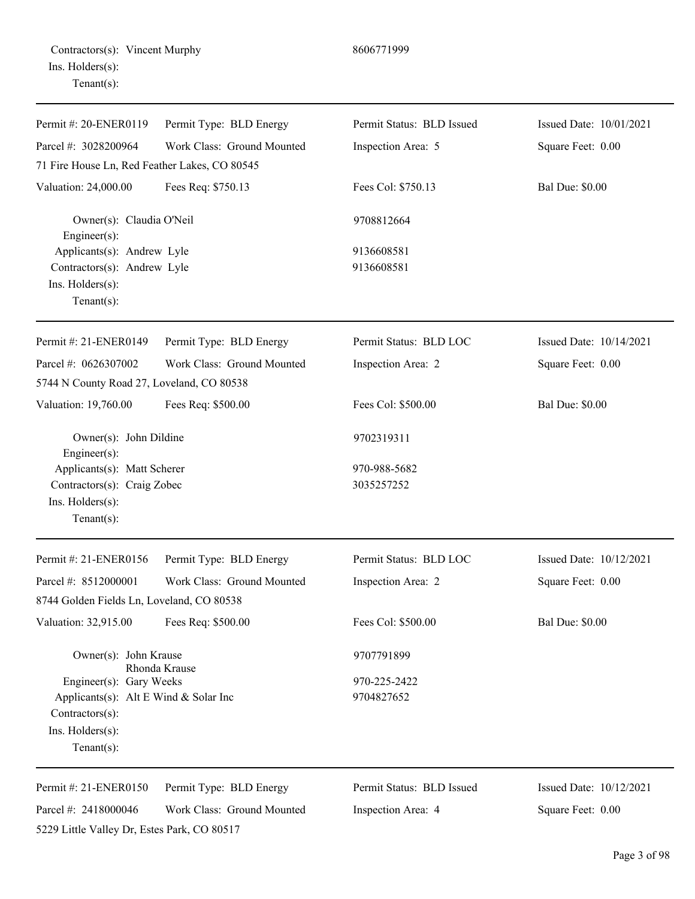Contractors(s): Vincent Murphy 8606771999
Ins. Holders(s):
Tenant(s):

---

Permit #: 20-ENER0119 | Permit Type: BLD Energy | Permit Status: BLD Issued | Issued Date: 10/01/2021
Parcel #: 3028200964 | Work Class: Ground Mounted | Inspection Area: 5 | Square Feet: 0.00
71 Fire House Ln, Red Feather Lakes, CO 80545
Valuation: 24,000.00 | Fees Req: $750.13 | Fees Col: $750.13 | Bal Due: $0.00

Owner(s): Claudia O'Neil 9708812664
Engineer(s):
Applicants(s): Andrew Lyle 9136608581
Contractors(s): Andrew Lyle 9136608581
Ins. Holders(s):
Tenant(s):

---

Permit #: 21-ENER0149 | Permit Type: BLD Energy | Permit Status: BLD LOC | Issued Date: 10/14/2021
Parcel #: 0626307002 | Work Class: Ground Mounted | Inspection Area: 2 | Square Feet: 0.00
5744 N County Road 27, Loveland, CO 80538
Valuation: 19,760.00 | Fees Req: $500.00 | Fees Col: $500.00 | Bal Due: $0.00

Owner(s): John Dildine 9702319311
Engineer(s):
Applicants(s): Matt Scherer 970-988-5682
Contractors(s): Craig Zobec 3035257252
Ins. Holders(s):
Tenant(s):

---

Permit #: 21-ENER0156 | Permit Type: BLD Energy | Permit Status: BLD LOC | Issued Date: 10/12/2021
Parcel #: 8512000001 | Work Class: Ground Mounted | Inspection Area: 2 | Square Feet: 0.00
8744 Golden Fields Ln, Loveland, CO 80538
Valuation: 32,915.00 | Fees Req: $500.00 | Fees Col: $500.00 | Bal Due: $0.00

Owner(s): John Krause 9707791899
Rhonda Krause
Engineer(s): Gary Weeks 970-225-2422
Applicants(s): Alt E Wind & Solar Inc 9704827652
Contractors(s):
Ins. Holders(s):
Tenant(s):

---

Permit #: 21-ENER0150 | Permit Type: BLD Energy | Permit Status: BLD Issued | Issued Date: 10/12/2021
Parcel #: 2418000046 | Work Class: Ground Mounted | Inspection Area: 4 | Square Feet: 0.00
5229 Little Valley Dr, Estes Park, CO 80517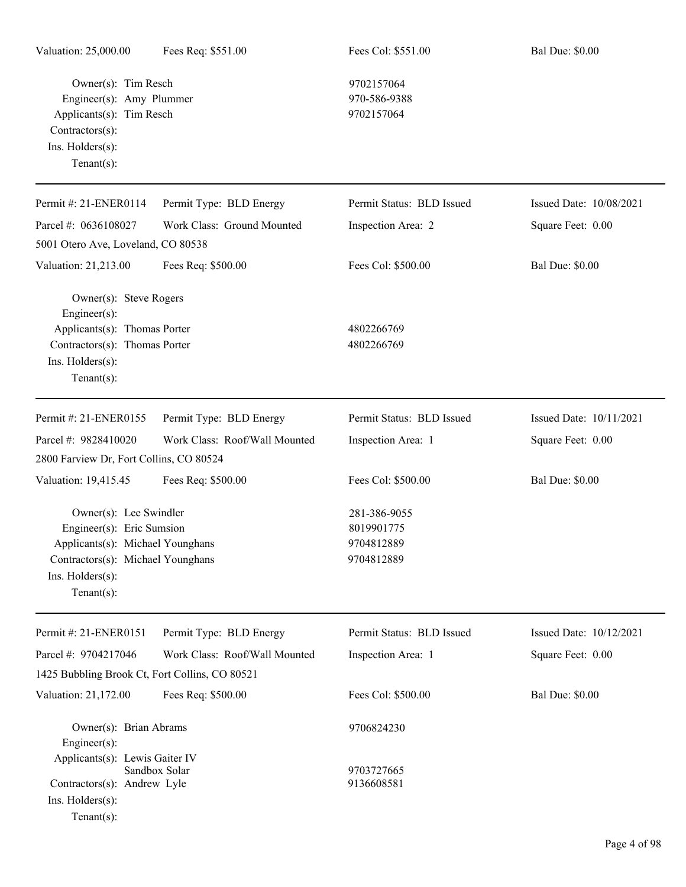Valuation: 25,000.00 | Fees Req: $551.00 | Fees Col: $551.00 | Bal Due: $0.00

Owner(s): Tim Resch 9702157064
Engineer(s): Amy Plummer 970-586-9388
Applicants(s): Tim Resch 9702157064
Contractors(s):
Ins. Holders(s):
Tenant(s):

---

Permit #: 21-ENER0114 | Permit Type: BLD Energy | Permit Status: BLD Issued | Issued Date: 10/08/2021

Parcel #: 0636108027 | Work Class: Ground Mounted | Inspection Area: 2 | Square Feet: 0.00

5001 Otero Ave, Loveland, CO 80538

Valuation: 21,213.00 | Fees Req: $500.00 | Fees Col: $500.00 | Bal Due: $0.00

Owner(s): Steve Rogers
Engineer(s):
Applicants(s): Thomas Porter 4802266769
Contractors(s): Thomas Porter 4802266769
Ins. Holders(s):
Tenant(s):

---

Permit #: 21-ENER0155 | Permit Type: BLD Energy | Permit Status: BLD Issued | Issued Date: 10/11/2021

Parcel #: 9828410020 | Work Class: Roof/Wall Mounted | Inspection Area: 1 | Square Feet: 0.00

2800 Farview Dr, Fort Collins, CO 80524

Valuation: 19,415.45 | Fees Req: $500.00 | Fees Col: $500.00 | Bal Due: $0.00

Owner(s): Lee Swindler 281-386-9055
Engineer(s): Eric Sumsion 8019901775
Applicants(s): Michael Younghans 9704812889
Contractors(s): Michael Younghans 9704812889
Ins. Holders(s):
Tenant(s):

---

Permit #: 21-ENER0151 | Permit Type: BLD Energy | Permit Status: BLD Issued | Issued Date: 10/12/2021

Parcel #: 9704217046 | Work Class: Roof/Wall Mounted | Inspection Area: 1 | Square Feet: 0.00

1425 Bubbling Brook Ct, Fort Collins, CO 80521

Valuation: 21,172.00 | Fees Req: $500.00 | Fees Col: $500.00 | Bal Due: $0.00

Owner(s): Brian Abrams 9706824230
Engineer(s):
Applicants(s): Lewis Gaiter IV
Sandbox Solar 9703727665
Contractors(s): Andrew Lyle 9136608581
Ins. Holders(s):
Tenant(s):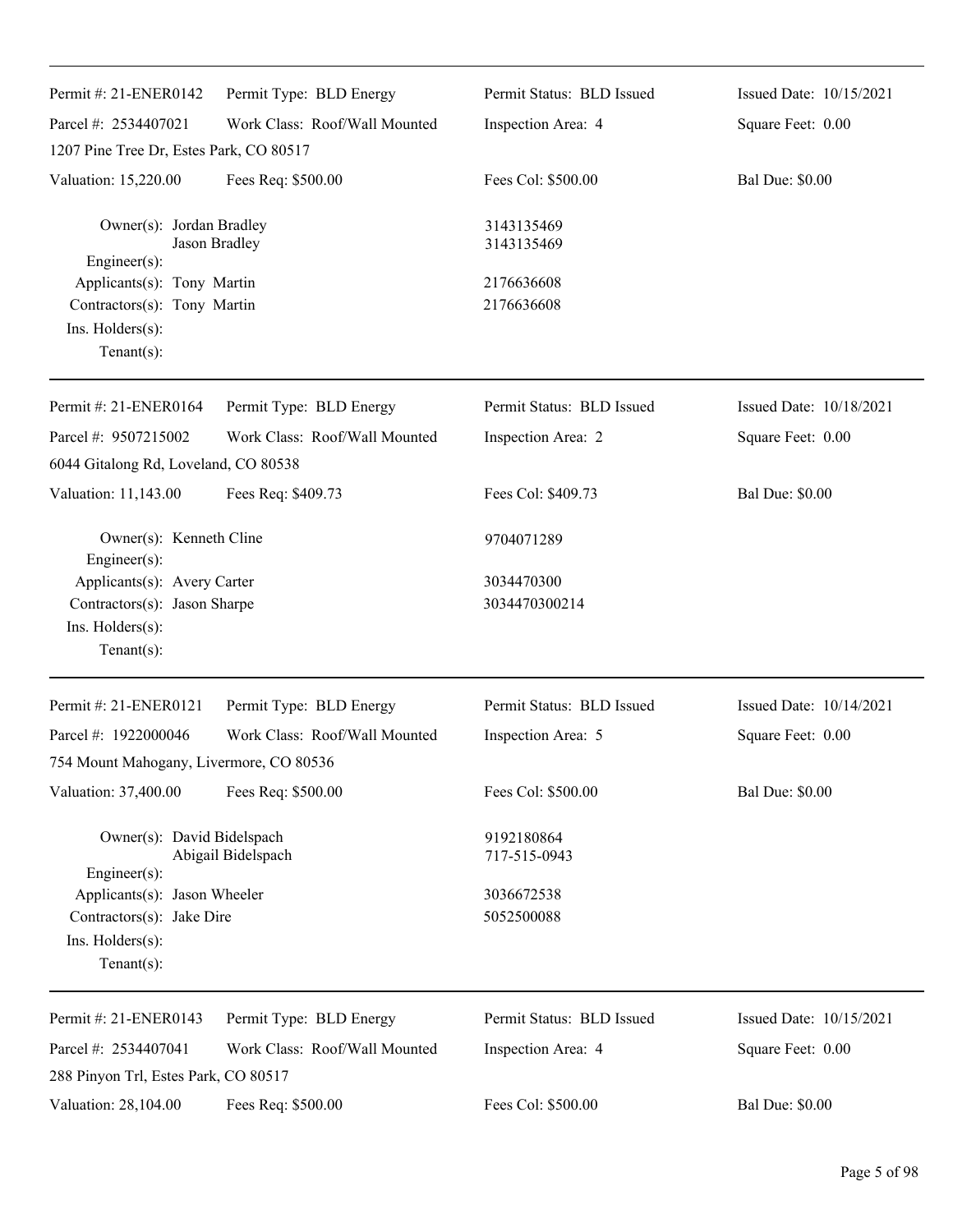| Permit #: 21-ENER0142 | Permit Type: BLD Energy | Permit Status: BLD Issued | Issued Date: 10/15/2021 |
|---|---|---|---|
| Parcel #: 2534407021 | Work Class: Roof/Wall Mounted | Inspection Area: 4 | Square Feet: 0.00 |
| 1207 Pine Tree Dr, Estes Park, CO 80517 | | | |
| Valuation: 15,220.00 | Fees Req: $500.00 | Fees Col: $500.00 | Bal Due: $0.00 |

Owner(s): Jordan Bradley — 3143135469
Jason Bradley — 3143135469
Engineer(s):
Applicants(s): Tony Martin — 2176636608
Contractors(s): Tony Martin — 2176636608
Ins. Holders(s):
Tenant(s):

---

| Permit #: 21-ENER0164 | Permit Type: BLD Energy | Permit Status: BLD Issued | Issued Date: 10/18/2021 |
|---|---|---|---|
| Parcel #: 9507215002 | Work Class: Roof/Wall Mounted | Inspection Area: 2 | Square Feet: 0.00 |
| 6044 Gitalong Rd, Loveland, CO 80538 | | | |
| Valuation: 11,143.00 | Fees Req: $409.73 | Fees Col: $409.73 | Bal Due: $0.00 |

Owner(s): Kenneth Cline — 9704071289
Engineer(s):
Applicants(s): Avery Carter — 3034470300
Contractors(s): Jason Sharpe — 3034470300214
Ins. Holders(s):
Tenant(s):

---

| Permit #: 21-ENER0121 | Permit Type: BLD Energy | Permit Status: BLD Issued | Issued Date: 10/14/2021 |
|---|---|---|---|
| Parcel #: 1922000046 | Work Class: Roof/Wall Mounted | Inspection Area: 5 | Square Feet: 0.00 |
| 754 Mount Mahogany, Livermore, CO 80536 | | | |
| Valuation: 37,400.00 | Fees Req: $500.00 | Fees Col: $500.00 | Bal Due: $0.00 |

Owner(s): David Bidelspach — 9192180864
Abigail Bidelspach — 717-515-0943
Engineer(s):
Applicants(s): Jason Wheeler — 3036672538
Contractors(s): Jake Dire — 5052500088
Ins. Holders(s):
Tenant(s):

---

| Permit #: 21-ENER0143 | Permit Type: BLD Energy | Permit Status: BLD Issued | Issued Date: 10/15/2021 |
|---|---|---|---|
| Parcel #: 2534407041 | Work Class: Roof/Wall Mounted | Inspection Area: 4 | Square Feet: 0.00 |
| 288 Pinyon Trl, Estes Park, CO 80517 | | | |
| Valuation: 28,104.00 | Fees Req: $500.00 | Fees Col: $500.00 | Bal Due: $0.00 |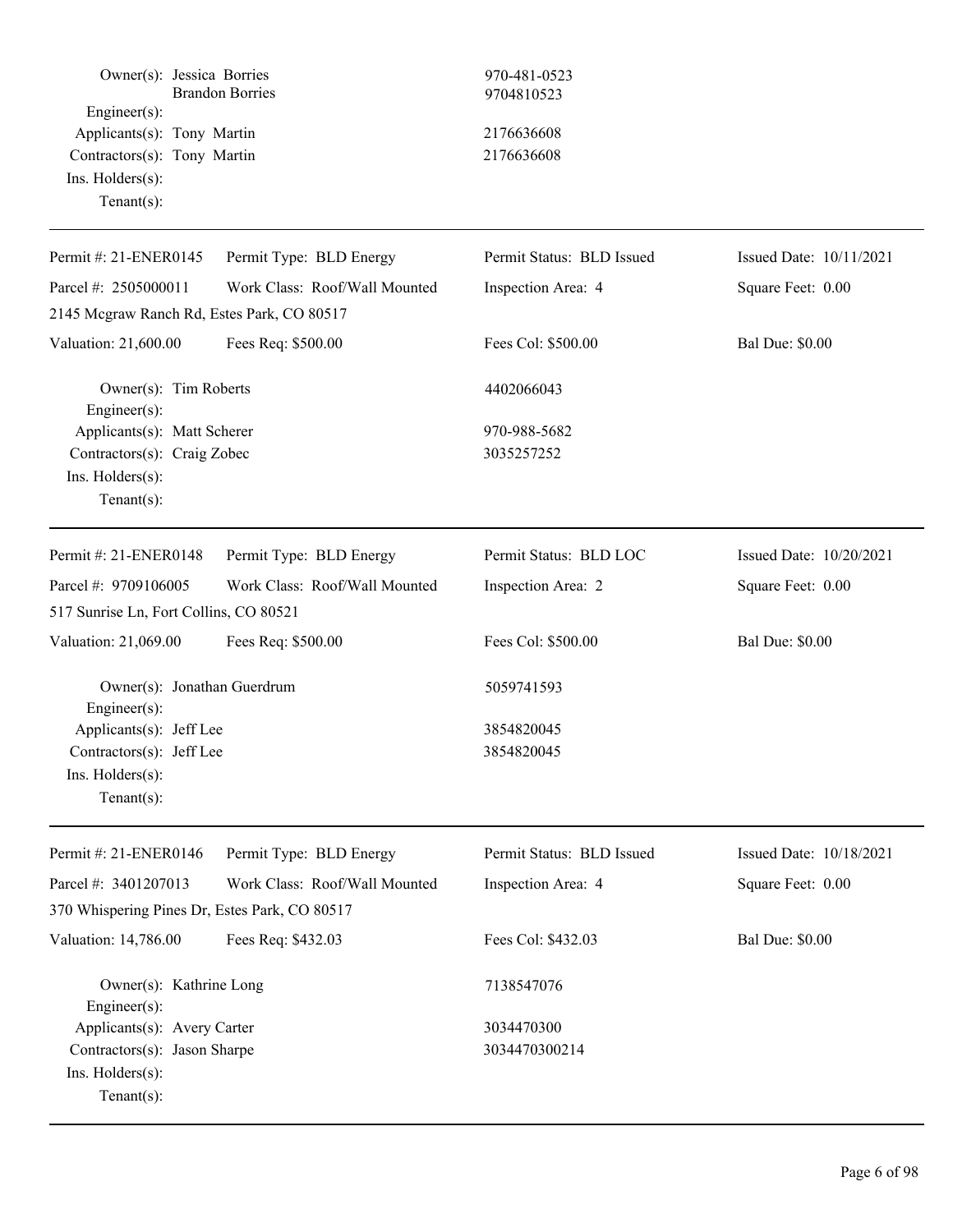Owner(s): Jessica Borries 970-481-0523
Brandon Borries 9704810523
Engineer(s):
Applicants(s): Tony Martin 2176636608
Contractors(s): Tony Martin 2176636608
Ins. Holders(s):
Tenant(s):

---

Permit #: 21-ENER0145 Permit Type: BLD Energy Permit Status: BLD Issued Issued Date: 10/11/2021
Parcel #: 2505000011 Work Class: Roof/Wall Mounted Inspection Area: 4 Square Feet: 0.00
2145 Mcgraw Ranch Rd, Estes Park, CO 80517
Valuation: 21,600.00 Fees Req: $500.00 Fees Col: $500.00 Bal Due: $0.00

Owner(s): Tim Roberts 4402066043
Engineer(s):
Applicants(s): Matt Scherer 970-988-5682
Contractors(s): Craig Zobec 3035257252
Ins. Holders(s):
Tenant(s):

---

Permit #: 21-ENER0148 Permit Type: BLD Energy Permit Status: BLD LOC Issued Date: 10/20/2021
Parcel #: 9709106005 Work Class: Roof/Wall Mounted Inspection Area: 2 Square Feet: 0.00
517 Sunrise Ln, Fort Collins, CO 80521
Valuation: 21,069.00 Fees Req: $500.00 Fees Col: $500.00 Bal Due: $0.00

Owner(s): Jonathan Guerdrum 5059741593
Engineer(s):
Applicants(s): Jeff Lee 3854820045
Contractors(s): Jeff Lee 3854820045
Ins. Holders(s):
Tenant(s):

---

Permit #: 21-ENER0146 Permit Type: BLD Energy Permit Status: BLD Issued Issued Date: 10/18/2021
Parcel #: 3401207013 Work Class: Roof/Wall Mounted Inspection Area: 4 Square Feet: 0.00
370 Whispering Pines Dr, Estes Park, CO 80517
Valuation: 14,786.00 Fees Req: $432.03 Fees Col: $432.03 Bal Due: $0.00

Owner(s): Kathrine Long 7138547076
Engineer(s):
Applicants(s): Avery Carter 3034470300
Contractors(s): Jason Sharpe 3034470300214
Ins. Holders(s):
Tenant(s):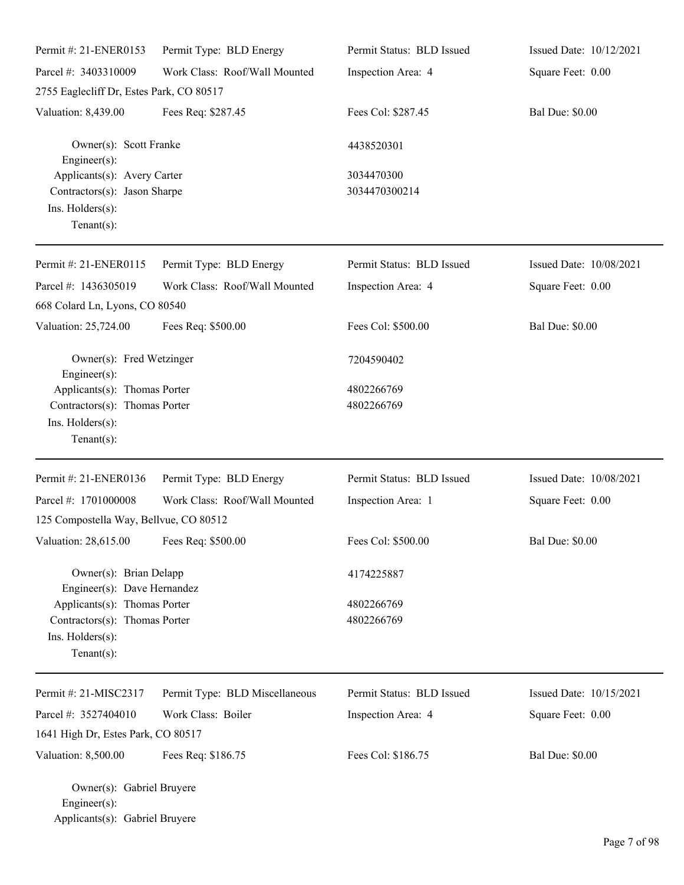Permit #: 21-ENER0153 Permit Type: BLD Energy Permit Status: BLD Issued Issued Date: 10/12/2021

Parcel #: 3403310009 Work Class: Roof/Wall Mounted Inspection Area: 4 Square Feet: 0.00

2755 Eaglecliff Dr, Estes Park, CO 80517

Valuation: 8,439.00 Fees Req: $287.45 Fees Col: $287.45 Bal Due: $0.00

Owner(s): Scott Franke 4438520301

Engineer(s):

Applicants(s): Avery Carter 3034470300

Contractors(s): Jason Sharpe 3034470300214

Ins. Holders(s):

Tenant(s):

---

Permit #: 21-ENER0115 Permit Type: BLD Energy Permit Status: BLD Issued Issued Date: 10/08/2021

Parcel #: 1436305019 Work Class: Roof/Wall Mounted Inspection Area: 4 Square Feet: 0.00

668 Colard Ln, Lyons, CO 80540

Valuation: 25,724.00 Fees Req: $500.00 Fees Col: $500.00 Bal Due: $0.00

Owner(s): Fred Wetzinger 7204590402

Engineer(s):

Applicants(s): Thomas Porter 4802266769

Contractors(s): Thomas Porter 4802266769

Ins. Holders(s):

Tenant(s):

---

Permit #: 21-ENER0136 Permit Type: BLD Energy Permit Status: BLD Issued Issued Date: 10/08/2021

Parcel #: 1701000008 Work Class: Roof/Wall Mounted Inspection Area: 1 Square Feet: 0.00

125 Compostella Way, Bellvue, CO 80512

Valuation: 28,615.00 Fees Req: $500.00 Fees Col: $500.00 Bal Due: $0.00

Owner(s): Brian Delapp 4174225887

Engineer(s): Dave Hernandez

Applicants(s): Thomas Porter 4802266769

Contractors(s): Thomas Porter 4802266769

Ins. Holders(s):

Tenant(s):

---

Permit #: 21-MISC2317 Permit Type: BLD Miscellaneous Permit Status: BLD Issued Issued Date: 10/15/2021

Parcel #: 3527404010 Work Class: Boiler Inspection Area: 4 Square Feet: 0.00

1641 High Dr, Estes Park, CO 80517

Valuation: 8,500.00 Fees Req: $186.75 Fees Col: $186.75 Bal Due: $0.00

Owner(s): Gabriel Bruyere

Engineer(s):

Applicants(s): Gabriel Bruyere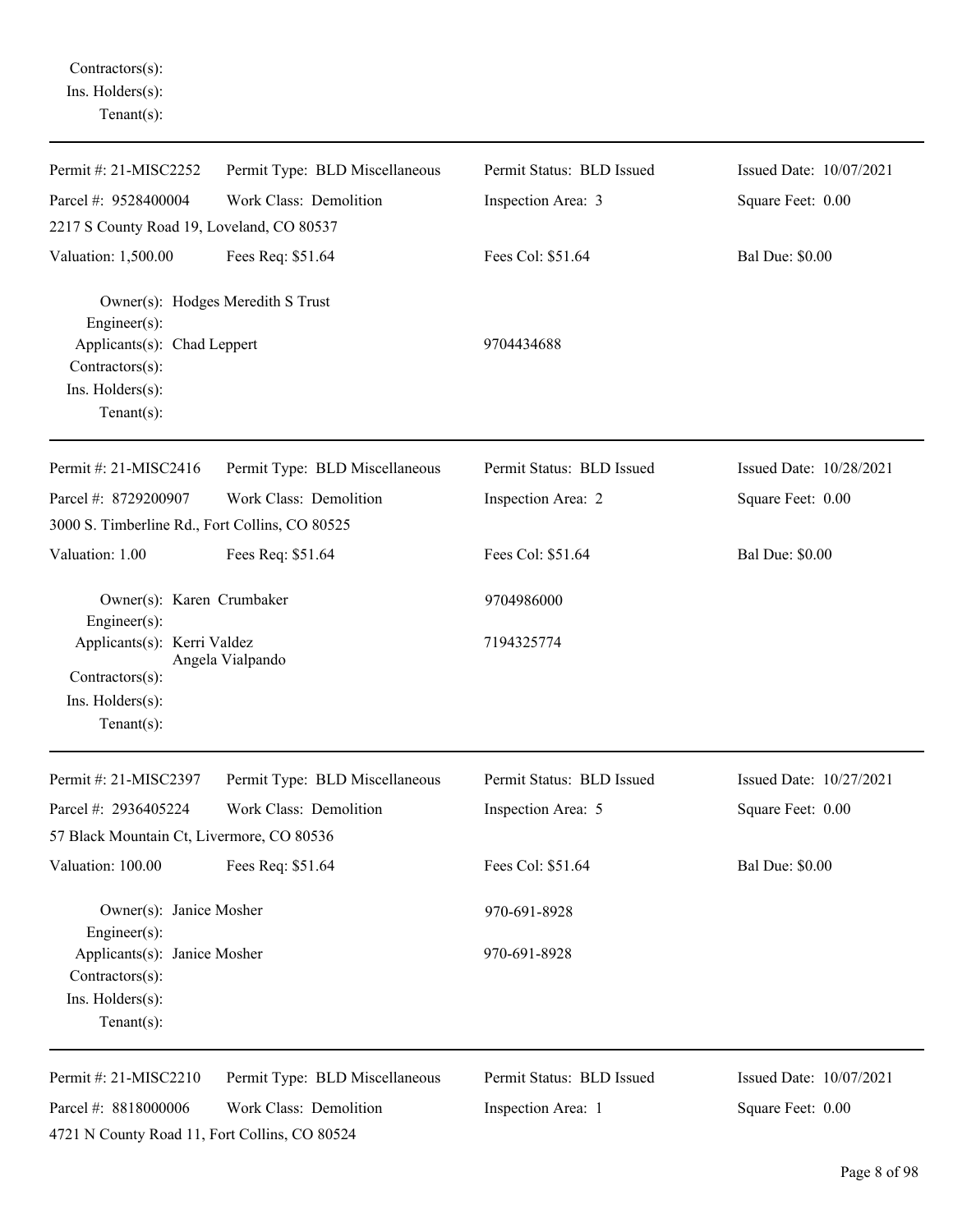Contractors(s):
Ins. Holders(s):
Tenant(s):

---

Permit #: 21-MISC2252 | Permit Type: BLD Miscellaneous | Permit Status: BLD Issued | Issued Date: 10/07/2021

Parcel #: 9528400004 | Work Class: Demolition | Inspection Area: 3 | Square Feet: 0.00

2217 S County Road 19, Loveland, CO 80537

Valuation: 1,500.00 | Fees Req: $51.64 | Fees Col: $51.64 | Bal Due: $0.00

Owner(s): Hodges Meredith S Trust
Engineer(s):
Applicants(s): Chad Leppert 9704434688
Contractors(s):
Ins. Holders(s):
Tenant(s):

---

Permit #: 21-MISC2416 | Permit Type: BLD Miscellaneous | Permit Status: BLD Issued | Issued Date: 10/28/2021

Parcel #: 8729200907 | Work Class: Demolition | Inspection Area: 2 | Square Feet: 0.00

3000 S. Timberline Rd., Fort Collins, CO 80525

Valuation: 1.00 | Fees Req: $51.64 | Fees Col: $51.64 | Bal Due: $0.00

Owner(s): Karen Crumbaker 9704986000
Engineer(s):
Applicants(s): Kerri Valdez 7194325774
Angela Vialpando
Contractors(s):
Ins. Holders(s):
Tenant(s):

---

Permit #: 21-MISC2397 | Permit Type: BLD Miscellaneous | Permit Status: BLD Issued | Issued Date: 10/27/2021

Parcel #: 2936405224 | Work Class: Demolition | Inspection Area: 5 | Square Feet: 0.00

57 Black Mountain Ct, Livermore, CO 80536

Valuation: 100.00 | Fees Req: $51.64 | Fees Col: $51.64 | Bal Due: $0.00

Owner(s): Janice Mosher 970-691-8928
Engineer(s):
Applicants(s): Janice Mosher 970-691-8928
Contractors(s):
Ins. Holders(s):
Tenant(s):

---

Permit #: 21-MISC2210 | Permit Type: BLD Miscellaneous | Permit Status: BLD Issued | Issued Date: 10/07/2021

Parcel #: 8818000006 | Work Class: Demolition | Inspection Area: 1 | Square Feet: 0.00

4721 N County Road 11, Fort Collins, CO 80524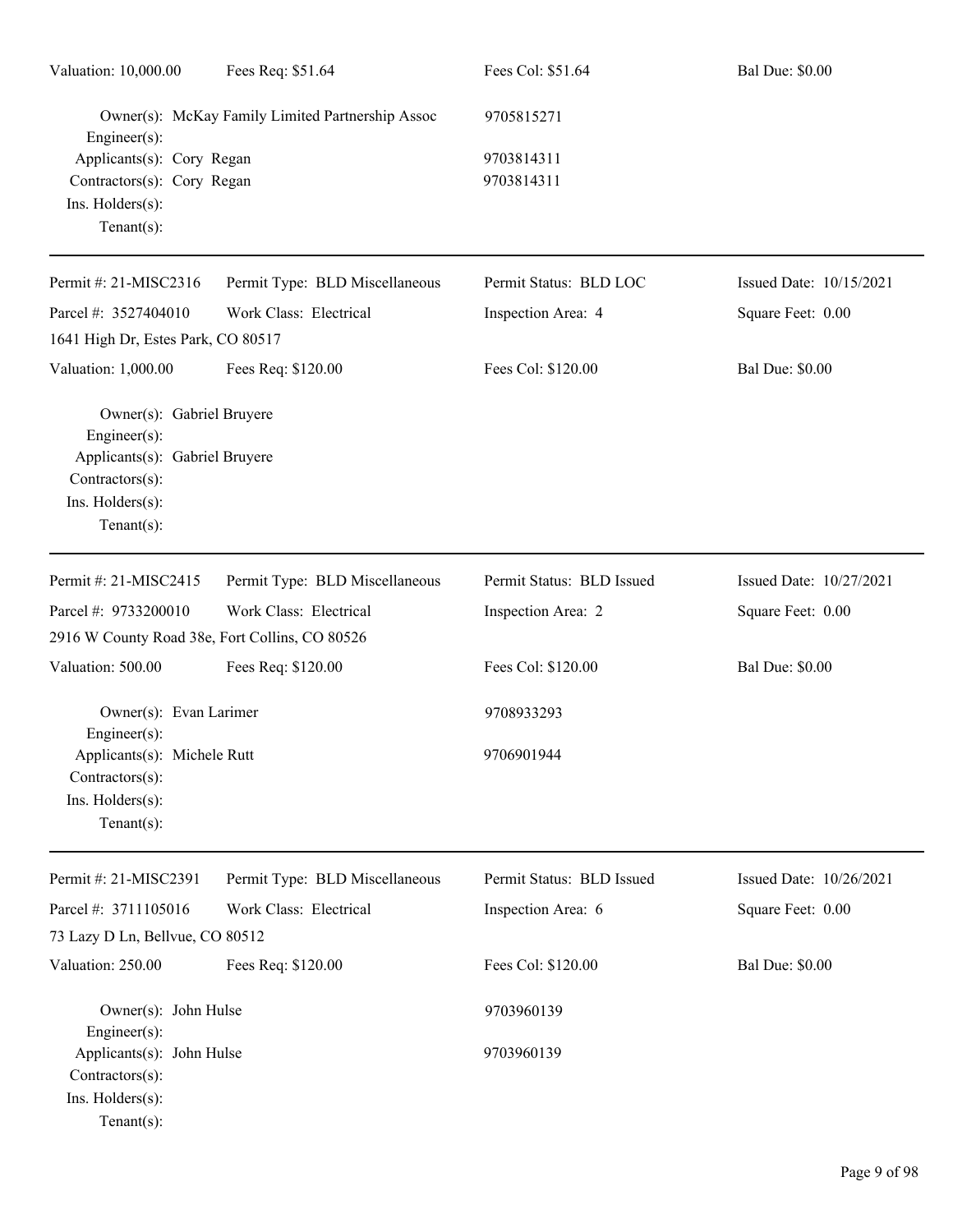Valuation: 10,000.00 | Fees Req: $51.64 | Fees Col: $51.64 | Bal Due: $0.00

Owner(s): McKay Family Limited Partnership Assoc 9705815271
Engineer(s):
Applicants(s): Cory Regan 9703814311
Contractors(s): Cory Regan 9703814311
Ins. Holders(s):
Tenant(s):

---

Permit #: 21-MISC2316 | Permit Type: BLD Miscellaneous | Permit Status: BLD LOC | Issued Date: 10/15/2021
Parcel #: 3527404010 | Work Class: Electrical | Inspection Area: 4 | Square Feet: 0.00
1641 High Dr, Estes Park, CO 80517
Valuation: 1,000.00 | Fees Req: $120.00 | Fees Col: $120.00 | Bal Due: $0.00

Owner(s): Gabriel Bruyere
Engineer(s):
Applicants(s): Gabriel Bruyere
Contractors(s):
Ins. Holders(s):
Tenant(s):

---

Permit #: 21-MISC2415 | Permit Type: BLD Miscellaneous | Permit Status: BLD Issued | Issued Date: 10/27/2021
Parcel #: 9733200010 | Work Class: Electrical | Inspection Area: 2 | Square Feet: 0.00
2916 W County Road 38e, Fort Collins, CO 80526
Valuation: 500.00 | Fees Req: $120.00 | Fees Col: $120.00 | Bal Due: $0.00

Owner(s): Evan Larimer 9708933293
Engineer(s):
Applicants(s): Michele Rutt 9706901944
Contractors(s):
Ins. Holders(s):
Tenant(s):

---

Permit #: 21-MISC2391 | Permit Type: BLD Miscellaneous | Permit Status: BLD Issued | Issued Date: 10/26/2021
Parcel #: 3711105016 | Work Class: Electrical | Inspection Area: 6 | Square Feet: 0.00
73 Lazy D Ln, Bellvue, CO 80512
Valuation: 250.00 | Fees Req: $120.00 | Fees Col: $120.00 | Bal Due: $0.00

Owner(s): John Hulse 9703960139
Engineer(s):
Applicants(s): John Hulse 9703960139
Contractors(s):
Ins. Holders(s):
Tenant(s):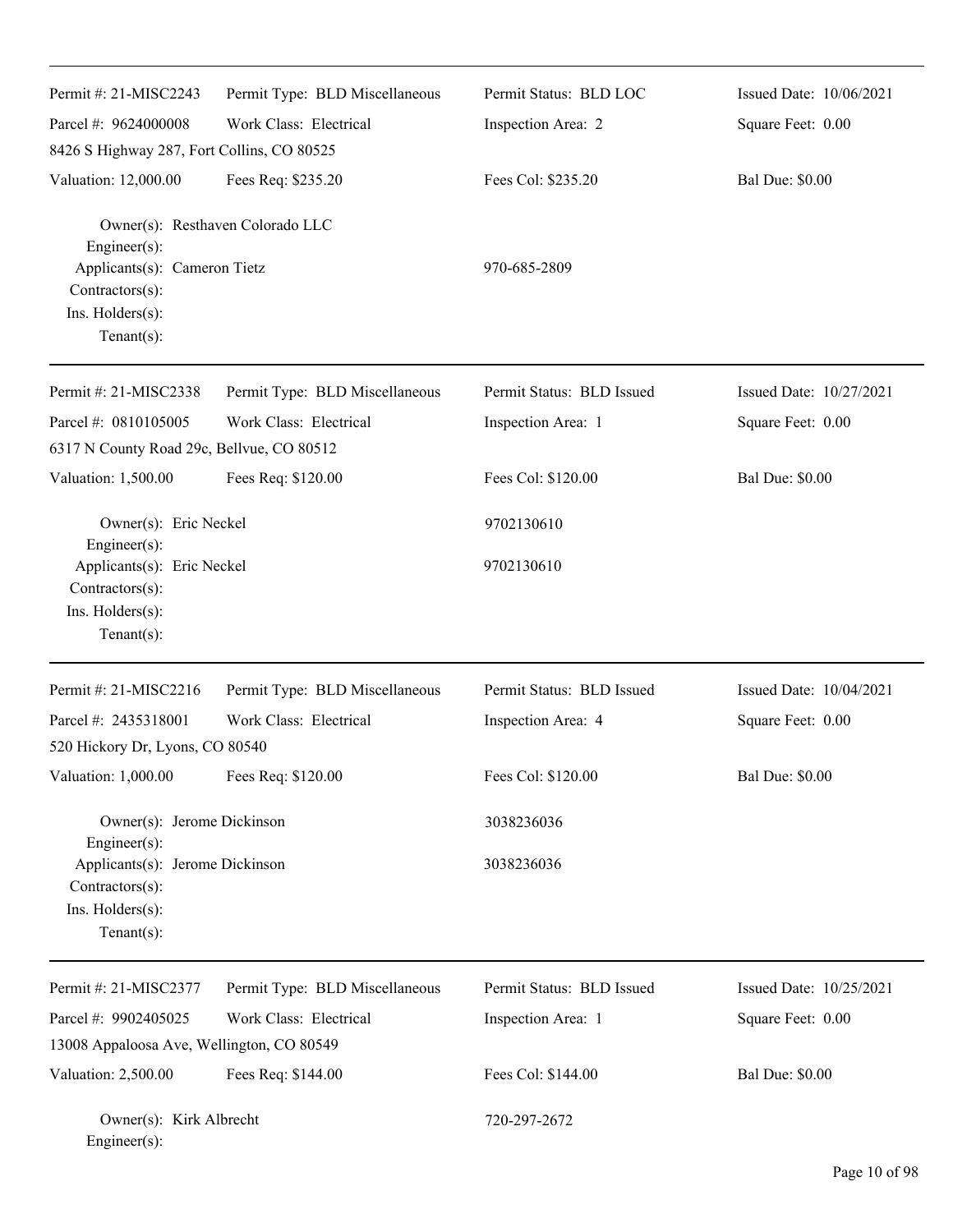Permit #: 21-MISC2243 | Permit Type: BLD Miscellaneous | Permit Status: BLD LOC | Issued Date: 10/06/2021
Parcel #: 9624000008 | Work Class: Electrical | Inspection Area: 2 | Square Feet: 0.00
8426 S Highway 287, Fort Collins, CO 80525
Valuation: 12,000.00 | Fees Req: $235.20 | Fees Col: $235.20 | Bal Due: $0.00

Owner(s): Resthaven Colorado LLC
Engineer(s):
Applicants(s): Cameron Tietz 970-685-2809
Contractors(s):
Ins. Holders(s):
Tenant(s):

---

Permit #: 21-MISC2338 | Permit Type: BLD Miscellaneous | Permit Status: BLD Issued | Issued Date: 10/27/2021
Parcel #: 0810105005 | Work Class: Electrical | Inspection Area: 1 | Square Feet: 0.00
6317 N County Road 29c, Bellvue, CO 80512
Valuation: 1,500.00 | Fees Req: $120.00 | Fees Col: $120.00 | Bal Due: $0.00

Owner(s): Eric Neckel 9702130610
Engineer(s):
Applicants(s): Eric Neckel 9702130610
Contractors(s):
Ins. Holders(s):
Tenant(s):

---

Permit #: 21-MISC2216 | Permit Type: BLD Miscellaneous | Permit Status: BLD Issued | Issued Date: 10/04/2021
Parcel #: 2435318001 | Work Class: Electrical | Inspection Area: 4 | Square Feet: 0.00
520 Hickory Dr, Lyons, CO 80540
Valuation: 1,000.00 | Fees Req: $120.00 | Fees Col: $120.00 | Bal Due: $0.00

Owner(s): Jerome Dickinson 3038236036
Engineer(s):
Applicants(s): Jerome Dickinson 3038236036
Contractors(s):
Ins. Holders(s):
Tenant(s):

---

Permit #: 21-MISC2377 | Permit Type: BLD Miscellaneous | Permit Status: BLD Issued | Issued Date: 10/25/2021
Parcel #: 9902405025 | Work Class: Electrical | Inspection Area: 1 | Square Feet: 0.00
13008 Appaloosa Ave, Wellington, CO 80549
Valuation: 2,500.00 | Fees Req: $144.00 | Fees Col: $144.00 | Bal Due: $0.00

Owner(s): Kirk Albrecht 720-297-2672
Engineer(s):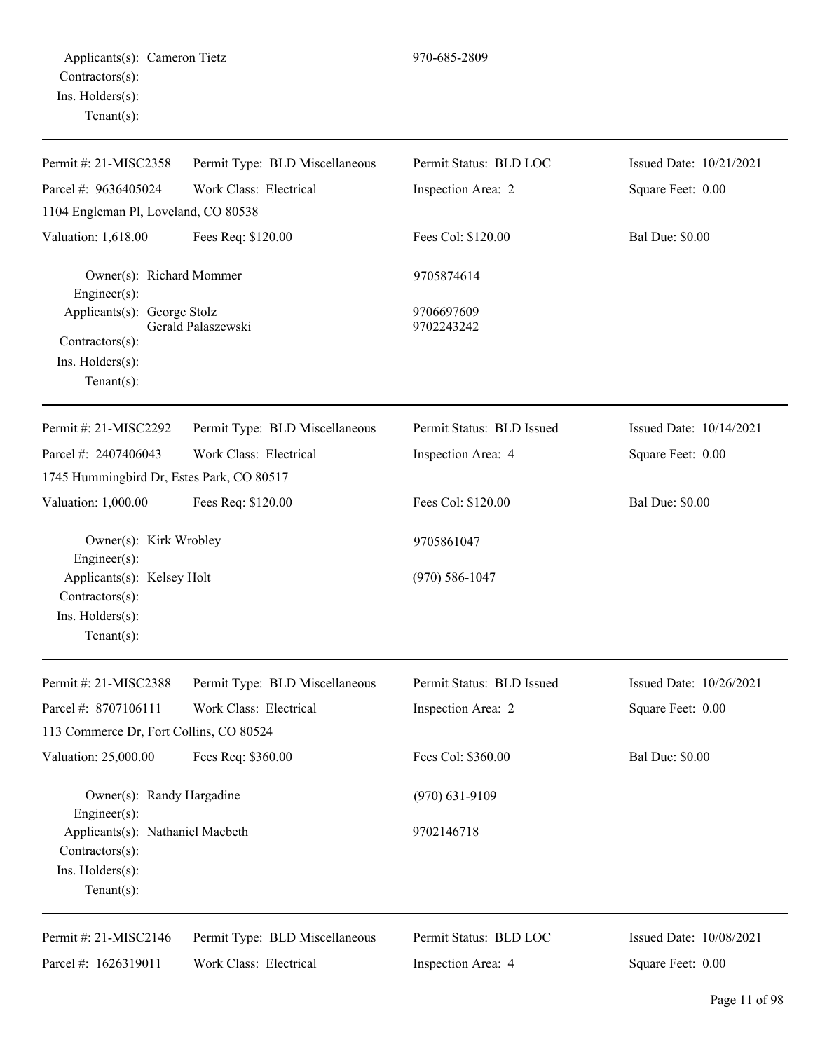Applicants(s): Cameron Tietz 970-685-2809
Contractors(s):
Ins. Holders(s):
Tenant(s):

---

Permit #: 21-MISC2358 | Permit Type: BLD Miscellaneous | Permit Status: BLD LOC | Issued Date: 10/21/2021

Parcel #: 9636405024 | Work Class: Electrical | Inspection Area: 2 | Square Feet: 0.00

1104 Engleman Pl, Loveland, CO 80538

Valuation: 1,618.00 | Fees Req: $120.00 | Fees Col: $120.00 | Bal Due: $0.00

Owner(s): Richard Mommer 9705874614
Engineer(s):
Applicants(s): George Stolz 9706697609
Gerald Palaszewski 9702243242
Contractors(s):
Ins. Holders(s):
Tenant(s):

---

Permit #: 21-MISC2292 | Permit Type: BLD Miscellaneous | Permit Status: BLD Issued | Issued Date: 10/14/2021

Parcel #: 2407406043 | Work Class: Electrical | Inspection Area: 4 | Square Feet: 0.00

1745 Hummingbird Dr, Estes Park, CO 80517

Valuation: 1,000.00 | Fees Req: $120.00 | Fees Col: $120.00 | Bal Due: $0.00

Owner(s): Kirk Wrobley 9705861047
Engineer(s):
Applicants(s): Kelsey Holt (970) 586-1047
Contractors(s):
Ins. Holders(s):
Tenant(s):

---

Permit #: 21-MISC2388 | Permit Type: BLD Miscellaneous | Permit Status: BLD Issued | Issued Date: 10/26/2021

Parcel #: 8707106111 | Work Class: Electrical | Inspection Area: 2 | Square Feet: 0.00

113 Commerce Dr, Fort Collins, CO 80524

Valuation: 25,000.00 | Fees Req: $360.00 | Fees Col: $360.00 | Bal Due: $0.00

Owner(s): Randy Hargadine (970) 631-9109
Engineer(s):
Applicants(s): Nathaniel Macbeth 9702146718
Contractors(s):
Ins. Holders(s):
Tenant(s):

---

Permit #: 21-MISC2146 | Permit Type: BLD Miscellaneous | Permit Status: BLD LOC | Issued Date: 10/08/2021

Parcel #: 1626319011 | Work Class: Electrical | Inspection Area: 4 | Square Feet: 0.00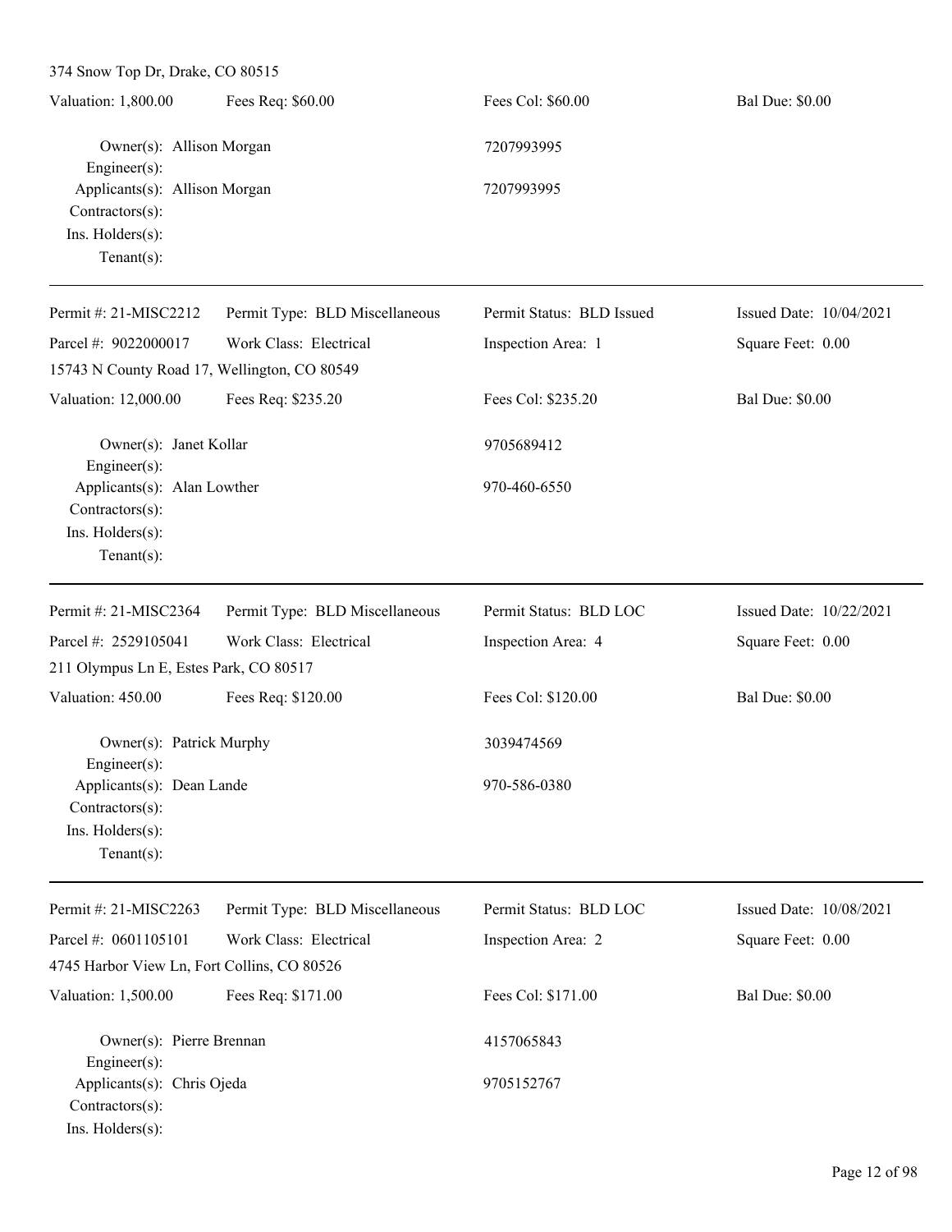374 Snow Top Dr, Drake, CO 80515

| Valuation: 1,800.00 | Fees Req: $60.00 | Fees Col: $60.00 | Bal Due: $0.00 |
|---|---|---|---|

Owner(s): Allison Morgan — 7207993995
Engineer(s):
Applicants(s): Allison Morgan — 7207993995
Contractors(s):
Ins. Holders(s):
Tenant(s):

---

| Permit #: 21-MISC2212 | Permit Type: BLD Miscellaneous | Permit Status: BLD Issued | Issued Date: 10/04/2021 |
|---|---|---|---|
| Parcel #: 9022000017 | Work Class: Electrical | Inspection Area: 1 | Square Feet: 0.00 |
| 15743 N County Road 17, Wellington, CO 80549 | | | |
| Valuation: 12,000.00 | Fees Req: $235.20 | Fees Col: $235.20 | Bal Due: $0.00 |

Owner(s): Janet Kollar — 9705689412
Engineer(s):
Applicants(s): Alan Lowther — 970-460-6550
Contractors(s):
Ins. Holders(s):
Tenant(s):

---

| Permit #: 21-MISC2364 | Permit Type: BLD Miscellaneous | Permit Status: BLD LOC | Issued Date: 10/22/2021 |
|---|---|---|---|
| Parcel #: 2529105041 | Work Class: Electrical | Inspection Area: 4 | Square Feet: 0.00 |
| 211 Olympus Ln E, Estes Park, CO 80517 | | | |
| Valuation: 450.00 | Fees Req: $120.00 | Fees Col: $120.00 | Bal Due: $0.00 |

Owner(s): Patrick Murphy — 3039474569
Engineer(s):
Applicants(s): Dean Lande — 970-586-0380
Contractors(s):
Ins. Holders(s):
Tenant(s):

---

| Permit #: 21-MISC2263 | Permit Type: BLD Miscellaneous | Permit Status: BLD LOC | Issued Date: 10/08/2021 |
|---|---|---|---|
| Parcel #: 0601105101 | Work Class: Electrical | Inspection Area: 2 | Square Feet: 0.00 |
| 4745 Harbor View Ln, Fort Collins, CO 80526 | | | |
| Valuation: 1,500.00 | Fees Req: $171.00 | Fees Col: $171.00 | Bal Due: $0.00 |

Owner(s): Pierre Brennan — 4157065843
Engineer(s):
Applicants(s): Chris Ojeda — 9705152767
Contractors(s):
Ins. Holders(s):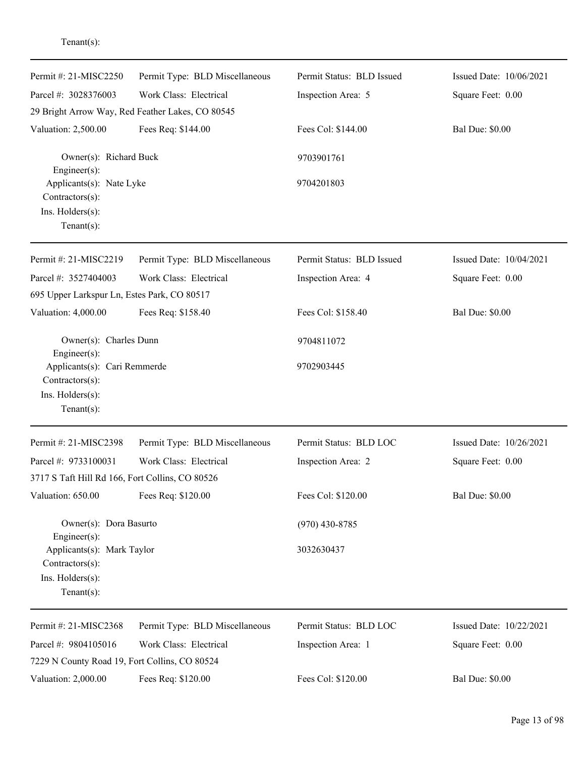Tenant(s):

---

| Permit #: 21-MISC2250 | Permit Type: BLD Miscellaneous | Permit Status: BLD Issued | Issued Date: 10/06/2021 |
|---|---|---|---|
| Parcel #: 3028376003 | Work Class: Electrical | Inspection Area: 5 | Square Feet: 0.00 |
| 29 Bright Arrow Way, Red Feather Lakes, CO 80545 | | | |
| Valuation: 2,500.00 | Fees Req: $144.00 | Fees Col: $144.00 | Bal Due: $0.00 |

Owner(s): Richard Buck — 9703901761
Engineer(s):
Applicants(s): Nate Lyke — 9704201803
Contractors(s):
Ins. Holders(s):
Tenant(s):

---

| Permit #: 21-MISC2219 | Permit Type: BLD Miscellaneous | Permit Status: BLD Issued | Issued Date: 10/04/2021 |
|---|---|---|---|
| Parcel #: 3527404003 | Work Class: Electrical | Inspection Area: 4 | Square Feet: 0.00 |
| 695 Upper Larkspur Ln, Estes Park, CO 80517 | | | |
| Valuation: 4,000.00 | Fees Req: $158.40 | Fees Col: $158.40 | Bal Due: $0.00 |

Owner(s): Charles Dunn — 9704811072
Engineer(s):
Applicants(s): Cari Remmerde — 9702903445
Contractors(s):
Ins. Holders(s):
Tenant(s):

---

| Permit #: 21-MISC2398 | Permit Type: BLD Miscellaneous | Permit Status: BLD LOC | Issued Date: 10/26/2021 |
|---|---|---|---|
| Parcel #: 9733100031 | Work Class: Electrical | Inspection Area: 2 | Square Feet: 0.00 |
| 3717 S Taft Hill Rd 166, Fort Collins, CO 80526 | | | |
| Valuation: 650.00 | Fees Req: $120.00 | Fees Col: $120.00 | Bal Due: $0.00 |

Owner(s): Dora Basurto — (970) 430-8785
Engineer(s):
Applicants(s): Mark Taylor — 3032630437
Contractors(s):
Ins. Holders(s):
Tenant(s):

---

| Permit #: 21-MISC2368 | Permit Type: BLD Miscellaneous | Permit Status: BLD LOC | Issued Date: 10/22/2021 |
|---|---|---|---|
| Parcel #: 9804105016 | Work Class: Electrical | Inspection Area: 1 | Square Feet: 0.00 |
| 7229 N County Road 19, Fort Collins, CO 80524 | | | |
| Valuation: 2,000.00 | Fees Req: $120.00 | Fees Col: $120.00 | Bal Due: $0.00 |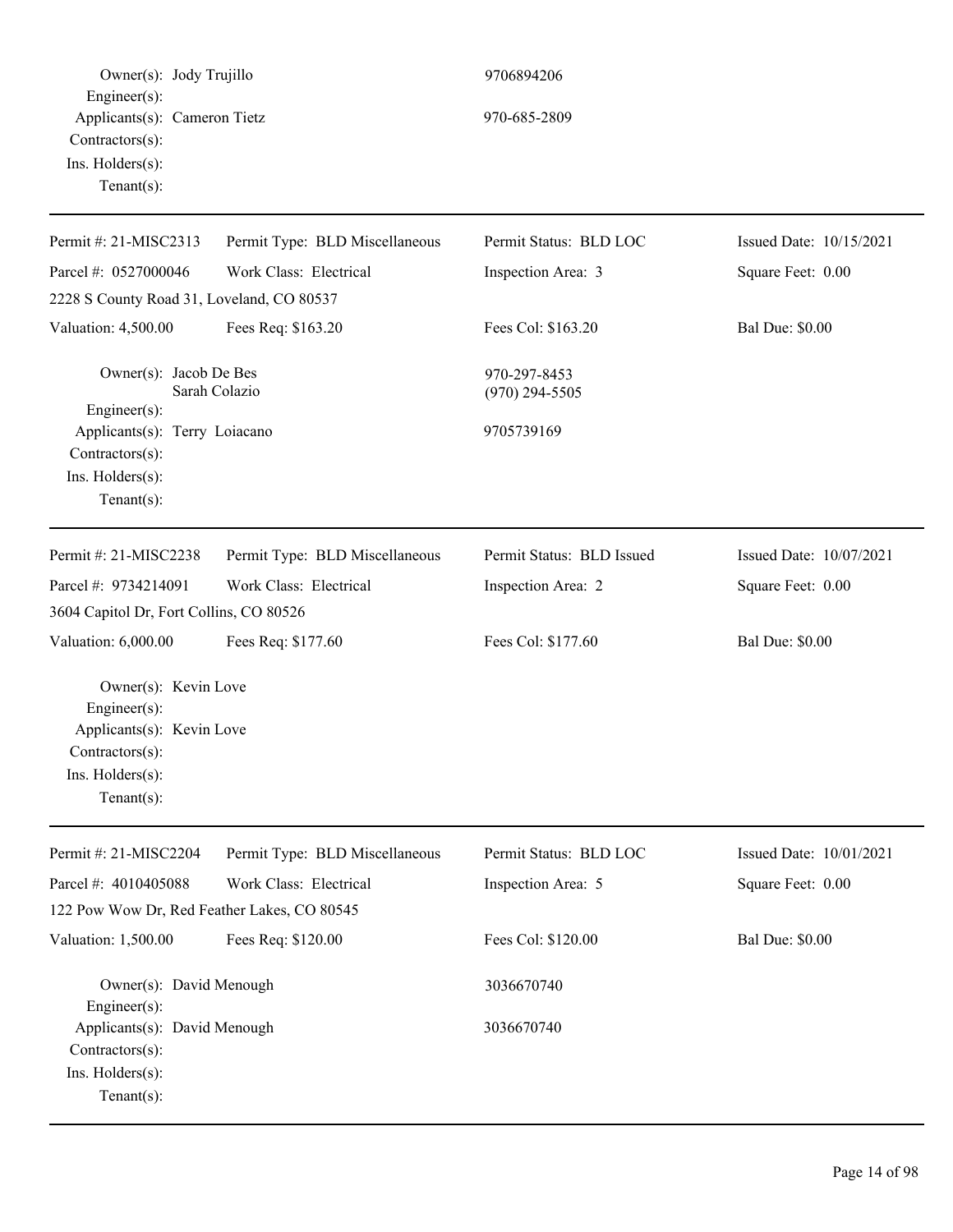Owner(s): Jody Trujillo 9706894206
Engineer(s):
Applicants(s): Cameron Tietz 970-685-2809
Contractors(s):
Ins. Holders(s):
Tenant(s):

---

| Permit #: 21-MISC2313 | Permit Type: BLD Miscellaneous | Permit Status: BLD LOC | Issued Date: 10/15/2021 |
|---|---|---|---|
| Parcel #: 0527000046 | Work Class: Electrical | Inspection Area: 3 | Square Feet: 0.00 |
| 2228 S County Road 31, Loveland, CO 80537 | | | |
| Valuation: 4,500.00 | Fees Req: $163.20 | Fees Col: $163.20 | Bal Due: $0.00 |

Owner(s): Jacob De Bes 970-297-8453
Sarah Colazio (970) 294-5505
Engineer(s):
Applicants(s): Terry Loiacano 9705739169
Contractors(s):
Ins. Holders(s):
Tenant(s):

---

| Permit #: 21-MISC2238 | Permit Type: BLD Miscellaneous | Permit Status: BLD Issued | Issued Date: 10/07/2021 |
|---|---|---|---|
| Parcel #: 9734214091 | Work Class: Electrical | Inspection Area: 2 | Square Feet: 0.00 |
| 3604 Capitol Dr, Fort Collins, CO 80526 | | | |
| Valuation: 6,000.00 | Fees Req: $177.60 | Fees Col: $177.60 | Bal Due: $0.00 |

Owner(s): Kevin Love
Engineer(s):
Applicants(s): Kevin Love
Contractors(s):
Ins. Holders(s):
Tenant(s):

---

| Permit #: 21-MISC2204 | Permit Type: BLD Miscellaneous | Permit Status: BLD LOC | Issued Date: 10/01/2021 |
|---|---|---|---|
| Parcel #: 4010405088 | Work Class: Electrical | Inspection Area: 5 | Square Feet: 0.00 |
| 122 Pow Wow Dr, Red Feather Lakes, CO 80545 | | | |
| Valuation: 1,500.00 | Fees Req: $120.00 | Fees Col: $120.00 | Bal Due: $0.00 |

Owner(s): David Menough 3036670740
Engineer(s):
Applicants(s): David Menough 3036670740
Contractors(s):
Ins. Holders(s):
Tenant(s):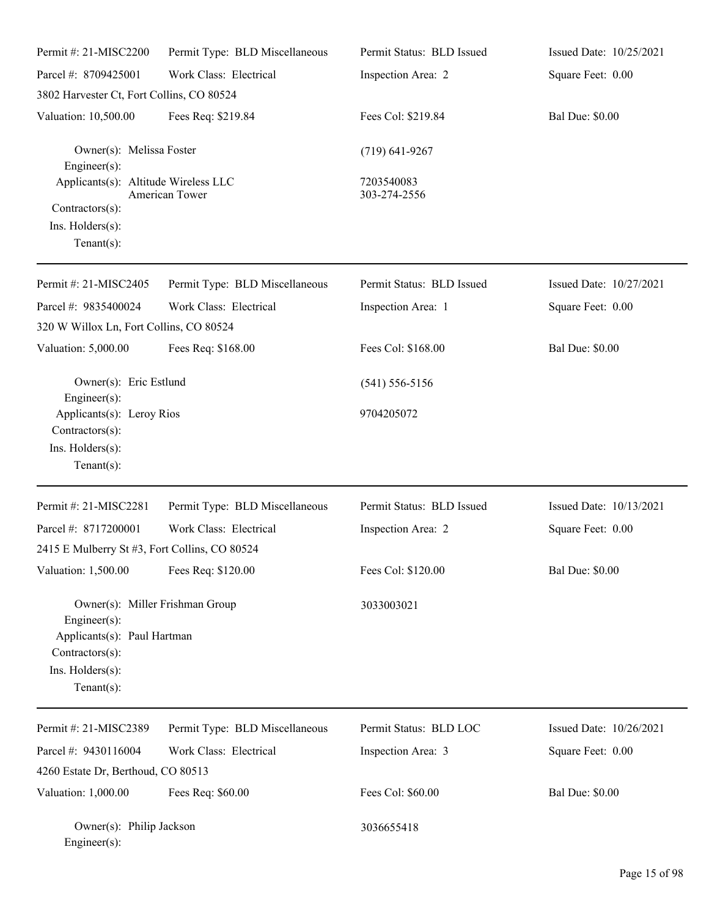| Permit #: 21-MISC2200 | Permit Type: BLD Miscellaneous | Permit Status: BLD Issued | Issued Date: 10/25/2021 |
|---|---|---|---|
| Parcel #: 8709425001 | Work Class: Electrical | Inspection Area: 2 | Square Feet: 0.00 |
| 3802 Harvester Ct, Fort Collins, CO 80524 | | | |
| Valuation: 10,500.00 | Fees Req: $219.84 | Fees Col: $219.84 | Bal Due: $0.00 |

Owner(s): Melissa Foster — (719) 641-9267
Engineer(s):
Applicants(s): Altitude Wireless LLC — 7203540083
American Tower — 303-274-2556
Contractors(s):
Ins. Holders(s):
Tenant(s):

---

| Permit #: 21-MISC2405 | Permit Type: BLD Miscellaneous | Permit Status: BLD Issued | Issued Date: 10/27/2021 |
|---|---|---|---|
| Parcel #: 9835400024 | Work Class: Electrical | Inspection Area: 1 | Square Feet: 0.00 |
| 320 W Willox Ln, Fort Collins, CO 80524 | | | |
| Valuation: 5,000.00 | Fees Req: $168.00 | Fees Col: $168.00 | Bal Due: $0.00 |

Owner(s): Eric Estlund — (541) 556-5156
Engineer(s):
Applicants(s): Leroy Rios — 9704205072
Contractors(s):
Ins. Holders(s):
Tenant(s):

---

| Permit #: 21-MISC2281 | Permit Type: BLD Miscellaneous | Permit Status: BLD Issued | Issued Date: 10/13/2021 |
|---|---|---|---|
| Parcel #: 8717200001 | Work Class: Electrical | Inspection Area: 2 | Square Feet: 0.00 |
| 2415 E Mulberry St #3, Fort Collins, CO 80524 | | | |
| Valuation: 1,500.00 | Fees Req: $120.00 | Fees Col: $120.00 | Bal Due: $0.00 |

Owner(s): Miller Frishman Group — 3033003021
Engineer(s):
Applicants(s): Paul Hartman
Contractors(s):
Ins. Holders(s):
Tenant(s):

---

| Permit #: 21-MISC2389 | Permit Type: BLD Miscellaneous | Permit Status: BLD LOC | Issued Date: 10/26/2021 |
|---|---|---|---|
| Parcel #: 9430116004 | Work Class: Electrical | Inspection Area: 3 | Square Feet: 0.00 |
| 4260 Estate Dr, Berthoud, CO 80513 | | | |
| Valuation: 1,000.00 | Fees Req: $60.00 | Fees Col: $60.00 | Bal Due: $0.00 |

Owner(s): Philip Jackson — 3036655418
Engineer(s):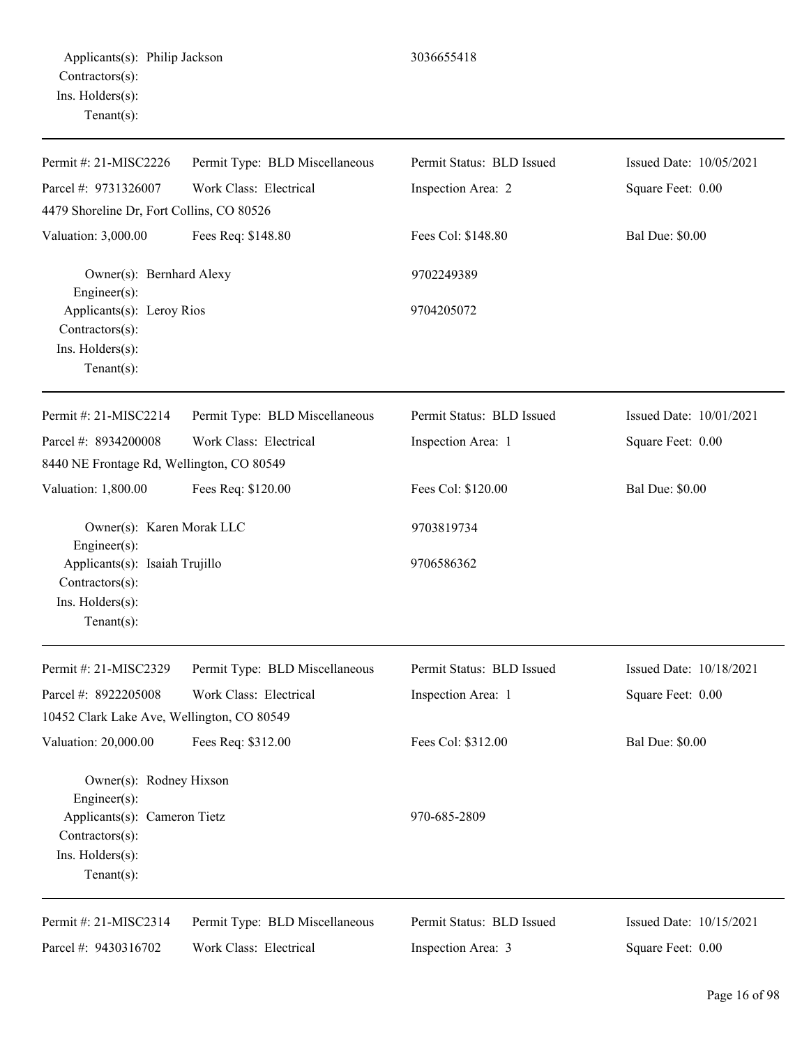Applicants(s): Philip Jackson 3036655418
Contractors(s):
Ins. Holders(s):
Tenant(s):

---

| Permit #: 21-MISC2226 | Permit Type: BLD Miscellaneous | Permit Status: BLD Issued | Issued Date: 10/05/2021 |
|---|---|---|---|
| Parcel #: 9731326007 | Work Class: Electrical | Inspection Area: 2 | Square Feet: 0.00 |
| 4479 Shoreline Dr, Fort Collins, CO 80526 | | | |
| Valuation: 3,000.00 | Fees Req: $148.80 | Fees Col: $148.80 | Bal Due: $0.00 |

Owner(s): Bernhard Alexy 9702249389
Engineer(s):
Applicants(s): Leroy Rios 9704205072
Contractors(s):
Ins. Holders(s):
Tenant(s):

---

| Permit #: 21-MISC2214 | Permit Type: BLD Miscellaneous | Permit Status: BLD Issued | Issued Date: 10/01/2021 |
|---|---|---|---|
| Parcel #: 8934200008 | Work Class: Electrical | Inspection Area: 1 | Square Feet: 0.00 |
| 8440 NE Frontage Rd, Wellington, CO 80549 | | | |
| Valuation: 1,800.00 | Fees Req: $120.00 | Fees Col: $120.00 | Bal Due: $0.00 |

Owner(s): Karen Morak LLC 9703819734
Engineer(s):
Applicants(s): Isaiah Trujillo 9706586362
Contractors(s):
Ins. Holders(s):
Tenant(s):

---

| Permit #: 21-MISC2329 | Permit Type: BLD Miscellaneous | Permit Status: BLD Issued | Issued Date: 10/18/2021 |
|---|---|---|---|
| Parcel #: 8922205008 | Work Class: Electrical | Inspection Area: 1 | Square Feet: 0.00 |
| 10452 Clark Lake Ave, Wellington, CO 80549 | | | |
| Valuation: 20,000.00 | Fees Req: $312.00 | Fees Col: $312.00 | Bal Due: $0.00 |

Owner(s): Rodney Hixson
Engineer(s):
Applicants(s): Cameron Tietz 970-685-2809
Contractors(s):
Ins. Holders(s):
Tenant(s):

---

| Permit #: 21-MISC2314 | Permit Type: BLD Miscellaneous | Permit Status: BLD Issued | Issued Date: 10/15/2021 |
|---|---|---|---|
| Parcel #: 9430316702 | Work Class: Electrical | Inspection Area: 3 | Square Feet: 0.00 |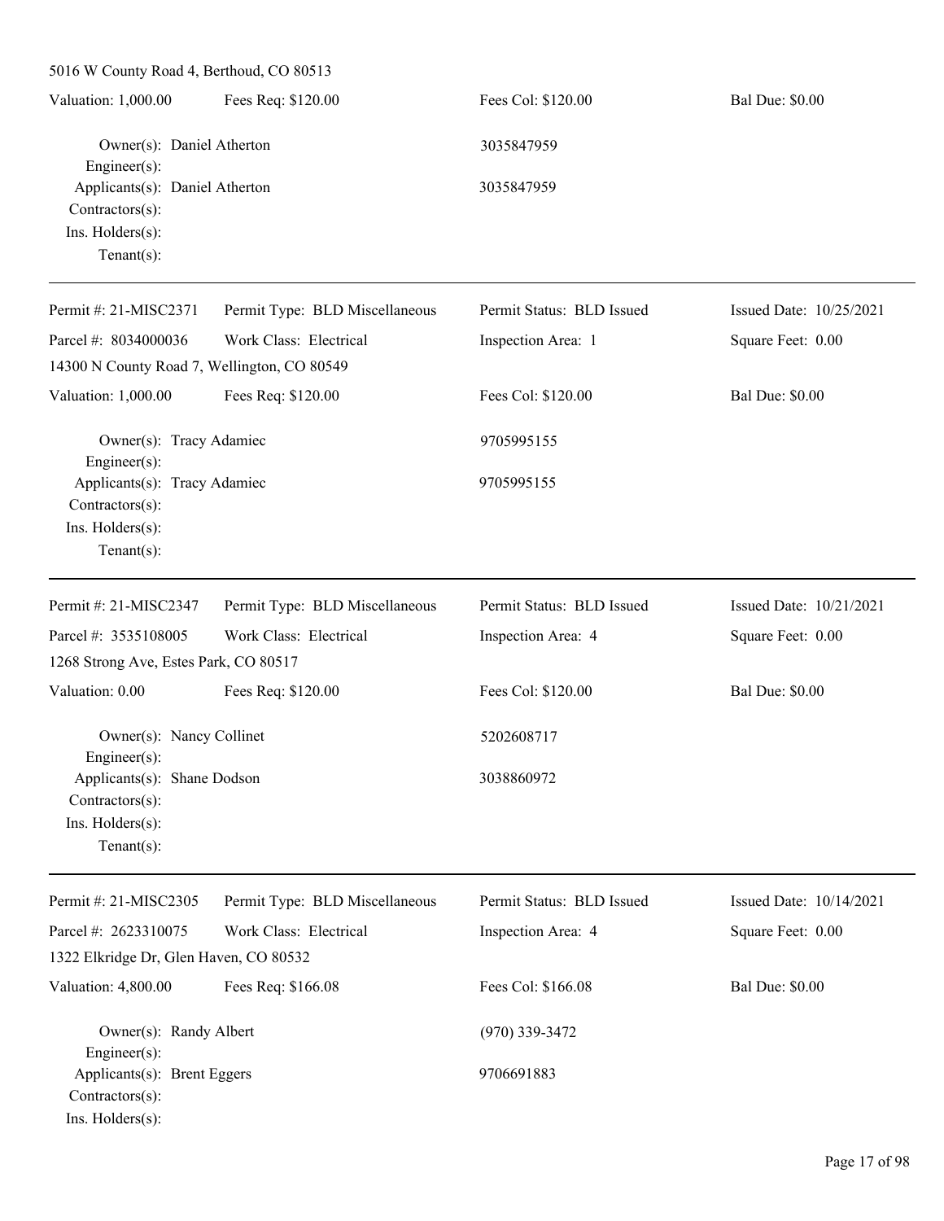5016 W County Road 4, Berthoud, CO 80513

| Valuation: 1,000.00 | Fees Req: $120.00 | Fees Col: $120.00 | Bal Due: $0.00 |
|---|---|---|---|

Owner(s): Daniel Atherton 3035847959
Engineer(s):
Applicants(s): Daniel Atherton 3035847959
Contractors(s):
Ins. Holders(s):
Tenant(s):

---

| Permit #: 21-MISC2371 | Permit Type: BLD Miscellaneous | Permit Status: BLD Issued | Issued Date: 10/25/2021 |
|---|---|---|---|
| Parcel #: 8034000036 | Work Class: Electrical | Inspection Area: 1 | Square Feet: 0.00 |
| 14300 N County Road 7, Wellington, CO 80549 | | | |
| Valuation: 1,000.00 | Fees Req: $120.00 | Fees Col: $120.00 | Bal Due: $0.00 |

Owner(s): Tracy Adamiec 9705995155
Engineer(s):
Applicants(s): Tracy Adamiec 9705995155
Contractors(s):
Ins. Holders(s):
Tenant(s):

---

| Permit #: 21-MISC2347 | Permit Type: BLD Miscellaneous | Permit Status: BLD Issued | Issued Date: 10/21/2021 |
|---|---|---|---|
| Parcel #: 3535108005 | Work Class: Electrical | Inspection Area: 4 | Square Feet: 0.00 |
| 1268 Strong Ave, Estes Park, CO 80517 | | | |
| Valuation: 0.00 | Fees Req: $120.00 | Fees Col: $120.00 | Bal Due: $0.00 |

Owner(s): Nancy Collinet 5202608717
Engineer(s):
Applicants(s): Shane Dodson 3038860972
Contractors(s):
Ins. Holders(s):
Tenant(s):

---

| Permit #: 21-MISC2305 | Permit Type: BLD Miscellaneous | Permit Status: BLD Issued | Issued Date: 10/14/2021 |
|---|---|---|---|
| Parcel #: 2623310075 | Work Class: Electrical | Inspection Area: 4 | Square Feet: 0.00 |
| 1322 Elkridge Dr, Glen Haven, CO 80532 | | | |
| Valuation: 4,800.00 | Fees Req: $166.08 | Fees Col: $166.08 | Bal Due: $0.00 |

Owner(s): Randy Albert (970) 339-3472
Engineer(s):
Applicants(s): Brent Eggers 9706691883
Contractors(s):
Ins. Holders(s):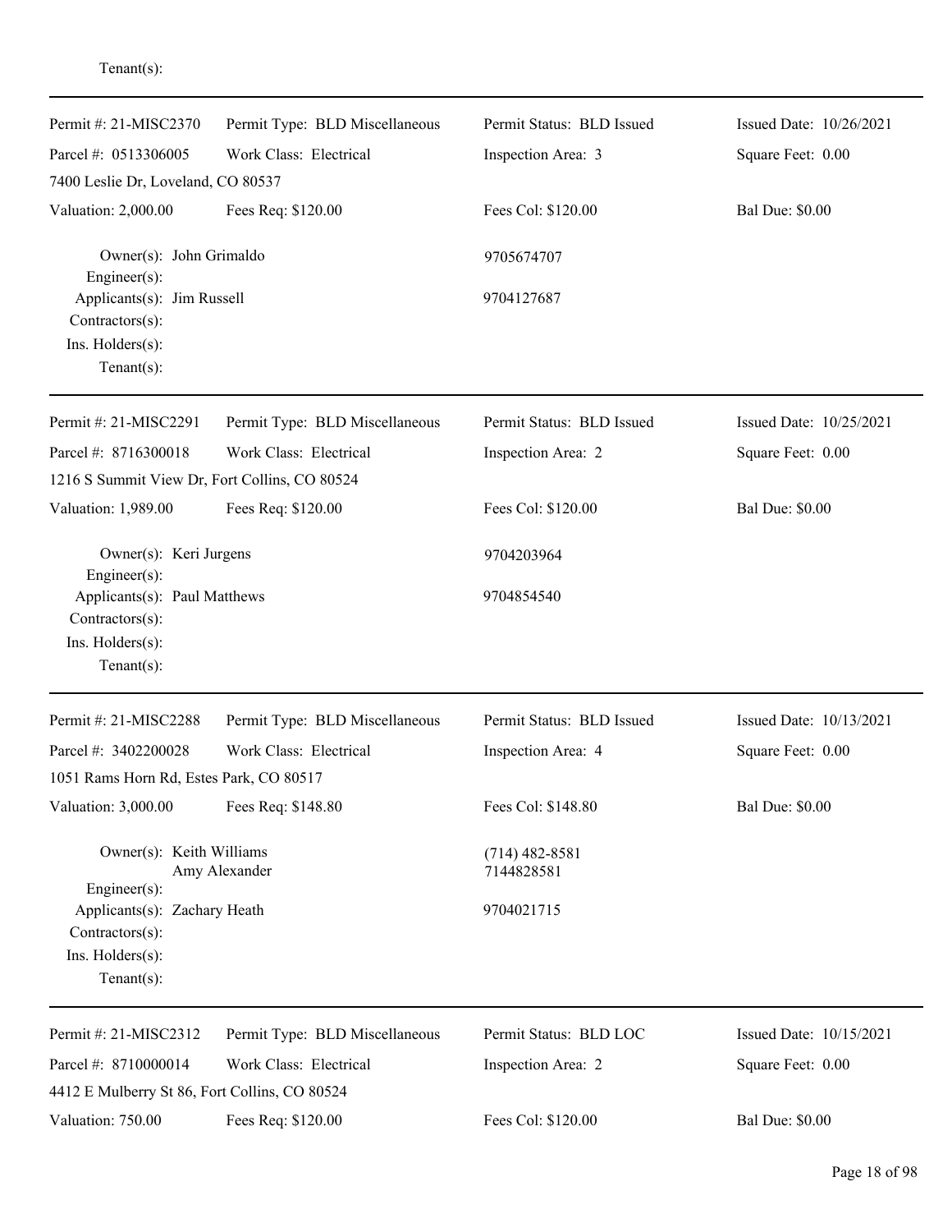Tenant(s):

---

| Permit #: 21-MISC2370 | Permit Type: BLD Miscellaneous | Permit Status: BLD Issued | Issued Date: 10/26/2021 |
|---|---|---|---|
| Parcel #: 0513306005 | Work Class: Electrical | Inspection Area: 3 | Square Feet: 0.00 |
| 7400 Leslie Dr, Loveland, CO 80537 | | | |
| Valuation: 2,000.00 | Fees Req: $120.00 | Fees Col: $120.00 | Bal Due: $0.00 |

Owner(s): John Grimaldo — 9705674707
Engineer(s):
Applicants(s): Jim Russell — 9704127687
Contractors(s):
Ins. Holders(s):
Tenant(s):

---

| Permit #: 21-MISC2291 | Permit Type: BLD Miscellaneous | Permit Status: BLD Issued | Issued Date: 10/25/2021 |
|---|---|---|---|
| Parcel #: 8716300018 | Work Class: Electrical | Inspection Area: 2 | Square Feet: 0.00 |
| 1216 S Summit View Dr, Fort Collins, CO 80524 | | | |
| Valuation: 1,989.00 | Fees Req: $120.00 | Fees Col: $120.00 | Bal Due: $0.00 |

Owner(s): Keri Jurgens — 9704203964
Engineer(s):
Applicants(s): Paul Matthews — 9704854540
Contractors(s):
Ins. Holders(s):
Tenant(s):

---

| Permit #: 21-MISC2288 | Permit Type: BLD Miscellaneous | Permit Status: BLD Issued | Issued Date: 10/13/2021 |
|---|---|---|---|
| Parcel #: 3402200028 | Work Class: Electrical | Inspection Area: 4 | Square Feet: 0.00 |
| 1051 Rams Horn Rd, Estes Park, CO 80517 | | | |
| Valuation: 3,000.00 | Fees Req: $148.80 | Fees Col: $148.80 | Bal Due: $0.00 |

Owner(s): Keith Williams — (714) 482-8581
Amy Alexander — 7144828581
Engineer(s):
Applicants(s): Zachary Heath — 9704021715
Contractors(s):
Ins. Holders(s):
Tenant(s):

---

| Permit #: 21-MISC2312 | Permit Type: BLD Miscellaneous | Permit Status: BLD LOC | Issued Date: 10/15/2021 |
|---|---|---|---|
| Parcel #: 8710000014 | Work Class: Electrical | Inspection Area: 2 | Square Feet: 0.00 |
| 4412 E Mulberry St 86, Fort Collins, CO 80524 | | | |
| Valuation: 750.00 | Fees Req: $120.00 | Fees Col: $120.00 | Bal Due: $0.00 |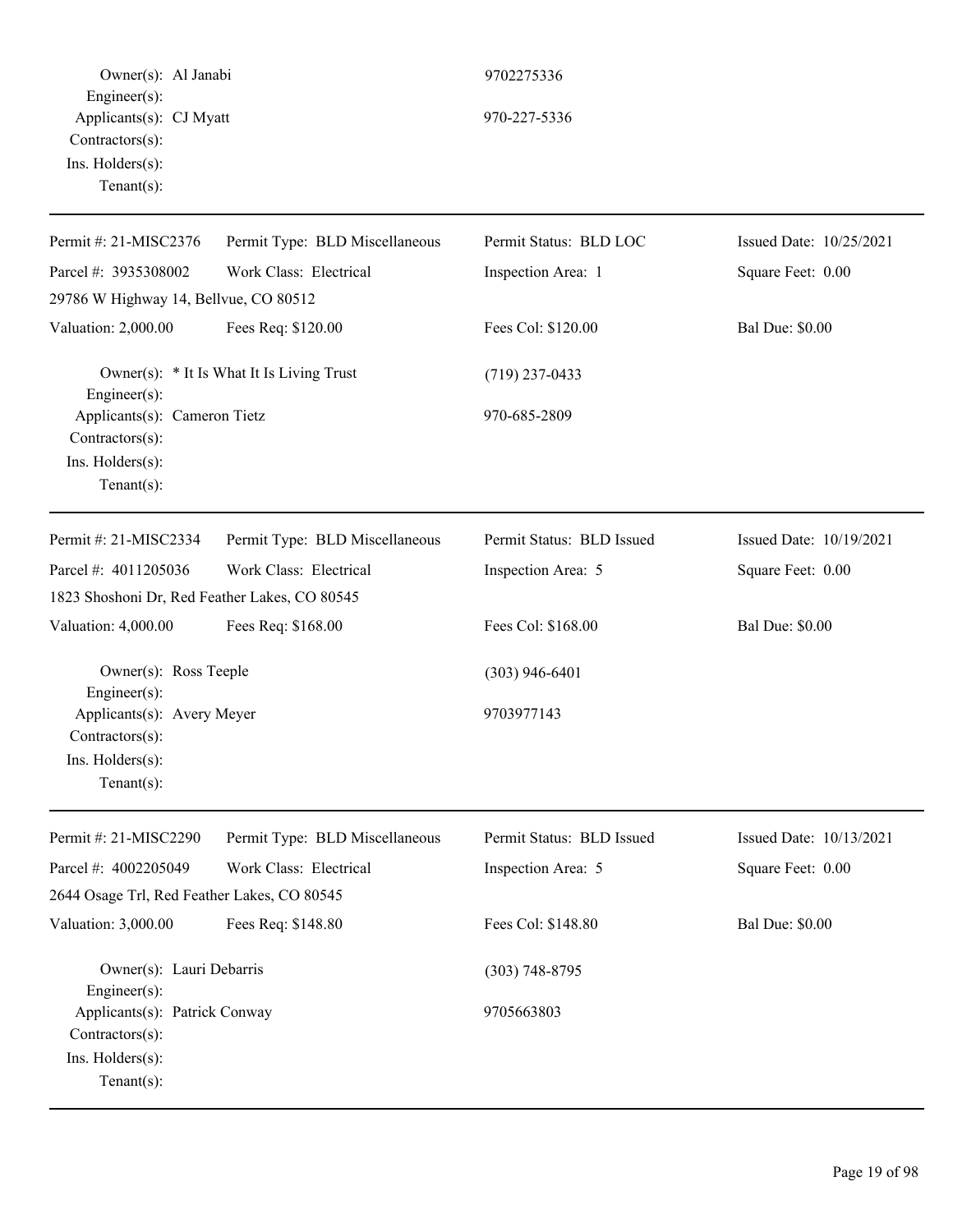Owner(s): Al Janabi — 9702275336
Engineer(s):
Applicants(s): CJ Myatt — 970-227-5336
Contractors(s):
Ins. Holders(s):
Tenant(s):

---

| Permit #: 21-MISC2376 | Permit Type: BLD Miscellaneous | Permit Status: BLD LOC | Issued Date: 10/25/2021 |
|---|---|---|---|
| Parcel #: 3935308002 | Work Class: Electrical | Inspection Area: 1 | Square Feet: 0.00 |
| 29786 W Highway 14, Bellvue, CO 80512 | | | |
| Valuation: 2,000.00 | Fees Req: $120.00 | Fees Col: $120.00 | Bal Due: $0.00 |

Owner(s): * It Is What It Is Living Trust — (719) 237-0433
Engineer(s):
Applicants(s): Cameron Tietz — 970-685-2809
Contractors(s):
Ins. Holders(s):
Tenant(s):

---

| Permit #: 21-MISC2334 | Permit Type: BLD Miscellaneous | Permit Status: BLD Issued | Issued Date: 10/19/2021 |
|---|---|---|---|
| Parcel #: 4011205036 | Work Class: Electrical | Inspection Area: 5 | Square Feet: 0.00 |
| 1823 Shoshoni Dr, Red Feather Lakes, CO 80545 | | | |
| Valuation: 4,000.00 | Fees Req: $168.00 | Fees Col: $168.00 | Bal Due: $0.00 |

Owner(s): Ross Teeple — (303) 946-6401
Engineer(s):
Applicants(s): Avery Meyer — 9703977143
Contractors(s):
Ins. Holders(s):
Tenant(s):

---

| Permit #: 21-MISC2290 | Permit Type: BLD Miscellaneous | Permit Status: BLD Issued | Issued Date: 10/13/2021 |
|---|---|---|---|
| Parcel #: 4002205049 | Work Class: Electrical | Inspection Area: 5 | Square Feet: 0.00 |
| 2644 Osage Trl, Red Feather Lakes, CO 80545 | | | |
| Valuation: 3,000.00 | Fees Req: $148.80 | Fees Col: $148.80 | Bal Due: $0.00 |

Owner(s): Lauri Debarris — (303) 748-8795
Engineer(s):
Applicants(s): Patrick Conway — 9705663803
Contractors(s):
Ins. Holders(s):
Tenant(s):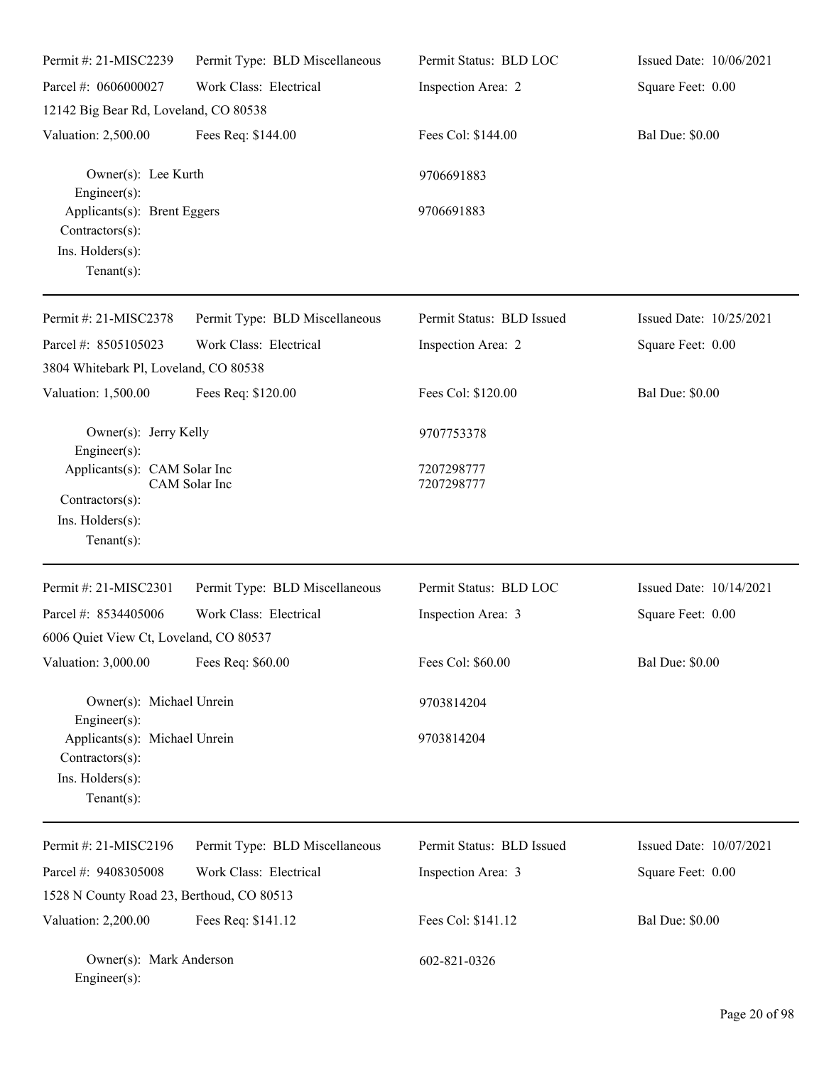| Permit #: 21-MISC2239 | Permit Type: BLD Miscellaneous | Permit Status: BLD LOC | Issued Date: 10/06/2021 |
|---|---|---|---|
| Parcel #: 0606000027 | Work Class: Electrical | Inspection Area: 2 | Square Feet: 0.00 |
| 12142 Big Bear Rd, Loveland, CO 80538 | | | |
| Valuation: 2,500.00 | Fees Req: $144.00 | Fees Col: $144.00 | Bal Due: $0.00 |

Owner(s): Lee Kurth — 9706691883
Engineer(s):
Applicants(s): Brent Eggers — 9706691883
Contractors(s):
Ins. Holders(s):
Tenant(s):

---

| Permit #: 21-MISC2378 | Permit Type: BLD Miscellaneous | Permit Status: BLD Issued | Issued Date: 10/25/2021 |
|---|---|---|---|
| Parcel #: 8505105023 | Work Class: Electrical | Inspection Area: 2 | Square Feet: 0.00 |
| 3804 Whitebark Pl, Loveland, CO 80538 | | | |
| Valuation: 1,500.00 | Fees Req: $120.00 | Fees Col: $120.00 | Bal Due: $0.00 |

Owner(s): Jerry Kelly — 9707753378
Engineer(s):
Applicants(s): CAM Solar Inc — 7207298777
CAM Solar Inc — 7207298777
Contractors(s):
Ins. Holders(s):
Tenant(s):

---

| Permit #: 21-MISC2301 | Permit Type: BLD Miscellaneous | Permit Status: BLD LOC | Issued Date: 10/14/2021 |
|---|---|---|---|
| Parcel #: 8534405006 | Work Class: Electrical | Inspection Area: 3 | Square Feet: 0.00 |
| 6006 Quiet View Ct, Loveland, CO 80537 | | | |
| Valuation: 3,000.00 | Fees Req: $60.00 | Fees Col: $60.00 | Bal Due: $0.00 |

Owner(s): Michael Unrein — 9703814204
Engineer(s):
Applicants(s): Michael Unrein — 9703814204
Contractors(s):
Ins. Holders(s):
Tenant(s):

---

| Permit #: 21-MISC2196 | Permit Type: BLD Miscellaneous | Permit Status: BLD Issued | Issued Date: 10/07/2021 |
|---|---|---|---|
| Parcel #: 9408305008 | Work Class: Electrical | Inspection Area: 3 | Square Feet: 0.00 |
| 1528 N County Road 23, Berthoud, CO 80513 | | | |
| Valuation: 2,200.00 | Fees Req: $141.12 | Fees Col: $141.12 | Bal Due: $0.00 |

Owner(s): Mark Anderson — 602-821-0326
Engineer(s):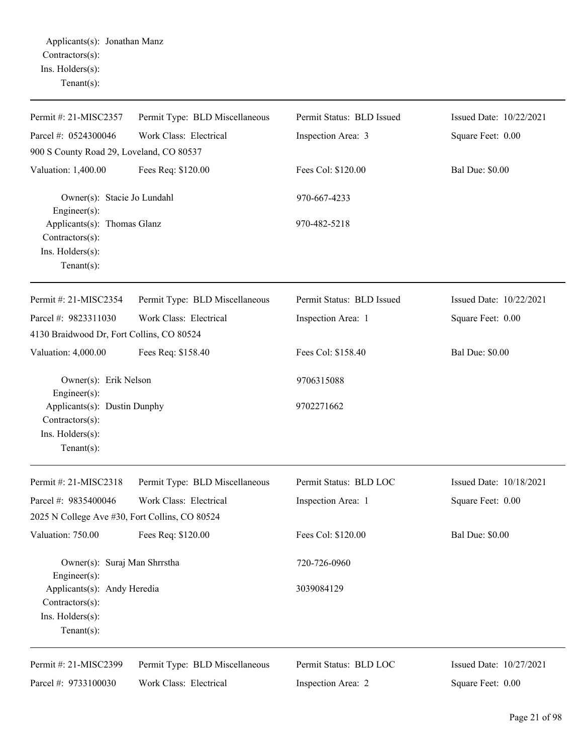Applicants(s): Jonathan Manz
Contractors(s):
Ins. Holders(s):
Tenant(s):

---

| Permit #: 21-MISC2357 | Permit Type: BLD Miscellaneous | Permit Status: BLD Issued | Issued Date: 10/22/2021 |
|---|---|---|---|
| Parcel #: 0524300046 | Work Class: Electrical | Inspection Area: 3 | Square Feet: 0.00 |
| 900 S County Road 29, Loveland, CO 80537 | | | |
| Valuation: 1,400.00 | Fees Req: $120.00 | Fees Col: $120.00 | Bal Due: $0.00 |

Owner(s): Stacie Jo Lundahl — 970-667-4233
Engineer(s):
Applicants(s): Thomas Glanz — 970-482-5218
Contractors(s):
Ins. Holders(s):
Tenant(s):

---

| Permit #: 21-MISC2354 | Permit Type: BLD Miscellaneous | Permit Status: BLD Issued | Issued Date: 10/22/2021 |
|---|---|---|---|
| Parcel #: 9823311030 | Work Class: Electrical | Inspection Area: 1 | Square Feet: 0.00 |
| 4130 Braidwood Dr, Fort Collins, CO 80524 | | | |
| Valuation: 4,000.00 | Fees Req: $158.40 | Fees Col: $158.40 | Bal Due: $0.00 |

Owner(s): Erik Nelson — 9706315088
Engineer(s):
Applicants(s): Dustin Dunphy — 9702271662
Contractors(s):
Ins. Holders(s):
Tenant(s):

---

| Permit #: 21-MISC2318 | Permit Type: BLD Miscellaneous | Permit Status: BLD LOC | Issued Date: 10/18/2021 |
|---|---|---|---|
| Parcel #: 9835400046 | Work Class: Electrical | Inspection Area: 1 | Square Feet: 0.00 |
| 2025 N College Ave #30, Fort Collins, CO 80524 | | | |
| Valuation: 750.00 | Fees Req: $120.00 | Fees Col: $120.00 | Bal Due: $0.00 |

Owner(s): Suraj Man Shrrstha — 720-726-0960
Engineer(s):
Applicants(s): Andy Heredia — 3039084129
Contractors(s):
Ins. Holders(s):
Tenant(s):

---

| Permit #: 21-MISC2399 | Permit Type: BLD Miscellaneous | Permit Status: BLD LOC | Issued Date: 10/27/2021 |
|---|---|---|---|
| Parcel #: 9733100030 | Work Class: Electrical | Inspection Area: 2 | Square Feet: 0.00 |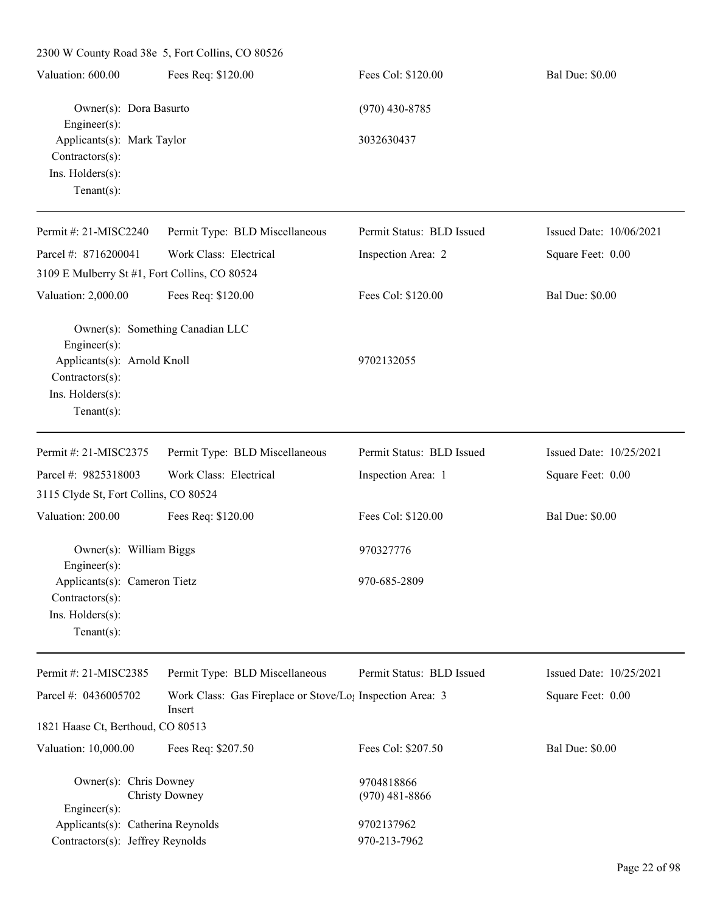2300 W County Road 38e 5, Fort Collins, CO 80526

| Valuation: 600.00 | Fees Req: $120.00 | Fees Col: $120.00 | Bal Due: $0.00 |
|---|---|---|---|

Owner(s): Dora Basurto — (970) 430-8785
Engineer(s):
Applicants(s): Mark Taylor — 3032630437
Contractors(s):
Ins. Holders(s):
Tenant(s):

---

| Permit #: 21-MISC2240 | Permit Type: BLD Miscellaneous | Permit Status: BLD Issued | Issued Date: 10/06/2021 |
|---|---|---|---|
| Parcel #: 8716200041 | Work Class: Electrical | Inspection Area: 2 | Square Feet: 0.00 |
| 3109 E Mulberry St #1, Fort Collins, CO 80524 | | | |
| Valuation: 2,000.00 | Fees Req: $120.00 | Fees Col: $120.00 | Bal Due: $0.00 |

Owner(s): Something Canadian LLC
Engineer(s):
Applicants(s): Arnold Knoll — 9702132055
Contractors(s):
Ins. Holders(s):
Tenant(s):

---

| Permit #: 21-MISC2375 | Permit Type: BLD Miscellaneous | Permit Status: BLD Issued | Issued Date: 10/25/2021 |
|---|---|---|---|
| Parcel #: 9825318003 | Work Class: Electrical | Inspection Area: 1 | Square Feet: 0.00 |
| 3115 Clyde St, Fort Collins, CO 80524 | | | |
| Valuation: 200.00 | Fees Req: $120.00 | Fees Col: $120.00 | Bal Due: $0.00 |

Owner(s): William Biggs — 970327776
Engineer(s):
Applicants(s): Cameron Tietz — 970-685-2809
Contractors(s):
Ins. Holders(s):
Tenant(s):

---

| Permit #: 21-MISC2385 | Permit Type: BLD Miscellaneous | Permit Status: BLD Issued | Issued Date: 10/25/2021 |
|---|---|---|---|
| Parcel #: 0436005702 | Work Class: Gas Fireplace or Stove/Log Insert | Inspection Area: 3 | Square Feet: 0.00 |
| 1821 Haase Ct, Berthoud, CO 80513 | | | |
| Valuation: 10,000.00 | Fees Req: $207.50 | Fees Col: $207.50 | Bal Due: $0.00 |

Owner(s): Chris Downey — 9704818866
Christy Downey — (970) 481-8866
Engineer(s):
Applicants(s): Catherina Reynolds — 9702137962
Contractors(s): Jeffrey Reynolds — 970-213-7962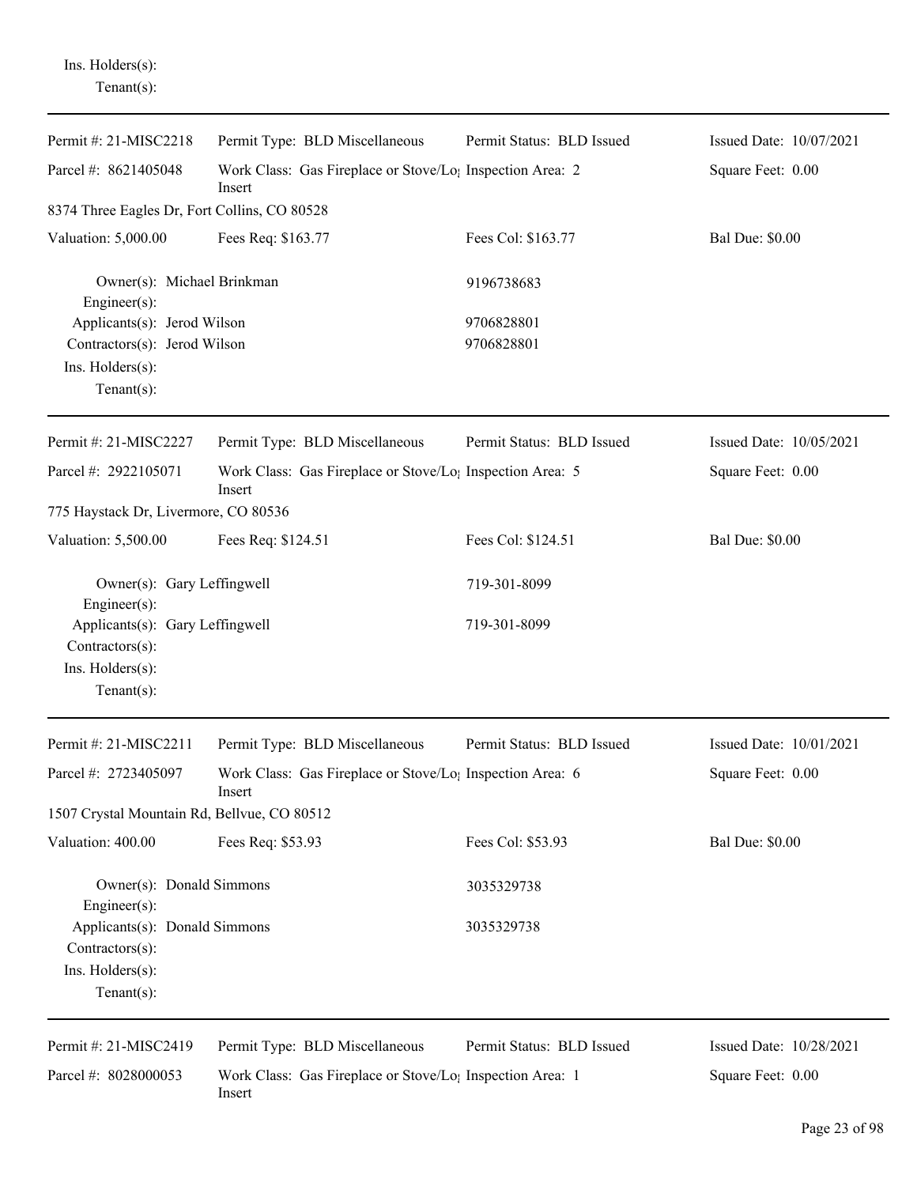Ins. Holders(s):
Tenant(s):

---

| Permit #: 21-MISC2218 | Permit Type: BLD Miscellaneous | Permit Status: BLD Issued | Issued Date: 10/07/2021 |
|---|---|---|---|
| Parcel #: 8621405048 | Work Class: Gas Fireplace or Stove/Log Insert | Inspection Area: 2 | Square Feet: 0.00 |
| 8374 Three Eagles Dr, Fort Collins, CO 80528 | | | |
| Valuation: 5,000.00 | Fees Req: $163.77 | Fees Col: $163.77 | Bal Due: $0.00 |

Owner(s): Michael Brinkman 9196738683
Engineer(s):
Applicants(s): Jerod Wilson 9706828801
Contractors(s): Jerod Wilson 9706828801
Ins. Holders(s):
Tenant(s):

---

| Permit #: 21-MISC2227 | Permit Type: BLD Miscellaneous | Permit Status: BLD Issued | Issued Date: 10/05/2021 |
|---|---|---|---|
| Parcel #: 2922105071 | Work Class: Gas Fireplace or Stove/Log Insert | Inspection Area: 5 | Square Feet: 0.00 |
| 775 Haystack Dr, Livermore, CO 80536 | | | |
| Valuation: 5,500.00 | Fees Req: $124.51 | Fees Col: $124.51 | Bal Due: $0.00 |

Owner(s): Gary Leffingwell 719-301-8099
Engineer(s):
Applicants(s): Gary Leffingwell 719-301-8099
Contractors(s):
Ins. Holders(s):
Tenant(s):

---

| Permit #: 21-MISC2211 | Permit Type: BLD Miscellaneous | Permit Status: BLD Issued | Issued Date: 10/01/2021 |
|---|---|---|---|
| Parcel #: 2723405097 | Work Class: Gas Fireplace or Stove/Log Insert | Inspection Area: 6 | Square Feet: 0.00 |
| 1507 Crystal Mountain Rd, Bellvue, CO 80512 | | | |
| Valuation: 400.00 | Fees Req: $53.93 | Fees Col: $53.93 | Bal Due: $0.00 |

Owner(s): Donald Simmons 3035329738
Engineer(s):
Applicants(s): Donald Simmons 3035329738
Contractors(s):
Ins. Holders(s):
Tenant(s):

---

| Permit #: 21-MISC2419 | Permit Type: BLD Miscellaneous | Permit Status: BLD Issued | Issued Date: 10/28/2021 |
|---|---|---|---|
| Parcel #: 8028000053 | Work Class: Gas Fireplace or Stove/Log Insert | Inspection Area: 1 | Square Feet: 0.00 |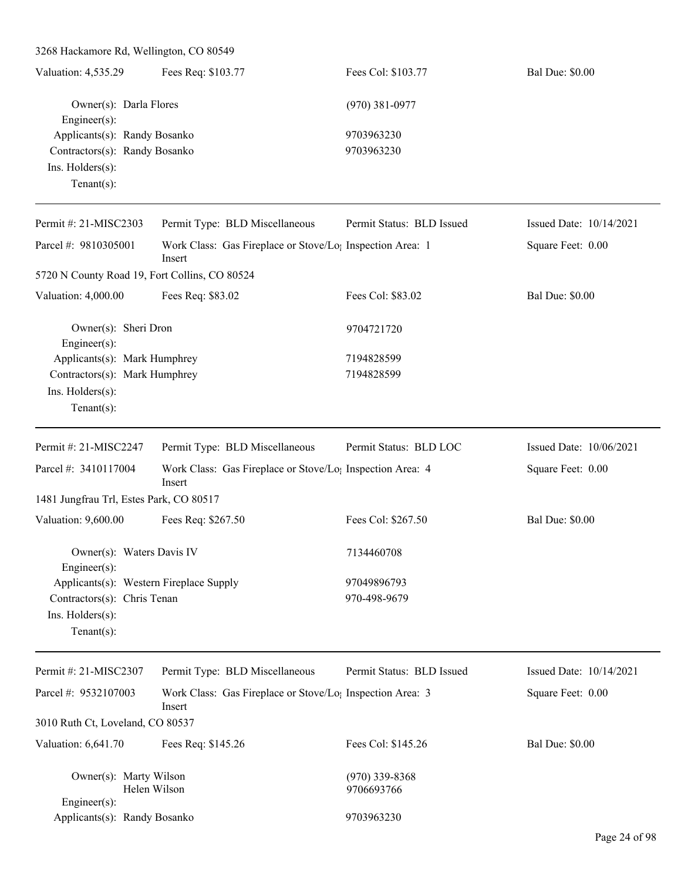3268 Hackamore Rd, Wellington, CO 80549

| Valuation: 4,535.29 | Fees Req: $103.77 | Fees Col: $103.77 | Bal Due: $0.00 |
|---|---|---|---|

Owner(s): Darla Flores (970) 381-0977
Engineer(s):
Applicants(s): Randy Bosanko 9703963230
Contractors(s): Randy Bosanko 9703963230
Ins. Holders(s):
Tenant(s):

---

| Permit #: 21-MISC2303 | Permit Type: BLD Miscellaneous | Permit Status: BLD Issued | Issued Date: 10/14/2021 |
|---|---|---|---|
| Parcel #: 9810305001 | Work Class: Gas Fireplace or Stove/Log Insert | Inspection Area: 1 | Square Feet: 0.00 |

5720 N County Road 19, Fort Collins, CO 80524

| Valuation: 4,000.00 | Fees Req: $83.02 | Fees Col: $83.02 | Bal Due: $0.00 |
|---|---|---|---|

Owner(s): Sheri Dron 9704721720
Engineer(s):
Applicants(s): Mark Humphrey 7194828599
Contractors(s): Mark Humphrey 7194828599
Ins. Holders(s):
Tenant(s):

---

| Permit #: 21-MISC2247 | Permit Type: BLD Miscellaneous | Permit Status: BLD LOC | Issued Date: 10/06/2021 |
|---|---|---|---|
| Parcel #: 3410117004 | Work Class: Gas Fireplace or Stove/Log Insert | Inspection Area: 4 | Square Feet: 0.00 |

1481 Jungfrau Trl, Estes Park, CO 80517

| Valuation: 9,600.00 | Fees Req: $267.50 | Fees Col: $267.50 | Bal Due: $0.00 |
|---|---|---|---|

Owner(s): Waters Davis IV 7134460708
Engineer(s):
Applicants(s): Western Fireplace Supply 97049896793
Contractors(s): Chris Tenan 970-498-9679
Ins. Holders(s):
Tenant(s):

---

| Permit #: 21-MISC2307 | Permit Type: BLD Miscellaneous | Permit Status: BLD Issued | Issued Date: 10/14/2021 |
|---|---|---|---|
| Parcel #: 9532107003 | Work Class: Gas Fireplace or Stove/Log Insert | Inspection Area: 3 | Square Feet: 0.00 |

3010 Ruth Ct, Loveland, CO 80537

| Valuation: 6,641.70 | Fees Req: $145.26 | Fees Col: $145.26 | Bal Due: $0.00 |
|---|---|---|---|

Owner(s): Marty Wilson (970) 339-8368
Helen Wilson 9706693766
Engineer(s):
Applicants(s): Randy Bosanko 9703963230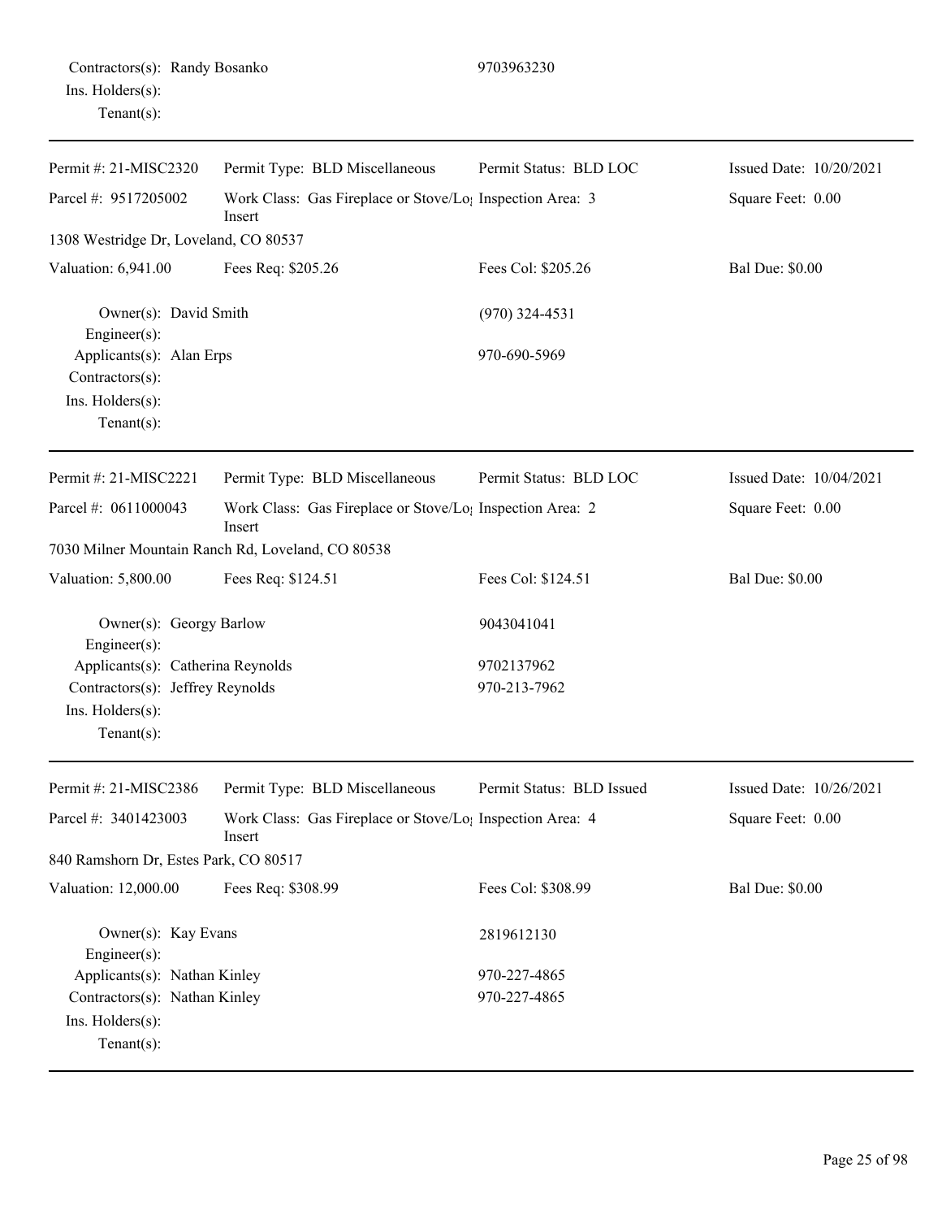Contractors(s): Randy Bosanko 9703963230
Ins. Holders(s):
Tenant(s):

---

| Permit #: 21-MISC2320 | Permit Type: BLD Miscellaneous | Permit Status: BLD LOC | Issued Date: 10/20/2021 |
|---|---|---|---|
| Parcel #: 9517205002 | Work Class: Gas Fireplace or Stove/Log Insert | Inspection Area: 3 | Square Feet: 0.00 |
| 1308 Westridge Dr, Loveland, CO 80537 | | | |
| Valuation: 6,941.00 | Fees Req: $205.26 | Fees Col: $205.26 | Bal Due: $0.00 |

Owner(s): David Smith (970) 324-4531
Engineer(s):
Applicants(s): Alan Erps 970-690-5969
Contractors(s):
Ins. Holders(s):
Tenant(s):

---

| Permit #: 21-MISC2221 | Permit Type: BLD Miscellaneous | Permit Status: BLD LOC | Issued Date: 10/04/2021 |
|---|---|---|---|
| Parcel #: 0611000043 | Work Class: Gas Fireplace or Stove/Log Insert | Inspection Area: 2 | Square Feet: 0.00 |
| 7030 Milner Mountain Ranch Rd, Loveland, CO 80538 | | | |
| Valuation: 5,800.00 | Fees Req: $124.51 | Fees Col: $124.51 | Bal Due: $0.00 |

Owner(s): Georgy Barlow 9043041041
Engineer(s):
Applicants(s): Catherina Reynolds 9702137962
Contractors(s): Jeffrey Reynolds 970-213-7962
Ins. Holders(s):
Tenant(s):

---

| Permit #: 21-MISC2386 | Permit Type: BLD Miscellaneous | Permit Status: BLD Issued | Issued Date: 10/26/2021 |
|---|---|---|---|
| Parcel #: 3401423003 | Work Class: Gas Fireplace or Stove/Log Insert | Inspection Area: 4 | Square Feet: 0.00 |
| 840 Ramshorn Dr, Estes Park, CO 80517 | | | |
| Valuation: 12,000.00 | Fees Req: $308.99 | Fees Col: $308.99 | Bal Due: $0.00 |

Owner(s): Kay Evans 2819612130
Engineer(s):
Applicants(s): Nathan Kinley 970-227-4865
Contractors(s): Nathan Kinley 970-227-4865
Ins. Holders(s):
Tenant(s):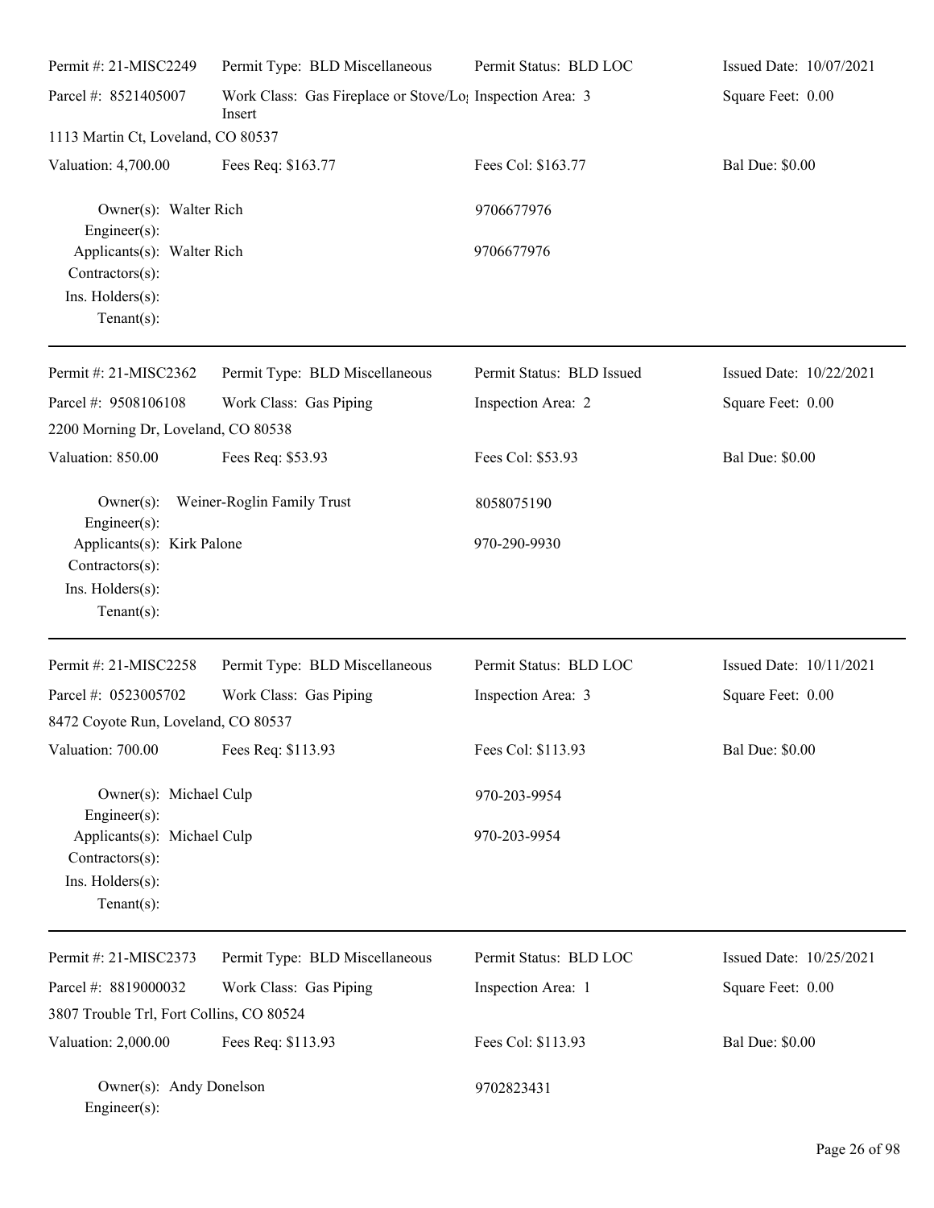| | | | |
|---|---|---|---|
| Permit #: 21-MISC2249 | Permit Type: BLD Miscellaneous | Permit Status: BLD LOC | Issued Date: 10/07/2021 |
| Parcel #: 8521405007 | Work Class: Gas Fireplace or Stove/Log Insert | Inspection Area: 3 | Square Feet: 0.00 |
| 1113 Martin Ct, Loveland, CO 80537 | | | |
| Valuation: 4,700.00 | Fees Req: $163.77 | Fees Col: $163.77 | Bal Due: $0.00 |

Owner(s): Walter Rich 9706677976
Engineer(s):
Applicants(s): Walter Rich 9706677976
Contractors(s):
Ins. Holders(s):
Tenant(s):

---

| | | | |
|---|---|---|---|
| Permit #: 21-MISC2362 | Permit Type: BLD Miscellaneous | Permit Status: BLD Issued | Issued Date: 10/22/2021 |
| Parcel #: 9508106108 | Work Class: Gas Piping | Inspection Area: 2 | Square Feet: 0.00 |
| 2200 Morning Dr, Loveland, CO 80538 | | | |
| Valuation: 850.00 | Fees Req: $53.93 | Fees Col: $53.93 | Bal Due: $0.00 |

Owner(s): Weiner-Roglin Family Trust 8058075190
Engineer(s):
Applicants(s): Kirk Palone 970-290-9930
Contractors(s):
Ins. Holders(s):
Tenant(s):

---

| | | | |
|---|---|---|---|
| Permit #: 21-MISC2258 | Permit Type: BLD Miscellaneous | Permit Status: BLD LOC | Issued Date: 10/11/2021 |
| Parcel #: 0523005702 | Work Class: Gas Piping | Inspection Area: 3 | Square Feet: 0.00 |
| 8472 Coyote Run, Loveland, CO 80537 | | | |
| Valuation: 700.00 | Fees Req: $113.93 | Fees Col: $113.93 | Bal Due: $0.00 |

Owner(s): Michael Culp 970-203-9954
Engineer(s):
Applicants(s): Michael Culp 970-203-9954
Contractors(s):
Ins. Holders(s):
Tenant(s):

---

| | | | |
|---|---|---|---|
| Permit #: 21-MISC2373 | Permit Type: BLD Miscellaneous | Permit Status: BLD LOC | Issued Date: 10/25/2021 |
| Parcel #: 8819000032 | Work Class: Gas Piping | Inspection Area: 1 | Square Feet: 0.00 |
| 3807 Trouble Trl, Fort Collins, CO 80524 | | | |
| Valuation: 2,000.00 | Fees Req: $113.93 | Fees Col: $113.93 | Bal Due: $0.00 |

Owner(s): Andy Donelson 9702823431
Engineer(s):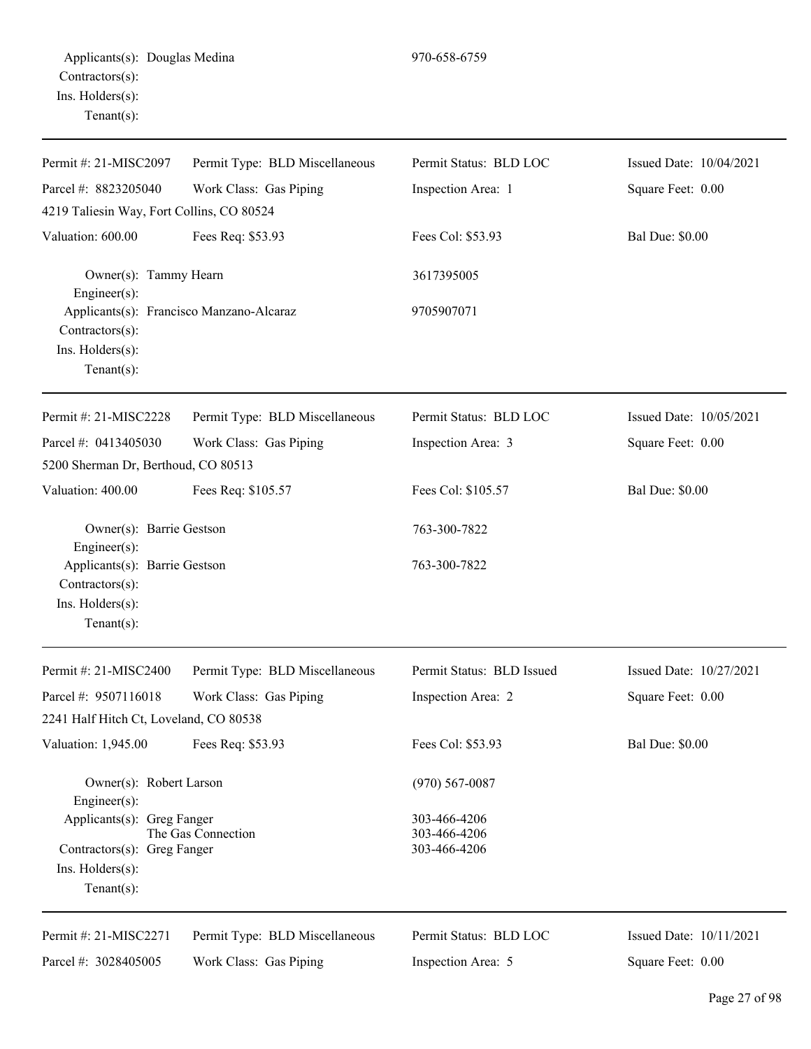Applicants(s): Douglas Medina 970-658-6759
Contractors(s):
Ins. Holders(s):
Tenant(s):

---

| Permit #: 21-MISC2097 | Permit Type: BLD Miscellaneous | Permit Status: BLD LOC | Issued Date: 10/04/2021 |
|---|---|---|---|
| Parcel #: 8823205040 | Work Class: Gas Piping | Inspection Area: 1 | Square Feet: 0.00 |
| 4219 Taliesin Way, Fort Collins, CO 80524 | | | |
| Valuation: 600.00 | Fees Req: $53.93 | Fees Col: $53.93 | Bal Due: $0.00 |

Owner(s): Tammy Hearn 3617395005
Engineer(s):
Applicants(s): Francisco Manzano-Alcaraz 9705907071
Contractors(s):
Ins. Holders(s):
Tenant(s):

---

| Permit #: 21-MISC2228 | Permit Type: BLD Miscellaneous | Permit Status: BLD LOC | Issued Date: 10/05/2021 |
|---|---|---|---|
| Parcel #: 0413405030 | Work Class: Gas Piping | Inspection Area: 3 | Square Feet: 0.00 |
| 5200 Sherman Dr, Berthoud, CO 80513 | | | |
| Valuation: 400.00 | Fees Req: $105.57 | Fees Col: $105.57 | Bal Due: $0.00 |

Owner(s): Barrie Gestson 763-300-7822
Engineer(s):
Applicants(s): Barrie Gestson 763-300-7822
Contractors(s):
Ins. Holders(s):
Tenant(s):

---

| Permit #: 21-MISC2400 | Permit Type: BLD Miscellaneous | Permit Status: BLD Issued | Issued Date: 10/27/2021 |
|---|---|---|---|
| Parcel #: 9507116018 | Work Class: Gas Piping | Inspection Area: 2 | Square Feet: 0.00 |
| 2241 Half Hitch Ct, Loveland, CO 80538 | | | |
| Valuation: 1,945.00 | Fees Req: $53.93 | Fees Col: $53.93 | Bal Due: $0.00 |

Owner(s): Robert Larson (970) 567-0087
Engineer(s):
Applicants(s): Greg Fanger 303-466-4206
The Gas Connection 303-466-4206
Contractors(s): Greg Fanger 303-466-4206
Ins. Holders(s):
Tenant(s):

---

| Permit #: 21-MISC2271 | Permit Type: BLD Miscellaneous | Permit Status: BLD LOC | Issued Date: 10/11/2021 |
|---|---|---|---|
| Parcel #: 3028405005 | Work Class: Gas Piping | Inspection Area: 5 | Square Feet: 0.00 |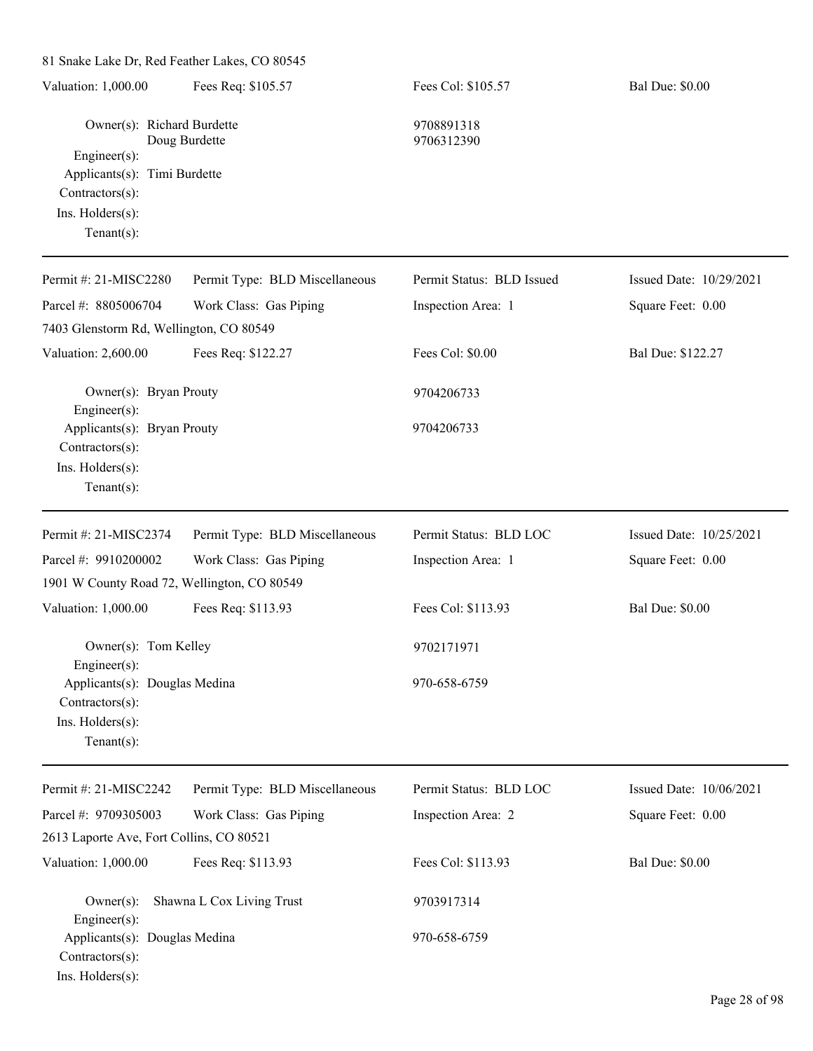81 Snake Lake Dr, Red Feather Lakes, CO 80545

| Valuation: 1,000.00 | Fees Req: $105.57 | Fees Col: $105.57 | Bal Due: $0.00 |
|---|---|---|---|

Owner(s): Richard Burdette 9708891318
Doug Burdette 9706312390
Engineer(s):
Applicants(s): Timi Burdette
Contractors(s):
Ins. Holders(s):
Tenant(s):

---

| Permit #: 21-MISC2280 | Permit Type: BLD Miscellaneous | Permit Status: BLD Issued | Issued Date: 10/29/2021 |
|---|---|---|---|
| Parcel #: 8805006704 | Work Class: Gas Piping | Inspection Area: 1 | Square Feet: 0.00 |

7403 Glenstorm Rd, Wellington, CO 80549

| Valuation: 2,600.00 | Fees Req: $122.27 | Fees Col: $0.00 | Bal Due: $122.27 |
|---|---|---|---|

Owner(s): Bryan Prouty 9704206733
Engineer(s):
Applicants(s): Bryan Prouty 9704206733
Contractors(s):
Ins. Holders(s):
Tenant(s):

---

| Permit #: 21-MISC2374 | Permit Type: BLD Miscellaneous | Permit Status: BLD LOC | Issued Date: 10/25/2021 |
|---|---|---|---|
| Parcel #: 9910200002 | Work Class: Gas Piping | Inspection Area: 1 | Square Feet: 0.00 |

1901 W County Road 72, Wellington, CO 80549

| Valuation: 1,000.00 | Fees Req: $113.93 | Fees Col: $113.93 | Bal Due: $0.00 |
|---|---|---|---|

Owner(s): Tom Kelley 9702171971
Engineer(s):
Applicants(s): Douglas Medina 970-658-6759
Contractors(s):
Ins. Holders(s):
Tenant(s):

---

| Permit #: 21-MISC2242 | Permit Type: BLD Miscellaneous | Permit Status: BLD LOC | Issued Date: 10/06/2021 |
|---|---|---|---|
| Parcel #: 9709305003 | Work Class: Gas Piping | Inspection Area: 2 | Square Feet: 0.00 |

2613 Laporte Ave, Fort Collins, CO 80521

| Valuation: 1,000.00 | Fees Req: $113.93 | Fees Col: $113.93 | Bal Due: $0.00 |
|---|---|---|---|

Owner(s): Shawna L Cox Living Trust 9703917314
Engineer(s):
Applicants(s): Douglas Medina 970-658-6759
Contractors(s):
Ins. Holders(s):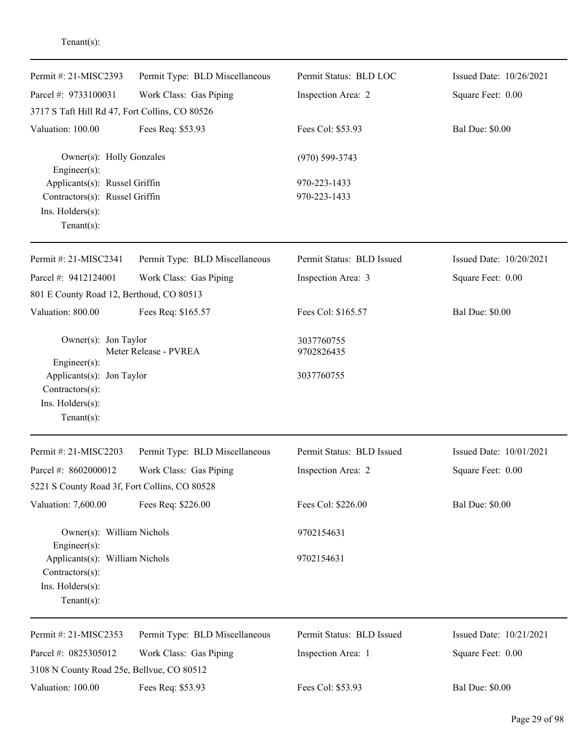Tenant(s):

---

| Permit #: 21-MISC2393 | Permit Type: BLD Miscellaneous | Permit Status: BLD LOC | Issued Date: 10/26/2021 |
|---|---|---|---|
| Parcel #: 9733100031 | Work Class: Gas Piping | Inspection Area: 2 | Square Feet: 0.00 |
| 3717 S Taft Hill Rd 47, Fort Collins, CO 80526 | | | |
| Valuation: 100.00 | Fees Req: $53.93 | Fees Col: $53.93 | Bal Due: $0.00 |

Owner(s): Holly Gonzales (970) 599-3743
Engineer(s):
Applicants(s): Russel Griffin 970-223-1433
Contractors(s): Russel Griffin 970-223-1433
Ins. Holders(s):
Tenant(s):

---

| Permit #: 21-MISC2341 | Permit Type: BLD Miscellaneous | Permit Status: BLD Issued | Issued Date: 10/20/2021 |
|---|---|---|---|
| Parcel #: 9412124001 | Work Class: Gas Piping | Inspection Area: 3 | Square Feet: 0.00 |
| 801 E County Road 12, Berthoud, CO 80513 | | | |
| Valuation: 800.00 | Fees Req: $165.57 | Fees Col: $165.57 | Bal Due: $0.00 |

Owner(s): Jon Taylor 3037760755
Meter Release - PVREA 9702826435
Engineer(s):
Applicants(s): Jon Taylor 3037760755
Contractors(s):
Ins. Holders(s):
Tenant(s):

---

| Permit #: 21-MISC2203 | Permit Type: BLD Miscellaneous | Permit Status: BLD Issued | Issued Date: 10/01/2021 |
|---|---|---|---|
| Parcel #: 8602000012 | Work Class: Gas Piping | Inspection Area: 2 | Square Feet: 0.00 |
| 5221 S County Road 3f, Fort Collins, CO 80528 | | | |
| Valuation: 7,600.00 | Fees Req: $226.00 | Fees Col: $226.00 | Bal Due: $0.00 |

Owner(s): William Nichols 9702154631
Engineer(s):
Applicants(s): William Nichols 9702154631
Contractors(s):
Ins. Holders(s):
Tenant(s):

---

| Permit #: 21-MISC2353 | Permit Type: BLD Miscellaneous | Permit Status: BLD Issued | Issued Date: 10/21/2021 |
|---|---|---|---|
| Parcel #: 0825305012 | Work Class: Gas Piping | Inspection Area: 1 | Square Feet: 0.00 |
| 3108 N County Road 25e, Bellvue, CO 80512 | | | |
| Valuation: 100.00 | Fees Req: $53.93 | Fees Col: $53.93 | Bal Due: $0.00 |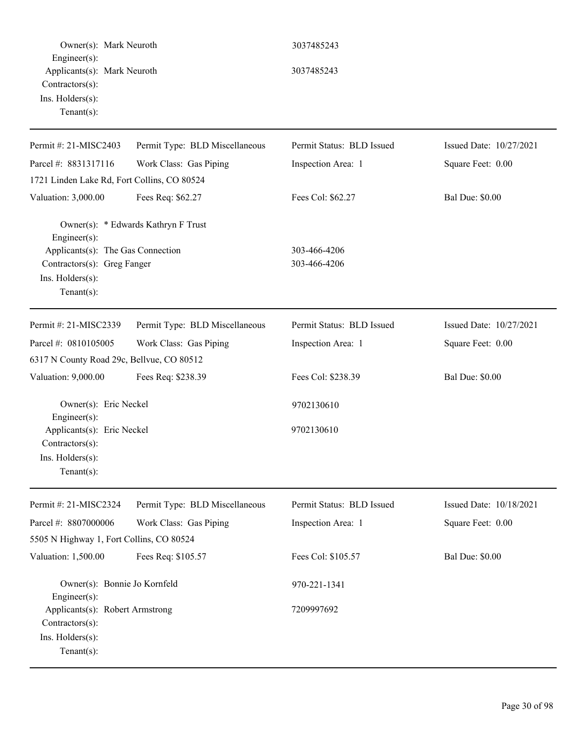Owner(s): Mark Neuroth 3037485243
Engineer(s):
Applicants(s): Mark Neuroth 3037485243
Contractors(s):
Ins. Holders(s):
Tenant(s):

---

| Permit #: 21-MISC2403 | Permit Type: BLD Miscellaneous | Permit Status: BLD Issued | Issued Date: 10/27/2021 |
|---|---|---|---|
| Parcel #: 8831317116 | Work Class: Gas Piping | Inspection Area: 1 | Square Feet: 0.00 |
| 1721 Linden Lake Rd, Fort Collins, CO 80524 | | | |
| Valuation: 3,000.00 | Fees Req: $62.27 | Fees Col: $62.27 | Bal Due: $0.00 |

Owner(s): * Edwards Kathryn F Trust
Engineer(s):
Applicants(s): The Gas Connection 303-466-4206
Contractors(s): Greg Fanger 303-466-4206
Ins. Holders(s):
Tenant(s):

---

| Permit #: 21-MISC2339 | Permit Type: BLD Miscellaneous | Permit Status: BLD Issued | Issued Date: 10/27/2021 |
|---|---|---|---|
| Parcel #: 0810105005 | Work Class: Gas Piping | Inspection Area: 1 | Square Feet: 0.00 |
| 6317 N County Road 29c, Bellvue, CO 80512 | | | |
| Valuation: 9,000.00 | Fees Req: $238.39 | Fees Col: $238.39 | Bal Due: $0.00 |

Owner(s): Eric Neckel 9702130610
Engineer(s):
Applicants(s): Eric Neckel 9702130610
Contractors(s):
Ins. Holders(s):
Tenant(s):

---

| Permit #: 21-MISC2324 | Permit Type: BLD Miscellaneous | Permit Status: BLD Issued | Issued Date: 10/18/2021 |
|---|---|---|---|
| Parcel #: 8807000006 | Work Class: Gas Piping | Inspection Area: 1 | Square Feet: 0.00 |
| 5505 N Highway 1, Fort Collins, CO 80524 | | | |
| Valuation: 1,500.00 | Fees Req: $105.57 | Fees Col: $105.57 | Bal Due: $0.00 |

Owner(s): Bonnie Jo Kornfeld 970-221-1341
Engineer(s):
Applicants(s): Robert Armstrong 7209997692
Contractors(s):
Ins. Holders(s):
Tenant(s):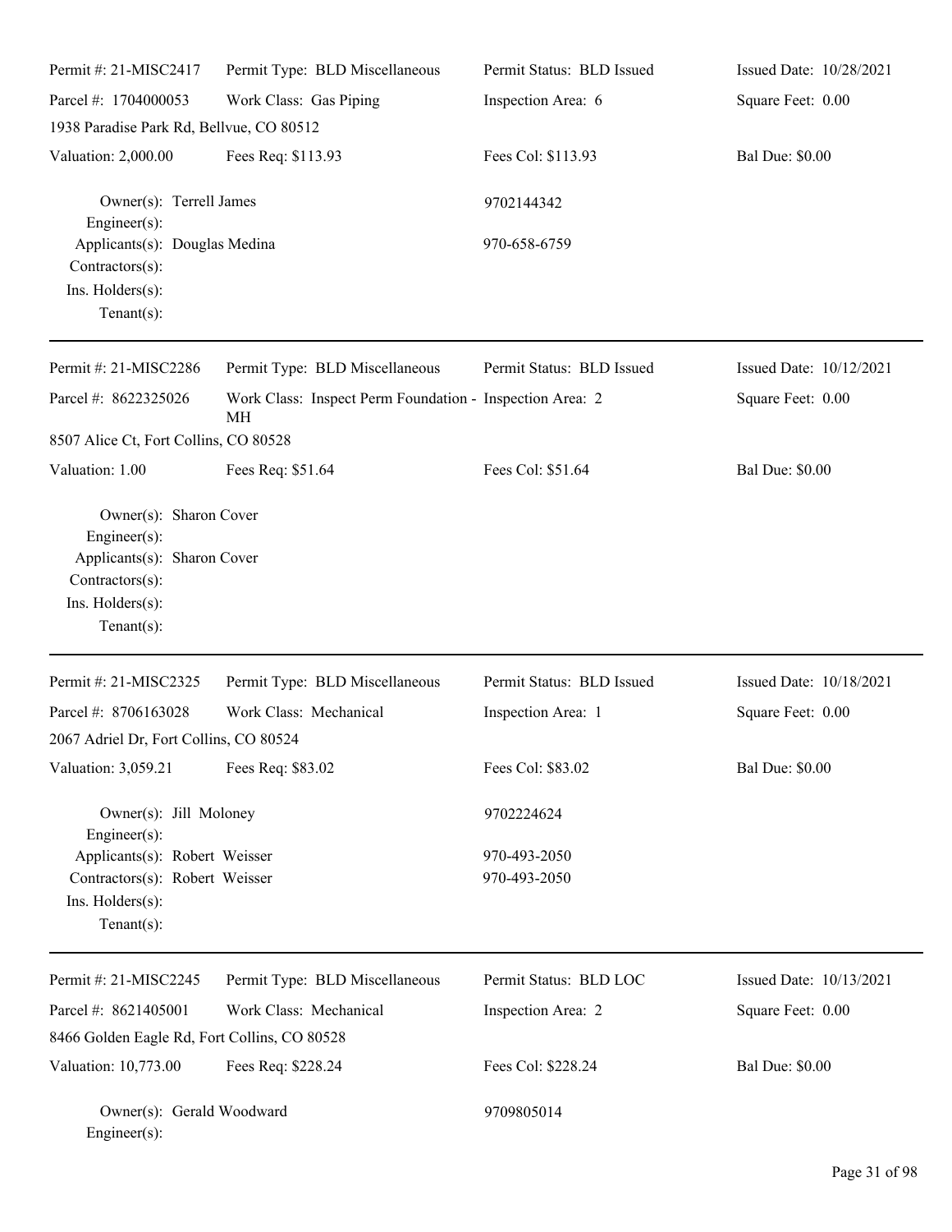| Permit #: 21-MISC2417 | Permit Type: BLD Miscellaneous | Permit Status: BLD Issued | Issued Date: 10/28/2021 |
|---|---|---|---|
| Parcel #: 1704000053 | Work Class: Gas Piping | Inspection Area: 6 | Square Feet: 0.00 |
| 1938 Paradise Park Rd, Bellvue, CO 80512 | | | |
| Valuation: 2,000.00 | Fees Req: $113.93 | Fees Col: $113.93 | Bal Due: $0.00 |

Owner(s): Terrell James — 9702144342
Engineer(s):
Applicants(s): Douglas Medina — 970-658-6759
Contractors(s):
Ins. Holders(s):
Tenant(s):

---

| Permit #: 21-MISC2286 | Permit Type: BLD Miscellaneous | Permit Status: BLD Issued | Issued Date: 10/12/2021 |
|---|---|---|---|
| Parcel #: 8622325026 | Work Class: Inspect Perm Foundation - MH | Inspection Area: 2 | Square Feet: 0.00 |
| 8507 Alice Ct, Fort Collins, CO 80528 | | | |
| Valuation: 1.00 | Fees Req: $51.64 | Fees Col: $51.64 | Bal Due: $0.00 |

Owner(s): Sharon Cover
Engineer(s):
Applicants(s): Sharon Cover
Contractors(s):
Ins. Holders(s):
Tenant(s):

---

| Permit #: 21-MISC2325 | Permit Type: BLD Miscellaneous | Permit Status: BLD Issued | Issued Date: 10/18/2021 |
|---|---|---|---|
| Parcel #: 8706163028 | Work Class: Mechanical | Inspection Area: 1 | Square Feet: 0.00 |
| 2067 Adriel Dr, Fort Collins, CO 80524 | | | |
| Valuation: 3,059.21 | Fees Req: $83.02 | Fees Col: $83.02 | Bal Due: $0.00 |

Owner(s): Jill Moloney — 9702224624
Engineer(s):
Applicants(s): Robert Weisser — 970-493-2050
Contractors(s): Robert Weisser — 970-493-2050
Ins. Holders(s):
Tenant(s):

---

| Permit #: 21-MISC2245 | Permit Type: BLD Miscellaneous | Permit Status: BLD LOC | Issued Date: 10/13/2021 |
|---|---|---|---|
| Parcel #: 8621405001 | Work Class: Mechanical | Inspection Area: 2 | Square Feet: 0.00 |
| 8466 Golden Eagle Rd, Fort Collins, CO 80528 | | | |
| Valuation: 10,773.00 | Fees Req: $228.24 | Fees Col: $228.24 | Bal Due: $0.00 |

Owner(s): Gerald Woodward — 9709805014
Engineer(s):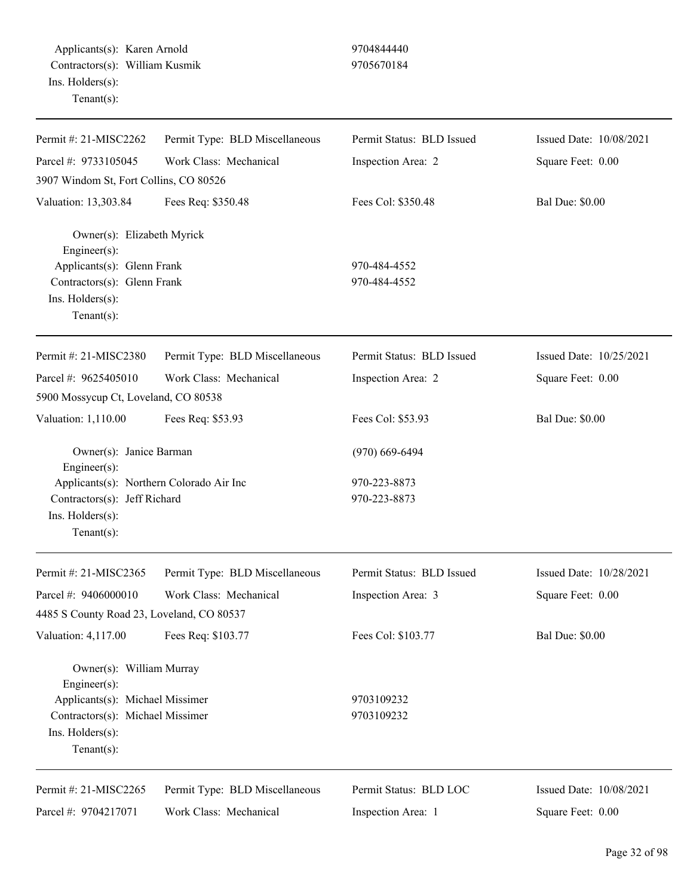Applicants(s): Karen Arnold 9704844440
Contractors(s): William Kusmik 9705670184
Ins. Holders(s):
Tenant(s):

---

Permit #: 21-MISC2262 | Permit Type: BLD Miscellaneous | Permit Status: BLD Issued | Issued Date: 10/08/2021
Parcel #: 9733105045 | Work Class: Mechanical | Inspection Area: 2 | Square Feet: 0.00
3907 Windom St, Fort Collins, CO 80526
Valuation: 13,303.84 | Fees Req: $350.48 | Fees Col: $350.48 | Bal Due: $0.00

Owner(s): Elizabeth Myrick
Engineer(s):
Applicants(s): Glenn Frank 970-484-4552
Contractors(s): Glenn Frank 970-484-4552
Ins. Holders(s):
Tenant(s):

---

Permit #: 21-MISC2380 | Permit Type: BLD Miscellaneous | Permit Status: BLD Issued | Issued Date: 10/25/2021
Parcel #: 9625405010 | Work Class: Mechanical | Inspection Area: 2 | Square Feet: 0.00
5900 Mossycup Ct, Loveland, CO 80538
Valuation: 1,110.00 | Fees Req: $53.93 | Fees Col: $53.93 | Bal Due: $0.00

Owner(s): Janice Barman (970) 669-6494
Engineer(s):
Applicants(s): Northern Colorado Air Inc 970-223-8873
Contractors(s): Jeff Richard 970-223-8873
Ins. Holders(s):
Tenant(s):

---

Permit #: 21-MISC2365 | Permit Type: BLD Miscellaneous | Permit Status: BLD Issued | Issued Date: 10/28/2021
Parcel #: 9406000010 | Work Class: Mechanical | Inspection Area: 3 | Square Feet: 0.00
4485 S County Road 23, Loveland, CO 80537
Valuation: 4,117.00 | Fees Req: $103.77 | Fees Col: $103.77 | Bal Due: $0.00

Owner(s): William Murray
Engineer(s):
Applicants(s): Michael Missimer 9703109232
Contractors(s): Michael Missimer 9703109232
Ins. Holders(s):
Tenant(s):

---

Permit #: 21-MISC2265 | Permit Type: BLD Miscellaneous | Permit Status: BLD LOC | Issued Date: 10/08/2021
Parcel #: 9704217071 | Work Class: Mechanical | Inspection Area: 1 | Square Feet: 0.00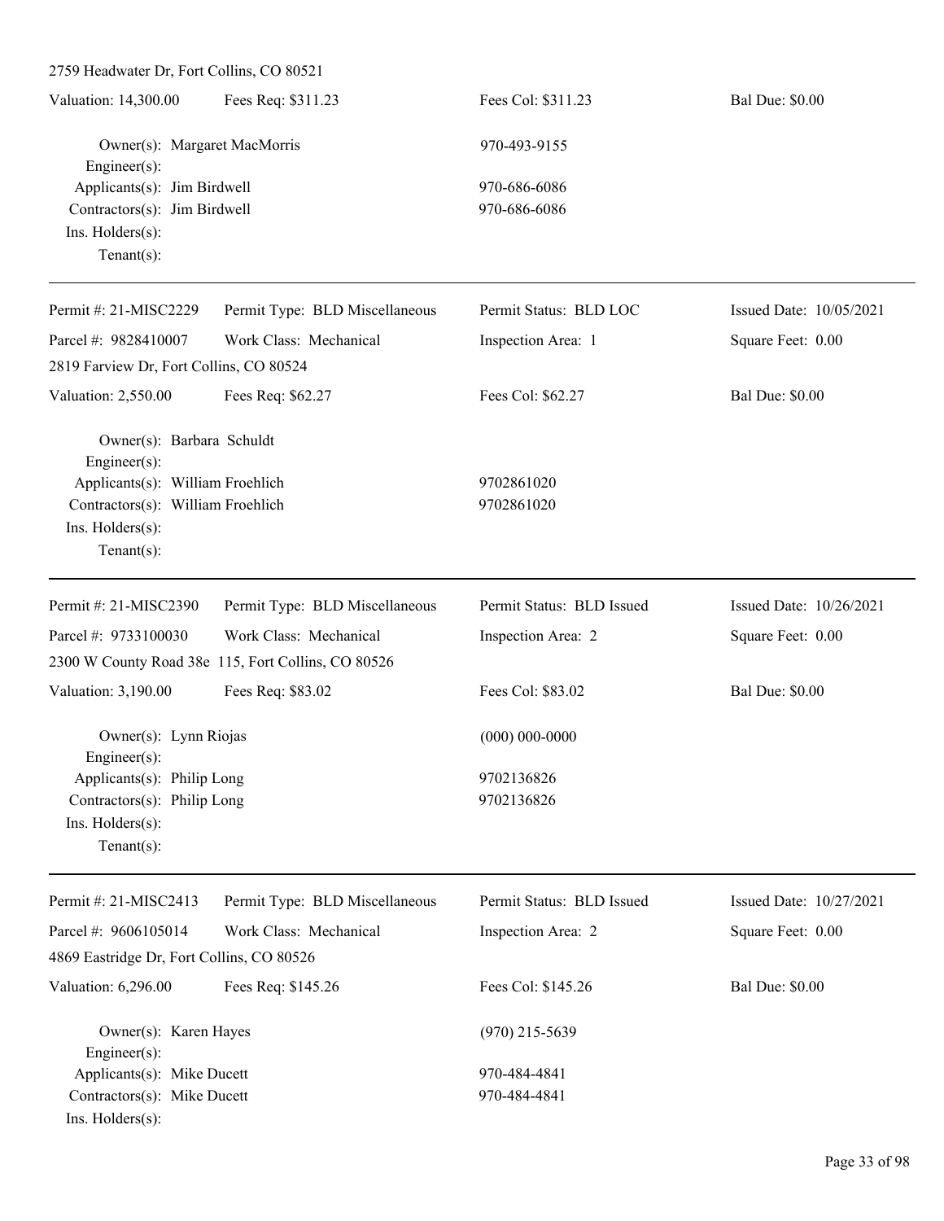2759 Headwater Dr, Fort Collins, CO 80521

Valuation: 14,300.00 | Fees Req: $311.23 | Fees Col: $311.23 | Bal Due: $0.00

Owner(s): Margaret MacMorris 970-493-9155
Engineer(s):
Applicants(s): Jim Birdwell 970-686-6086
Contractors(s): Jim Birdwell 970-686-6086
Ins. Holders(s):
Tenant(s):

---

Permit #: 21-MISC2229 | Permit Type: BLD Miscellaneous | Permit Status: BLD LOC | Issued Date: 10/05/2021
Parcel #: 9828410007 | Work Class: Mechanical | Inspection Area: 1 | Square Feet: 0.00
2819 Farview Dr, Fort Collins, CO 80524
Valuation: 2,550.00 | Fees Req: $62.27 | Fees Col: $62.27 | Bal Due: $0.00

Owner(s): Barbara Schuldt
Engineer(s):
Applicants(s): William Froehlich 9702861020
Contractors(s): William Froehlich 9702861020
Ins. Holders(s):
Tenant(s):

---

Permit #: 21-MISC2390 | Permit Type: BLD Miscellaneous | Permit Status: BLD Issued | Issued Date: 10/26/2021
Parcel #: 9733100030 | Work Class: Mechanical | Inspection Area: 2 | Square Feet: 0.00
2300 W County Road 38e 115, Fort Collins, CO 80526
Valuation: 3,190.00 | Fees Req: $83.02 | Fees Col: $83.02 | Bal Due: $0.00

Owner(s): Lynn Riojas (000) 000-0000
Engineer(s):
Applicants(s): Philip Long 9702136826
Contractors(s): Philip Long 9702136826
Ins. Holders(s):
Tenant(s):

---

Permit #: 21-MISC2413 | Permit Type: BLD Miscellaneous | Permit Status: BLD Issued | Issued Date: 10/27/2021
Parcel #: 9606105014 | Work Class: Mechanical | Inspection Area: 2 | Square Feet: 0.00
4869 Eastridge Dr, Fort Collins, CO 80526
Valuation: 6,296.00 | Fees Req: $145.26 | Fees Col: $145.26 | Bal Due: $0.00

Owner(s): Karen Hayes (970) 215-5639
Engineer(s):
Applicants(s): Mike Ducett 970-484-4841
Contractors(s): Mike Ducett 970-484-4841
Ins. Holders(s):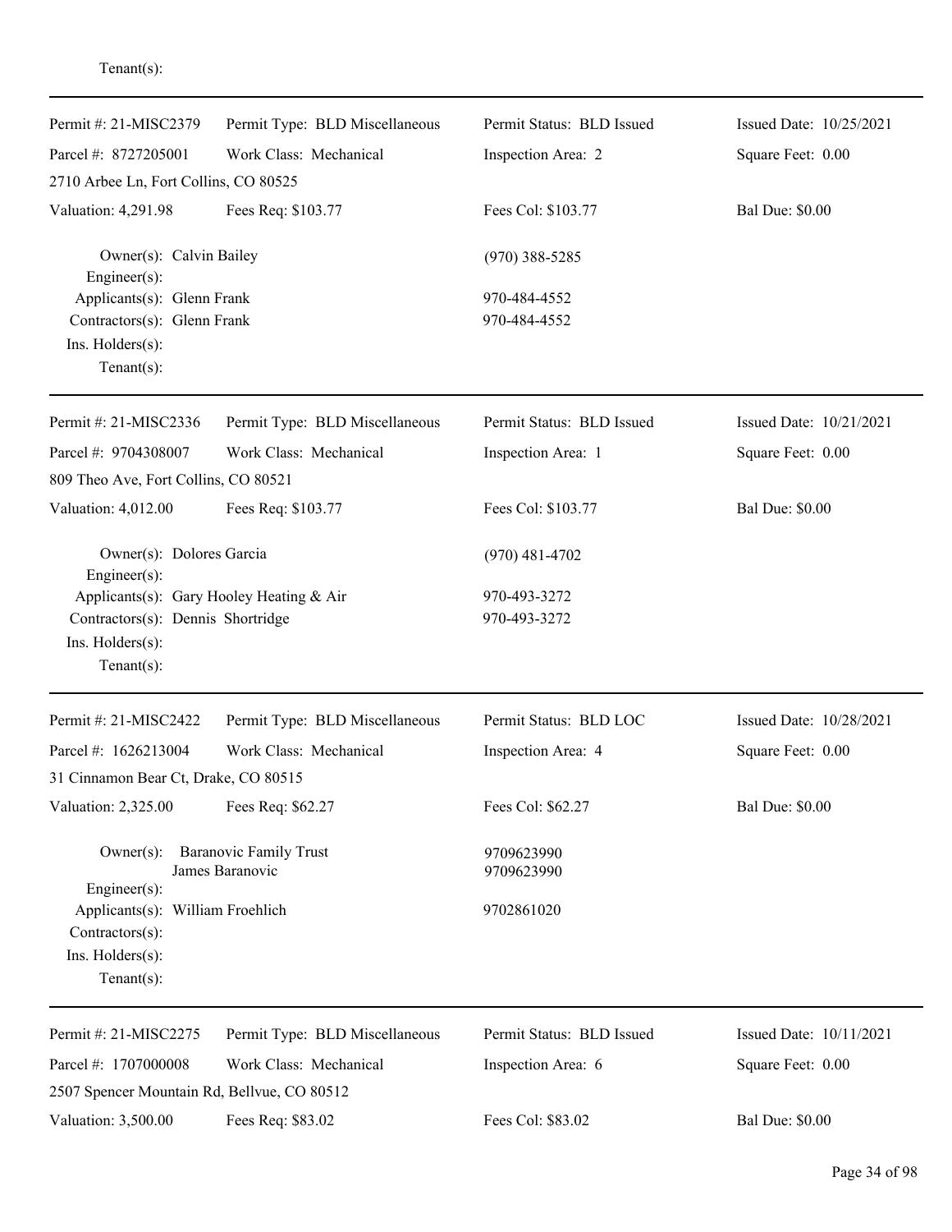Tenant(s):

---

| Permit #: 21-MISC2379 | Permit Type: BLD Miscellaneous | Permit Status: BLD Issued | Issued Date: 10/25/2021 |
|---|---|---|---|
| Parcel #: 8727205001 | Work Class: Mechanical | Inspection Area: 2 | Square Feet: 0.00 |
| 2710 Arbee Ln, Fort Collins, CO 80525 | | | |
| Valuation: 4,291.98 | Fees Req: $103.77 | Fees Col: $103.77 | Bal Due: $0.00 |

Owner(s): Calvin Bailey — (970) 388-5285
Engineer(s):
Applicants(s): Glenn Frank — 970-484-4552
Contractors(s): Glenn Frank — 970-484-4552
Ins. Holders(s):
Tenant(s):

---

| Permit #: 21-MISC2336 | Permit Type: BLD Miscellaneous | Permit Status: BLD Issued | Issued Date: 10/21/2021 |
|---|---|---|---|
| Parcel #: 9704308007 | Work Class: Mechanical | Inspection Area: 1 | Square Feet: 0.00 |
| 809 Theo Ave, Fort Collins, CO 80521 | | | |
| Valuation: 4,012.00 | Fees Req: $103.77 | Fees Col: $103.77 | Bal Due: $0.00 |

Owner(s): Dolores Garcia — (970) 481-4702
Engineer(s):
Applicants(s): Gary Hooley Heating & Air — 970-493-3272
Contractors(s): Dennis Shortridge — 970-493-3272
Ins. Holders(s):
Tenant(s):

---

| Permit #: 21-MISC2422 | Permit Type: BLD Miscellaneous | Permit Status: BLD LOC | Issued Date: 10/28/2021 |
|---|---|---|---|
| Parcel #: 1626213004 | Work Class: Mechanical | Inspection Area: 4 | Square Feet: 0.00 |
| 31 Cinnamon Bear Ct, Drake, CO 80515 | | | |
| Valuation: 2,325.00 | Fees Req: $62.27 | Fees Col: $62.27 | Bal Due: $0.00 |

Owner(s): Baranovic Family Trust — 9709623990
James Baranovic — 9709623990
Engineer(s):
Applicants(s): William Froehlich — 9702861020
Contractors(s):
Ins. Holders(s):
Tenant(s):

---

| Permit #: 21-MISC2275 | Permit Type: BLD Miscellaneous | Permit Status: BLD Issued | Issued Date: 10/11/2021 |
|---|---|---|---|
| Parcel #: 1707000008 | Work Class: Mechanical | Inspection Area: 6 | Square Feet: 0.00 |
| 2507 Spencer Mountain Rd, Bellvue, CO 80512 | | | |
| Valuation: 3,500.00 | Fees Req: $83.02 | Fees Col: $83.02 | Bal Due: $0.00 |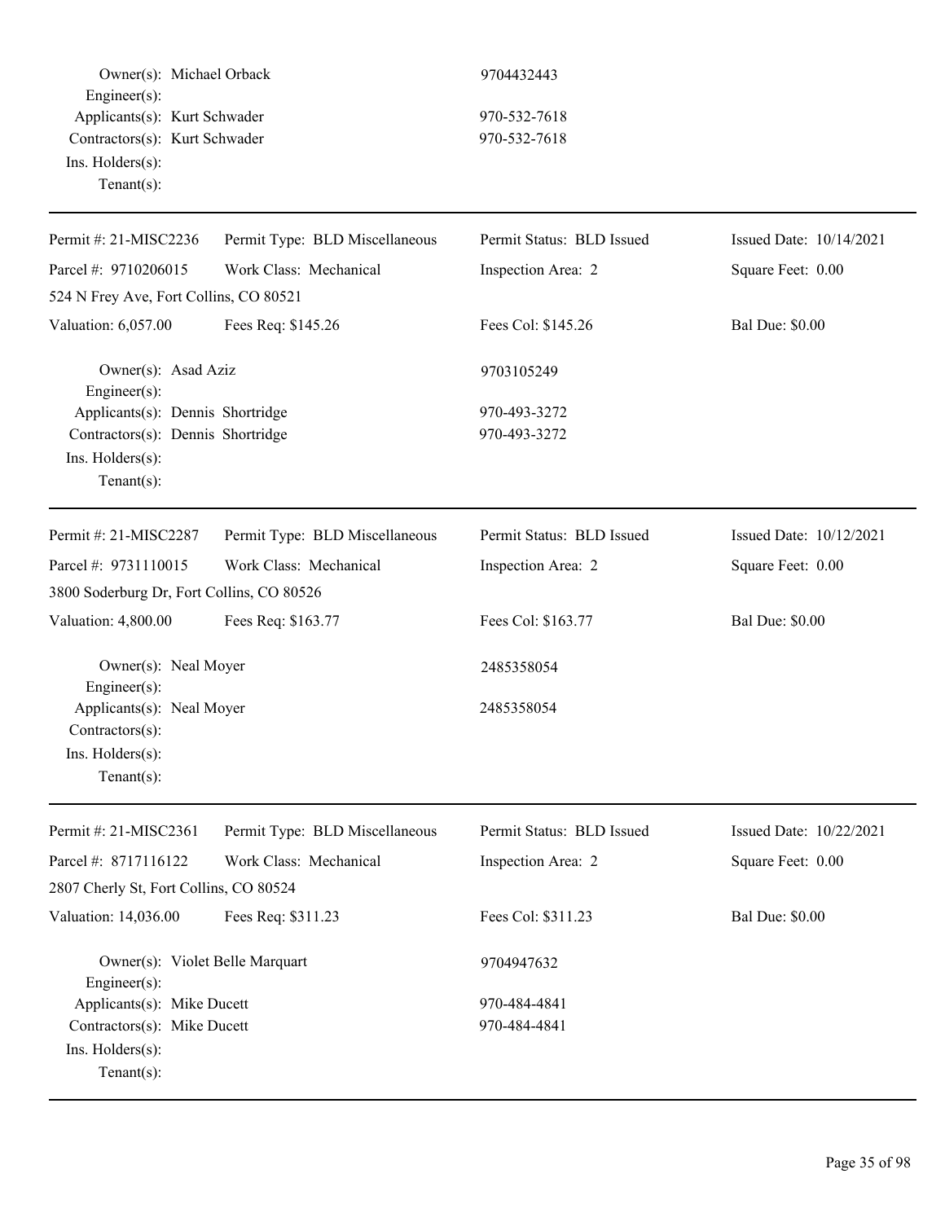Owner(s): Michael Orback 9704432443
Engineer(s):
Applicants(s): Kurt Schwader 970-532-7618
Contractors(s): Kurt Schwader 970-532-7618
Ins. Holders(s):
Tenant(s):

---

| Permit #: 21-MISC2236 | Permit Type: BLD Miscellaneous | Permit Status: BLD Issued | Issued Date: 10/14/2021 |
|---|---|---|---|
| Parcel #: 9710206015 | Work Class: Mechanical | Inspection Area: 2 | Square Feet: 0.00 |
| 524 N Frey Ave, Fort Collins, CO 80521 | | | |
| Valuation: 6,057.00 | Fees Req: $145.26 | Fees Col: $145.26 | Bal Due: $0.00 |

Owner(s): Asad Aziz 9703105249
Engineer(s):
Applicants(s): Dennis Shortridge 970-493-3272
Contractors(s): Dennis Shortridge 970-493-3272
Ins. Holders(s):
Tenant(s):

---

| Permit #: 21-MISC2287 | Permit Type: BLD Miscellaneous | Permit Status: BLD Issued | Issued Date: 10/12/2021 |
|---|---|---|---|
| Parcel #: 9731110015 | Work Class: Mechanical | Inspection Area: 2 | Square Feet: 0.00 |
| 3800 Soderburg Dr, Fort Collins, CO 80526 | | | |
| Valuation: 4,800.00 | Fees Req: $163.77 | Fees Col: $163.77 | Bal Due: $0.00 |

Owner(s): Neal Moyer 2485358054
Engineer(s):
Applicants(s): Neal Moyer 2485358054
Contractors(s):
Ins. Holders(s):
Tenant(s):

---

| Permit #: 21-MISC2361 | Permit Type: BLD Miscellaneous | Permit Status: BLD Issued | Issued Date: 10/22/2021 |
|---|---|---|---|
| Parcel #: 8717116122 | Work Class: Mechanical | Inspection Area: 2 | Square Feet: 0.00 |
| 2807 Cherly St, Fort Collins, CO 80524 | | | |
| Valuation: 14,036.00 | Fees Req: $311.23 | Fees Col: $311.23 | Bal Due: $0.00 |

Owner(s): Violet Belle Marquart 9704947632
Engineer(s):
Applicants(s): Mike Ducett 970-484-4841
Contractors(s): Mike Ducett 970-484-4841
Ins. Holders(s):
Tenant(s):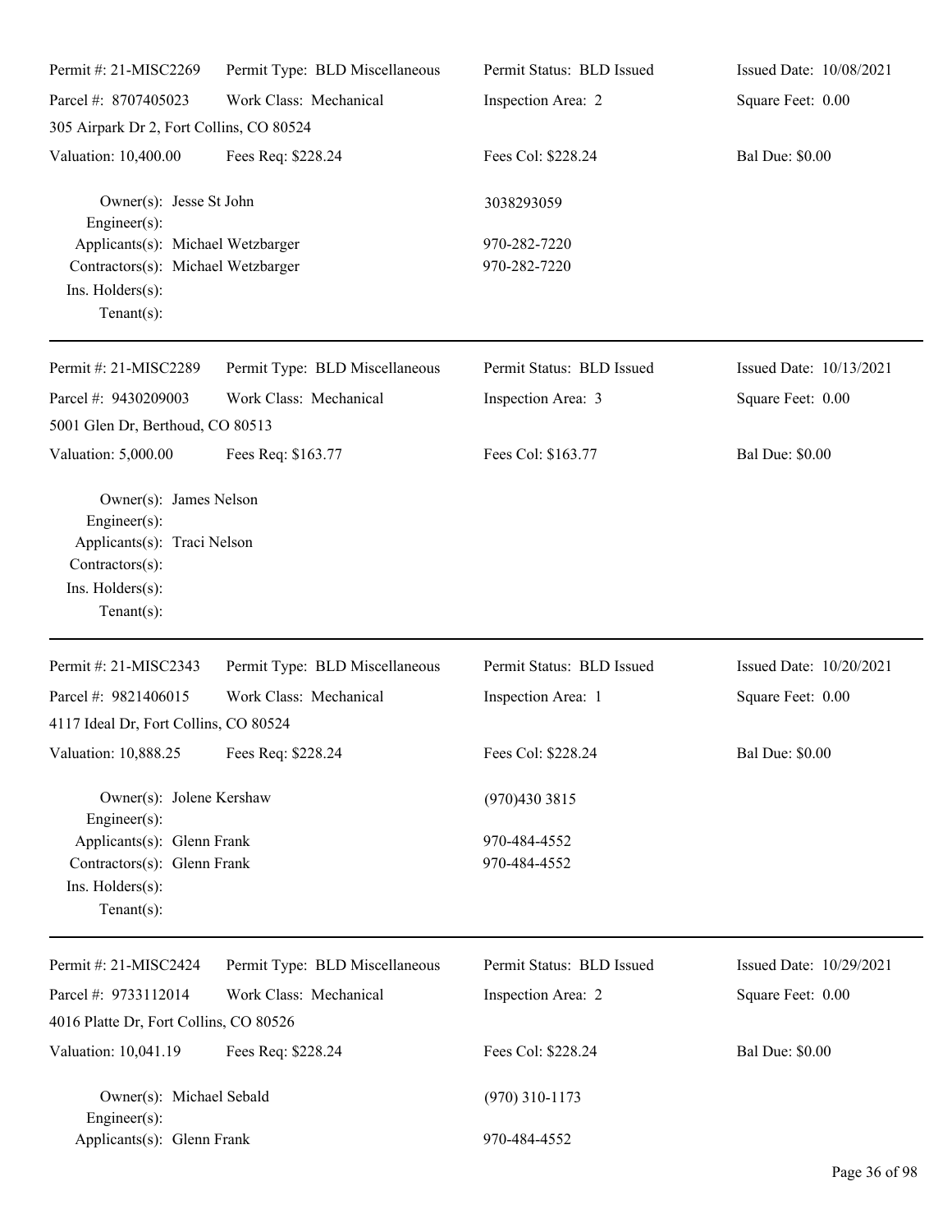Permit #: 21-MISC2269 | Permit Type: BLD Miscellaneous | Permit Status: BLD Issued | Issued Date: 10/08/2021

Parcel #: 8707405023 | Work Class: Mechanical | Inspection Area: 2 | Square Feet: 0.00

305 Airpark Dr 2, Fort Collins, CO 80524

Valuation: 10,400.00 | Fees Req: $228.24 | Fees Col: $228.24 | Bal Due: $0.00

Owner(s): Jesse St John 3038293059
Engineer(s):
Applicants(s): Michael Wetzbarger 970-282-7220
Contractors(s): Michael Wetzbarger 970-282-7220
Ins. Holders(s):
Tenant(s):

---

Permit #: 21-MISC2289 | Permit Type: BLD Miscellaneous | Permit Status: BLD Issued | Issued Date: 10/13/2021

Parcel #: 9430209003 | Work Class: Mechanical | Inspection Area: 3 | Square Feet: 0.00

5001 Glen Dr, Berthoud, CO 80513

Valuation: 5,000.00 | Fees Req: $163.77 | Fees Col: $163.77 | Bal Due: $0.00

Owner(s): James Nelson
Engineer(s):
Applicants(s): Traci Nelson
Contractors(s):
Ins. Holders(s):
Tenant(s):

---

Permit #: 21-MISC2343 | Permit Type: BLD Miscellaneous | Permit Status: BLD Issued | Issued Date: 10/20/2021

Parcel #: 9821406015 | Work Class: Mechanical | Inspection Area: 1 | Square Feet: 0.00

4117 Ideal Dr, Fort Collins, CO 80524

Valuation: 10,888.25 | Fees Req: $228.24 | Fees Col: $228.24 | Bal Due: $0.00

Owner(s): Jolene Kershaw (970)430 3815
Engineer(s):
Applicants(s): Glenn Frank 970-484-4552
Contractors(s): Glenn Frank 970-484-4552
Ins. Holders(s):
Tenant(s):

---

Permit #: 21-MISC2424 | Permit Type: BLD Miscellaneous | Permit Status: BLD Issued | Issued Date: 10/29/2021

Parcel #: 9733112014 | Work Class: Mechanical | Inspection Area: 2 | Square Feet: 0.00

4016 Platte Dr, Fort Collins, CO 80526

Valuation: 10,041.19 | Fees Req: $228.24 | Fees Col: $228.24 | Bal Due: $0.00

Owner(s): Michael Sebald (970) 310-1173
Engineer(s):
Applicants(s): Glenn Frank 970-484-4552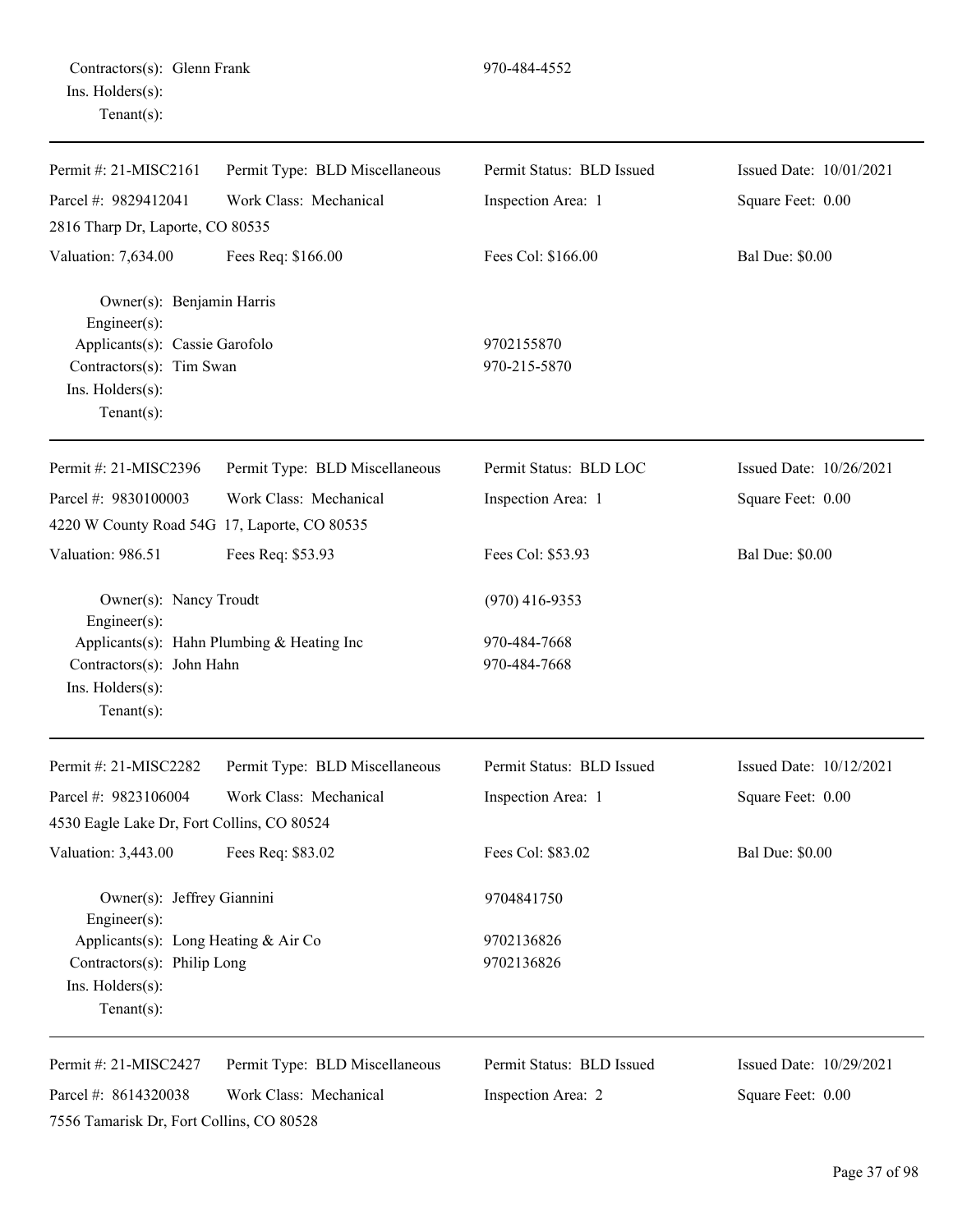Contractors(s): Glenn Frank 970-484-4552
Ins. Holders(s):
Tenant(s):

---

| Permit #: 21-MISC2161 | Permit Type: BLD Miscellaneous | Permit Status: BLD Issued | Issued Date: 10/01/2021 |
|---|---|---|---|
| Parcel #: 9829412041 | Work Class: Mechanical | Inspection Area: 1 | Square Feet: 0.00 |
| 2816 Tharp Dr, Laporte, CO 80535 | | | |
| Valuation: 7,634.00 | Fees Req: $166.00 | Fees Col: $166.00 | Bal Due: $0.00 |

Owner(s): Benjamin Harris
Engineer(s):
Applicants(s): Cassie Garofolo 9702155870
Contractors(s): Tim Swan 970-215-5870
Ins. Holders(s):
Tenant(s):

---

| Permit #: 21-MISC2396 | Permit Type: BLD Miscellaneous | Permit Status: BLD LOC | Issued Date: 10/26/2021 |
|---|---|---|---|
| Parcel #: 9830100003 | Work Class: Mechanical | Inspection Area: 1 | Square Feet: 0.00 |
| 4220 W County Road 54G 17, Laporte, CO 80535 | | | |
| Valuation: 986.51 | Fees Req: $53.93 | Fees Col: $53.93 | Bal Due: $0.00 |

Owner(s): Nancy Troudt (970) 416-9353
Engineer(s):
Applicants(s): Hahn Plumbing & Heating Inc 970-484-7668
Contractors(s): John Hahn 970-484-7668
Ins. Holders(s):
Tenant(s):

---

| Permit #: 21-MISC2282 | Permit Type: BLD Miscellaneous | Permit Status: BLD Issued | Issued Date: 10/12/2021 |
|---|---|---|---|
| Parcel #: 9823106004 | Work Class: Mechanical | Inspection Area: 1 | Square Feet: 0.00 |
| 4530 Eagle Lake Dr, Fort Collins, CO 80524 | | | |
| Valuation: 3,443.00 | Fees Req: $83.02 | Fees Col: $83.02 | Bal Due: $0.00 |

Owner(s): Jeffrey Giannini 9704841750
Engineer(s):
Applicants(s): Long Heating & Air Co 9702136826
Contractors(s): Philip Long 9702136826
Ins. Holders(s):
Tenant(s):

---

| Permit #: 21-MISC2427 | Permit Type: BLD Miscellaneous | Permit Status: BLD Issued | Issued Date: 10/29/2021 |
|---|---|---|---|
| Parcel #: 8614320038 | Work Class: Mechanical | Inspection Area: 2 | Square Feet: 0.00 |
| 7556 Tamarisk Dr, Fort Collins, CO 80528 | | | |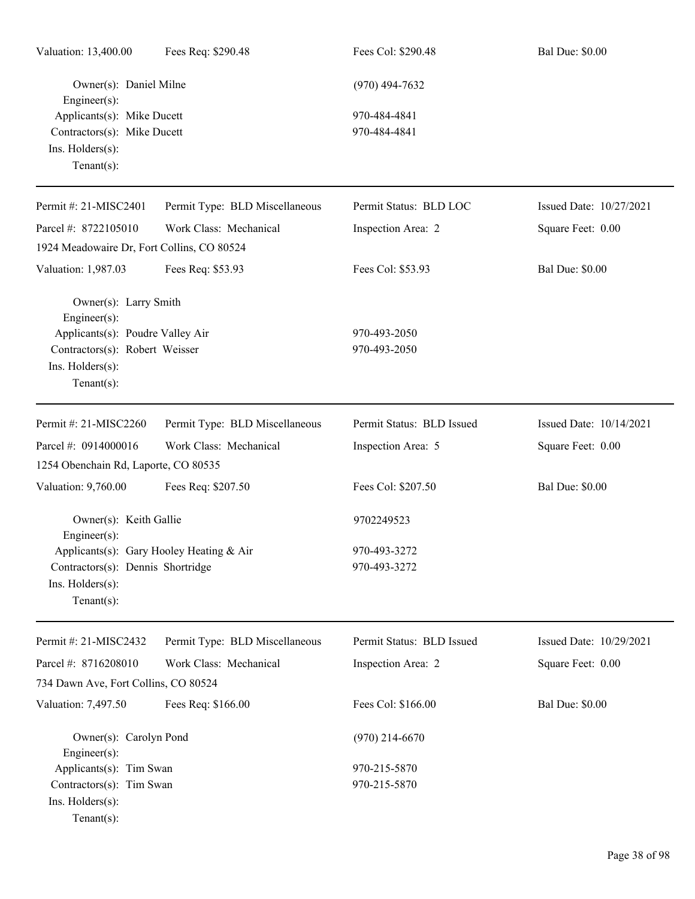Valuation: 13,400.00 Fees Req: $290.48 Fees Col: $290.48 Bal Due: $0.00

Owner(s): Daniel Milne (970) 494-7632
Engineer(s):
Applicants(s): Mike Ducett 970-484-4841
Contractors(s): Mike Ducett 970-484-4841
Ins. Holders(s):
Tenant(s):

---

Permit #: 21-MISC2401 Permit Type: BLD Miscellaneous Permit Status: BLD LOC Issued Date: 10/27/2021
Parcel #: 8722105010 Work Class: Mechanical Inspection Area: 2 Square Feet: 0.00
1924 Meadowaire Dr, Fort Collins, CO 80524
Valuation: 1,987.03 Fees Req: $53.93 Fees Col: $53.93 Bal Due: $0.00

Owner(s): Larry Smith
Engineer(s):
Applicants(s): Poudre Valley Air 970-493-2050
Contractors(s): Robert Weisser 970-493-2050
Ins. Holders(s):
Tenant(s):

---

Permit #: 21-MISC2260 Permit Type: BLD Miscellaneous Permit Status: BLD Issued Issued Date: 10/14/2021
Parcel #: 0914000016 Work Class: Mechanical Inspection Area: 5 Square Feet: 0.00
1254 Obenchain Rd, Laporte, CO 80535
Valuation: 9,760.00 Fees Req: $207.50 Fees Col: $207.50 Bal Due: $0.00

Owner(s): Keith Gallie 9702249523
Engineer(s):
Applicants(s): Gary Hooley Heating & Air 970-493-3272
Contractors(s): Dennis Shortridge 970-493-3272
Ins. Holders(s):
Tenant(s):

---

Permit #: 21-MISC2432 Permit Type: BLD Miscellaneous Permit Status: BLD Issued Issued Date: 10/29/2021
Parcel #: 8716208010 Work Class: Mechanical Inspection Area: 2 Square Feet: 0.00
734 Dawn Ave, Fort Collins, CO 80524
Valuation: 7,497.50 Fees Req: $166.00 Fees Col: $166.00 Bal Due: $0.00

Owner(s): Carolyn Pond (970) 214-6670
Engineer(s):
Applicants(s): Tim Swan 970-215-5870
Contractors(s): Tim Swan 970-215-5870
Ins. Holders(s):
Tenant(s):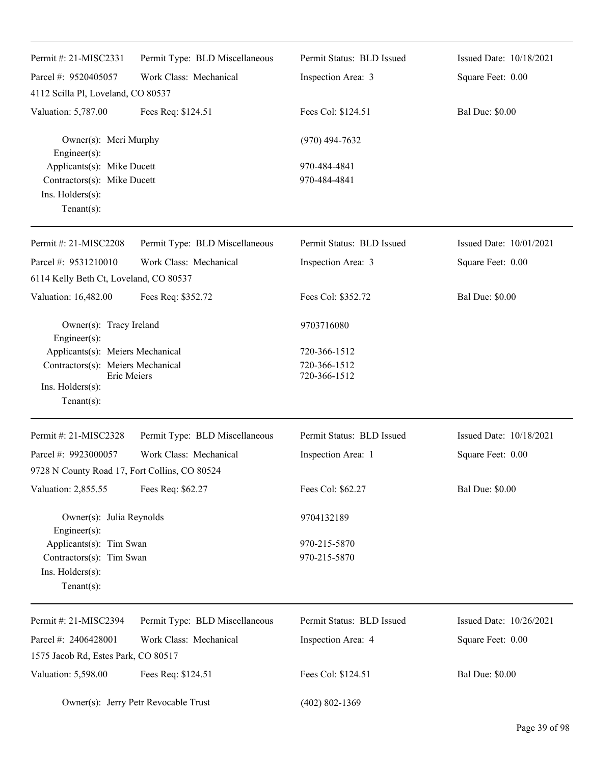Permit #: 21-MISC2331 | Permit Type: BLD Miscellaneous | Permit Status: BLD Issued | Issued Date: 10/18/2021

Parcel #: 9520405057 | Work Class: Mechanical | Inspection Area: 3 | Square Feet: 0.00

4112 Scilla Pl, Loveland, CO 80537

Valuation: 5,787.00 | Fees Req: $124.51 | Fees Col: $124.51 | Bal Due: $0.00

Owner(s): Meri Murphy (970) 494-7632
Engineer(s):
Applicants(s): Mike Ducett 970-484-4841
Contractors(s): Mike Ducett 970-484-4841
Ins. Holders(s):
Tenant(s):

---

Permit #: 21-MISC2208 | Permit Type: BLD Miscellaneous | Permit Status: BLD Issued | Issued Date: 10/01/2021

Parcel #: 9531210010 | Work Class: Mechanical | Inspection Area: 3 | Square Feet: 0.00

6114 Kelly Beth Ct, Loveland, CO 80537

Valuation: 16,482.00 | Fees Req: $352.72 | Fees Col: $352.72 | Bal Due: $0.00

Owner(s): Tracy Ireland 9703716080
Engineer(s):
Applicants(s): Meiers Mechanical 720-366-1512
Contractors(s): Meiers Mechanical 720-366-1512
Eric Meiers 720-366-1512
Ins. Holders(s):
Tenant(s):

---

Permit #: 21-MISC2328 | Permit Type: BLD Miscellaneous | Permit Status: BLD Issued | Issued Date: 10/18/2021

Parcel #: 9923000057 | Work Class: Mechanical | Inspection Area: 1 | Square Feet: 0.00

9728 N County Road 17, Fort Collins, CO 80524

Valuation: 2,855.55 | Fees Req: $62.27 | Fees Col: $62.27 | Bal Due: $0.00

Owner(s): Julia Reynolds 9704132189
Engineer(s):
Applicants(s): Tim Swan 970-215-5870
Contractors(s): Tim Swan 970-215-5870
Ins. Holders(s):
Tenant(s):

---

Permit #: 21-MISC2394 | Permit Type: BLD Miscellaneous | Permit Status: BLD Issued | Issued Date: 10/26/2021

Parcel #: 2406428001 | Work Class: Mechanical | Inspection Area: 4 | Square Feet: 0.00

1575 Jacob Rd, Estes Park, CO 80517

Valuation: 5,598.00 | Fees Req: $124.51 | Fees Col: $124.51 | Bal Due: $0.00

Owner(s): Jerry Petr Revocable Trust (402) 802-1369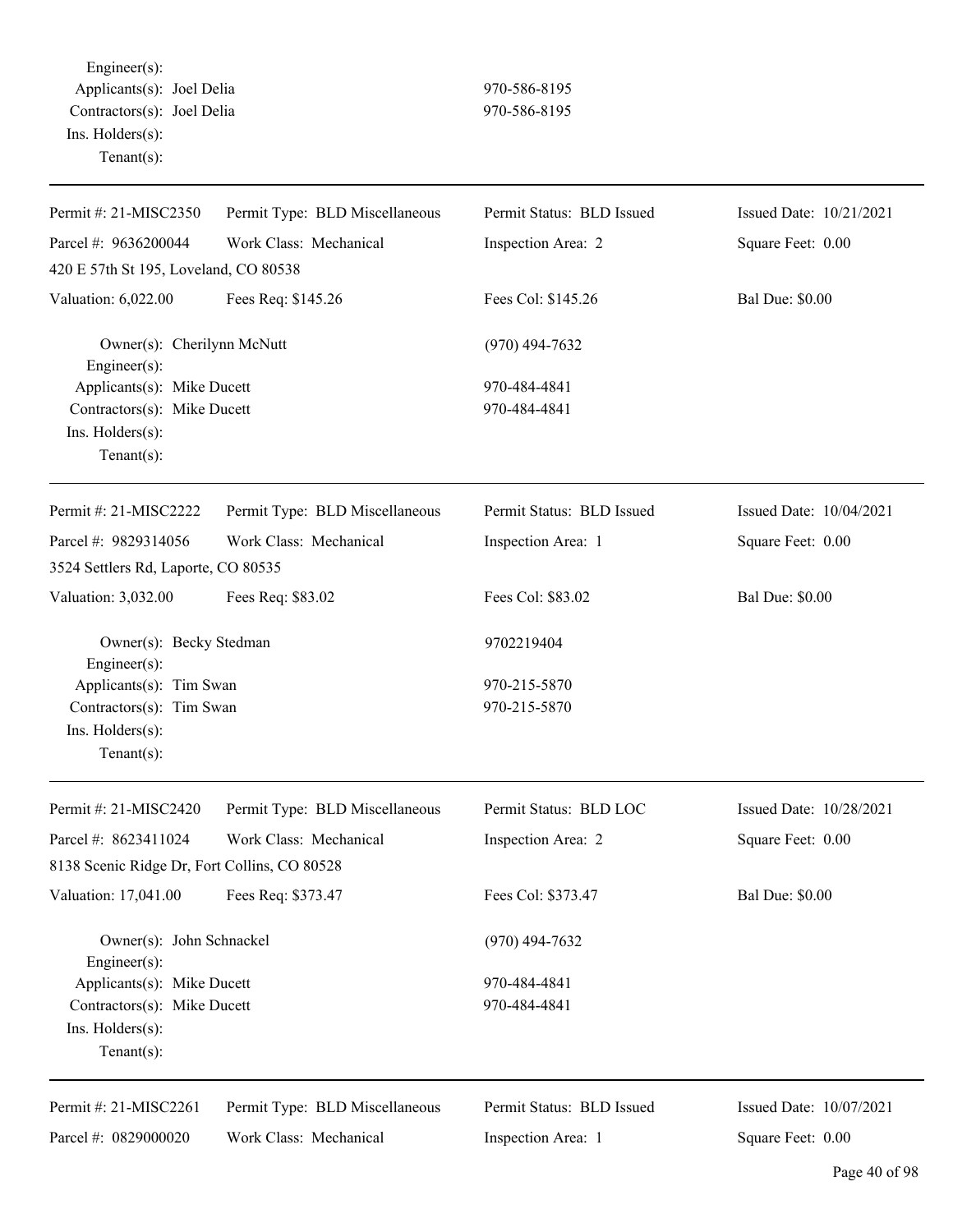Engineer(s):
Applicants(s): Joel Delia 970-586-8195
Contractors(s): Joel Delia 970-586-8195
Ins. Holders(s):
Tenant(s):

---

| Permit #: 21-MISC2350 | Permit Type: BLD Miscellaneous | Permit Status: BLD Issued | Issued Date: 10/21/2021 |
|---|---|---|---|
| Parcel #: 9636200044 | Work Class: Mechanical | Inspection Area: 2 | Square Feet: 0.00 |
| 420 E 57th St 195, Loveland, CO 80538 | | | |
| Valuation: 6,022.00 | Fees Req: $145.26 | Fees Col: $145.26 | Bal Due: $0.00 |

Owner(s): Cherilynn McNutt (970) 494-7632
Engineer(s):
Applicants(s): Mike Ducett 970-484-4841
Contractors(s): Mike Ducett 970-484-4841
Ins. Holders(s):
Tenant(s):

---

| Permit #: 21-MISC2222 | Permit Type: BLD Miscellaneous | Permit Status: BLD Issued | Issued Date: 10/04/2021 |
|---|---|---|---|
| Parcel #: 9829314056 | Work Class: Mechanical | Inspection Area: 1 | Square Feet: 0.00 |
| 3524 Settlers Rd, Laporte, CO 80535 | | | |
| Valuation: 3,032.00 | Fees Req: $83.02 | Fees Col: $83.02 | Bal Due: $0.00 |

Owner(s): Becky Stedman 9702219404
Engineer(s):
Applicants(s): Tim Swan 970-215-5870
Contractors(s): Tim Swan 970-215-5870
Ins. Holders(s):
Tenant(s):

---

| Permit #: 21-MISC2420 | Permit Type: BLD Miscellaneous | Permit Status: BLD LOC | Issued Date: 10/28/2021 |
|---|---|---|---|
| Parcel #: 8623411024 | Work Class: Mechanical | Inspection Area: 2 | Square Feet: 0.00 |
| 8138 Scenic Ridge Dr, Fort Collins, CO 80528 | | | |
| Valuation: 17,041.00 | Fees Req: $373.47 | Fees Col: $373.47 | Bal Due: $0.00 |

Owner(s): John Schnackel (970) 494-7632
Engineer(s):
Applicants(s): Mike Ducett 970-484-4841
Contractors(s): Mike Ducett 970-484-4841
Ins. Holders(s):
Tenant(s):

---

| Permit #: 21-MISC2261 | Permit Type: BLD Miscellaneous | Permit Status: BLD Issued | Issued Date: 10/07/2021 |
|---|---|---|---|
| Parcel #: 0829000020 | Work Class: Mechanical | Inspection Area: 1 | Square Feet: 0.00 |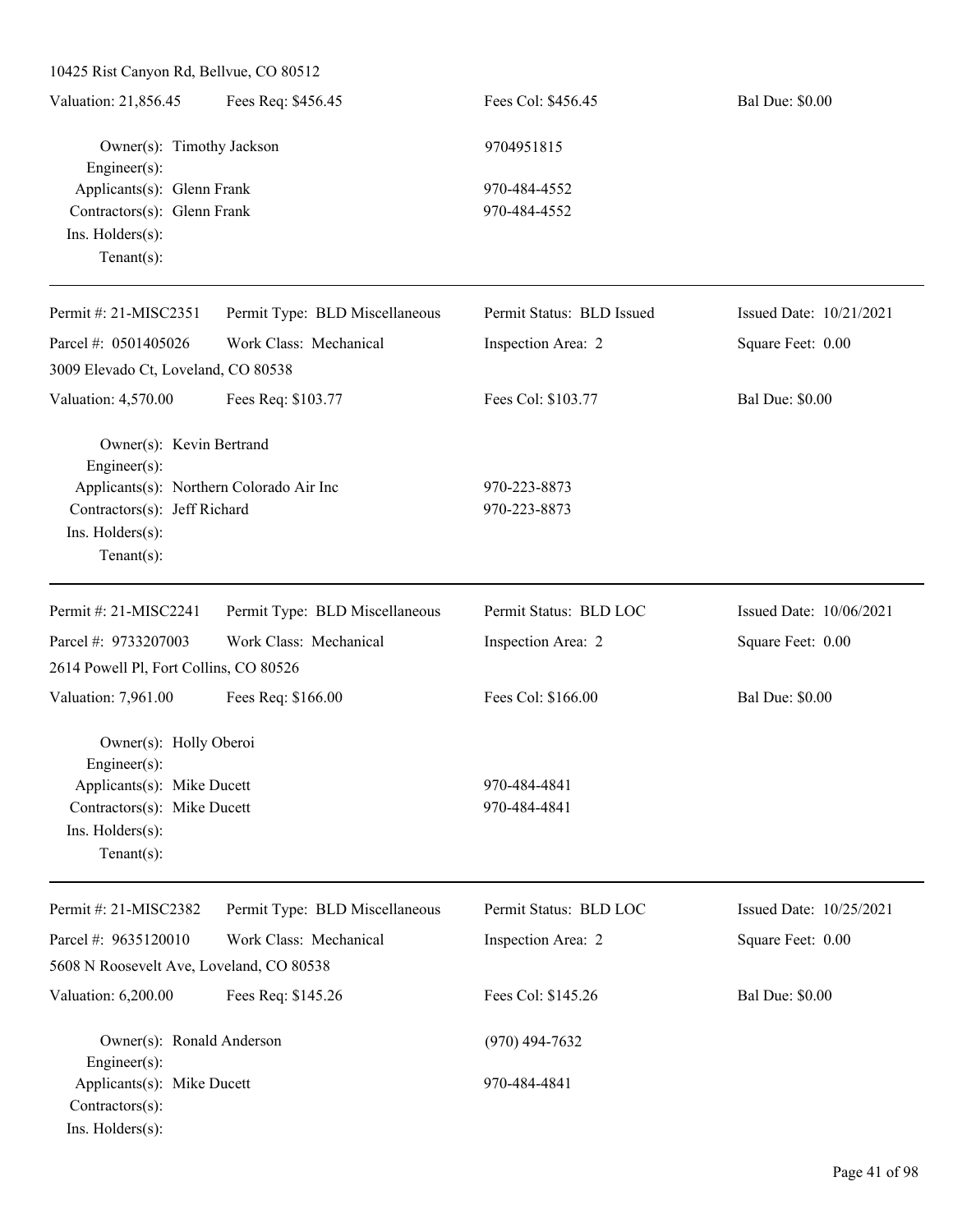10425 Rist Canyon Rd, Bellvue, CO 80512

Valuation: 21,856.45 | Fees Req: $456.45 | Fees Col: $456.45 | Bal Due: $0.00

Owner(s): Timothy Jackson — 9704951815
Engineer(s):
Applicants(s): Glenn Frank — 970-484-4552
Contractors(s): Glenn Frank — 970-484-4552
Ins. Holders(s):
Tenant(s):

---

Permit #: 21-MISC2351 | Permit Type: BLD Miscellaneous | Permit Status: BLD Issued | Issued Date: 10/21/2021
Parcel #: 0501405026 | Work Class: Mechanical | Inspection Area: 2 | Square Feet: 0.00
3009 Elevado Ct, Loveland, CO 80538
Valuation: 4,570.00 | Fees Req: $103.77 | Fees Col: $103.77 | Bal Due: $0.00

Owner(s): Kevin Bertrand
Engineer(s):
Applicants(s): Northern Colorado Air Inc — 970-223-8873
Contractors(s): Jeff Richard — 970-223-8873
Ins. Holders(s):
Tenant(s):

---

Permit #: 21-MISC2241 | Permit Type: BLD Miscellaneous | Permit Status: BLD LOC | Issued Date: 10/06/2021
Parcel #: 9733207003 | Work Class: Mechanical | Inspection Area: 2 | Square Feet: 0.00
2614 Powell Pl, Fort Collins, CO 80526
Valuation: 7,961.00 | Fees Req: $166.00 | Fees Col: $166.00 | Bal Due: $0.00

Owner(s): Holly Oberoi
Engineer(s):
Applicants(s): Mike Ducett — 970-484-4841
Contractors(s): Mike Ducett — 970-484-4841
Ins. Holders(s):
Tenant(s):

---

Permit #: 21-MISC2382 | Permit Type: BLD Miscellaneous | Permit Status: BLD LOC | Issued Date: 10/25/2021
Parcel #: 9635120010 | Work Class: Mechanical | Inspection Area: 2 | Square Feet: 0.00
5608 N Roosevelt Ave, Loveland, CO 80538
Valuation: 6,200.00 | Fees Req: $145.26 | Fees Col: $145.26 | Bal Due: $0.00

Owner(s): Ronald Anderson — (970) 494-7632
Engineer(s):
Applicants(s): Mike Ducett — 970-484-4841
Contractors(s):
Ins. Holders(s):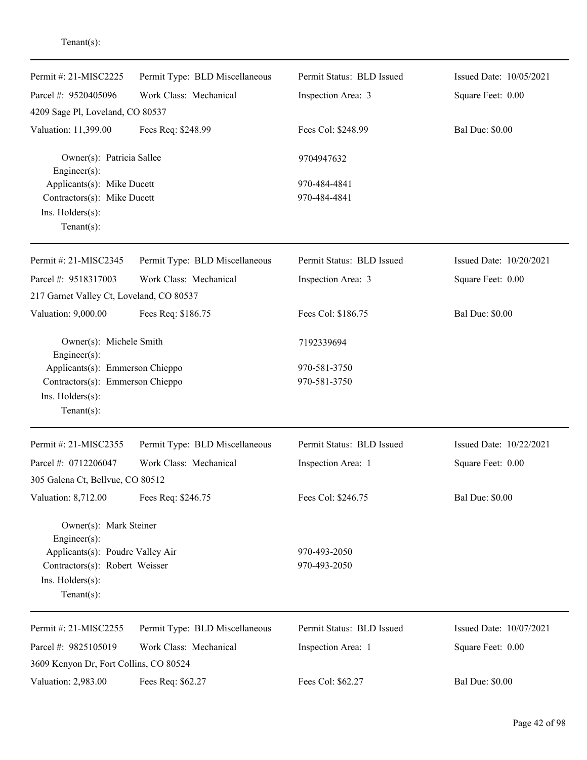Tenant(s):

---

| Permit #: 21-MISC2225 | Permit Type: BLD Miscellaneous | Permit Status: BLD Issued | Issued Date: 10/05/2021 |
|---|---|---|---|
| Parcel #: 9520405096 | Work Class: Mechanical | Inspection Area: 3 | Square Feet: 0.00 |
| 4209 Sage Pl, Loveland, CO 80537 | | | |
| Valuation: 11,399.00 | Fees Req: $248.99 | Fees Col: $248.99 | Bal Due: $0.00 |

Owner(s): Patricia Sallee — 9704947632
Engineer(s):
Applicants(s): Mike Ducett — 970-484-4841
Contractors(s): Mike Ducett — 970-484-4841
Ins. Holders(s):
Tenant(s):

---

| Permit #: 21-MISC2345 | Permit Type: BLD Miscellaneous | Permit Status: BLD Issued | Issued Date: 10/20/2021 |
|---|---|---|---|
| Parcel #: 9518317003 | Work Class: Mechanical | Inspection Area: 3 | Square Feet: 0.00 |
| 217 Garnet Valley Ct, Loveland, CO 80537 | | | |
| Valuation: 9,000.00 | Fees Req: $186.75 | Fees Col: $186.75 | Bal Due: $0.00 |

Owner(s): Michele Smith — 7192339694
Engineer(s):
Applicants(s): Emmerson Chieppo — 970-581-3750
Contractors(s): Emmerson Chieppo — 970-581-3750
Ins. Holders(s):
Tenant(s):

---

| Permit #: 21-MISC2355 | Permit Type: BLD Miscellaneous | Permit Status: BLD Issued | Issued Date: 10/22/2021 |
|---|---|---|---|
| Parcel #: 0712206047 | Work Class: Mechanical | Inspection Area: 1 | Square Feet: 0.00 |
| 305 Galena Ct, Bellvue, CO 80512 | | | |
| Valuation: 8,712.00 | Fees Req: $246.75 | Fees Col: $246.75 | Bal Due: $0.00 |

Owner(s): Mark Steiner
Engineer(s):
Applicants(s): Poudre Valley Air — 970-493-2050
Contractors(s): Robert Weisser — 970-493-2050
Ins. Holders(s):
Tenant(s):

---

| Permit #: 21-MISC2255 | Permit Type: BLD Miscellaneous | Permit Status: BLD Issued | Issued Date: 10/07/2021 |
|---|---|---|---|
| Parcel #: 9825105019 | Work Class: Mechanical | Inspection Area: 1 | Square Feet: 0.00 |
| 3609 Kenyon Dr, Fort Collins, CO 80524 | | | |
| Valuation: 2,983.00 | Fees Req: $62.27 | Fees Col: $62.27 | Bal Due: $0.00 |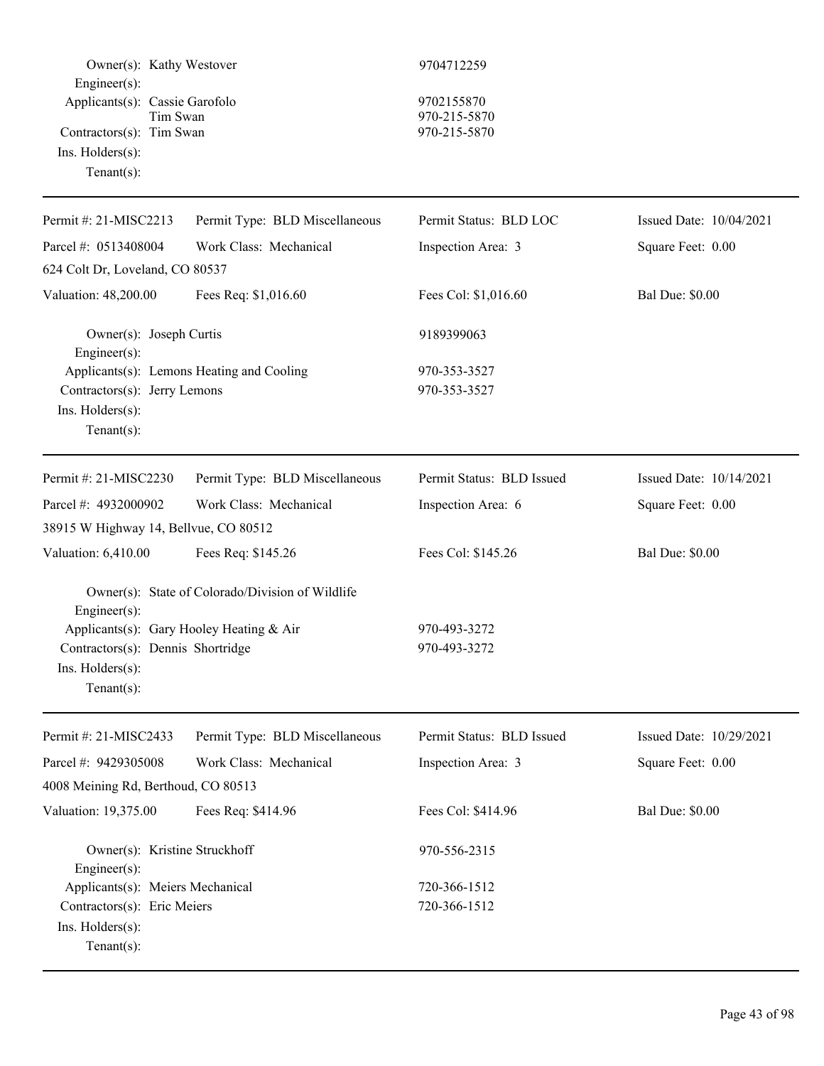Owner(s): Kathy Westover 9704712259
Engineer(s):
Applicants(s): Cassie Garofolo 9702155870
Tim Swan 970-215-5870
Contractors(s): Tim Swan 970-215-5870
Ins. Holders(s):
Tenant(s):

---

| Permit #: 21-MISC2213 | Permit Type: BLD Miscellaneous | Permit Status: BLD LOC | Issued Date: 10/04/2021 |
|---|---|---|---|
| Parcel #: 0513408004 | Work Class: Mechanical | Inspection Area: 3 | Square Feet: 0.00 |
| 624 Colt Dr, Loveland, CO 80537 | | | |
| Valuation: 48,200.00 | Fees Req: $1,016.60 | Fees Col: $1,016.60 | Bal Due: $0.00 |

Owner(s): Joseph Curtis 9189399063
Engineer(s):
Applicants(s): Lemons Heating and Cooling 970-353-3527
Contractors(s): Jerry Lemons 970-353-3527
Ins. Holders(s):
Tenant(s):

---

| Permit #: 21-MISC2230 | Permit Type: BLD Miscellaneous | Permit Status: BLD Issued | Issued Date: 10/14/2021 |
|---|---|---|---|
| Parcel #: 4932000902 | Work Class: Mechanical | Inspection Area: 6 | Square Feet: 0.00 |
| 38915 W Highway 14, Bellvue, CO 80512 | | | |
| Valuation: 6,410.00 | Fees Req: $145.26 | Fees Col: $145.26 | Bal Due: $0.00 |

Owner(s): State of Colorado/Division of Wildlife
Engineer(s):
Applicants(s): Gary Hooley Heating & Air 970-493-3272
Contractors(s): Dennis Shortridge 970-493-3272
Ins. Holders(s):
Tenant(s):

---

| Permit #: 21-MISC2433 | Permit Type: BLD Miscellaneous | Permit Status: BLD Issued | Issued Date: 10/29/2021 |
|---|---|---|---|
| Parcel #: 9429305008 | Work Class: Mechanical | Inspection Area: 3 | Square Feet: 0.00 |
| 4008 Meining Rd, Berthoud, CO 80513 | | | |
| Valuation: 19,375.00 | Fees Req: $414.96 | Fees Col: $414.96 | Bal Due: $0.00 |

Owner(s): Kristine Struckhoff 970-556-2315
Engineer(s):
Applicants(s): Meiers Mechanical 720-366-1512
Contractors(s): Eric Meiers 720-366-1512
Ins. Holders(s):
Tenant(s):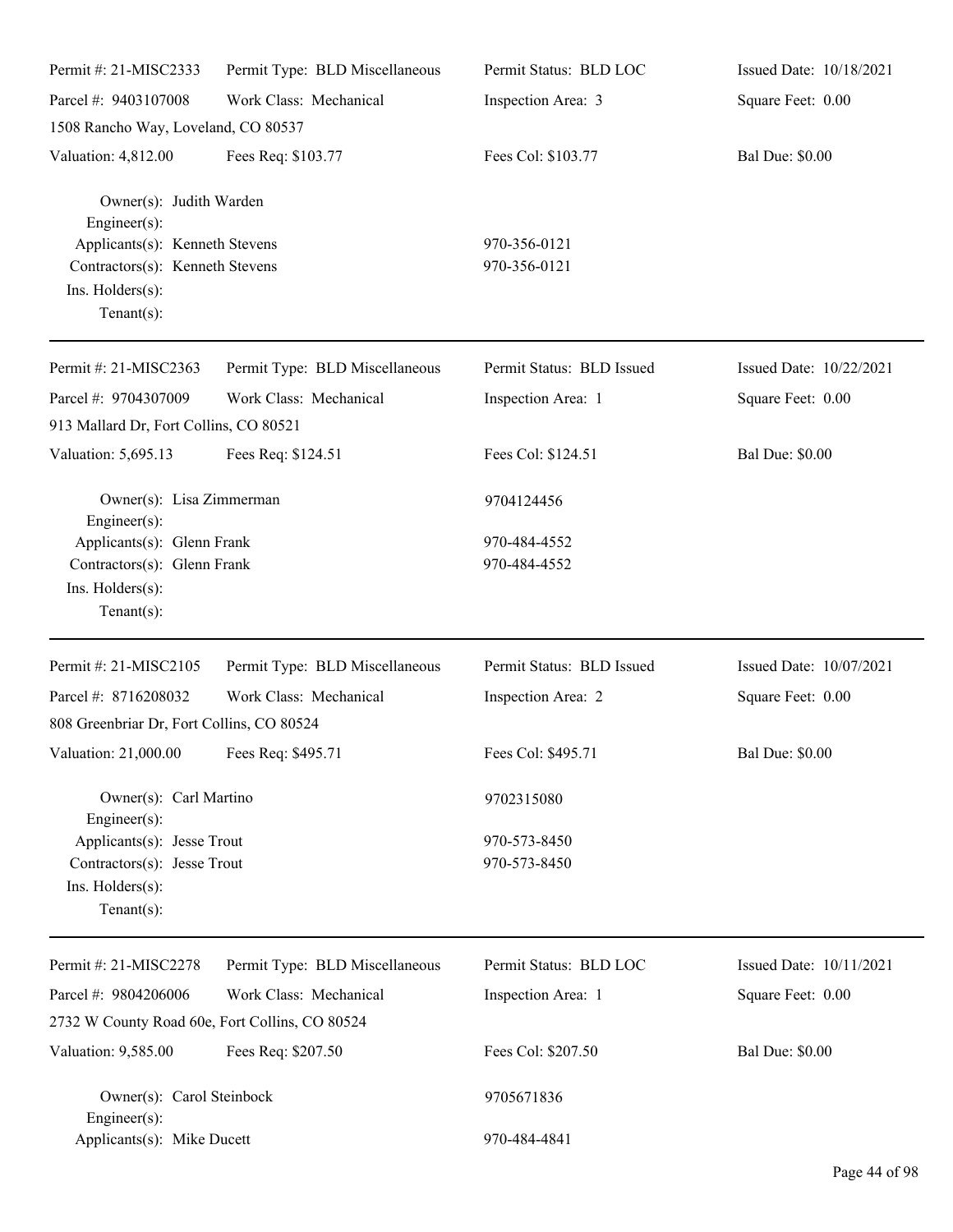| Permit #: 21-MISC2333 | Permit Type: BLD Miscellaneous | Permit Status: BLD LOC | Issued Date: 10/18/2021 |
|---|---|---|---|
| Parcel #: 9403107008 | Work Class: Mechanical | Inspection Area: 3 | Square Feet: 0.00 |
| 1508 Rancho Way, Loveland, CO 80537 | | | |
| Valuation: 4,812.00 | Fees Req: $103.77 | Fees Col: $103.77 | Bal Due: $0.00 |

Owner(s): Judith Warden
Engineer(s):
Applicants(s): Kenneth Stevens — 970-356-0121
Contractors(s): Kenneth Stevens — 970-356-0121
Ins. Holders(s):
Tenant(s):

---

| Permit #: 21-MISC2363 | Permit Type: BLD Miscellaneous | Permit Status: BLD Issued | Issued Date: 10/22/2021 |
|---|---|---|---|
| Parcel #: 9704307009 | Work Class: Mechanical | Inspection Area: 1 | Square Feet: 0.00 |
| 913 Mallard Dr, Fort Collins, CO 80521 | | | |
| Valuation: 5,695.13 | Fees Req: $124.51 | Fees Col: $124.51 | Bal Due: $0.00 |

Owner(s): Lisa Zimmerman — 9704124456
Engineer(s):
Applicants(s): Glenn Frank — 970-484-4552
Contractors(s): Glenn Frank — 970-484-4552
Ins. Holders(s):
Tenant(s):

---

| Permit #: 21-MISC2105 | Permit Type: BLD Miscellaneous | Permit Status: BLD Issued | Issued Date: 10/07/2021 |
|---|---|---|---|
| Parcel #: 8716208032 | Work Class: Mechanical | Inspection Area: 2 | Square Feet: 0.00 |
| 808 Greenbriar Dr, Fort Collins, CO 80524 | | | |
| Valuation: 21,000.00 | Fees Req: $495.71 | Fees Col: $495.71 | Bal Due: $0.00 |

Owner(s): Carl Martino — 9702315080
Engineer(s):
Applicants(s): Jesse Trout — 970-573-8450
Contractors(s): Jesse Trout — 970-573-8450
Ins. Holders(s):
Tenant(s):

---

| Permit #: 21-MISC2278 | Permit Type: BLD Miscellaneous | Permit Status: BLD LOC | Issued Date: 10/11/2021 |
|---|---|---|---|
| Parcel #: 9804206006 | Work Class: Mechanical | Inspection Area: 1 | Square Feet: 0.00 |
| 2732 W County Road 60e, Fort Collins, CO 80524 | | | |
| Valuation: 9,585.00 | Fees Req: $207.50 | Fees Col: $207.50 | Bal Due: $0.00 |

Owner(s): Carol Steinbock — 9705671836
Engineer(s):
Applicants(s): Mike Ducett — 970-484-4841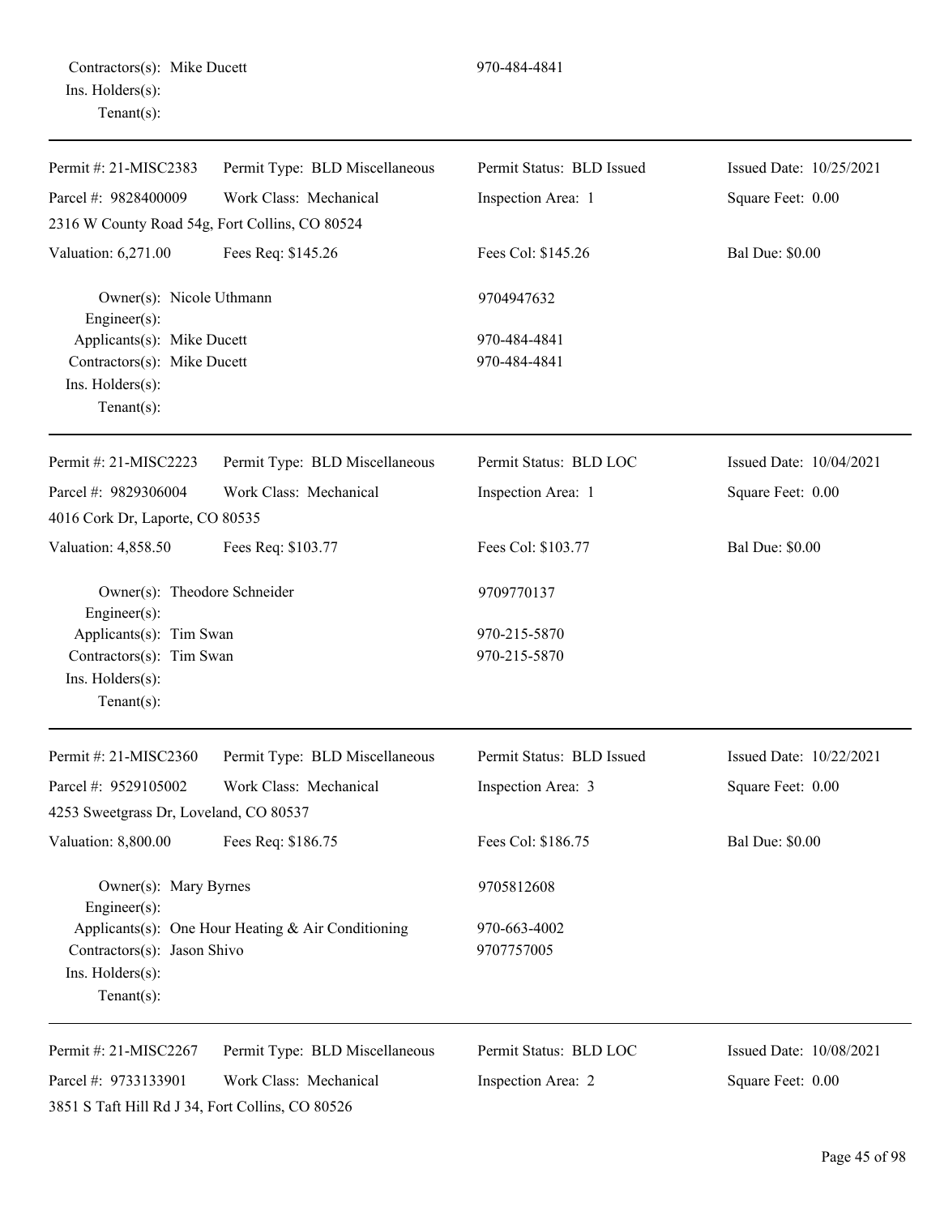Contractors(s): Mike Ducett 970-484-4841
Ins. Holders(s):
Tenant(s):

---

Permit #: 21-MISC2383 Permit Type: BLD Miscellaneous Permit Status: BLD Issued Issued Date: 10/25/2021
Parcel #: 9828400009 Work Class: Mechanical Inspection Area: 1 Square Feet: 0.00
2316 W County Road 54g, Fort Collins, CO 80524
Valuation: 6,271.00 Fees Req: $145.26 Fees Col: $145.26 Bal Due: $0.00

Owner(s): Nicole Uthmann 9704947632
Engineer(s):
Applicants(s): Mike Ducett 970-484-4841
Contractors(s): Mike Ducett 970-484-4841
Ins. Holders(s):
Tenant(s):

---

Permit #: 21-MISC2223 Permit Type: BLD Miscellaneous Permit Status: BLD LOC Issued Date: 10/04/2021
Parcel #: 9829306004 Work Class: Mechanical Inspection Area: 1 Square Feet: 0.00
4016 Cork Dr, Laporte, CO 80535
Valuation: 4,858.50 Fees Req: $103.77 Fees Col: $103.77 Bal Due: $0.00

Owner(s): Theodore Schneider 9709770137
Engineer(s):
Applicants(s): Tim Swan 970-215-5870
Contractors(s): Tim Swan 970-215-5870
Ins. Holders(s):
Tenant(s):

---

Permit #: 21-MISC2360 Permit Type: BLD Miscellaneous Permit Status: BLD Issued Issued Date: 10/22/2021
Parcel #: 9529105002 Work Class: Mechanical Inspection Area: 3 Square Feet: 0.00
4253 Sweetgrass Dr, Loveland, CO 80537
Valuation: 8,800.00 Fees Req: $186.75 Fees Col: $186.75 Bal Due: $0.00

Owner(s): Mary Byrnes 9705812608
Engineer(s):
Applicants(s): One Hour Heating & Air Conditioning 970-663-4002
Contractors(s): Jason Shivo 9707757005
Ins. Holders(s):
Tenant(s):

---

Permit #: 21-MISC2267 Permit Type: BLD Miscellaneous Permit Status: BLD LOC Issued Date: 10/08/2021
Parcel #: 9733133901 Work Class: Mechanical Inspection Area: 2 Square Feet: 0.00
3851 S Taft Hill Rd J 34, Fort Collins, CO 80526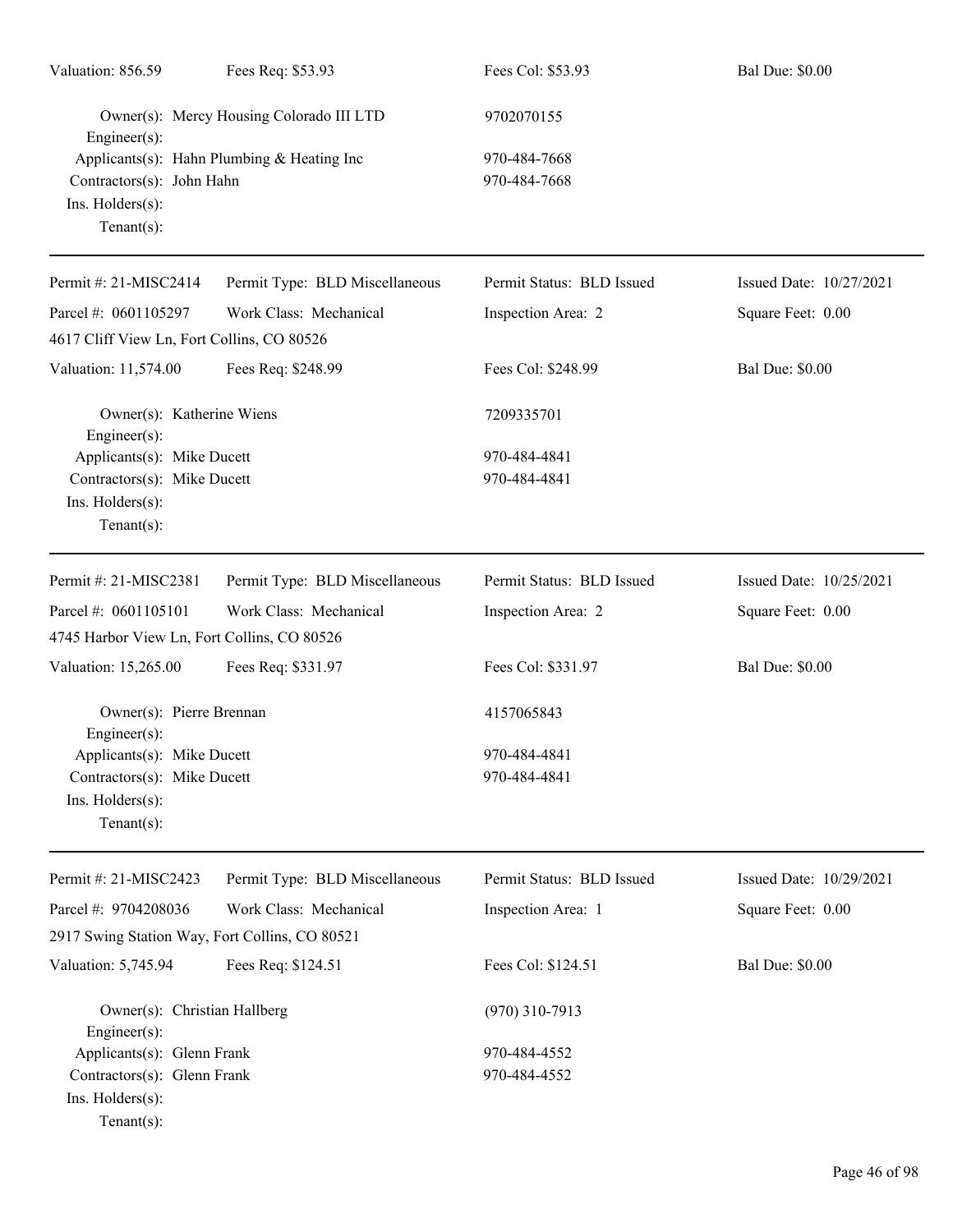Valuation: 856.59 Fees Req: $53.93 Fees Col: $53.93 Bal Due: $0.00

Owner(s): Mercy Housing Colorado III LTD 9702070155
Engineer(s):
Applicants(s): Hahn Plumbing & Heating Inc 970-484-7668
Contractors(s): John Hahn 970-484-7668
Ins. Holders(s):
Tenant(s):

---

Permit #: 21-MISC2414 Permit Type: BLD Miscellaneous Permit Status: BLD Issued Issued Date: 10/27/2021
Parcel #: 0601105297 Work Class: Mechanical Inspection Area: 2 Square Feet: 0.00
4617 Cliff View Ln, Fort Collins, CO 80526
Valuation: 11,574.00 Fees Req: $248.99 Fees Col: $248.99 Bal Due: $0.00

Owner(s): Katherine Wiens 7209335701
Engineer(s):
Applicants(s): Mike Ducett 970-484-4841
Contractors(s): Mike Ducett 970-484-4841
Ins. Holders(s):
Tenant(s):

---

Permit #: 21-MISC2381 Permit Type: BLD Miscellaneous Permit Status: BLD Issued Issued Date: 10/25/2021
Parcel #: 0601105101 Work Class: Mechanical Inspection Area: 2 Square Feet: 0.00
4745 Harbor View Ln, Fort Collins, CO 80526
Valuation: 15,265.00 Fees Req: $331.97 Fees Col: $331.97 Bal Due: $0.00

Owner(s): Pierre Brennan 4157065843
Engineer(s):
Applicants(s): Mike Ducett 970-484-4841
Contractors(s): Mike Ducett 970-484-4841
Ins. Holders(s):
Tenant(s):

---

Permit #: 21-MISC2423 Permit Type: BLD Miscellaneous Permit Status: BLD Issued Issued Date: 10/29/2021
Parcel #: 9704208036 Work Class: Mechanical Inspection Area: 1 Square Feet: 0.00
2917 Swing Station Way, Fort Collins, CO 80521
Valuation: 5,745.94 Fees Req: $124.51 Fees Col: $124.51 Bal Due: $0.00

Owner(s): Christian Hallberg (970) 310-7913
Engineer(s):
Applicants(s): Glenn Frank 970-484-4552
Contractors(s): Glenn Frank 970-484-4552
Ins. Holders(s):
Tenant(s):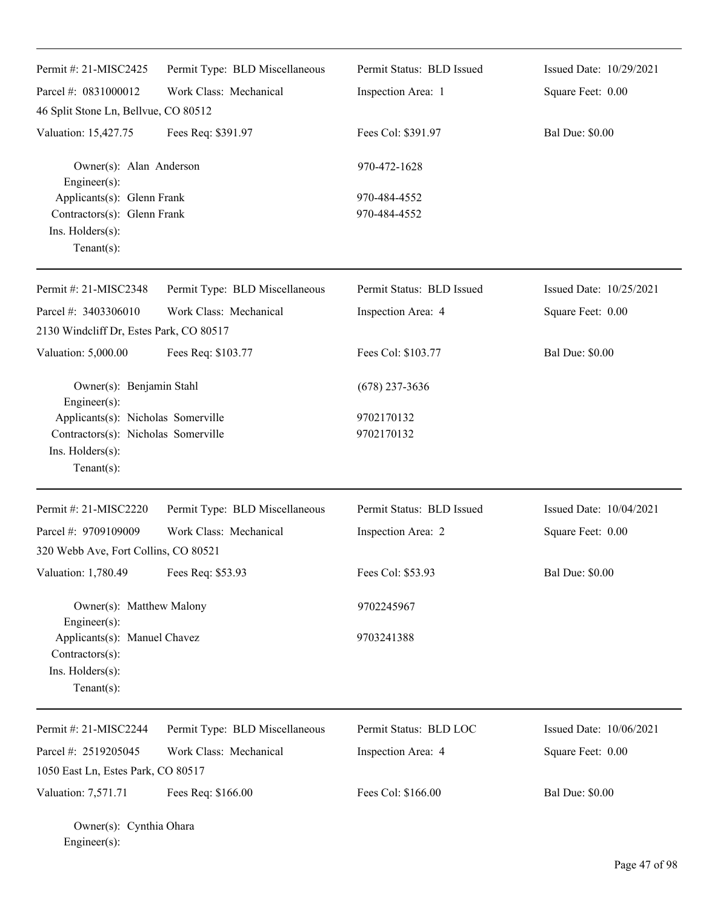| Permit #: 21-MISC2425 | Permit Type: BLD Miscellaneous | Permit Status: BLD Issued | Issued Date: 10/29/2021 |
|---|---|---|---|
| Parcel #: 0831000012 | Work Class: Mechanical | Inspection Area: 1 | Square Feet: 0.00 |
| 46 Split Stone Ln, Bellvue, CO 80512 | | | |
| Valuation: 15,427.75 | Fees Req: $391.97 | Fees Col: $391.97 | Bal Due: $0.00 |

Owner(s): Alan Anderson — 970-472-1628
Engineer(s):
Applicants(s): Glenn Frank — 970-484-4552
Contractors(s): Glenn Frank — 970-484-4552
Ins. Holders(s):
Tenant(s):

---

| Permit #: 21-MISC2348 | Permit Type: BLD Miscellaneous | Permit Status: BLD Issued | Issued Date: 10/25/2021 |
|---|---|---|---|
| Parcel #: 3403306010 | Work Class: Mechanical | Inspection Area: 4 | Square Feet: 0.00 |
| 2130 Windcliff Dr, Estes Park, CO 80517 | | | |
| Valuation: 5,000.00 | Fees Req: $103.77 | Fees Col: $103.77 | Bal Due: $0.00 |

Owner(s): Benjamin Stahl — (678) 237-3636
Engineer(s):
Applicants(s): Nicholas Somerville — 9702170132
Contractors(s): Nicholas Somerville — 9702170132
Ins. Holders(s):
Tenant(s):

---

| Permit #: 21-MISC2220 | Permit Type: BLD Miscellaneous | Permit Status: BLD Issued | Issued Date: 10/04/2021 |
|---|---|---|---|
| Parcel #: 9709109009 | Work Class: Mechanical | Inspection Area: 2 | Square Feet: 0.00 |
| 320 Webb Ave, Fort Collins, CO 80521 | | | |
| Valuation: 1,780.49 | Fees Req: $53.93 | Fees Col: $53.93 | Bal Due: $0.00 |

Owner(s): Matthew Malony — 9702245967
Engineer(s):
Applicants(s): Manuel Chavez — 9703241388
Contractors(s):
Ins. Holders(s):
Tenant(s):

---

| Permit #: 21-MISC2244 | Permit Type: BLD Miscellaneous | Permit Status: BLD LOC | Issued Date: 10/06/2021 |
|---|---|---|---|
| Parcel #: 2519205045 | Work Class: Mechanical | Inspection Area: 4 | Square Feet: 0.00 |
| 1050 East Ln, Estes Park, CO 80517 | | | |
| Valuation: 7,571.71 | Fees Req: $166.00 | Fees Col: $166.00 | Bal Due: $0.00 |

Owner(s): Cynthia Ohara
Engineer(s):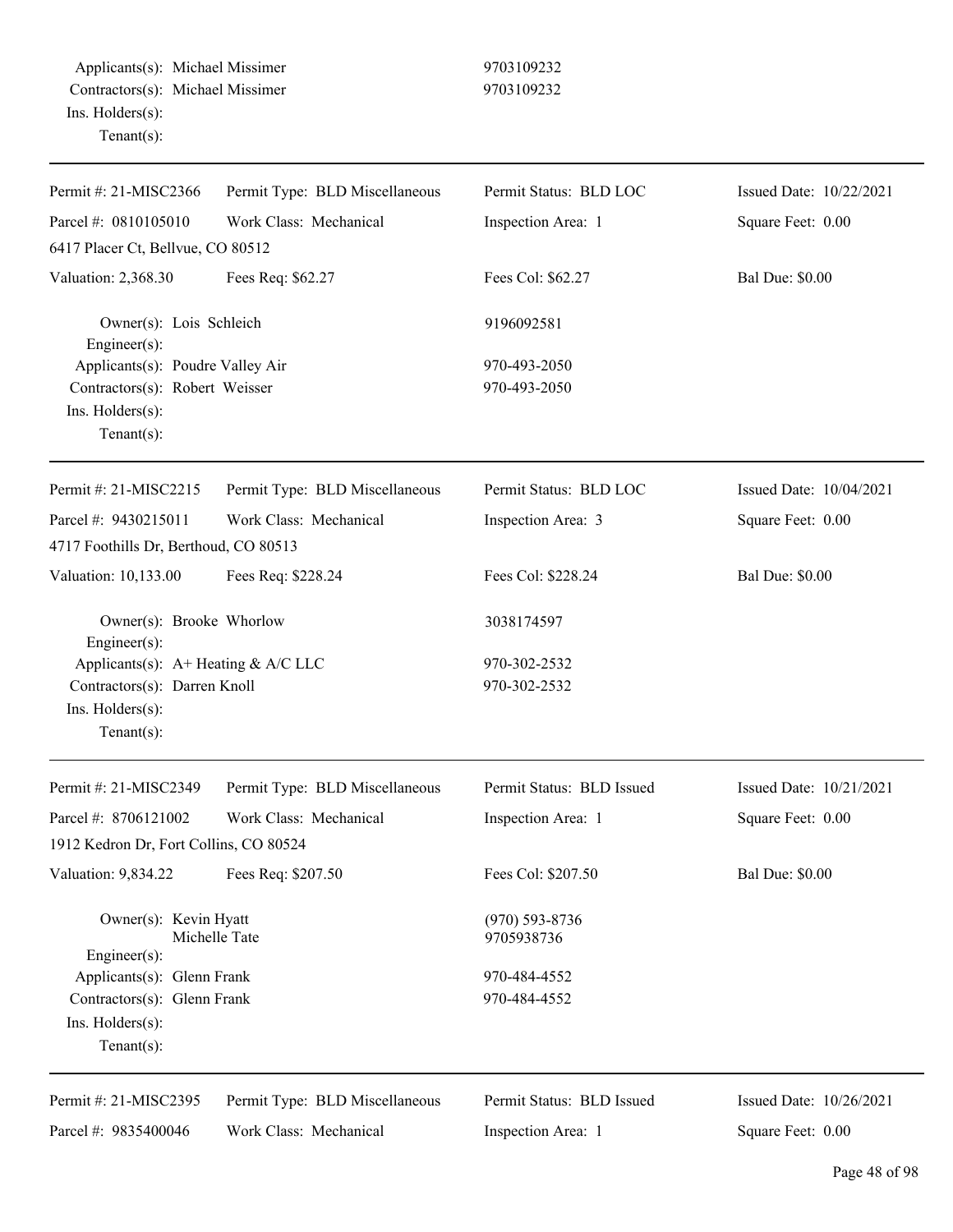Applicants(s): Michael Missimer 9703109232
Contractors(s): Michael Missimer 9703109232
Ins. Holders(s):
Tenant(s):

---

Permit #: 21-MISC2366 | Permit Type: BLD Miscellaneous | Permit Status: BLD LOC | Issued Date: 10/22/2021
Parcel #: 0810105010 | Work Class: Mechanical | Inspection Area: 1 | Square Feet: 0.00
6417 Placer Ct, Bellvue, CO 80512
Valuation: 2,368.30 | Fees Req: $62.27 | Fees Col: $62.27 | Bal Due: $0.00

Owner(s): Lois Schleich 9196092581
Engineer(s):
Applicants(s): Poudre Valley Air 970-493-2050
Contractors(s): Robert Weisser 970-493-2050
Ins. Holders(s):
Tenant(s):

---

Permit #: 21-MISC2215 | Permit Type: BLD Miscellaneous | Permit Status: BLD LOC | Issued Date: 10/04/2021
Parcel #: 9430215011 | Work Class: Mechanical | Inspection Area: 3 | Square Feet: 0.00
4717 Foothills Dr, Berthoud, CO 80513
Valuation: 10,133.00 | Fees Req: $228.24 | Fees Col: $228.24 | Bal Due: $0.00

Owner(s): Brooke Whorlow 3038174597
Engineer(s):
Applicants(s): A+ Heating & A/C LLC 970-302-2532
Contractors(s): Darren Knoll 970-302-2532
Ins. Holders(s):
Tenant(s):

---

Permit #: 21-MISC2349 | Permit Type: BLD Miscellaneous | Permit Status: BLD Issued | Issued Date: 10/21/2021
Parcel #: 8706121002 | Work Class: Mechanical | Inspection Area: 1 | Square Feet: 0.00
1912 Kedron Dr, Fort Collins, CO 80524
Valuation: 9,834.22 | Fees Req: $207.50 | Fees Col: $207.50 | Bal Due: $0.00

Owner(s): Kevin Hyatt (970) 593-8736
Michelle Tate 9705938736
Engineer(s):
Applicants(s): Glenn Frank 970-484-4552
Contractors(s): Glenn Frank 970-484-4552
Ins. Holders(s):
Tenant(s):

---

Permit #: 21-MISC2395 | Permit Type: BLD Miscellaneous | Permit Status: BLD Issued | Issued Date: 10/26/2021
Parcel #: 9835400046 | Work Class: Mechanical | Inspection Area: 1 | Square Feet: 0.00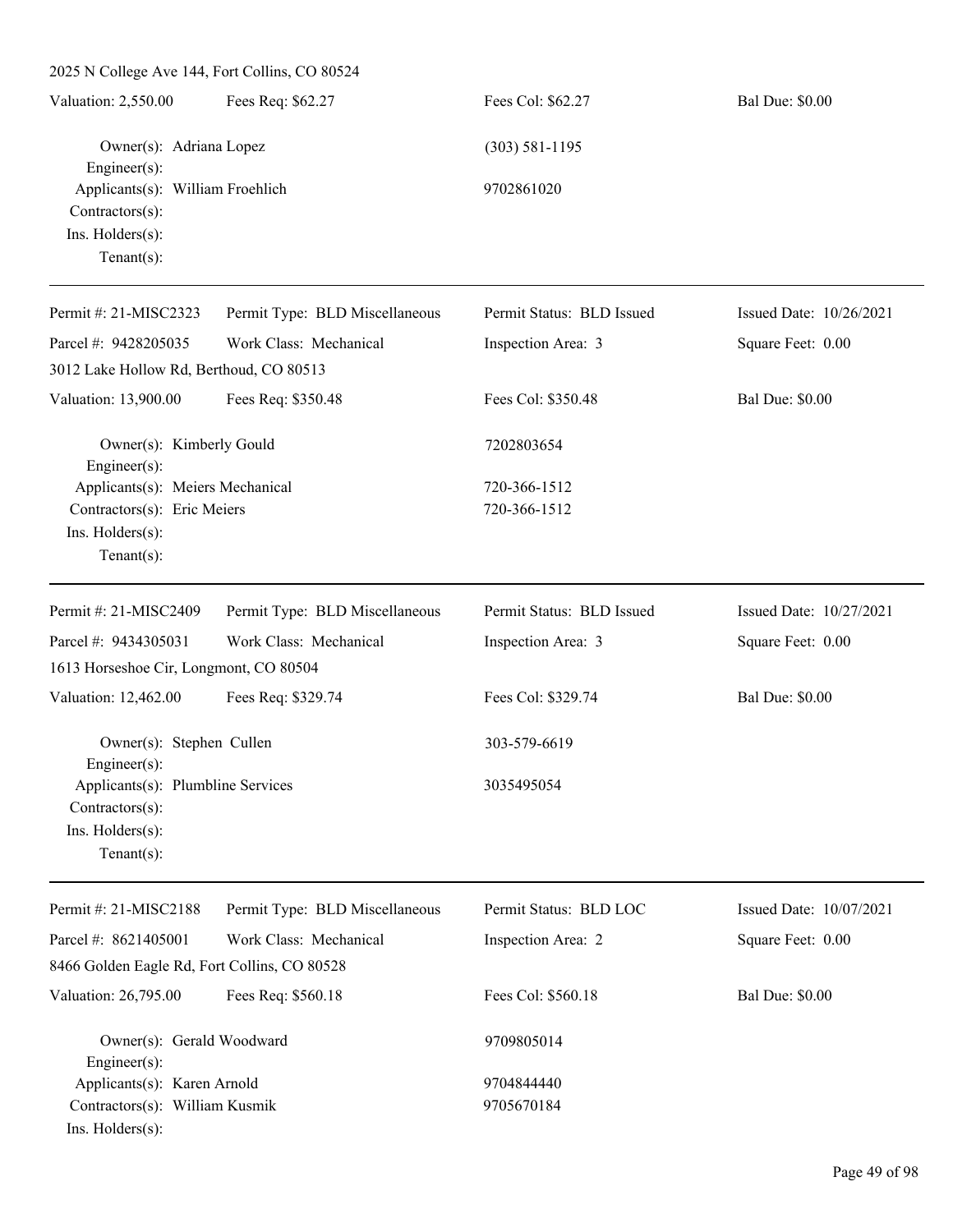2025 N College Ave 144, Fort Collins, CO 80524

| Valuation: 2,550.00 | Fees Req: $62.27 | Fees Col: $62.27 | Bal Due: $0.00 |
|---|---|---|---|

Owner(s): Adriana Lopez — (303) 581-1195
Engineer(s):
Applicants(s): William Froehlich — 9702861020
Contractors(s):
Ins. Holders(s):
Tenant(s):

---

| Permit #: 21-MISC2323 | Permit Type: BLD Miscellaneous | Permit Status: BLD Issued | Issued Date: 10/26/2021 |
|---|---|---|---|
| Parcel #: 9428205035 | Work Class: Mechanical | Inspection Area: 3 | Square Feet: 0.00 |
| 3012 Lake Hollow Rd, Berthoud, CO 80513 | | | |
| Valuation: 13,900.00 | Fees Req: $350.48 | Fees Col: $350.48 | Bal Due: $0.00 |

Owner(s): Kimberly Gould — 7202803654
Engineer(s):
Applicants(s): Meiers Mechanical — 720-366-1512
Contractors(s): Eric Meiers — 720-366-1512
Ins. Holders(s):
Tenant(s):

---

| Permit #: 21-MISC2409 | Permit Type: BLD Miscellaneous | Permit Status: BLD Issued | Issued Date: 10/27/2021 |
|---|---|---|---|
| Parcel #: 9434305031 | Work Class: Mechanical | Inspection Area: 3 | Square Feet: 0.00 |
| 1613 Horseshoe Cir, Longmont, CO 80504 | | | |
| Valuation: 12,462.00 | Fees Req: $329.74 | Fees Col: $329.74 | Bal Due: $0.00 |

Owner(s): Stephen Cullen — 303-579-6619
Engineer(s):
Applicants(s): Plumbline Services — 3035495054
Contractors(s):
Ins. Holders(s):
Tenant(s):

---

| Permit #: 21-MISC2188 | Permit Type: BLD Miscellaneous | Permit Status: BLD LOC | Issued Date: 10/07/2021 |
|---|---|---|---|
| Parcel #: 8621405001 | Work Class: Mechanical | Inspection Area: 2 | Square Feet: 0.00 |
| 8466 Golden Eagle Rd, Fort Collins, CO 80528 | | | |
| Valuation: 26,795.00 | Fees Req: $560.18 | Fees Col: $560.18 | Bal Due: $0.00 |

Owner(s): Gerald Woodward — 9709805014
Engineer(s):
Applicants(s): Karen Arnold — 9704844440
Contractors(s): William Kusmik — 9705670184
Ins. Holders(s):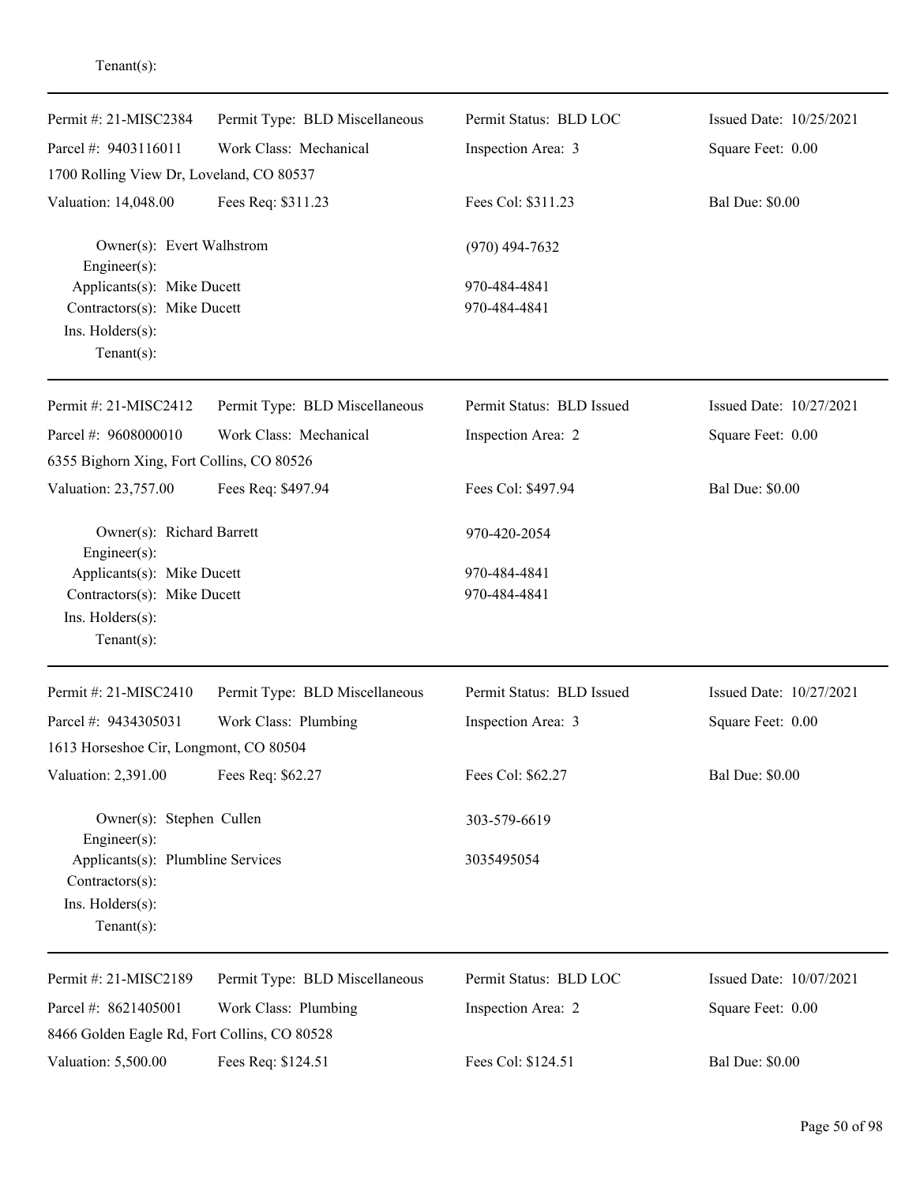Tenant(s):

---

| | | | |
|---|---|---|---|
| Permit #: 21-MISC2384 | Permit Type: BLD Miscellaneous | Permit Status: BLD LOC | Issued Date: 10/25/2021 |
| Parcel #: 9403116011 | Work Class: Mechanical | Inspection Area: 3 | Square Feet: 0.00 |
| 1700 Rolling View Dr, Loveland, CO 80537 | | | |
| Valuation: 14,048.00 | Fees Req: $311.23 | Fees Col: $311.23 | Bal Due: $0.00 |

Owner(s): Evert Walhstrom (970) 494-7632
Engineer(s):
Applicants(s): Mike Ducett 970-484-4841
Contractors(s): Mike Ducett 970-484-4841
Ins. Holders(s):
Tenant(s):

---

| | | | |
|---|---|---|---|
| Permit #: 21-MISC2412 | Permit Type: BLD Miscellaneous | Permit Status: BLD Issued | Issued Date: 10/27/2021 |
| Parcel #: 9608000010 | Work Class: Mechanical | Inspection Area: 2 | Square Feet: 0.00 |
| 6355 Bighorn Xing, Fort Collins, CO 80526 | | | |
| Valuation: 23,757.00 | Fees Req: $497.94 | Fees Col: $497.94 | Bal Due: $0.00 |

Owner(s): Richard Barrett 970-420-2054
Engineer(s):
Applicants(s): Mike Ducett 970-484-4841
Contractors(s): Mike Ducett 970-484-4841
Ins. Holders(s):
Tenant(s):

---

| | | | |
|---|---|---|---|
| Permit #: 21-MISC2410 | Permit Type: BLD Miscellaneous | Permit Status: BLD Issued | Issued Date: 10/27/2021 |
| Parcel #: 9434305031 | Work Class: Plumbing | Inspection Area: 3 | Square Feet: 0.00 |
| 1613 Horseshoe Cir, Longmont, CO 80504 | | | |
| Valuation: 2,391.00 | Fees Req: $62.27 | Fees Col: $62.27 | Bal Due: $0.00 |

Owner(s): Stephen Cullen 303-579-6619
Engineer(s):
Applicants(s): Plumbline Services 3035495054
Contractors(s):
Ins. Holders(s):
Tenant(s):

---

| | | | |
|---|---|---|---|
| Permit #: 21-MISC2189 | Permit Type: BLD Miscellaneous | Permit Status: BLD LOC | Issued Date: 10/07/2021 |
| Parcel #: 8621405001 | Work Class: Plumbing | Inspection Area: 2 | Square Feet: 0.00 |
| 8466 Golden Eagle Rd, Fort Collins, CO 80528 | | | |
| Valuation: 5,500.00 | Fees Req: $124.51 | Fees Col: $124.51 | Bal Due: $0.00 |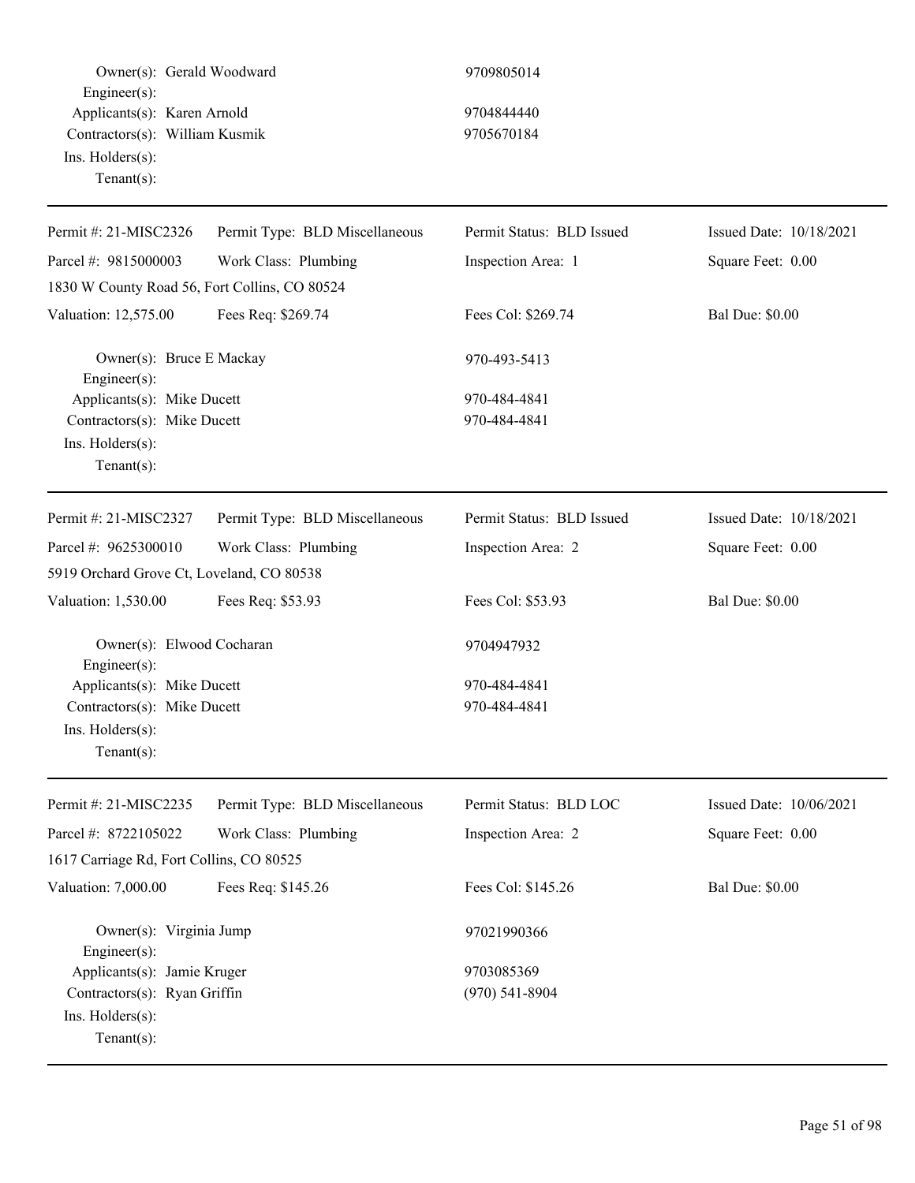Owner(s): Gerald Woodward 9709805014
Engineer(s):
Applicants(s): Karen Arnold 9704844440
Contractors(s): William Kusmik 9705670184
Ins. Holders(s):
Tenant(s):

---

| Permit #: 21-MISC2326 | Permit Type: BLD Miscellaneous | Permit Status: BLD Issued | Issued Date: 10/18/2021 |
|---|---|---|---|
| Parcel #: 9815000003 | Work Class: Plumbing | Inspection Area: 1 | Square Feet: 0.00 |
| 1830 W County Road 56, Fort Collins, CO 80524 | | | |
| Valuation: 12,575.00 | Fees Req: $269.74 | Fees Col: $269.74 | Bal Due: $0.00 |

Owner(s): Bruce E Mackay 970-493-5413
Engineer(s):
Applicants(s): Mike Ducett 970-484-4841
Contractors(s): Mike Ducett 970-484-4841
Ins. Holders(s):
Tenant(s):

---

| Permit #: 21-MISC2327 | Permit Type: BLD Miscellaneous | Permit Status: BLD Issued | Issued Date: 10/18/2021 |
|---|---|---|---|
| Parcel #: 9625300010 | Work Class: Plumbing | Inspection Area: 2 | Square Feet: 0.00 |
| 5919 Orchard Grove Ct, Loveland, CO 80538 | | | |
| Valuation: 1,530.00 | Fees Req: $53.93 | Fees Col: $53.93 | Bal Due: $0.00 |

Owner(s): Elwood Cocharan 9704947932
Engineer(s):
Applicants(s): Mike Ducett 970-484-4841
Contractors(s): Mike Ducett 970-484-4841
Ins. Holders(s):
Tenant(s):

---

| Permit #: 21-MISC2235 | Permit Type: BLD Miscellaneous | Permit Status: BLD LOC | Issued Date: 10/06/2021 |
|---|---|---|---|
| Parcel #: 8722105022 | Work Class: Plumbing | Inspection Area: 2 | Square Feet: 0.00 |
| 1617 Carriage Rd, Fort Collins, CO 80525 | | | |
| Valuation: 7,000.00 | Fees Req: $145.26 | Fees Col: $145.26 | Bal Due: $0.00 |

Owner(s): Virginia Jump 97021990366
Engineer(s):
Applicants(s): Jamie Kruger 9703085369
Contractors(s): Ryan Griffin (970) 541-8904
Ins. Holders(s):
Tenant(s):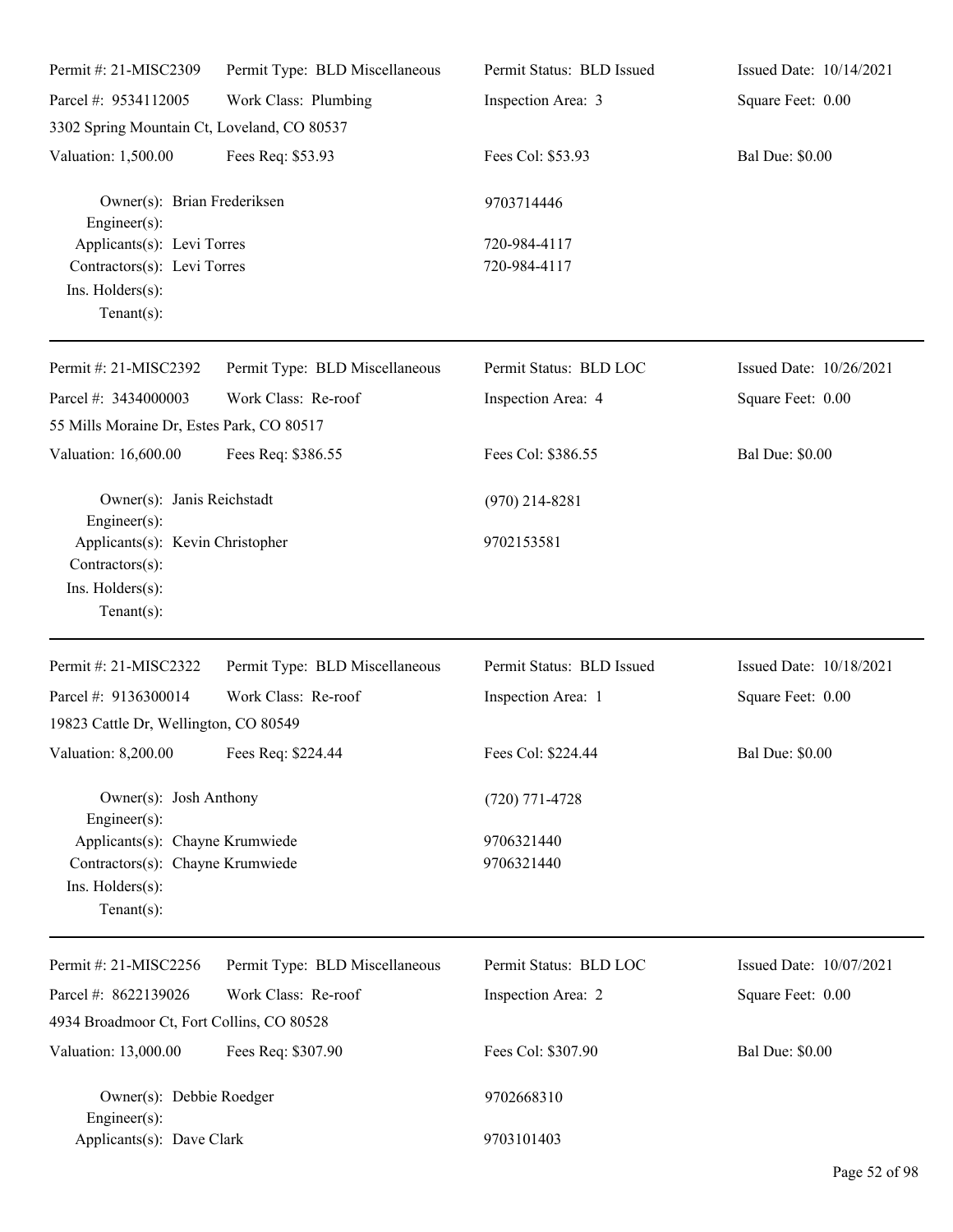Permit #: 21-MISC2309 | Permit Type: BLD Miscellaneous | Permit Status: BLD Issued | Issued Date: 10/14/2021
Parcel #: 9534112005 | Work Class: Plumbing | Inspection Area: 3 | Square Feet: 0.00
3302 Spring Mountain Ct, Loveland, CO 80537
Valuation: 1,500.00 | Fees Req: $53.93 | Fees Col: $53.93 | Bal Due: $0.00

Owner(s): Brian Frederiksen 9703714446
Engineer(s):
Applicants(s): Levi Torres 720-984-4117
Contractors(s): Levi Torres 720-984-4117
Ins. Holders(s):
Tenant(s):

---

Permit #: 21-MISC2392 | Permit Type: BLD Miscellaneous | Permit Status: BLD LOC | Issued Date: 10/26/2021
Parcel #: 3434000003 | Work Class: Re-roof | Inspection Area: 4 | Square Feet: 0.00
55 Mills Moraine Dr, Estes Park, CO 80517
Valuation: 16,600.00 | Fees Req: $386.55 | Fees Col: $386.55 | Bal Due: $0.00

Owner(s): Janis Reichstadt (970) 214-8281
Engineer(s):
Applicants(s): Kevin Christopher 9702153581
Contractors(s):
Ins. Holders(s):
Tenant(s):

---

Permit #: 21-MISC2322 | Permit Type: BLD Miscellaneous | Permit Status: BLD Issued | Issued Date: 10/18/2021
Parcel #: 9136300014 | Work Class: Re-roof | Inspection Area: 1 | Square Feet: 0.00
19823 Cattle Dr, Wellington, CO 80549
Valuation: 8,200.00 | Fees Req: $224.44 | Fees Col: $224.44 | Bal Due: $0.00

Owner(s): Josh Anthony (720) 771-4728
Engineer(s):
Applicants(s): Chayne Krumwiede 9706321440
Contractors(s): Chayne Krumwiede 9706321440
Ins. Holders(s):
Tenant(s):

---

Permit #: 21-MISC2256 | Permit Type: BLD Miscellaneous | Permit Status: BLD LOC | Issued Date: 10/07/2021
Parcel #: 8622139026 | Work Class: Re-roof | Inspection Area: 2 | Square Feet: 0.00
4934 Broadmoor Ct, Fort Collins, CO 80528
Valuation: 13,000.00 | Fees Req: $307.90 | Fees Col: $307.90 | Bal Due: $0.00

Owner(s): Debbie Roedger 9702668310
Engineer(s):
Applicants(s): Dave Clark 9703101403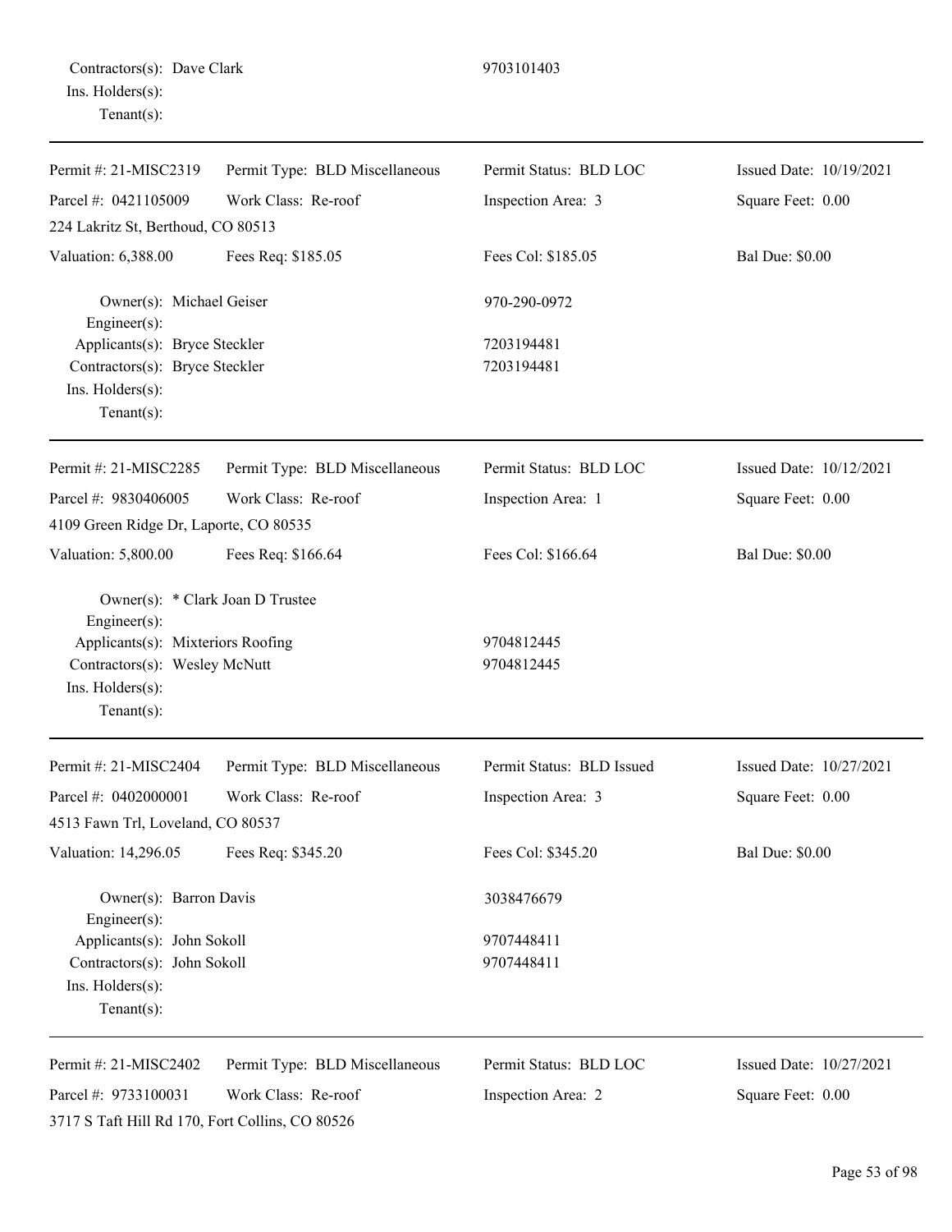Contractors(s): Dave Clark 9703101403
Ins. Holders(s):
Tenant(s):

---

Permit #: 21-MISC2319 Permit Type: BLD Miscellaneous Permit Status: BLD LOC Issued Date: 10/19/2021
Parcel #: 0421105009 Work Class: Re-roof Inspection Area: 3 Square Feet: 0.00
224 Lakritz St, Berthoud, CO 80513
Valuation: 6,388.00 Fees Req: $185.05 Fees Col: $185.05 Bal Due: $0.00

Owner(s): Michael Geiser 970-290-0972
Engineer(s):
Applicants(s): Bryce Steckler 7203194481
Contractors(s): Bryce Steckler 7203194481
Ins. Holders(s):
Tenant(s):

---

Permit #: 21-MISC2285 Permit Type: BLD Miscellaneous Permit Status: BLD LOC Issued Date: 10/12/2021
Parcel #: 9830406005 Work Class: Re-roof Inspection Area: 1 Square Feet: 0.00
4109 Green Ridge Dr, Laporte, CO 80535
Valuation: 5,800.00 Fees Req: $166.64 Fees Col: $166.64 Bal Due: $0.00

Owner(s): * Clark Joan D Trustee
Engineer(s):
Applicants(s): Mixteriors Roofing 9704812445
Contractors(s): Wesley McNutt 9704812445
Ins. Holders(s):
Tenant(s):

---

Permit #: 21-MISC2404 Permit Type: BLD Miscellaneous Permit Status: BLD Issued Issued Date: 10/27/2021
Parcel #: 0402000001 Work Class: Re-roof Inspection Area: 3 Square Feet: 0.00
4513 Fawn Trl, Loveland, CO 80537
Valuation: 14,296.05 Fees Req: $345.20 Fees Col: $345.20 Bal Due: $0.00

Owner(s): Barron Davis 3038476679
Engineer(s):
Applicants(s): John Sokoll 9707448411
Contractors(s): John Sokoll 9707448411
Ins. Holders(s):
Tenant(s):

---

Permit #: 21-MISC2402 Permit Type: BLD Miscellaneous Permit Status: BLD LOC Issued Date: 10/27/2021
Parcel #: 9733100031 Work Class: Re-roof Inspection Area: 2 Square Feet: 0.00
3717 S Taft Hill Rd 170, Fort Collins, CO 80526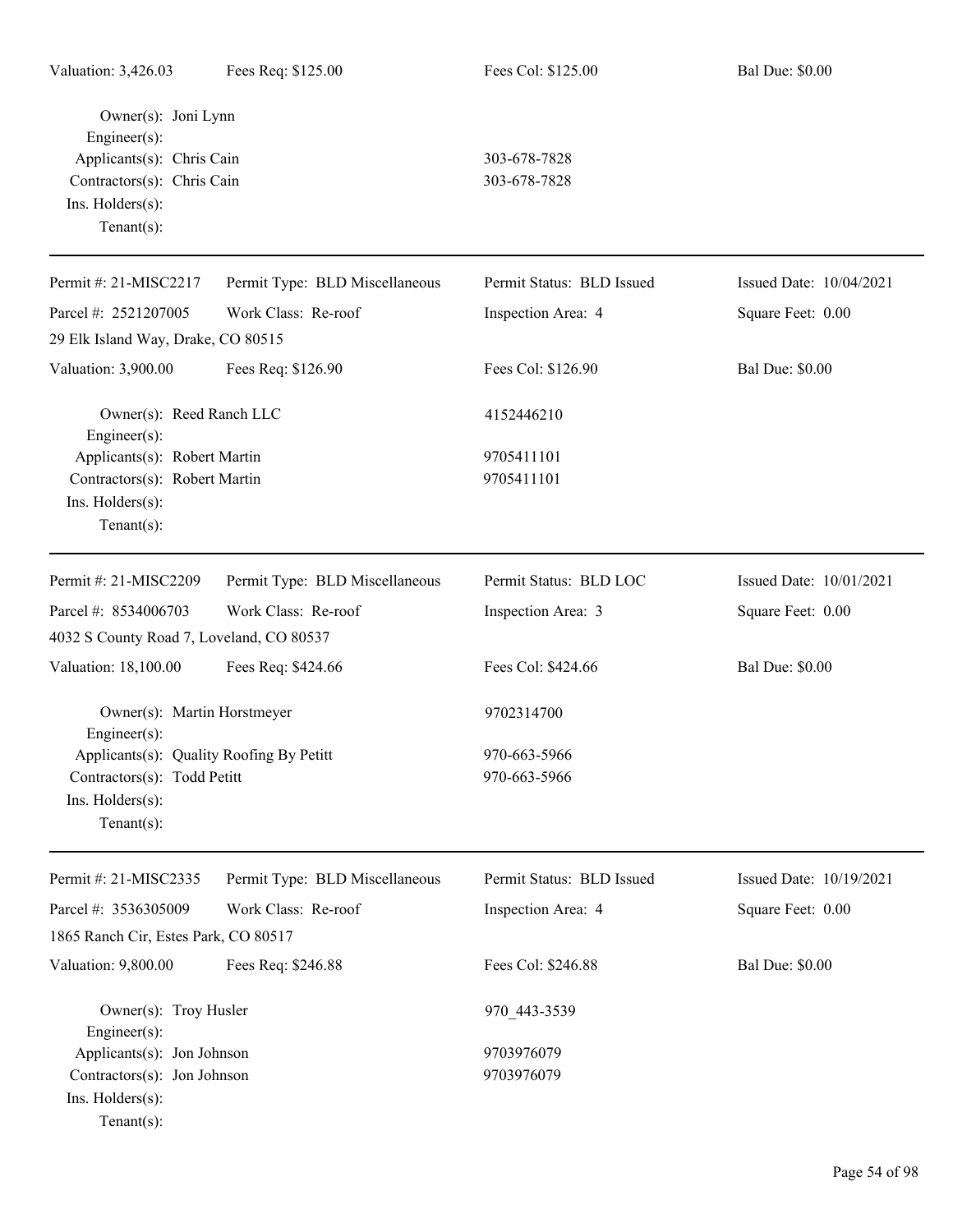| Valuation: 3,426.03 | Fees Req: $125.00 | Fees Col: $125.00 | Bal Due: $0.00 |
|---|---|---|---|

Owner(s): Joni Lynn
Engineer(s):
Applicants(s): Chris Cain — 303-678-7828
Contractors(s): Chris Cain — 303-678-7828
Ins. Holders(s):
Tenant(s):

---

| Permit #: 21-MISC2217 | Permit Type: BLD Miscellaneous | Permit Status: BLD Issued | Issued Date: 10/04/2021 |
|---|---|---|---|
| Parcel #: 2521207005 | Work Class: Re-roof | Inspection Area: 4 | Square Feet: 0.00 |
| 29 Elk Island Way, Drake, CO 80515 | | | |
| Valuation: 3,900.00 | Fees Req: $126.90 | Fees Col: $126.90 | Bal Due: $0.00 |

Owner(s): Reed Ranch LLC — 4152446210
Engineer(s):
Applicants(s): Robert Martin — 9705411101
Contractors(s): Robert Martin — 9705411101
Ins. Holders(s):
Tenant(s):

---

| Permit #: 21-MISC2209 | Permit Type: BLD Miscellaneous | Permit Status: BLD LOC | Issued Date: 10/01/2021 |
|---|---|---|---|
| Parcel #: 8534006703 | Work Class: Re-roof | Inspection Area: 3 | Square Feet: 0.00 |
| 4032 S County Road 7, Loveland, CO 80537 | | | |
| Valuation: 18,100.00 | Fees Req: $424.66 | Fees Col: $424.66 | Bal Due: $0.00 |

Owner(s): Martin Horstmeyer — 9702314700
Engineer(s):
Applicants(s): Quality Roofing By Petitt — 970-663-5966
Contractors(s): Todd Petitt — 970-663-5966
Ins. Holders(s):
Tenant(s):

---

| Permit #: 21-MISC2335 | Permit Type: BLD Miscellaneous | Permit Status: BLD Issued | Issued Date: 10/19/2021 |
|---|---|---|---|
| Parcel #: 3536305009 | Work Class: Re-roof | Inspection Area: 4 | Square Feet: 0.00 |
| 1865 Ranch Cir, Estes Park, CO 80517 | | | |
| Valuation: 9,800.00 | Fees Req: $246.88 | Fees Col: $246.88 | Bal Due: $0.00 |

Owner(s): Troy Husler — 970_443-3539
Engineer(s):
Applicants(s): Jon Johnson — 9703976079
Contractors(s): Jon Johnson — 9703976079
Ins. Holders(s):
Tenant(s):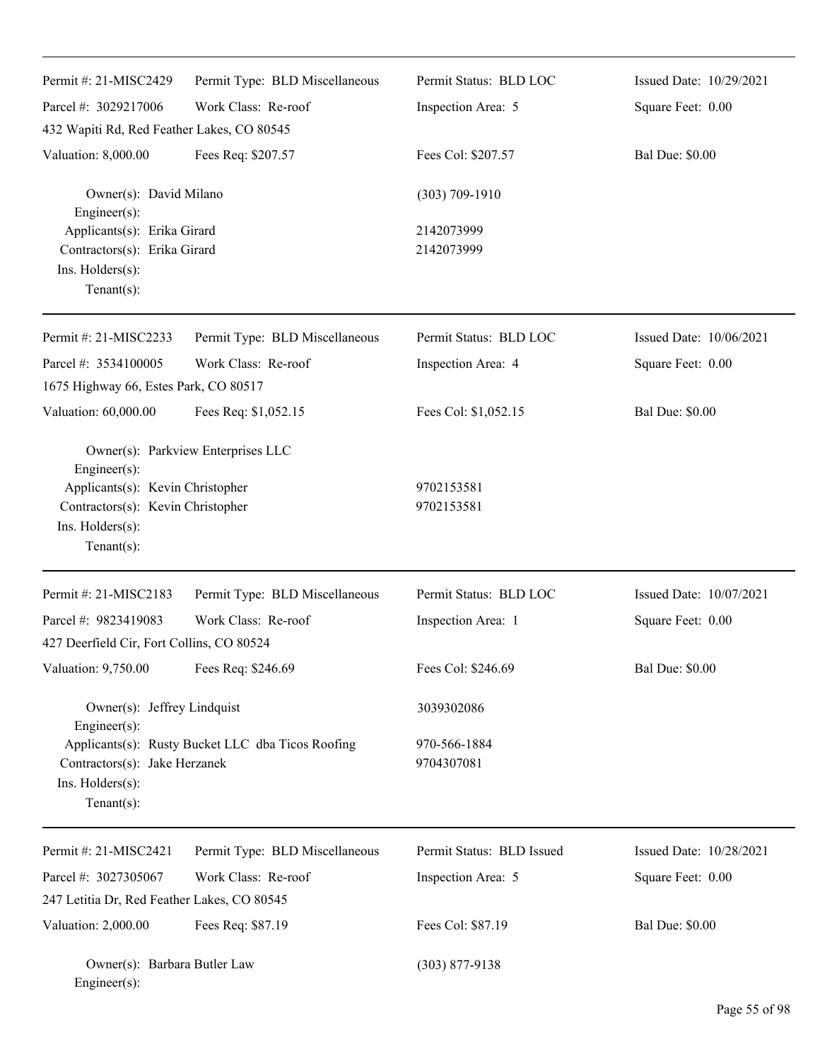| Permit #: 21-MISC2429 | Permit Type: BLD Miscellaneous | Permit Status: BLD LOC | Issued Date: 10/29/2021 |
|---|---|---|---|
| Parcel #: 3029217006 | Work Class: Re-roof | Inspection Area: 5 | Square Feet: 0.00 |
| 432 Wapiti Rd, Red Feather Lakes, CO 80545 | | | |
| Valuation: 8,000.00 | Fees Req: $207.57 | Fees Col: $207.57 | Bal Due: $0.00 |

Owner(s): David Milano (303) 709-1910
Engineer(s):
Applicants(s): Erika Girard 2142073999
Contractors(s): Erika Girard 2142073999
Ins. Holders(s):
Tenant(s):

---

| Permit #: 21-MISC2233 | Permit Type: BLD Miscellaneous | Permit Status: BLD LOC | Issued Date: 10/06/2021 |
|---|---|---|---|
| Parcel #: 3534100005 | Work Class: Re-roof | Inspection Area: 4 | Square Feet: 0.00 |
| 1675 Highway 66, Estes Park, CO 80517 | | | |
| Valuation: 60,000.00 | Fees Req: $1,052.15 | Fees Col: $1,052.15 | Bal Due: $0.00 |

Owner(s): Parkview Enterprises LLC
Engineer(s):
Applicants(s): Kevin Christopher 9702153581
Contractors(s): Kevin Christopher 9702153581
Ins. Holders(s):
Tenant(s):

---

| Permit #: 21-MISC2183 | Permit Type: BLD Miscellaneous | Permit Status: BLD LOC | Issued Date: 10/07/2021 |
|---|---|---|---|
| Parcel #: 9823419083 | Work Class: Re-roof | Inspection Area: 1 | Square Feet: 0.00 |
| 427 Deerfield Cir, Fort Collins, CO 80524 | | | |
| Valuation: 9,750.00 | Fees Req: $246.69 | Fees Col: $246.69 | Bal Due: $0.00 |

Owner(s): Jeffrey Lindquist 3039302086
Engineer(s):
Applicants(s): Rusty Bucket LLC dba Ticos Roofing 970-566-1884
Contractors(s): Jake Herzanek 9704307081
Ins. Holders(s):
Tenant(s):

---

| Permit #: 21-MISC2421 | Permit Type: BLD Miscellaneous | Permit Status: BLD Issued | Issued Date: 10/28/2021 |
|---|---|---|---|
| Parcel #: 3027305067 | Work Class: Re-roof | Inspection Area: 5 | Square Feet: 0.00 |
| 247 Letitia Dr, Red Feather Lakes, CO 80545 | | | |
| Valuation: 2,000.00 | Fees Req: $87.19 | Fees Col: $87.19 | Bal Due: $0.00 |

Owner(s): Barbara Butler Law (303) 877-9138
Engineer(s):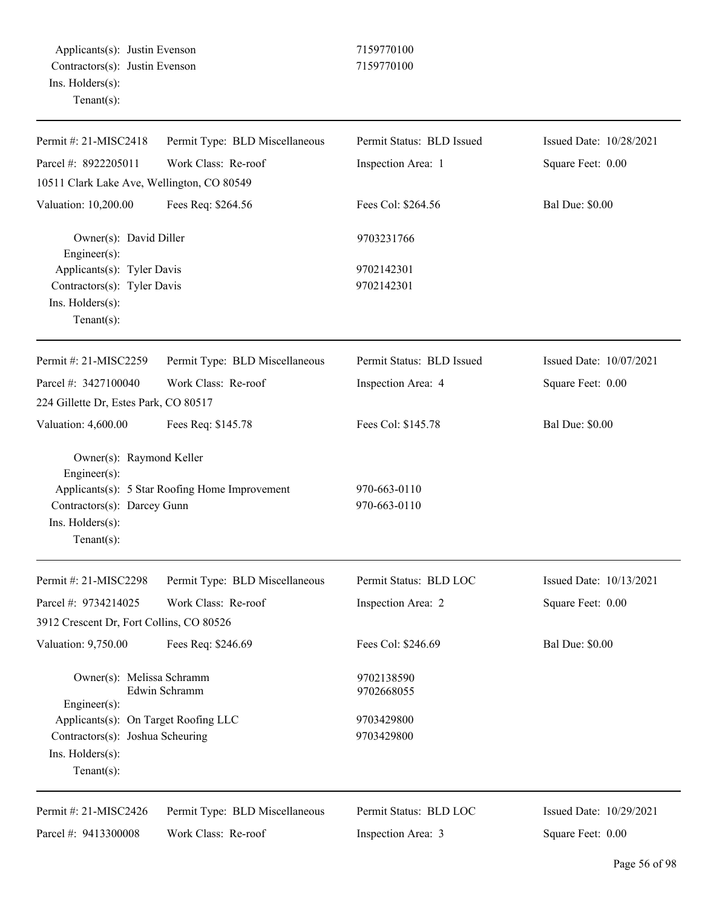Applicants(s): Justin Evenson 7159770100
Contractors(s): Justin Evenson 7159770100
Ins. Holders(s):
Tenant(s):

---

| Permit #: 21-MISC2418 | Permit Type: BLD Miscellaneous | Permit Status: BLD Issued | Issued Date: 10/28/2021 |
|---|---|---|---|
| Parcel #: 8922205011 | Work Class: Re-roof | Inspection Area: 1 | Square Feet: 0.00 |
| 10511 Clark Lake Ave, Wellington, CO 80549 | | | |
| Valuation: 10,200.00 | Fees Req: $264.56 | Fees Col: $264.56 | Bal Due: $0.00 |

Owner(s): David Diller 9703231766
Engineer(s):
Applicants(s): Tyler Davis 9702142301
Contractors(s): Tyler Davis 9702142301
Ins. Holders(s):
Tenant(s):

---

| Permit #: 21-MISC2259 | Permit Type: BLD Miscellaneous | Permit Status: BLD Issued | Issued Date: 10/07/2021 |
|---|---|---|---|
| Parcel #: 3427100040 | Work Class: Re-roof | Inspection Area: 4 | Square Feet: 0.00 |
| 224 Gillette Dr, Estes Park, CO 80517 | | | |
| Valuation: 4,600.00 | Fees Req: $145.78 | Fees Col: $145.78 | Bal Due: $0.00 |

Owner(s): Raymond Keller
Engineer(s):
Applicants(s): 5 Star Roofing Home Improvement 970-663-0110
Contractors(s): Darcey Gunn 970-663-0110
Ins. Holders(s):
Tenant(s):

---

| Permit #: 21-MISC2298 | Permit Type: BLD Miscellaneous | Permit Status: BLD LOC | Issued Date: 10/13/2021 |
|---|---|---|---|
| Parcel #: 9734214025 | Work Class: Re-roof | Inspection Area: 2 | Square Feet: 0.00 |
| 3912 Crescent Dr, Fort Collins, CO 80526 | | | |
| Valuation: 9,750.00 | Fees Req: $246.69 | Fees Col: $246.69 | Bal Due: $0.00 |

Owner(s): Melissa Schramm 9702138590
Edwin Schramm 9702668055
Engineer(s):
Applicants(s): On Target Roofing LLC 9703429800
Contractors(s): Joshua Scheuring 9703429800
Ins. Holders(s):
Tenant(s):

---

| Permit #: 21-MISC2426 | Permit Type: BLD Miscellaneous | Permit Status: BLD LOC | Issued Date: 10/29/2021 |
|---|---|---|---|
| Parcel #: 9413300008 | Work Class: Re-roof | Inspection Area: 3 | Square Feet: 0.00 |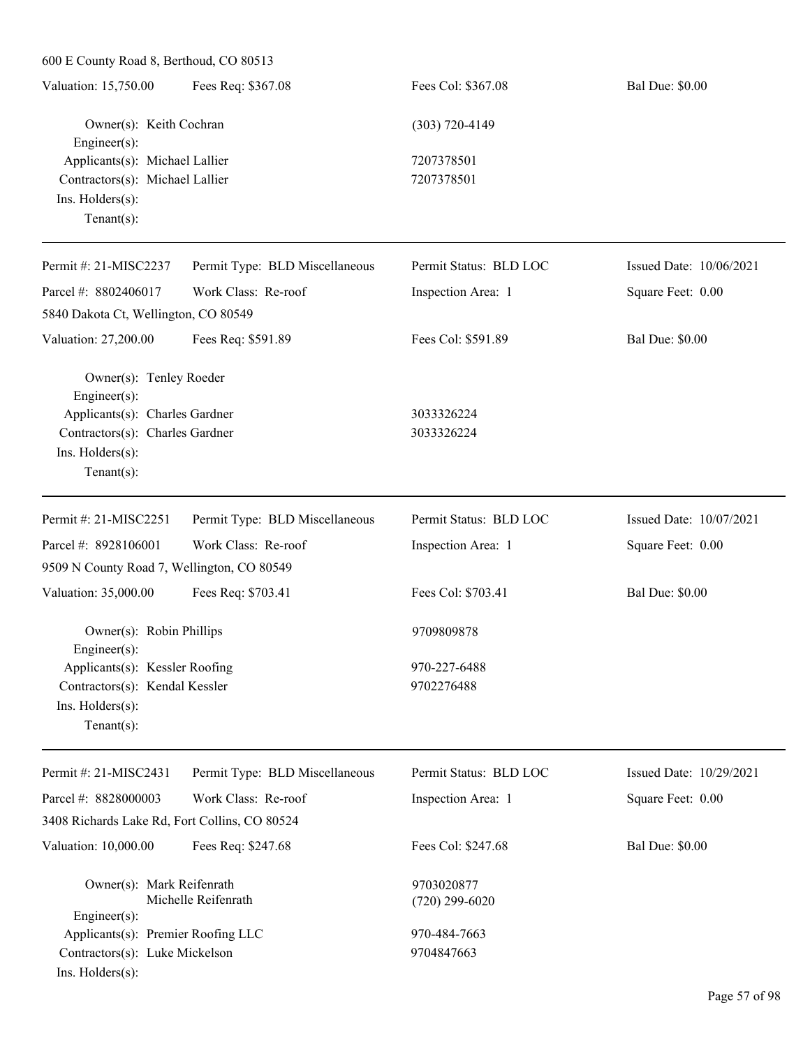600 E County Road 8, Berthoud, CO 80513

| Valuation: 15,750.00 | Fees Req: $367.08 | Fees Col: $367.08 | Bal Due: $0.00 |
|---|---|---|---|

Owner(s): Keith Cochran — (303) 720-4149
Engineer(s):
Applicants(s): Michael Lallier — 7207378501
Contractors(s): Michael Lallier — 7207378501
Ins. Holders(s):
Tenant(s):

---

| Permit #: 21-MISC2237 | Permit Type: BLD Miscellaneous | Permit Status: BLD LOC | Issued Date: 10/06/2021 |
|---|---|---|---|
| Parcel #: 8802406017 | Work Class: Re-roof | Inspection Area: 1 | Square Feet: 0.00 |
| 5840 Dakota Ct, Wellington, CO 80549 | | | |
| Valuation: 27,200.00 | Fees Req: $591.89 | Fees Col: $591.89 | Bal Due: $0.00 |

Owner(s): Tenley Roeder
Engineer(s):
Applicants(s): Charles Gardner — 3033326224
Contractors(s): Charles Gardner — 3033326224
Ins. Holders(s):
Tenant(s):

---

| Permit #: 21-MISC2251 | Permit Type: BLD Miscellaneous | Permit Status: BLD LOC | Issued Date: 10/07/2021 |
|---|---|---|---|
| Parcel #: 8928106001 | Work Class: Re-roof | Inspection Area: 1 | Square Feet: 0.00 |
| 9509 N County Road 7, Wellington, CO 80549 | | | |
| Valuation: 35,000.00 | Fees Req: $703.41 | Fees Col: $703.41 | Bal Due: $0.00 |

Owner(s): Robin Phillips — 9709809878
Engineer(s):
Applicants(s): Kessler Roofing — 970-227-6488
Contractors(s): Kendal Kessler — 9702276488
Ins. Holders(s):
Tenant(s):

---

| Permit #: 21-MISC2431 | Permit Type: BLD Miscellaneous | Permit Status: BLD LOC | Issued Date: 10/29/2021 |
|---|---|---|---|
| Parcel #: 8828000003 | Work Class: Re-roof | Inspection Area: 1 | Square Feet: 0.00 |
| 3408 Richards Lake Rd, Fort Collins, CO 80524 | | | |
| Valuation: 10,000.00 | Fees Req: $247.68 | Fees Col: $247.68 | Bal Due: $0.00 |

Owner(s): Mark Reifenrath — 9703020877
Michelle Reifenrath — (720) 299-6020
Engineer(s):
Applicants(s): Premier Roofing LLC — 970-484-7663
Contractors(s): Luke Mickelson — 9704847663
Ins. Holders(s):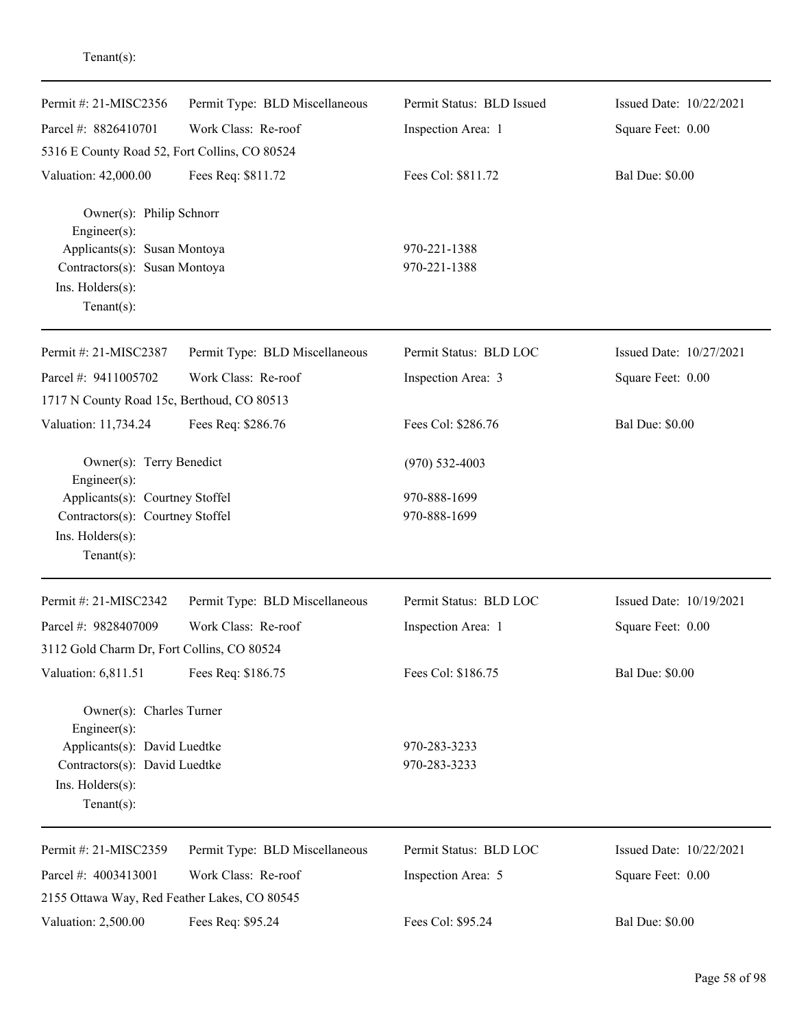Tenant(s):

---

| Permit #: 21-MISC2356 | Permit Type: BLD Miscellaneous | Permit Status: BLD Issued | Issued Date: 10/22/2021 |
|---|---|---|---|
| Parcel #: 8826410701 | Work Class: Re-roof | Inspection Area: 1 | Square Feet: 0.00 |
| 5316 E County Road 52, Fort Collins, CO 80524 | | | |
| Valuation: 42,000.00 | Fees Req: $811.72 | Fees Col: $811.72 | Bal Due: $0.00 |

Owner(s): Philip Schnorr
Engineer(s):
Applicants(s): Susan Montoya 970-221-1388
Contractors(s): Susan Montoya 970-221-1388
Ins. Holders(s):
Tenant(s):

---

| Permit #: 21-MISC2387 | Permit Type: BLD Miscellaneous | Permit Status: BLD LOC | Issued Date: 10/27/2021 |
|---|---|---|---|
| Parcel #: 9411005702 | Work Class: Re-roof | Inspection Area: 3 | Square Feet: 0.00 |
| 1717 N County Road 15c, Berthoud, CO 80513 | | | |
| Valuation: 11,734.24 | Fees Req: $286.76 | Fees Col: $286.76 | Bal Due: $0.00 |

Owner(s): Terry Benedict (970) 532-4003
Engineer(s):
Applicants(s): Courtney Stoffel 970-888-1699
Contractors(s): Courtney Stoffel 970-888-1699
Ins. Holders(s):
Tenant(s):

---

| Permit #: 21-MISC2342 | Permit Type: BLD Miscellaneous | Permit Status: BLD LOC | Issued Date: 10/19/2021 |
|---|---|---|---|
| Parcel #: 9828407009 | Work Class: Re-roof | Inspection Area: 1 | Square Feet: 0.00 |
| 3112 Gold Charm Dr, Fort Collins, CO 80524 | | | |
| Valuation: 6,811.51 | Fees Req: $186.75 | Fees Col: $186.75 | Bal Due: $0.00 |

Owner(s): Charles Turner
Engineer(s):
Applicants(s): David Luedtke 970-283-3233
Contractors(s): David Luedtke 970-283-3233
Ins. Holders(s):
Tenant(s):

---

| Permit #: 21-MISC2359 | Permit Type: BLD Miscellaneous | Permit Status: BLD LOC | Issued Date: 10/22/2021 |
|---|---|---|---|
| Parcel #: 4003413001 | Work Class: Re-roof | Inspection Area: 5 | Square Feet: 0.00 |
| 2155 Ottawa Way, Red Feather Lakes, CO 80545 | | | |
| Valuation: 2,500.00 | Fees Req: $95.24 | Fees Col: $95.24 | Bal Due: $0.00 |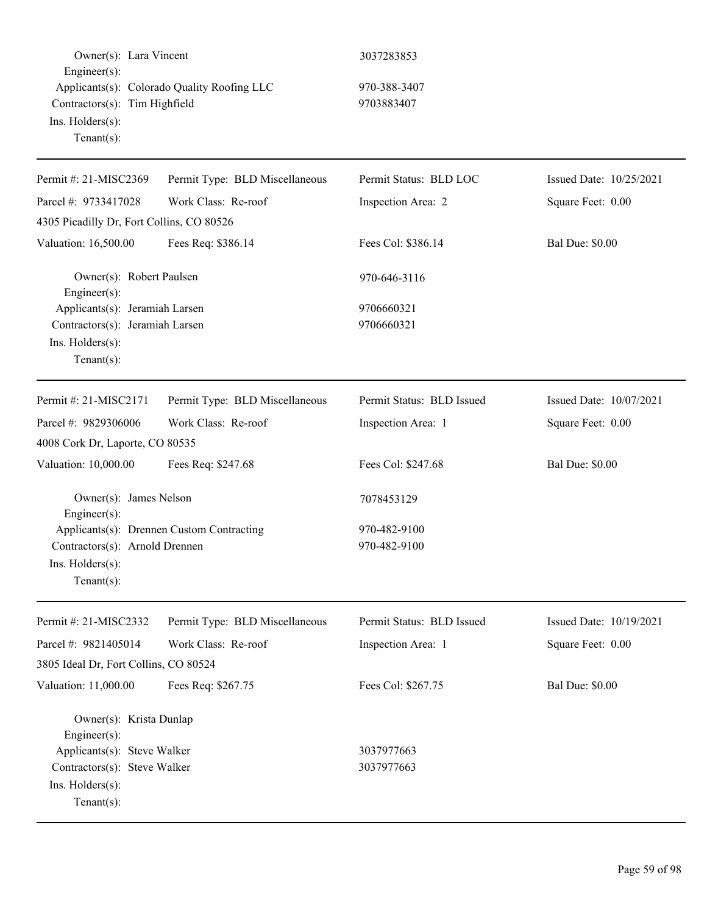Owner(s): Lara Vincent 3037283853
Engineer(s):
Applicants(s): Colorado Quality Roofing LLC 970-388-3407
Contractors(s): Tim Highfield 9703883407
Ins. Holders(s):
Tenant(s):

---

| Permit #: 21-MISC2369 | Permit Type: BLD Miscellaneous | Permit Status: BLD LOC | Issued Date: 10/25/2021 |
|---|---|---|---|
| Parcel #: 9733417028 | Work Class: Re-roof | Inspection Area: 2 | Square Feet: 0.00 |
| 4305 Picadilly Dr, Fort Collins, CO 80526 | | | |
| Valuation: 16,500.00 | Fees Req: $386.14 | Fees Col: $386.14 | Bal Due: $0.00 |

Owner(s): Robert Paulsen 970-646-3116
Engineer(s):
Applicants(s): Jeramiah Larsen 9706660321
Contractors(s): Jeramiah Larsen 9706660321
Ins. Holders(s):
Tenant(s):

---

| Permit #: 21-MISC2171 | Permit Type: BLD Miscellaneous | Permit Status: BLD Issued | Issued Date: 10/07/2021 |
|---|---|---|---|
| Parcel #: 9829306006 | Work Class: Re-roof | Inspection Area: 1 | Square Feet: 0.00 |
| 4008 Cork Dr, Laporte, CO 80535 | | | |
| Valuation: 10,000.00 | Fees Req: $247.68 | Fees Col: $247.68 | Bal Due: $0.00 |

Owner(s): James Nelson 7078453129
Engineer(s):
Applicants(s): Drennen Custom Contracting 970-482-9100
Contractors(s): Arnold Drennen 970-482-9100
Ins. Holders(s):
Tenant(s):

---

| Permit #: 21-MISC2332 | Permit Type: BLD Miscellaneous | Permit Status: BLD Issued | Issued Date: 10/19/2021 |
|---|---|---|---|
| Parcel #: 9821405014 | Work Class: Re-roof | Inspection Area: 1 | Square Feet: 0.00 |
| 3805 Ideal Dr, Fort Collins, CO 80524 | | | |
| Valuation: 11,000.00 | Fees Req: $267.75 | Fees Col: $267.75 | Bal Due: $0.00 |

Owner(s): Krista Dunlap
Engineer(s):
Applicants(s): Steve Walker 3037977663
Contractors(s): Steve Walker 3037977663
Ins. Holders(s):
Tenant(s):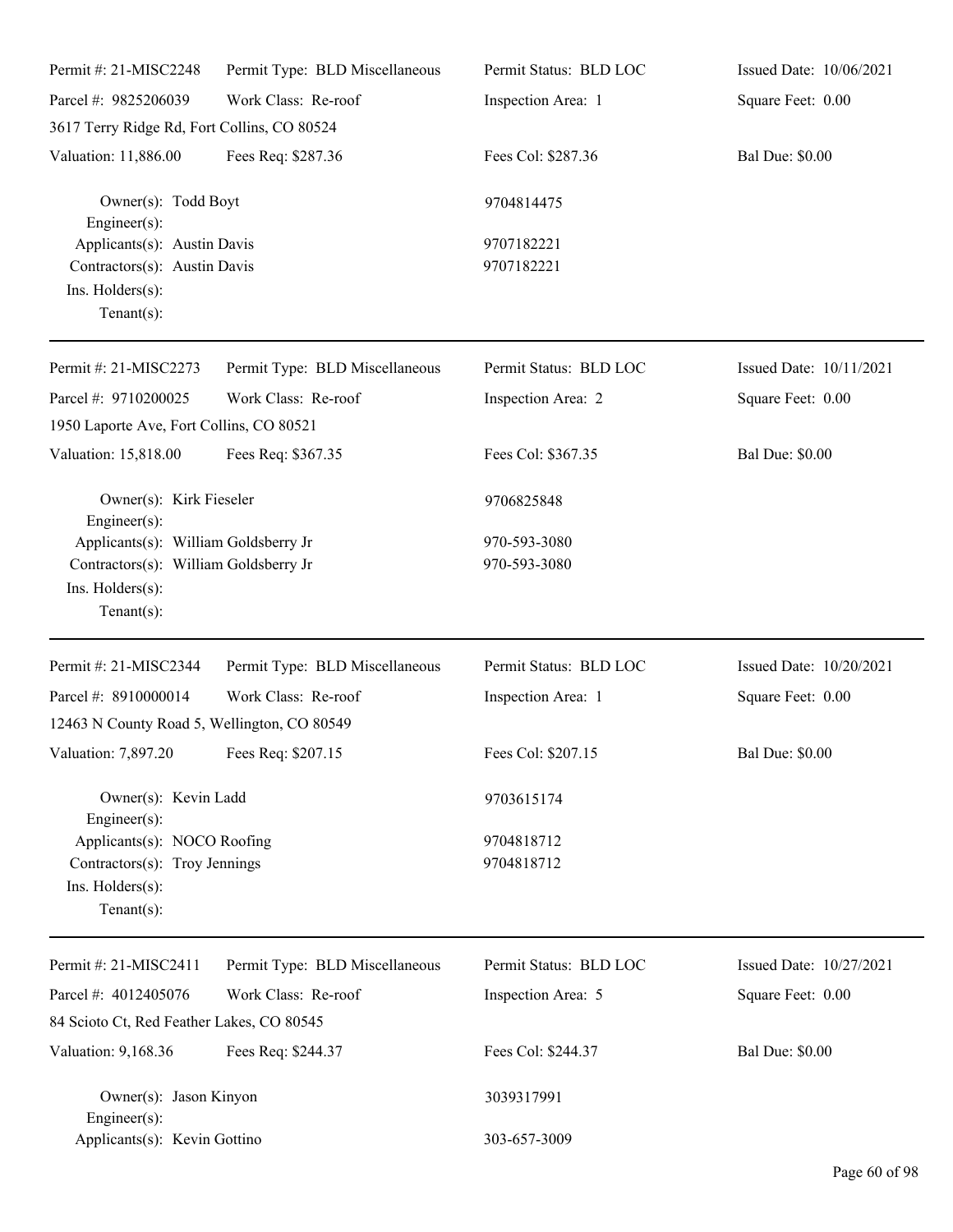Permit #: 21-MISC2248 | Permit Type: BLD Miscellaneous | Permit Status: BLD LOC | Issued Date: 10/06/2021
Parcel #: 9825206039 | Work Class: Re-roof | Inspection Area: 1 | Square Feet: 0.00
3617 Terry Ridge Rd, Fort Collins, CO 80524
Valuation: 11,886.00 | Fees Req: $287.36 | Fees Col: $287.36 | Bal Due: $0.00

Owner(s): Todd Boyt 9704814475
Engineer(s):
Applicants(s): Austin Davis 9707182221
Contractors(s): Austin Davis 9707182221
Ins. Holders(s):
Tenant(s):

---

Permit #: 21-MISC2273 | Permit Type: BLD Miscellaneous | Permit Status: BLD LOC | Issued Date: 10/11/2021
Parcel #: 9710200025 | Work Class: Re-roof | Inspection Area: 2 | Square Feet: 0.00
1950 Laporte Ave, Fort Collins, CO 80521
Valuation: 15,818.00 | Fees Req: $367.35 | Fees Col: $367.35 | Bal Due: $0.00

Owner(s): Kirk Fieseler 9706825848
Engineer(s):
Applicants(s): William Goldsberry Jr 970-593-3080
Contractors(s): William Goldsberry Jr 970-593-3080
Ins. Holders(s):
Tenant(s):

---

Permit #: 21-MISC2344 | Permit Type: BLD Miscellaneous | Permit Status: BLD LOC | Issued Date: 10/20/2021
Parcel #: 8910000014 | Work Class: Re-roof | Inspection Area: 1 | Square Feet: 0.00
12463 N County Road 5, Wellington, CO 80549
Valuation: 7,897.20 | Fees Req: $207.15 | Fees Col: $207.15 | Bal Due: $0.00

Owner(s): Kevin Ladd 9703615174
Engineer(s):
Applicants(s): NOCO Roofing 9704818712
Contractors(s): Troy Jennings 9704818712
Ins. Holders(s):
Tenant(s):

---

Permit #: 21-MISC2411 | Permit Type: BLD Miscellaneous | Permit Status: BLD LOC | Issued Date: 10/27/2021
Parcel #: 4012405076 | Work Class: Re-roof | Inspection Area: 5 | Square Feet: 0.00
84 Scioto Ct, Red Feather Lakes, CO 80545
Valuation: 9,168.36 | Fees Req: $244.37 | Fees Col: $244.37 | Bal Due: $0.00

Owner(s): Jason Kinyon 3039317991
Engineer(s):
Applicants(s): Kevin Gottino 303-657-3009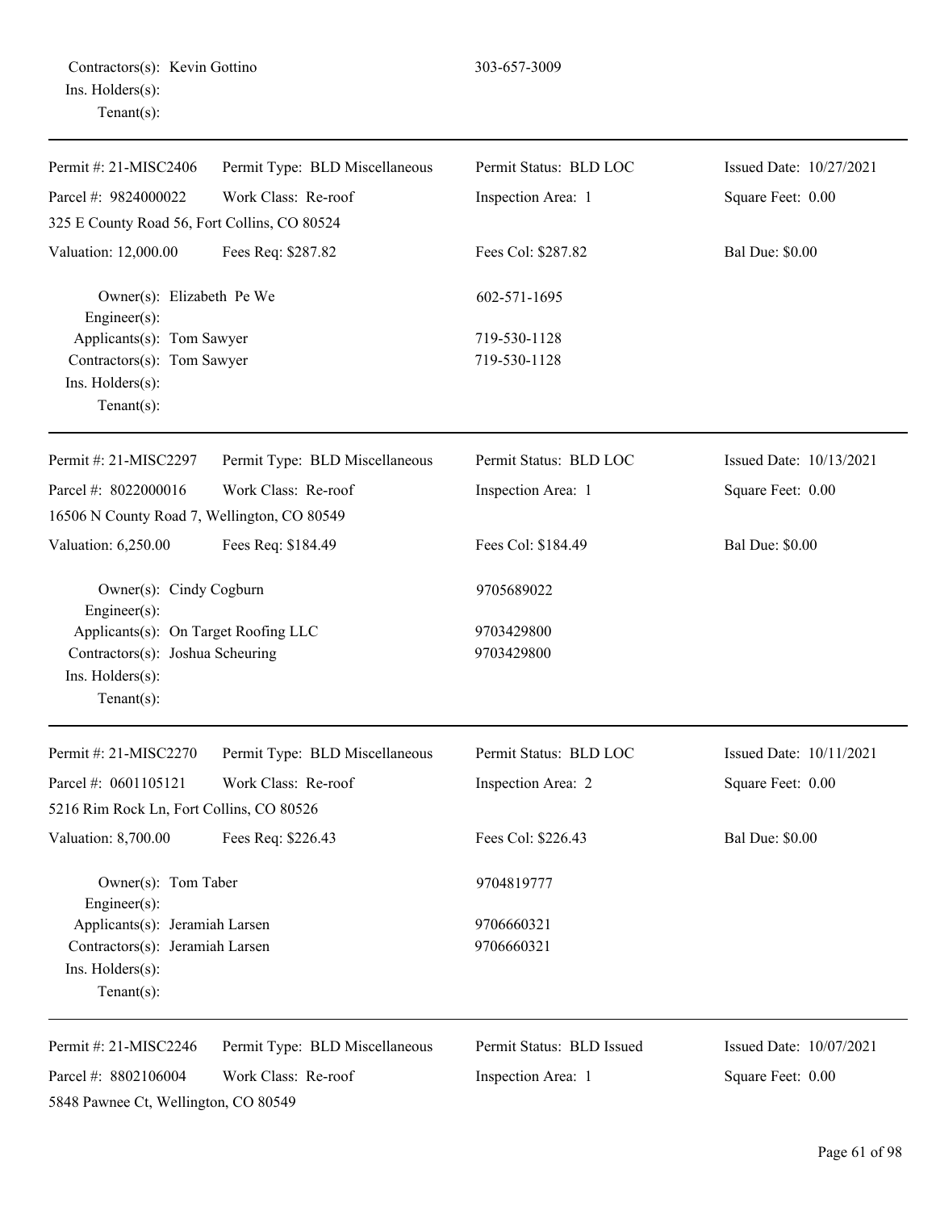Contractors(s): Kevin Gottino 303-657-3009
Ins. Holders(s):
Tenant(s):

---

| Permit #: 21-MISC2406 | Permit Type: BLD Miscellaneous | Permit Status: BLD LOC | Issued Date: 10/27/2021 |
|---|---|---|---|
| Parcel #: 9824000022 | Work Class: Re-roof | Inspection Area: 1 | Square Feet: 0.00 |
| 325 E County Road 56, Fort Collins, CO 80524 | | | |
| Valuation: 12,000.00 | Fees Req: $287.82 | Fees Col: $287.82 | Bal Due: $0.00 |

Owner(s): Elizabeth Pe We 602-571-1695
Engineer(s):
Applicants(s): Tom Sawyer 719-530-1128
Contractors(s): Tom Sawyer 719-530-1128
Ins. Holders(s):
Tenant(s):

---

| Permit #: 21-MISC2297 | Permit Type: BLD Miscellaneous | Permit Status: BLD LOC | Issued Date: 10/13/2021 |
|---|---|---|---|
| Parcel #: 8022000016 | Work Class: Re-roof | Inspection Area: 1 | Square Feet: 0.00 |
| 16506 N County Road 7, Wellington, CO 80549 | | | |
| Valuation: 6,250.00 | Fees Req: $184.49 | Fees Col: $184.49 | Bal Due: $0.00 |

Owner(s): Cindy Cogburn 9705689022
Engineer(s):
Applicants(s): On Target Roofing LLC 9703429800
Contractors(s): Joshua Scheuring 9703429800
Ins. Holders(s):
Tenant(s):

---

| Permit #: 21-MISC2270 | Permit Type: BLD Miscellaneous | Permit Status: BLD LOC | Issued Date: 10/11/2021 |
|---|---|---|---|
| Parcel #: 0601105121 | Work Class: Re-roof | Inspection Area: 2 | Square Feet: 0.00 |
| 5216 Rim Rock Ln, Fort Collins, CO 80526 | | | |
| Valuation: 8,700.00 | Fees Req: $226.43 | Fees Col: $226.43 | Bal Due: $0.00 |

Owner(s): Tom Taber 9704819777
Engineer(s):
Applicants(s): Jeramiah Larsen 9706660321
Contractors(s): Jeramiah Larsen 9706660321
Ins. Holders(s):
Tenant(s):

---

| Permit #: 21-MISC2246 | Permit Type: BLD Miscellaneous | Permit Status: BLD Issued | Issued Date: 10/07/2021 |
|---|---|---|---|
| Parcel #: 8802106004 | Work Class: Re-roof | Inspection Area: 1 | Square Feet: 0.00 |
| 5848 Pawnee Ct, Wellington, CO 80549 | | | |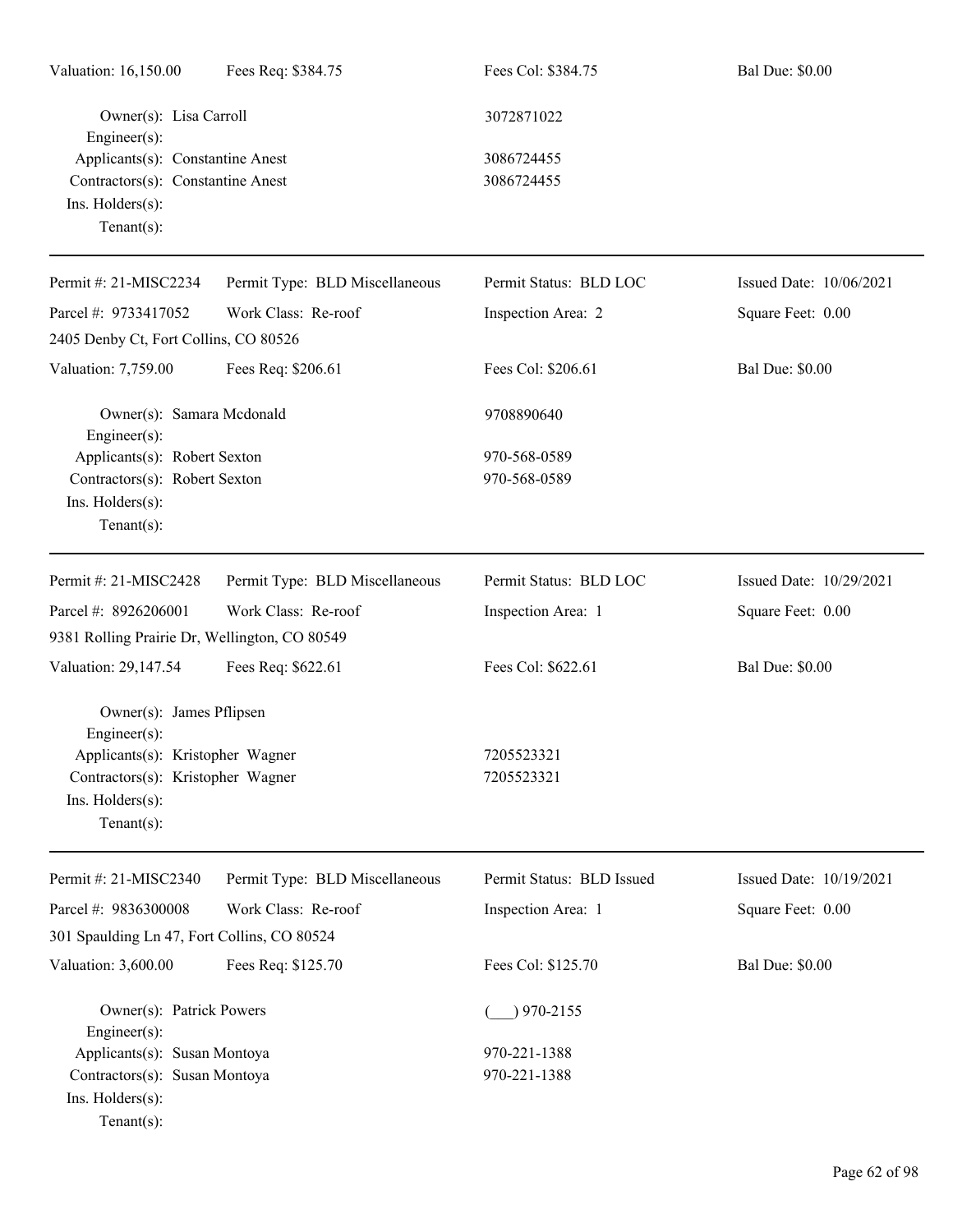Valuation: 16,150.00 Fees Req: $384.75 Fees Col: $384.75 Bal Due: $0.00

Owner(s): Lisa Carroll 3072871022
Engineer(s):
Applicants(s): Constantine Anest 3086724455
Contractors(s): Constantine Anest 3086724455
Ins. Holders(s):
Tenant(s):

---

Permit #: 21-MISC2234 Permit Type: BLD Miscellaneous Permit Status: BLD LOC Issued Date: 10/06/2021
Parcel #: 9733417052 Work Class: Re-roof Inspection Area: 2 Square Feet: 0.00
2405 Denby Ct, Fort Collins, CO 80526
Valuation: 7,759.00 Fees Req: $206.61 Fees Col: $206.61 Bal Due: $0.00

Owner(s): Samara Mcdonald 9708890640
Engineer(s):
Applicants(s): Robert Sexton 970-568-0589
Contractors(s): Robert Sexton 970-568-0589
Ins. Holders(s):
Tenant(s):

---

Permit #: 21-MISC2428 Permit Type: BLD Miscellaneous Permit Status: BLD LOC Issued Date: 10/29/2021
Parcel #: 8926206001 Work Class: Re-roof Inspection Area: 1 Square Feet: 0.00
9381 Rolling Prairie Dr, Wellington, CO 80549
Valuation: 29,147.54 Fees Req: $622.61 Fees Col: $622.61 Bal Due: $0.00

Owner(s): James Pflipsen
Engineer(s):
Applicants(s): Kristopher Wagner 7205523321
Contractors(s): Kristopher Wagner 7205523321
Ins. Holders(s):
Tenant(s):

---

Permit #: 21-MISC2340 Permit Type: BLD Miscellaneous Permit Status: BLD Issued Issued Date: 10/19/2021
Parcel #: 9836300008 Work Class: Re-roof Inspection Area: 1 Square Feet: 0.00
301 Spaulding Ln 47, Fort Collins, CO 80524
Valuation: 3,600.00 Fees Req: $125.70 Fees Col: $125.70 Bal Due: $0.00

Owner(s): Patrick Powers (___) 970-2155
Engineer(s):
Applicants(s): Susan Montoya 970-221-1388
Contractors(s): Susan Montoya 970-221-1388
Ins. Holders(s):
Tenant(s):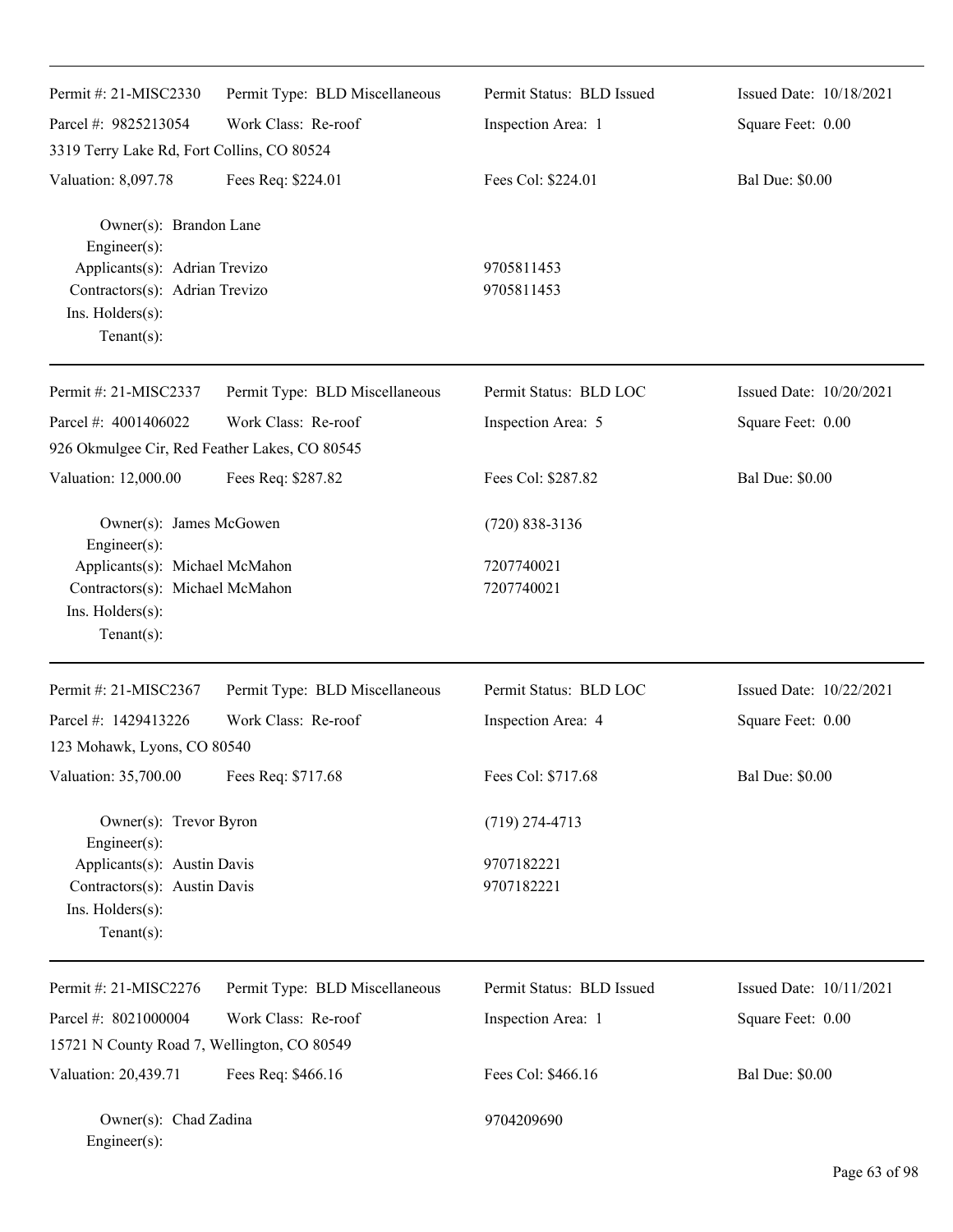Permit #: 21-MISC2330 | Permit Type: BLD Miscellaneous | Permit Status: BLD Issued | Issued Date: 10/18/2021
Parcel #: 9825213054 | Work Class: Re-roof | Inspection Area: 1 | Square Feet: 0.00
3319 Terry Lake Rd, Fort Collins, CO 80524
Valuation: 8,097.78 | Fees Req: $224.01 | Fees Col: $224.01 | Bal Due: $0.00

Owner(s): Brandon Lane
Engineer(s):
Applicants(s): Adrian Trevizo 9705811453
Contractors(s): Adrian Trevizo 9705811453
Ins. Holders(s):
Tenant(s):

---

Permit #: 21-MISC2337 | Permit Type: BLD Miscellaneous | Permit Status: BLD LOC | Issued Date: 10/20/2021
Parcel #: 4001406022 | Work Class: Re-roof | Inspection Area: 5 | Square Feet: 0.00
926 Okmulgee Cir, Red Feather Lakes, CO 80545
Valuation: 12,000.00 | Fees Req: $287.82 | Fees Col: $287.82 | Bal Due: $0.00

Owner(s): James McGowen (720) 838-3136
Engineer(s):
Applicants(s): Michael McMahon 7207740021
Contractors(s): Michael McMahon 7207740021
Ins. Holders(s):
Tenant(s):

---

Permit #: 21-MISC2367 | Permit Type: BLD Miscellaneous | Permit Status: BLD LOC | Issued Date: 10/22/2021
Parcel #: 1429413226 | Work Class: Re-roof | Inspection Area: 4 | Square Feet: 0.00
123 Mohawk, Lyons, CO 80540
Valuation: 35,700.00 | Fees Req: $717.68 | Fees Col: $717.68 | Bal Due: $0.00

Owner(s): Trevor Byron (719) 274-4713
Engineer(s):
Applicants(s): Austin Davis 9707182221
Contractors(s): Austin Davis 9707182221
Ins. Holders(s):
Tenant(s):

---

Permit #: 21-MISC2276 | Permit Type: BLD Miscellaneous | Permit Status: BLD Issued | Issued Date: 10/11/2021
Parcel #: 8021000004 | Work Class: Re-roof | Inspection Area: 1 | Square Feet: 0.00
15721 N County Road 7, Wellington, CO 80549
Valuation: 20,439.71 | Fees Req: $466.16 | Fees Col: $466.16 | Bal Due: $0.00

Owner(s): Chad Zadina 9704209690
Engineer(s):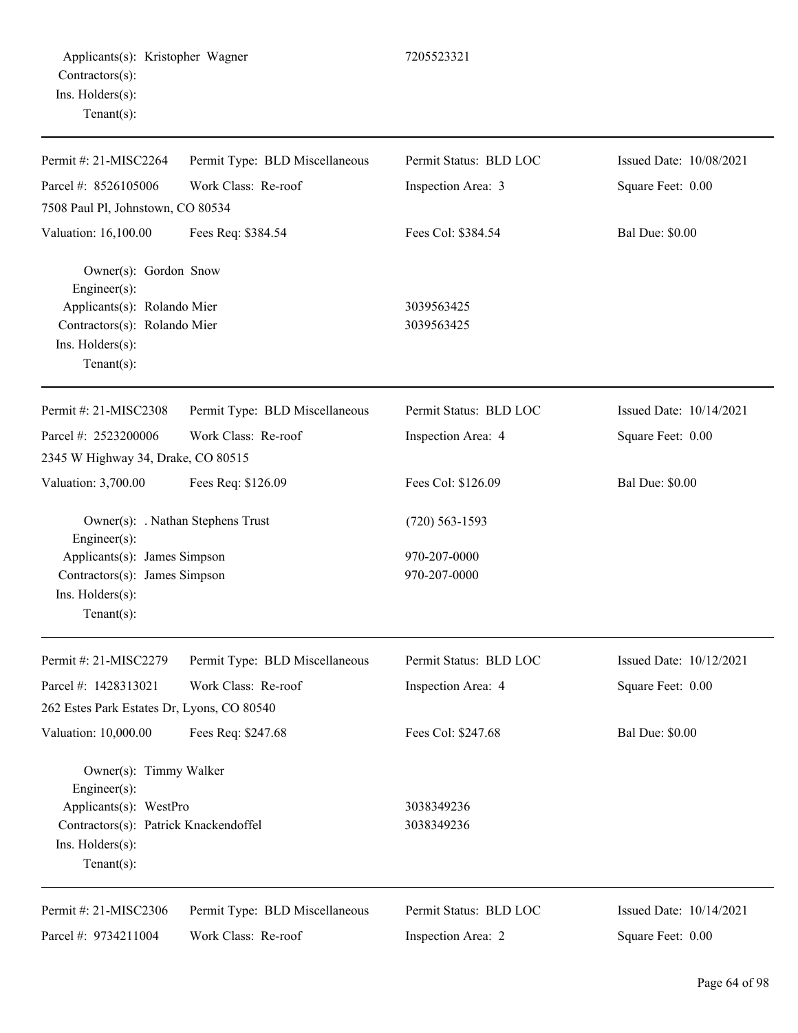Applicants(s): Kristopher Wagner 7205523321
Contractors(s):
Ins. Holders(s):
Tenant(s):

---

| Permit #: 21-MISC2264 | Permit Type: BLD Miscellaneous | Permit Status: BLD LOC | Issued Date: 10/08/2021 |
|---|---|---|---|
| Parcel #: 8526105006 | Work Class: Re-roof | Inspection Area: 3 | Square Feet: 0.00 |
| 7508 Paul Pl, Johnstown, CO 80534 | | | |
| Valuation: 16,100.00 | Fees Req: $384.54 | Fees Col: $384.54 | Bal Due: $0.00 |

Owner(s): Gordon Snow
Engineer(s):
Applicants(s): Rolando Mier 3039563425
Contractors(s): Rolando Mier 3039563425
Ins. Holders(s):
Tenant(s):

---

| Permit #: 21-MISC2308 | Permit Type: BLD Miscellaneous | Permit Status: BLD LOC | Issued Date: 10/14/2021 |
|---|---|---|---|
| Parcel #: 2523200006 | Work Class: Re-roof | Inspection Area: 4 | Square Feet: 0.00 |
| 2345 W Highway 34, Drake, CO 80515 | | | |
| Valuation: 3,700.00 | Fees Req: $126.09 | Fees Col: $126.09 | Bal Due: $0.00 |

Owner(s): . Nathan Stephens Trust (720) 563-1593
Engineer(s):
Applicants(s): James Simpson 970-207-0000
Contractors(s): James Simpson 970-207-0000
Ins. Holders(s):
Tenant(s):

---

| Permit #: 21-MISC2279 | Permit Type: BLD Miscellaneous | Permit Status: BLD LOC | Issued Date: 10/12/2021 |
|---|---|---|---|
| Parcel #: 1428313021 | Work Class: Re-roof | Inspection Area: 4 | Square Feet: 0.00 |
| 262 Estes Park Estates Dr, Lyons, CO 80540 | | | |
| Valuation: 10,000.00 | Fees Req: $247.68 | Fees Col: $247.68 | Bal Due: $0.00 |

Owner(s): Timmy Walker
Engineer(s):
Applicants(s): WestPro 3038349236
Contractors(s): Patrick Knackendoffel 3038349236
Ins. Holders(s):
Tenant(s):

---

| Permit #: 21-MISC2306 | Permit Type: BLD Miscellaneous | Permit Status: BLD LOC | Issued Date: 10/14/2021 |
|---|---|---|---|
| Parcel #: 9734211004 | Work Class: Re-roof | Inspection Area: 2 | Square Feet: 0.00 |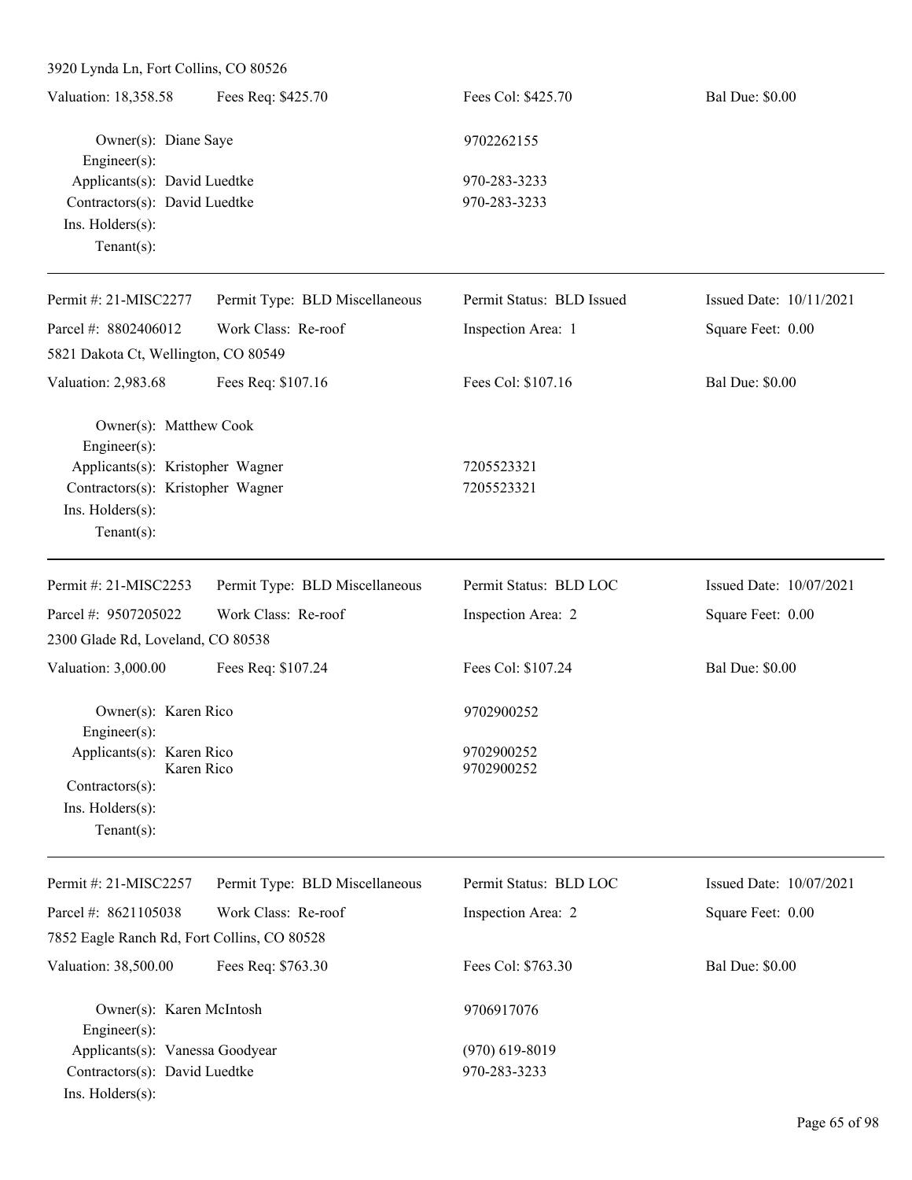3920 Lynda Ln, Fort Collins, CO 80526

Valuation: 18,358.58 | Fees Req: $425.70 | Fees Col: $425.70 | Bal Due: $0.00

Owner(s): Diane Saye 9702262155
Engineer(s):
Applicants(s): David Luedtke 970-283-3233
Contractors(s): David Luedtke 970-283-3233
Ins. Holders(s):
Tenant(s):

---

Permit #: 21-MISC2277 | Permit Type: BLD Miscellaneous | Permit Status: BLD Issued | Issued Date: 10/11/2021
Parcel #: 8802406012 | Work Class: Re-roof | Inspection Area: 1 | Square Feet: 0.00
5821 Dakota Ct, Wellington, CO 80549
Valuation: 2,983.68 | Fees Req: $107.16 | Fees Col: $107.16 | Bal Due: $0.00

Owner(s): Matthew Cook
Engineer(s):
Applicants(s): Kristopher Wagner 7205523321
Contractors(s): Kristopher Wagner 7205523321
Ins. Holders(s):
Tenant(s):

---

Permit #: 21-MISC2253 | Permit Type: BLD Miscellaneous | Permit Status: BLD LOC | Issued Date: 10/07/2021
Parcel #: 9507205022 | Work Class: Re-roof | Inspection Area: 2 | Square Feet: 0.00
2300 Glade Rd, Loveland, CO 80538
Valuation: 3,000.00 | Fees Req: $107.24 | Fees Col: $107.24 | Bal Due: $0.00

Owner(s): Karen Rico 9702900252
Engineer(s):
Applicants(s): Karen Rico 9702900252
Karen Rico 9702900252
Contractors(s):
Ins. Holders(s):
Tenant(s):

---

Permit #: 21-MISC2257 | Permit Type: BLD Miscellaneous | Permit Status: BLD LOC | Issued Date: 10/07/2021
Parcel #: 8621105038 | Work Class: Re-roof | Inspection Area: 2 | Square Feet: 0.00
7852 Eagle Ranch Rd, Fort Collins, CO 80528
Valuation: 38,500.00 | Fees Req: $763.30 | Fees Col: $763.30 | Bal Due: $0.00

Owner(s): Karen McIntosh 9706917076
Engineer(s):
Applicants(s): Vanessa Goodyear (970) 619-8019
Contractors(s): David Luedtke 970-283-3233
Ins. Holders(s):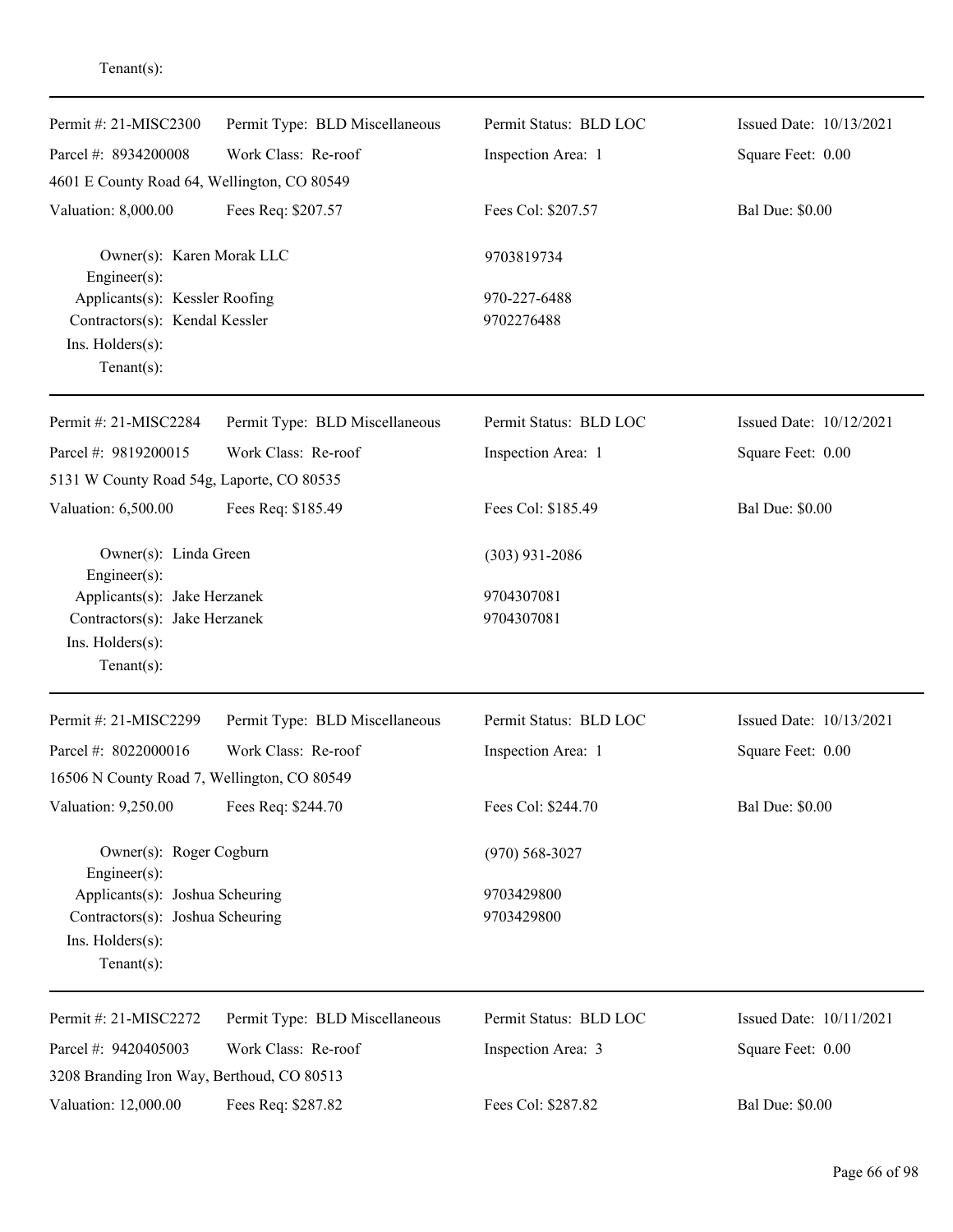Tenant(s):

---

| Permit #: 21-MISC2300 | Permit Type: BLD Miscellaneous | Permit Status: BLD LOC | Issued Date: 10/13/2021 |
|---|---|---|---|
| Parcel #: 8934200008 | Work Class: Re-roof | Inspection Area: 1 | Square Feet: 0.00 |
| 4601 E County Road 64, Wellington, CO 80549 | | | |
| Valuation: 8,000.00 | Fees Req: $207.57 | Fees Col: $207.57 | Bal Due: $0.00 |

Owner(s): Karen Morak LLC — 9703819734
Engineer(s):
Applicants(s): Kessler Roofing — 970-227-6488
Contractors(s): Kendal Kessler — 9702276488
Ins. Holders(s):
Tenant(s):

---

| Permit #: 21-MISC2284 | Permit Type: BLD Miscellaneous | Permit Status: BLD LOC | Issued Date: 10/12/2021 |
|---|---|---|---|
| Parcel #: 9819200015 | Work Class: Re-roof | Inspection Area: 1 | Square Feet: 0.00 |
| 5131 W County Road 54g, Laporte, CO 80535 | | | |
| Valuation: 6,500.00 | Fees Req: $185.49 | Fees Col: $185.49 | Bal Due: $0.00 |

Owner(s): Linda Green — (303) 931-2086
Engineer(s):
Applicants(s): Jake Herzanek — 9704307081
Contractors(s): Jake Herzanek — 9704307081
Ins. Holders(s):
Tenant(s):

---

| Permit #: 21-MISC2299 | Permit Type: BLD Miscellaneous | Permit Status: BLD LOC | Issued Date: 10/13/2021 |
|---|---|---|---|
| Parcel #: 8022000016 | Work Class: Re-roof | Inspection Area: 1 | Square Feet: 0.00 |
| 16506 N County Road 7, Wellington, CO 80549 | | | |
| Valuation: 9,250.00 | Fees Req: $244.70 | Fees Col: $244.70 | Bal Due: $0.00 |

Owner(s): Roger Cogburn — (970) 568-3027
Engineer(s):
Applicants(s): Joshua Scheuring — 9703429800
Contractors(s): Joshua Scheuring — 9703429800
Ins. Holders(s):
Tenant(s):

---

| Permit #: 21-MISC2272 | Permit Type: BLD Miscellaneous | Permit Status: BLD LOC | Issued Date: 10/11/2021 |
|---|---|---|---|
| Parcel #: 9420405003 | Work Class: Re-roof | Inspection Area: 3 | Square Feet: 0.00 |
| 3208 Branding Iron Way, Berthoud, CO 80513 | | | |
| Valuation: 12,000.00 | Fees Req: $287.82 | Fees Col: $287.82 | Bal Due: $0.00 |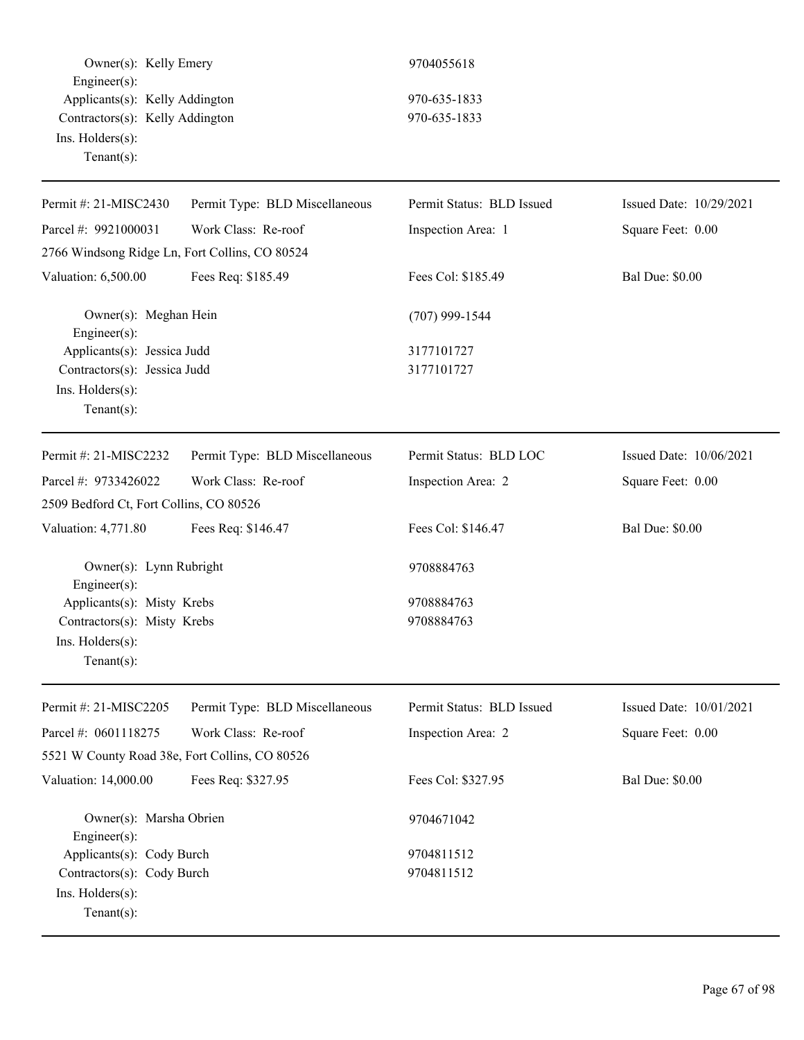Owner(s): Kelly Emery 9704055618
Engineer(s):
Applicants(s): Kelly Addington 970-635-1833
Contractors(s): Kelly Addington 970-635-1833
Ins. Holders(s):
Tenant(s):

---

| Permit #: 21-MISC2430 | Permit Type: BLD Miscellaneous | Permit Status: BLD Issued | Issued Date: 10/29/2021 |
|---|---|---|---|
| Parcel #: 9921000031 | Work Class: Re-roof | Inspection Area: 1 | Square Feet: 0.00 |
| 2766 Windsong Ridge Ln, Fort Collins, CO 80524 | | | |
| Valuation: 6,500.00 | Fees Req: $185.49 | Fees Col: $185.49 | Bal Due: $0.00 |

Owner(s): Meghan Hein (707) 999-1544
Engineer(s):
Applicants(s): Jessica Judd 3177101727
Contractors(s): Jessica Judd 3177101727
Ins. Holders(s):
Tenant(s):

---

| Permit #: 21-MISC2232 | Permit Type: BLD Miscellaneous | Permit Status: BLD LOC | Issued Date: 10/06/2021 |
|---|---|---|---|
| Parcel #: 9733426022 | Work Class: Re-roof | Inspection Area: 2 | Square Feet: 0.00 |
| 2509 Bedford Ct, Fort Collins, CO 80526 | | | |
| Valuation: 4,771.80 | Fees Req: $146.47 | Fees Col: $146.47 | Bal Due: $0.00 |

Owner(s): Lynn Rubright 9708884763
Engineer(s):
Applicants(s): Misty Krebs 9708884763
Contractors(s): Misty Krebs 9708884763
Ins. Holders(s):
Tenant(s):

---

| Permit #: 21-MISC2205 | Permit Type: BLD Miscellaneous | Permit Status: BLD Issued | Issued Date: 10/01/2021 |
|---|---|---|---|
| Parcel #: 0601118275 | Work Class: Re-roof | Inspection Area: 2 | Square Feet: 0.00 |
| 5521 W County Road 38e, Fort Collins, CO 80526 | | | |
| Valuation: 14,000.00 | Fees Req: $327.95 | Fees Col: $327.95 | Bal Due: $0.00 |

Owner(s): Marsha Obrien 9704671042
Engineer(s):
Applicants(s): Cody Burch 9704811512
Contractors(s): Cody Burch 9704811512
Ins. Holders(s):
Tenant(s):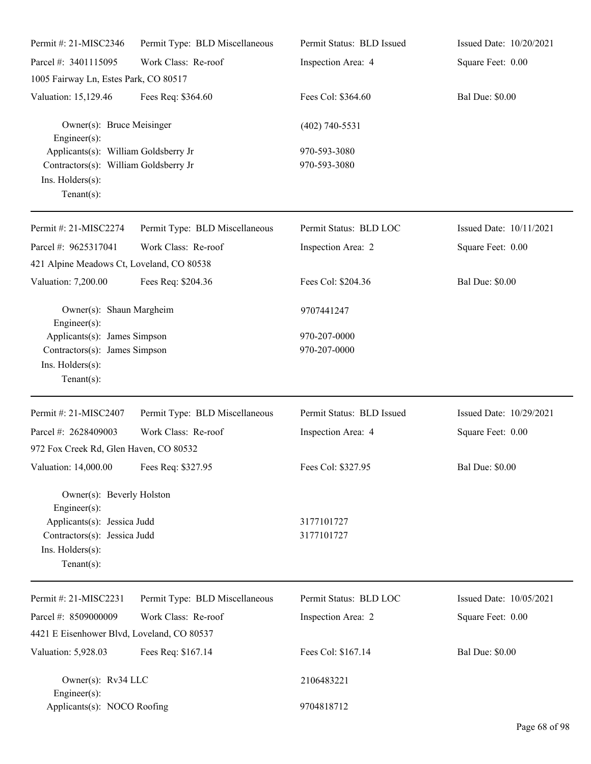Permit #: 21-MISC2346 | Permit Type: BLD Miscellaneous | Permit Status: BLD Issued | Issued Date: 10/20/2021

Parcel #: 3401115095 | Work Class: Re-roof | Inspection Area: 4 | Square Feet: 0.00

1005 Fairway Ln, Estes Park, CO 80517

Valuation: 15,129.46 | Fees Req: $364.60 | Fees Col: $364.60 | Bal Due: $0.00

Owner(s): Bruce Meisinger — (402) 740-5531
Engineer(s):
Applicants(s): William Goldsberry Jr — 970-593-3080
Contractors(s): William Goldsberry Jr — 970-593-3080
Ins. Holders(s):
Tenant(s):

---

Permit #: 21-MISC2274 | Permit Type: BLD Miscellaneous | Permit Status: BLD LOC | Issued Date: 10/11/2021

Parcel #: 9625317041 | Work Class: Re-roof | Inspection Area: 2 | Square Feet: 0.00

421 Alpine Meadows Ct, Loveland, CO 80538

Valuation: 7,200.00 | Fees Req: $204.36 | Fees Col: $204.36 | Bal Due: $0.00

Owner(s): Shaun Margheim — 9707441247
Engineer(s):
Applicants(s): James Simpson — 970-207-0000
Contractors(s): James Simpson — 970-207-0000
Ins. Holders(s):
Tenant(s):

---

Permit #: 21-MISC2407 | Permit Type: BLD Miscellaneous | Permit Status: BLD Issued | Issued Date: 10/29/2021

Parcel #: 2628409003 | Work Class: Re-roof | Inspection Area: 4 | Square Feet: 0.00

972 Fox Creek Rd, Glen Haven, CO 80532

Valuation: 14,000.00 | Fees Req: $327.95 | Fees Col: $327.95 | Bal Due: $0.00

Owner(s): Beverly Holston
Engineer(s):
Applicants(s): Jessica Judd — 3177101727
Contractors(s): Jessica Judd — 3177101727
Ins. Holders(s):
Tenant(s):

---

Permit #: 21-MISC2231 | Permit Type: BLD Miscellaneous | Permit Status: BLD LOC | Issued Date: 10/05/2021

Parcel #: 8509000009 | Work Class: Re-roof | Inspection Area: 2 | Square Feet: 0.00

4421 E Eisenhower Blvd, Loveland, CO 80537

Valuation: 5,928.03 | Fees Req: $167.14 | Fees Col: $167.14 | Bal Due: $0.00

Owner(s): Rv34 LLC — 2106483221
Engineer(s):
Applicants(s): NOCO Roofing — 9704818712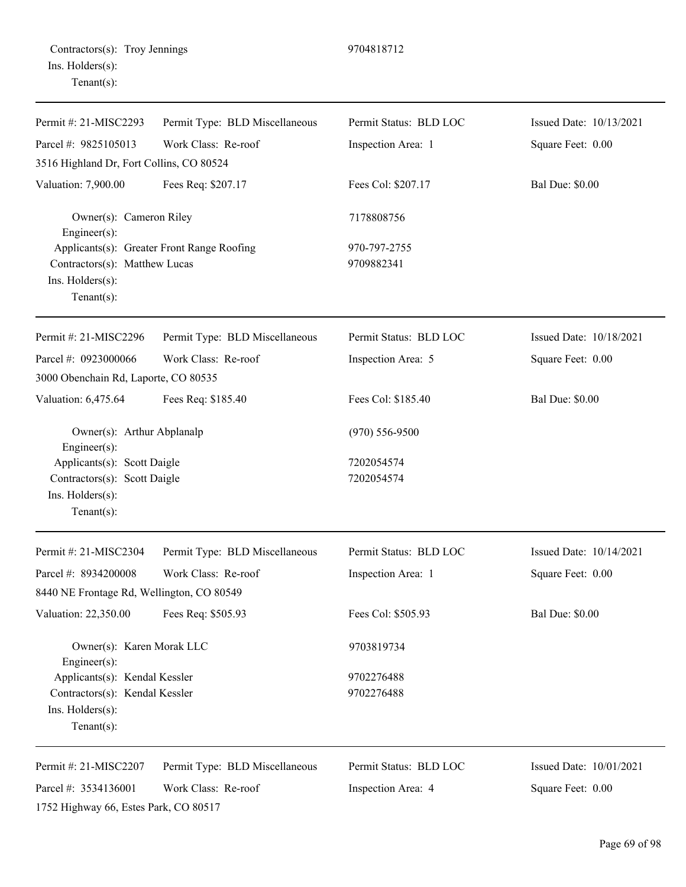Contractors(s): Troy Jennings 9704818712
Ins. Holders(s):
Tenant(s):

---

| Permit #: 21-MISC2293 | Permit Type: BLD Miscellaneous | Permit Status: BLD LOC | Issued Date: 10/13/2021 |
|---|---|---|---|
| Parcel #: 9825105013 | Work Class: Re-roof | Inspection Area: 1 | Square Feet: 0.00 |
| 3516 Highland Dr, Fort Collins, CO 80524 | | | |
| Valuation: 7,900.00 | Fees Req: $207.17 | Fees Col: $207.17 | Bal Due: $0.00 |

Owner(s): Cameron Riley 7178808756
Engineer(s):
Applicants(s): Greater Front Range Roofing 970-797-2755
Contractors(s): Matthew Lucas 9709882341
Ins. Holders(s):
Tenant(s):

---

| Permit #: 21-MISC2296 | Permit Type: BLD Miscellaneous | Permit Status: BLD LOC | Issued Date: 10/18/2021 |
|---|---|---|---|
| Parcel #: 0923000066 | Work Class: Re-roof | Inspection Area: 5 | Square Feet: 0.00 |
| 3000 Obenchain Rd, Laporte, CO 80535 | | | |
| Valuation: 6,475.64 | Fees Req: $185.40 | Fees Col: $185.40 | Bal Due: $0.00 |

Owner(s): Arthur Abplanalp (970) 556-9500
Engineer(s):
Applicants(s): Scott Daigle 7202054574
Contractors(s): Scott Daigle 7202054574
Ins. Holders(s):
Tenant(s):

---

| Permit #: 21-MISC2304 | Permit Type: BLD Miscellaneous | Permit Status: BLD LOC | Issued Date: 10/14/2021 |
|---|---|---|---|
| Parcel #: 8934200008 | Work Class: Re-roof | Inspection Area: 1 | Square Feet: 0.00 |
| 8440 NE Frontage Rd, Wellington, CO 80549 | | | |
| Valuation: 22,350.00 | Fees Req: $505.93 | Fees Col: $505.93 | Bal Due: $0.00 |

Owner(s): Karen Morak LLC 9703819734
Engineer(s):
Applicants(s): Kendal Kessler 9702276488
Contractors(s): Kendal Kessler 9702276488
Ins. Holders(s):
Tenant(s):

---

| Permit #: 21-MISC2207 | Permit Type: BLD Miscellaneous | Permit Status: BLD LOC | Issued Date: 10/01/2021 |
|---|---|---|---|
| Parcel #: 3534136001 | Work Class: Re-roof | Inspection Area: 4 | Square Feet: 0.00 |
| 1752 Highway 66, Estes Park, CO 80517 | | | |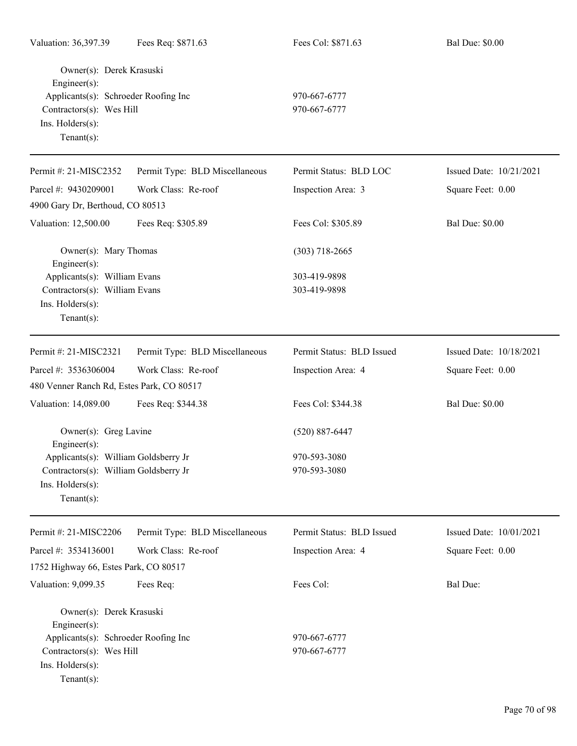Valuation: 36,397.39 Fees Req: $871.63 Fees Col: $871.63 Bal Due: $0.00

Owner(s): Derek Krasuski
Engineer(s):
Applicants(s): Schroeder Roofing Inc 970-667-6777
Contractors(s): Wes Hill 970-667-6777
Ins. Holders(s):
Tenant(s):

---

Permit #: 21-MISC2352 Permit Type: BLD Miscellaneous Permit Status: BLD LOC Issued Date: 10/21/2021
Parcel #: 9430209001 Work Class: Re-roof Inspection Area: 3 Square Feet: 0.00
4900 Gary Dr, Berthoud, CO 80513
Valuation: 12,500.00 Fees Req: $305.89 Fees Col: $305.89 Bal Due: $0.00

Owner(s): Mary Thomas (303) 718-2665
Engineer(s):
Applicants(s): William Evans 303-419-9898
Contractors(s): William Evans 303-419-9898
Ins. Holders(s):
Tenant(s):

---

Permit #: 21-MISC2321 Permit Type: BLD Miscellaneous Permit Status: BLD Issued Issued Date: 10/18/2021
Parcel #: 3536306004 Work Class: Re-roof Inspection Area: 4 Square Feet: 0.00
480 Venner Ranch Rd, Estes Park, CO 80517
Valuation: 14,089.00 Fees Req: $344.38 Fees Col: $344.38 Bal Due: $0.00

Owner(s): Greg Lavine (520) 887-6447
Engineer(s):
Applicants(s): William Goldsberry Jr 970-593-3080
Contractors(s): William Goldsberry Jr 970-593-3080
Ins. Holders(s):
Tenant(s):

---

Permit #: 21-MISC2206 Permit Type: BLD Miscellaneous Permit Status: BLD Issued Issued Date: 10/01/2021
Parcel #: 3534136001 Work Class: Re-roof Inspection Area: 4 Square Feet: 0.00
1752 Highway 66, Estes Park, CO 80517
Valuation: 9,099.35 Fees Req: Fees Col: Bal Due:

Owner(s): Derek Krasuski
Engineer(s):
Applicants(s): Schroeder Roofing Inc 970-667-6777
Contractors(s): Wes Hill 970-667-6777
Ins. Holders(s):
Tenant(s):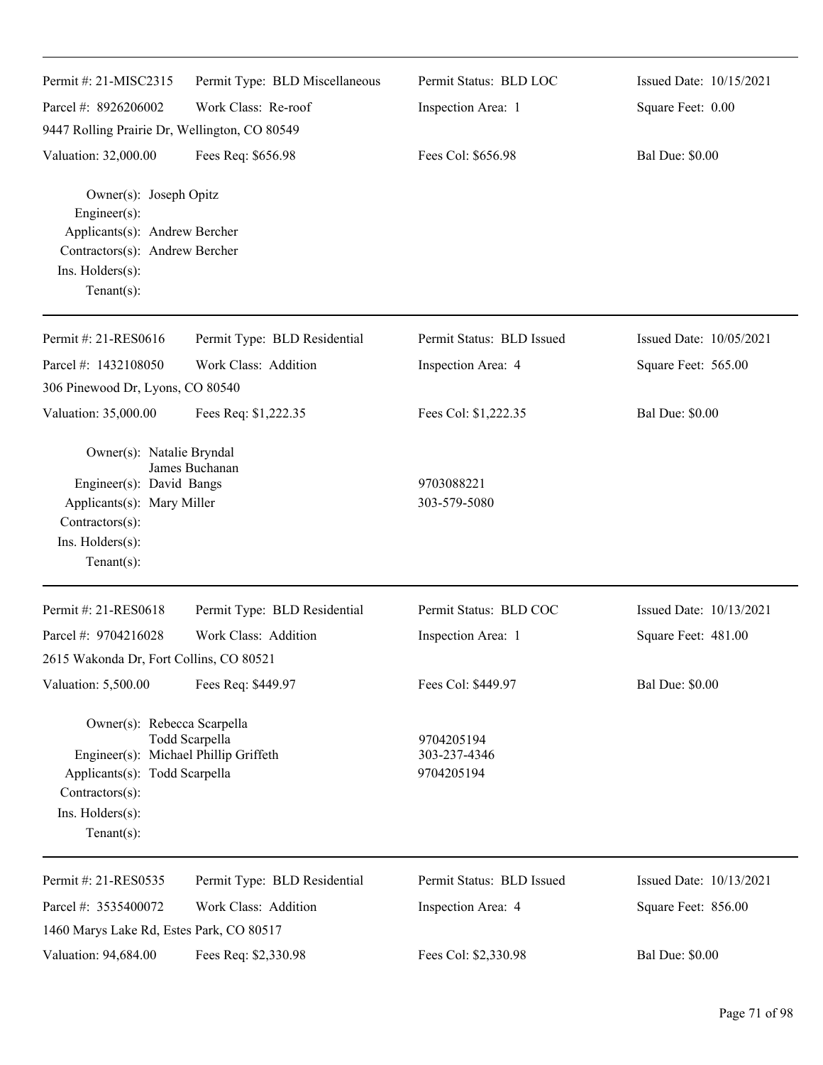| Permit #: 21-MISC2315 | Permit Type: BLD Miscellaneous | Permit Status: BLD LOC | Issued Date: 10/15/2021 |
|---|---|---|---|
| Parcel #: 8926206002 | Work Class: Re-roof | Inspection Area: 1 | Square Feet: 0.00 |
| 9447 Rolling Prairie Dr, Wellington, CO 80549 | | | |
| Valuation: 32,000.00 | Fees Req: $656.98 | Fees Col: $656.98 | Bal Due: $0.00 |

Owner(s): Joseph Opitz
Engineer(s):
Applicants(s): Andrew Bercher
Contractors(s): Andrew Bercher
Ins. Holders(s):
Tenant(s):

---

| Permit #: 21-RES0616 | Permit Type: BLD Residential | Permit Status: BLD Issued | Issued Date: 10/05/2021 |
|---|---|---|---|
| Parcel #: 1432108050 | Work Class: Addition | Inspection Area: 4 | Square Feet: 565.00 |
| 306 Pinewood Dr, Lyons, CO 80540 | | | |
| Valuation: 35,000.00 | Fees Req: $1,222.35 | Fees Col: $1,222.35 | Bal Due: $0.00 |

Owner(s): Natalie Bryndal
James Buchanan
Engineer(s): David Bangs — 9703088221
Applicants(s): Mary Miller — 303-579-5080
Contractors(s):
Ins. Holders(s):
Tenant(s):

---

| Permit #: 21-RES0618 | Permit Type: BLD Residential | Permit Status: BLD COC | Issued Date: 10/13/2021 |
|---|---|---|---|
| Parcel #: 9704216028 | Work Class: Addition | Inspection Area: 1 | Square Feet: 481.00 |
| 2615 Wakonda Dr, Fort Collins, CO 80521 | | | |
| Valuation: 5,500.00 | Fees Req: $449.97 | Fees Col: $449.97 | Bal Due: $0.00 |

Owner(s): Rebecca Scarpella
Todd Scarpella — 9704205194
Engineer(s): Michael Phillip Griffeth — 303-237-4346
Applicants(s): Todd Scarpella — 9704205194
Contractors(s):
Ins. Holders(s):
Tenant(s):

---

| Permit #: 21-RES0535 | Permit Type: BLD Residential | Permit Status: BLD Issued | Issued Date: 10/13/2021 |
|---|---|---|---|
| Parcel #: 3535400072 | Work Class: Addition | Inspection Area: 4 | Square Feet: 856.00 |
| 1460 Marys Lake Rd, Estes Park, CO 80517 | | | |
| Valuation: 94,684.00 | Fees Req: $2,330.98 | Fees Col: $2,330.98 | Bal Due: $0.00 |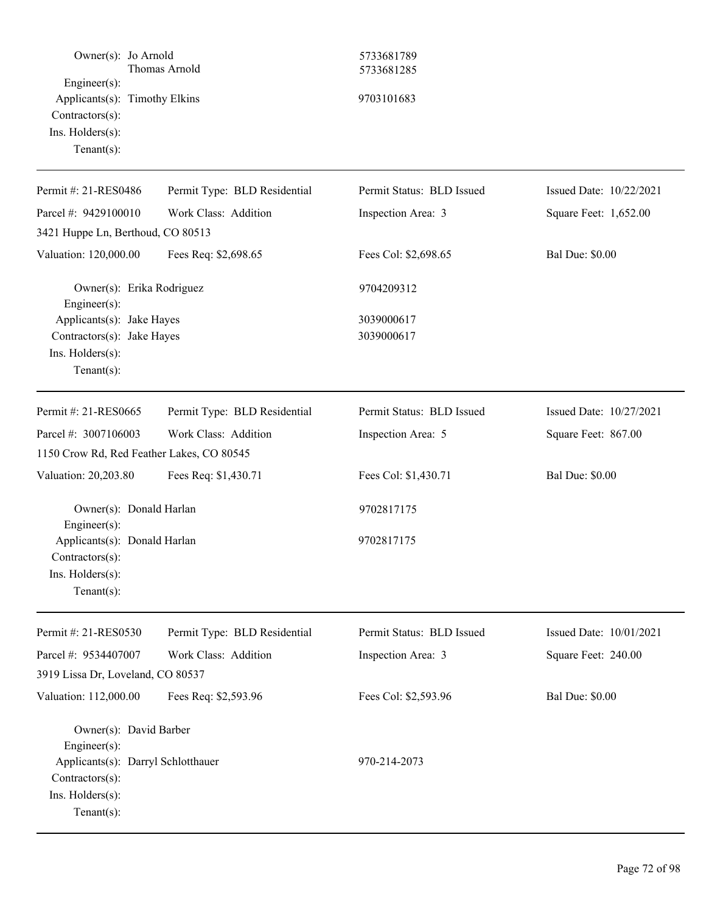Owner(s): Jo Arnold 5733681789
Thomas Arnold 5733681285
Engineer(s):
Applicants(s): Timothy Elkins 9703101683
Contractors(s):
Ins. Holders(s):
Tenant(s):

---

| Permit #: 21-RES0486 | Permit Type: BLD Residential | Permit Status: BLD Issued | Issued Date: 10/22/2021 |
|---|---|---|---|
| Parcel #: 9429100010 | Work Class: Addition | Inspection Area: 3 | Square Feet: 1,652.00 |
| 3421 Huppe Ln, Berthoud, CO 80513 | | | |
| Valuation: 120,000.00 | Fees Req: $2,698.65 | Fees Col: $2,698.65 | Bal Due: $0.00 |

Owner(s): Erika Rodriguez 9704209312
Engineer(s):
Applicants(s): Jake Hayes 3039000617
Contractors(s): Jake Hayes 3039000617
Ins. Holders(s):
Tenant(s):

---

| Permit #: 21-RES0665 | Permit Type: BLD Residential | Permit Status: BLD Issued | Issued Date: 10/27/2021 |
|---|---|---|---|
| Parcel #: 3007106003 | Work Class: Addition | Inspection Area: 5 | Square Feet: 867.00 |
| 1150 Crow Rd, Red Feather Lakes, CO 80545 | | | |
| Valuation: 20,203.80 | Fees Req: $1,430.71 | Fees Col: $1,430.71 | Bal Due: $0.00 |

Owner(s): Donald Harlan 9702817175
Engineer(s):
Applicants(s): Donald Harlan 9702817175
Contractors(s):
Ins. Holders(s):
Tenant(s):

---

| Permit #: 21-RES0530 | Permit Type: BLD Residential | Permit Status: BLD Issued | Issued Date: 10/01/2021 |
|---|---|---|---|
| Parcel #: 9534407007 | Work Class: Addition | Inspection Area: 3 | Square Feet: 240.00 |
| 3919 Lissa Dr, Loveland, CO 80537 | | | |
| Valuation: 112,000.00 | Fees Req: $2,593.96 | Fees Col: $2,593.96 | Bal Due: $0.00 |

Owner(s): David Barber
Engineer(s):
Applicants(s): Darryl Schlotthauer 970-214-2073
Contractors(s):
Ins. Holders(s):
Tenant(s):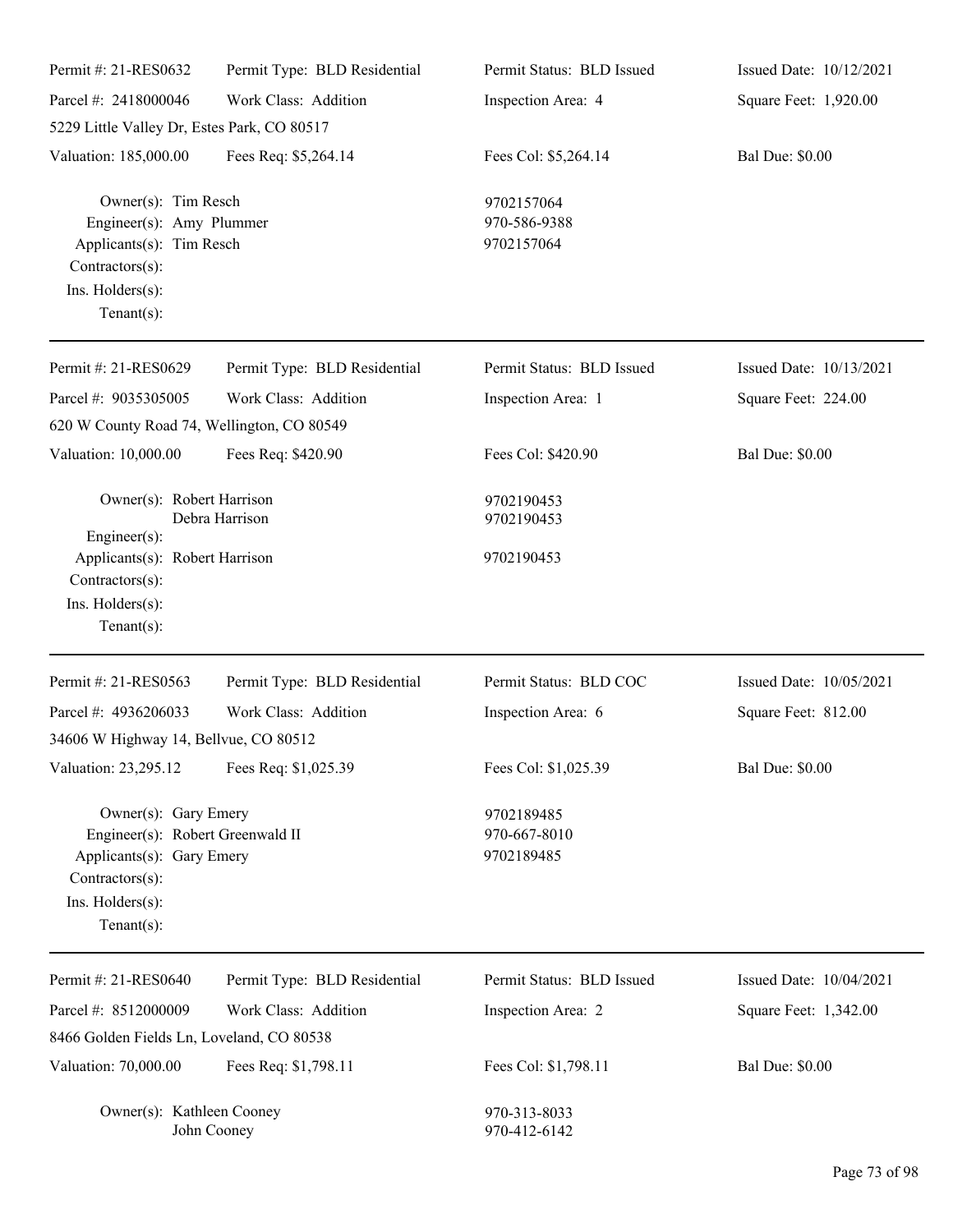| Permit #: 21-RES0632 | Permit Type: BLD Residential | Permit Status: BLD Issued | Issued Date: 10/12/2021 |
|---|---|---|---|
| Parcel #: 2418000046 | Work Class: Addition | Inspection Area: 4 | Square Feet: 1,920.00 |
| 5229 Little Valley Dr, Estes Park, CO 80517 | | | |
| Valuation: 185,000.00 | Fees Req: $5,264.14 | Fees Col: $5,264.14 | Bal Due: $0.00 |

Owner(s): Tim Resch — 9702157064
Engineer(s): Amy Plummer — 970-586-9388
Applicants(s): Tim Resch — 9702157064
Contractors(s):
Ins. Holders(s):
Tenant(s):

---

| Permit #: 21-RES0629 | Permit Type: BLD Residential | Permit Status: BLD Issued | Issued Date: 10/13/2021 |
|---|---|---|---|
| Parcel #: 9035305005 | Work Class: Addition | Inspection Area: 1 | Square Feet: 224.00 |
| 620 W County Road 74, Wellington, CO 80549 | | | |
| Valuation: 10,000.00 | Fees Req: $420.90 | Fees Col: $420.90 | Bal Due: $0.00 |

Owner(s): Robert Harrison — 9702190453
Debra Harrison — 9702190453
Engineer(s):
Applicants(s): Robert Harrison — 9702190453
Contractors(s):
Ins. Holders(s):
Tenant(s):

---

| Permit #: 21-RES0563 | Permit Type: BLD Residential | Permit Status: BLD COC | Issued Date: 10/05/2021 |
|---|---|---|---|
| Parcel #: 4936206033 | Work Class: Addition | Inspection Area: 6 | Square Feet: 812.00 |
| 34606 W Highway 14, Bellvue, CO 80512 | | | |
| Valuation: 23,295.12 | Fees Req: $1,025.39 | Fees Col: $1,025.39 | Bal Due: $0.00 |

Owner(s): Gary Emery — 9702189485
Engineer(s): Robert Greenwald II — 970-667-8010
Applicants(s): Gary Emery — 9702189485
Contractors(s):
Ins. Holders(s):
Tenant(s):

---

| Permit #: 21-RES0640 | Permit Type: BLD Residential | Permit Status: BLD Issued | Issued Date: 10/04/2021 |
|---|---|---|---|
| Parcel #: 8512000009 | Work Class: Addition | Inspection Area: 2 | Square Feet: 1,342.00 |
| 8466 Golden Fields Ln, Loveland, CO 80538 | | | |
| Valuation: 70,000.00 | Fees Req: $1,798.11 | Fees Col: $1,798.11 | Bal Due: $0.00 |

Owner(s): Kathleen Cooney — 970-313-8033
John Cooney — 970-412-6142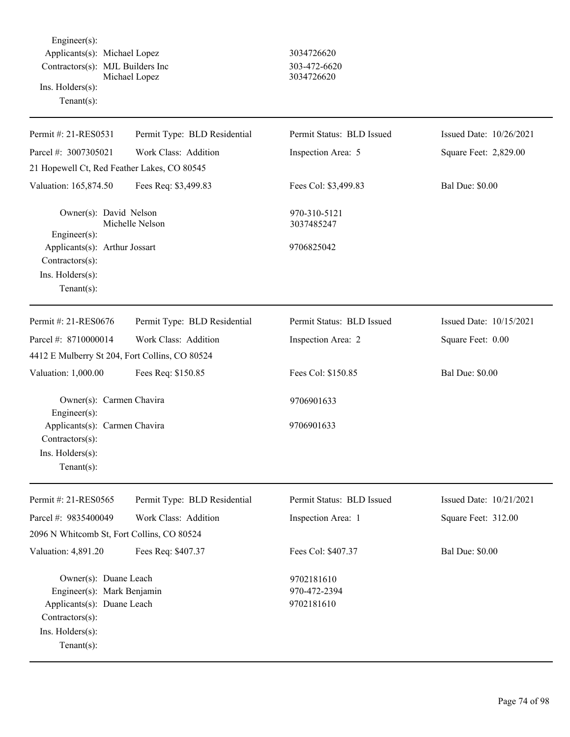Engineer(s):
Applicants(s): Michael Lopez 3034726620
Contractors(s): MJL Builders Inc 303-472-6620
Michael Lopez 3034726620
Ins. Holders(s):
Tenant(s):

---

| Permit #: 21-RES0531 | Permit Type: BLD Residential | Permit Status: BLD Issued | Issued Date: 10/26/2021 |
|---|---|---|---|
| Parcel #: 3007305021 | Work Class: Addition | Inspection Area: 5 | Square Feet: 2,829.00 |
| 21 Hopewell Ct, Red Feather Lakes, CO 80545 | | | |
| Valuation: 165,874.50 | Fees Req: $3,499.83 | Fees Col: $3,499.83 | Bal Due: $0.00 |

Owner(s): David Nelson 970-310-5121
Michelle Nelson 3037485247
Engineer(s):
Applicants(s): Arthur Jossart 9706825042
Contractors(s):
Ins. Holders(s):
Tenant(s):

---

| Permit #: 21-RES0676 | Permit Type: BLD Residential | Permit Status: BLD Issued | Issued Date: 10/15/2021 |
|---|---|---|---|
| Parcel #: 8710000014 | Work Class: Addition | Inspection Area: 2 | Square Feet: 0.00 |
| 4412 E Mulberry St 204, Fort Collins, CO 80524 | | | |
| Valuation: 1,000.00 | Fees Req: $150.85 | Fees Col: $150.85 | Bal Due: $0.00 |

Owner(s): Carmen Chavira 9706901633
Engineer(s):
Applicants(s): Carmen Chavira 9706901633
Contractors(s):
Ins. Holders(s):
Tenant(s):

---

| Permit #: 21-RES0565 | Permit Type: BLD Residential | Permit Status: BLD Issued | Issued Date: 10/21/2021 |
|---|---|---|---|
| Parcel #: 9835400049 | Work Class: Addition | Inspection Area: 1 | Square Feet: 312.00 |
| 2096 N Whitcomb St, Fort Collins, CO 80524 | | | |
| Valuation: 4,891.20 | Fees Req: $407.37 | Fees Col: $407.37 | Bal Due: $0.00 |

Owner(s): Duane Leach 9702181610
Engineer(s): Mark Benjamin 970-472-2394
Applicants(s): Duane Leach 9702181610
Contractors(s):
Ins. Holders(s):
Tenant(s):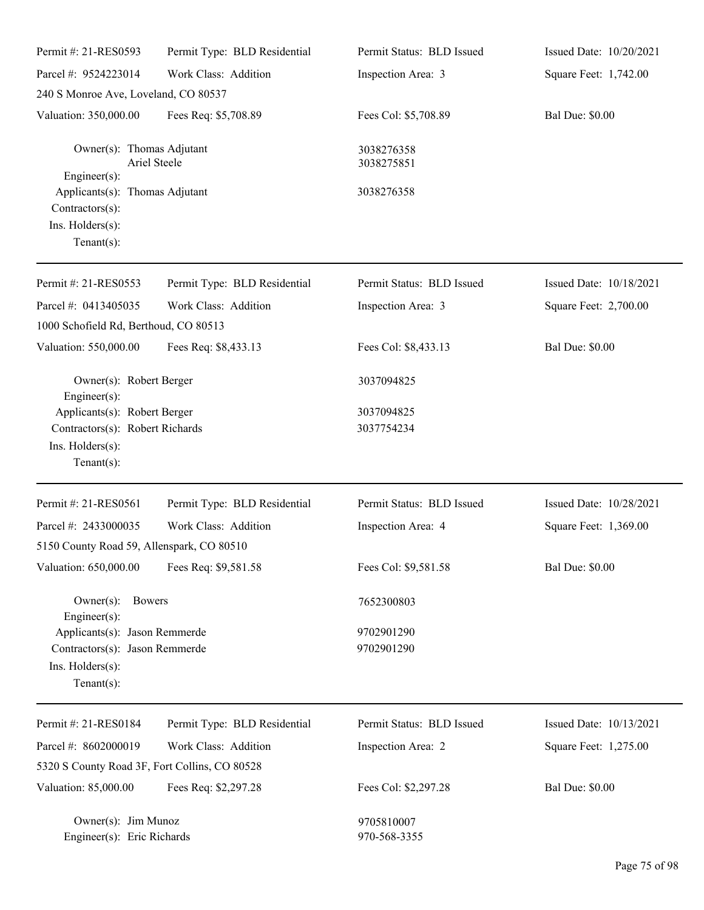| Permit #: 21-RES0593 | Permit Type: BLD Residential | Permit Status: BLD Issued | Issued Date: 10/20/2021 |
|---|---|---|---|
| Parcel #: 9524223014 | Work Class: Addition | Inspection Area: 3 | Square Feet: 1,742.00 |
| 240 S Monroe Ave, Loveland, CO 80537 | | | |
| Valuation: 350,000.00 | Fees Req: $5,708.89 | Fees Col: $5,708.89 | Bal Due: $0.00 |

Owner(s): Thomas Adjutant — 3038276358
Ariel Steele — 3038275851
Engineer(s):
Applicants(s): Thomas Adjutant — 3038276358
Contractors(s):
Ins. Holders(s):
Tenant(s):

---

| Permit #: 21-RES0553 | Permit Type: BLD Residential | Permit Status: BLD Issued | Issued Date: 10/18/2021 |
|---|---|---|---|
| Parcel #: 0413405035 | Work Class: Addition | Inspection Area: 3 | Square Feet: 2,700.00 |
| 1000 Schofield Rd, Berthoud, CO 80513 | | | |
| Valuation: 550,000.00 | Fees Req: $8,433.13 | Fees Col: $8,433.13 | Bal Due: $0.00 |

Owner(s): Robert Berger — 3037094825
Engineer(s):
Applicants(s): Robert Berger — 3037094825
Contractors(s): Robert Richards — 3037754234
Ins. Holders(s):
Tenant(s):

---

| Permit #: 21-RES0561 | Permit Type: BLD Residential | Permit Status: BLD Issued | Issued Date: 10/28/2021 |
|---|---|---|---|
| Parcel #: 2433000035 | Work Class: Addition | Inspection Area: 4 | Square Feet: 1,369.00 |
| 5150 County Road 59, Allenspark, CO 80510 | | | |
| Valuation: 650,000.00 | Fees Req: $9,581.58 | Fees Col: $9,581.58 | Bal Due: $0.00 |

Owner(s): Bowers — 7652300803
Engineer(s):
Applicants(s): Jason Remmerde — 9702901290
Contractors(s): Jason Remmerde — 9702901290
Ins. Holders(s):
Tenant(s):

---

| Permit #: 21-RES0184 | Permit Type: BLD Residential | Permit Status: BLD Issued | Issued Date: 10/13/2021 |
|---|---|---|---|
| Parcel #: 8602000019 | Work Class: Addition | Inspection Area: 2 | Square Feet: 1,275.00 |
| 5320 S County Road 3F, Fort Collins, CO 80528 | | | |
| Valuation: 85,000.00 | Fees Req: $2,297.28 | Fees Col: $2,297.28 | Bal Due: $0.00 |

Owner(s): Jim Munoz — 9705810007
Engineer(s): Eric Richards — 970-568-3355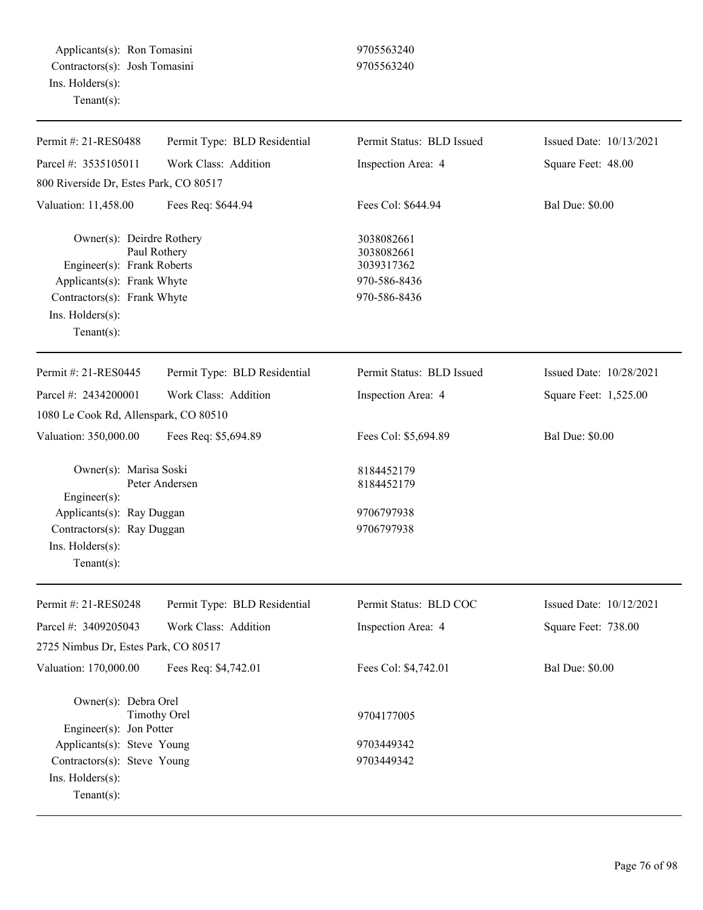Applicants(s): Ron Tomasini 9705563240
Contractors(s): Josh Tomasini 9705563240
Ins. Holders(s):
Tenant(s):

---

| Permit #: 21-RES0488 | Permit Type: BLD Residential | Permit Status: BLD Issued | Issued Date: 10/13/2021 |
|---|---|---|---|
| Parcel #: 3535105011 | Work Class: Addition | Inspection Area: 4 | Square Feet: 48.00 |
| 800 Riverside Dr, Estes Park, CO 80517 | | | |
| Valuation: 11,458.00 | Fees Req: $644.94 | Fees Col: $644.94 | Bal Due: $0.00 |

Owner(s): Deirdre Rothery 3038082661
Paul Rothery 3038082661
Engineer(s): Frank Roberts 3039317362
Applicants(s): Frank Whyte 970-586-8436
Contractors(s): Frank Whyte 970-586-8436
Ins. Holders(s):
Tenant(s):

---

| Permit #: 21-RES0445 | Permit Type: BLD Residential | Permit Status: BLD Issued | Issued Date: 10/28/2021 |
|---|---|---|---|
| Parcel #: 2434200001 | Work Class: Addition | Inspection Area: 4 | Square Feet: 1,525.00 |
| 1080 Le Cook Rd, Allenspark, CO 80510 | | | |
| Valuation: 350,000.00 | Fees Req: $5,694.89 | Fees Col: $5,694.89 | Bal Due: $0.00 |

Owner(s): Marisa Soski 8184452179
Peter Andersen 8184452179
Engineer(s):
Applicants(s): Ray Duggan 9706797938
Contractors(s): Ray Duggan 9706797938
Ins. Holders(s):
Tenant(s):

---

| Permit #: 21-RES0248 | Permit Type: BLD Residential | Permit Status: BLD COC | Issued Date: 10/12/2021 |
|---|---|---|---|
| Parcel #: 3409205043 | Work Class: Addition | Inspection Area: 4 | Square Feet: 738.00 |
| 2725 Nimbus Dr, Estes Park, CO 80517 | | | |
| Valuation: 170,000.00 | Fees Req: $4,742.01 | Fees Col: $4,742.01 | Bal Due: $0.00 |

Owner(s): Debra Orel
Timothy Orel 9704177005
Engineer(s): Jon Potter
Applicants(s): Steve Young 9703449342
Contractors(s): Steve Young 9703449342
Ins. Holders(s):
Tenant(s):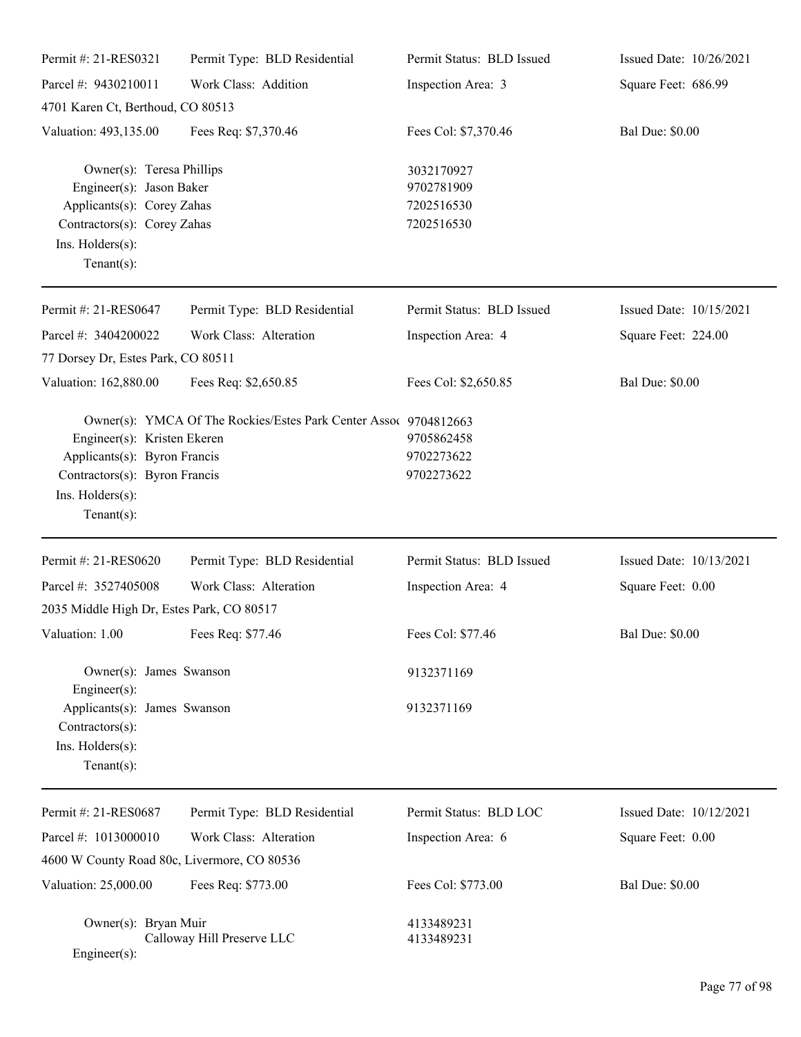| Permit #: 21-RES0321 | Permit Type: BLD Residential | Permit Status: BLD Issued | Issued Date: 10/26/2021 |
|---|---|---|---|
| Parcel #: 9430210011 | Work Class: Addition | Inspection Area: 3 | Square Feet: 686.99 |
| 4701 Karen Ct, Berthoud, CO 80513 | | | |
| Valuation: 493,135.00 | Fees Req: $7,370.46 | Fees Col: $7,370.46 | Bal Due: $0.00 |

Owner(s): Teresa Phillips — 3032170927
Engineer(s): Jason Baker — 9702781909
Applicants(s): Corey Zahas — 7202516530
Contractors(s): Corey Zahas — 7202516530
Ins. Holders(s):
Tenant(s):

---

| Permit #: 21-RES0647 | Permit Type: BLD Residential | Permit Status: BLD Issued | Issued Date: 10/15/2021 |
|---|---|---|---|
| Parcel #: 3404200022 | Work Class: Alteration | Inspection Area: 4 | Square Feet: 224.00 |
| 77 Dorsey Dr, Estes Park, CO 80511 | | | |
| Valuation: 162,880.00 | Fees Req: $2,650.85 | Fees Col: $2,650.85 | Bal Due: $0.00 |

Owner(s): YMCA Of The Rockies/Estes Park Center Assoc — 9704812663
Engineer(s): Kristen Ekeren — 9705862458
Applicants(s): Byron Francis — 9702273622
Contractors(s): Byron Francis — 9702273622
Ins. Holders(s):
Tenant(s):

---

| Permit #: 21-RES0620 | Permit Type: BLD Residential | Permit Status: BLD Issued | Issued Date: 10/13/2021 |
|---|---|---|---|
| Parcel #: 3527405008 | Work Class: Alteration | Inspection Area: 4 | Square Feet: 0.00 |
| 2035 Middle High Dr, Estes Park, CO 80517 | | | |
| Valuation: 1.00 | Fees Req: $77.46 | Fees Col: $77.46 | Bal Due: $0.00 |

Owner(s): James Swanson — 9132371169
Engineer(s):
Applicants(s): James Swanson — 9132371169
Contractors(s):
Ins. Holders(s):
Tenant(s):

---

| Permit #: 21-RES0687 | Permit Type: BLD Residential | Permit Status: BLD LOC | Issued Date: 10/12/2021 |
|---|---|---|---|
| Parcel #: 1013000010 | Work Class: Alteration | Inspection Area: 6 | Square Feet: 0.00 |
| 4600 W County Road 80c, Livermore, CO 80536 | | | |
| Valuation: 25,000.00 | Fees Req: $773.00 | Fees Col: $773.00 | Bal Due: $0.00 |

Owner(s): Bryan Muir — 4133489231
Calloway Hill Preserve LLC — 4133489231
Engineer(s):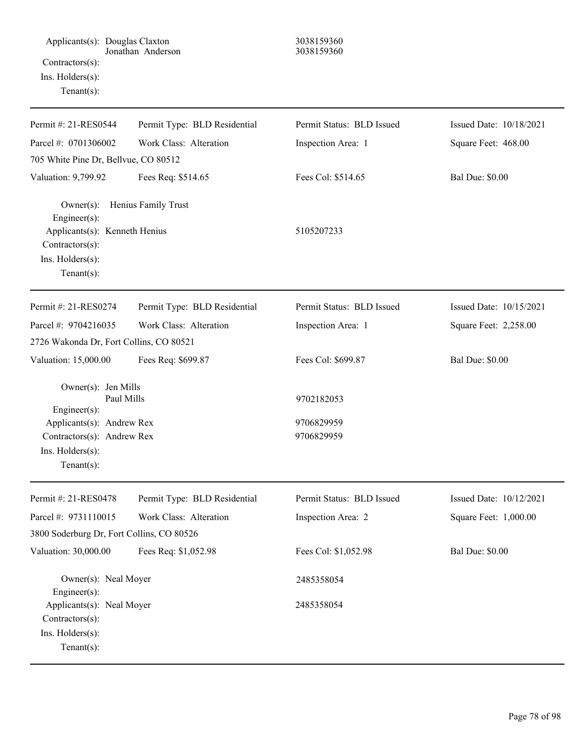Applicants(s): Douglas Claxton 3038159360
Jonathan Anderson 3038159360
Contractors(s):
Ins. Holders(s):
Tenant(s):

---

| Permit #: 21-RES0544 | Permit Type: BLD Residential | Permit Status: BLD Issued | Issued Date: 10/18/2021 |
|---|---|---|---|
| Parcel #: 0701306002 | Work Class: Alteration | Inspection Area: 1 | Square Feet: 468.00 |
| 705 White Pine Dr, Bellvue, CO 80512 | | | |
| Valuation: 9,799.92 | Fees Req: $514.65 | Fees Col: $514.65 | Bal Due: $0.00 |

Owner(s): Henius Family Trust
Engineer(s):
Applicants(s): Kenneth Henius 5105207233
Contractors(s):
Ins. Holders(s):
Tenant(s):

---

| Permit #: 21-RES0274 | Permit Type: BLD Residential | Permit Status: BLD Issued | Issued Date: 10/15/2021 |
|---|---|---|---|
| Parcel #: 9704216035 | Work Class: Alteration | Inspection Area: 1 | Square Feet: 2,258.00 |
| 2726 Wakonda Dr, Fort Collins, CO 80521 | | | |
| Valuation: 15,000.00 | Fees Req: $699.87 | Fees Col: $699.87 | Bal Due: $0.00 |

Owner(s): Jen Mills
Paul Mills 9702182053
Engineer(s):
Applicants(s): Andrew Rex 9706829959
Contractors(s): Andrew Rex 9706829959
Ins. Holders(s):
Tenant(s):

---

| Permit #: 21-RES0478 | Permit Type: BLD Residential | Permit Status: BLD Issued | Issued Date: 10/12/2021 |
|---|---|---|---|
| Parcel #: 9731110015 | Work Class: Alteration | Inspection Area: 2 | Square Feet: 1,000.00 |
| 3800 Soderburg Dr, Fort Collins, CO 80526 | | | |
| Valuation: 30,000.00 | Fees Req: $1,052.98 | Fees Col: $1,052.98 | Bal Due: $0.00 |

Owner(s): Neal Moyer 2485358054
Engineer(s):
Applicants(s): Neal Moyer 2485358054
Contractors(s):
Ins. Holders(s):
Tenant(s):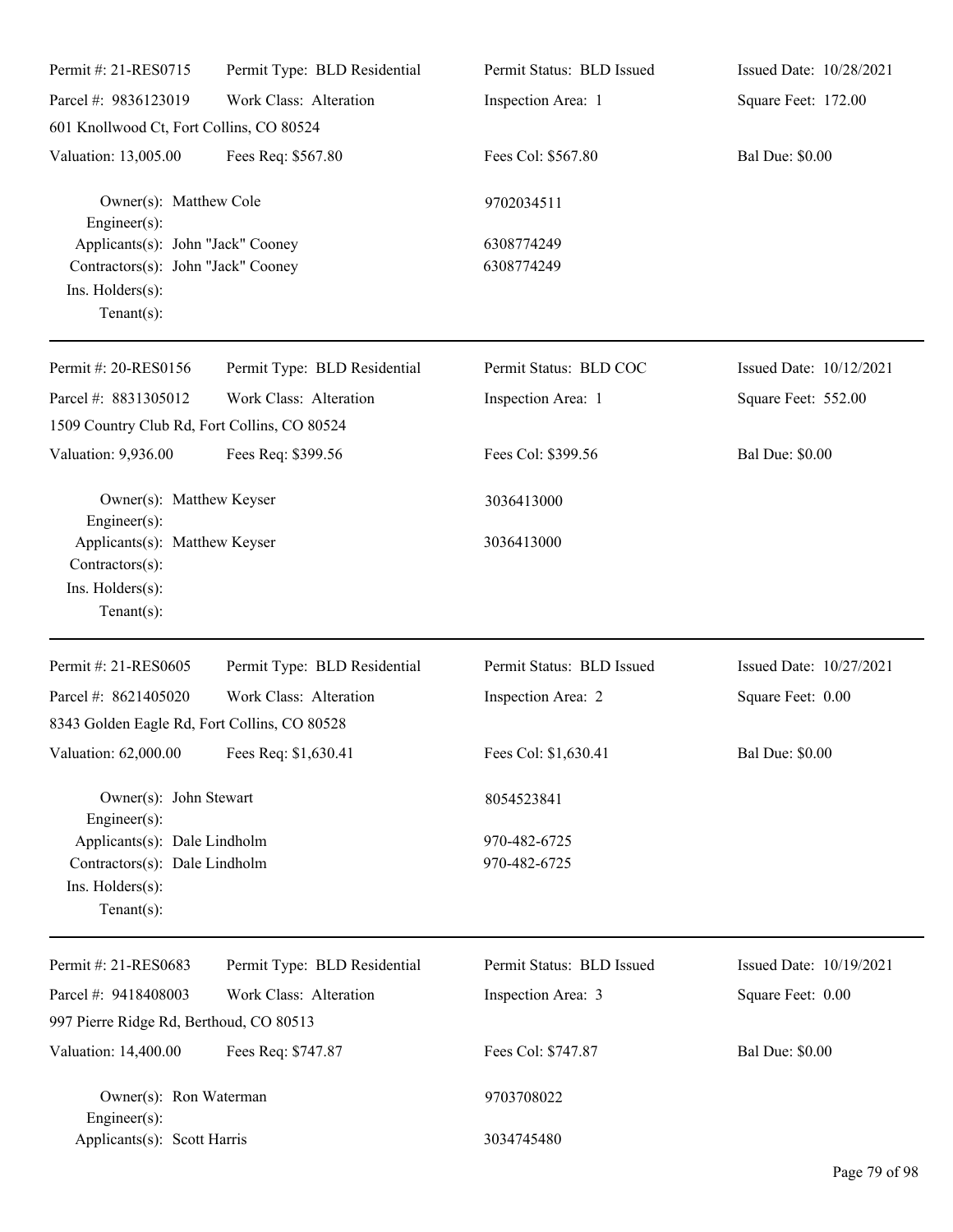| | | | |
|---|---|---|---|
| Permit #: 21-RES0715 | Permit Type: BLD Residential | Permit Status: BLD Issued | Issued Date: 10/28/2021 |
| Parcel #: 9836123019 | Work Class: Alteration | Inspection Area: 1 | Square Feet: 172.00 |
| 601 Knollwood Ct, Fort Collins, CO 80524 | | | |
| Valuation: 13,005.00 | Fees Req: $567.80 | Fees Col: $567.80 | Bal Due: $0.00 |

Owner(s): Matthew Cole 9702034511
Engineer(s):
Applicants(s): John "Jack" Cooney 6308774249
Contractors(s): John "Jack" Cooney 6308774249
Ins. Holders(s):
Tenant(s):

---

| | | | |
|---|---|---|---|
| Permit #: 20-RES0156 | Permit Type: BLD Residential | Permit Status: BLD COC | Issued Date: 10/12/2021 |
| Parcel #: 8831305012 | Work Class: Alteration | Inspection Area: 1 | Square Feet: 552.00 |
| 1509 Country Club Rd, Fort Collins, CO 80524 | | | |
| Valuation: 9,936.00 | Fees Req: $399.56 | Fees Col: $399.56 | Bal Due: $0.00 |

Owner(s): Matthew Keyser 3036413000
Engineer(s):
Applicants(s): Matthew Keyser 3036413000
Contractors(s):
Ins. Holders(s):
Tenant(s):

---

| | | | |
|---|---|---|---|
| Permit #: 21-RES0605 | Permit Type: BLD Residential | Permit Status: BLD Issued | Issued Date: 10/27/2021 |
| Parcel #: 8621405020 | Work Class: Alteration | Inspection Area: 2 | Square Feet: 0.00 |
| 8343 Golden Eagle Rd, Fort Collins, CO 80528 | | | |
| Valuation: 62,000.00 | Fees Req: $1,630.41 | Fees Col: $1,630.41 | Bal Due: $0.00 |

Owner(s): John Stewart 8054523841
Engineer(s):
Applicants(s): Dale Lindholm 970-482-6725
Contractors(s): Dale Lindholm 970-482-6725
Ins. Holders(s):
Tenant(s):

---

| | | | |
|---|---|---|---|
| Permit #: 21-RES0683 | Permit Type: BLD Residential | Permit Status: BLD Issued | Issued Date: 10/19/2021 |
| Parcel #: 9418408003 | Work Class: Alteration | Inspection Area: 3 | Square Feet: 0.00 |
| 997 Pierre Ridge Rd, Berthoud, CO 80513 | | | |
| Valuation: 14,400.00 | Fees Req: $747.87 | Fees Col: $747.87 | Bal Due: $0.00 |

Owner(s): Ron Waterman 9703708022
Engineer(s):
Applicants(s): Scott Harris 3034745480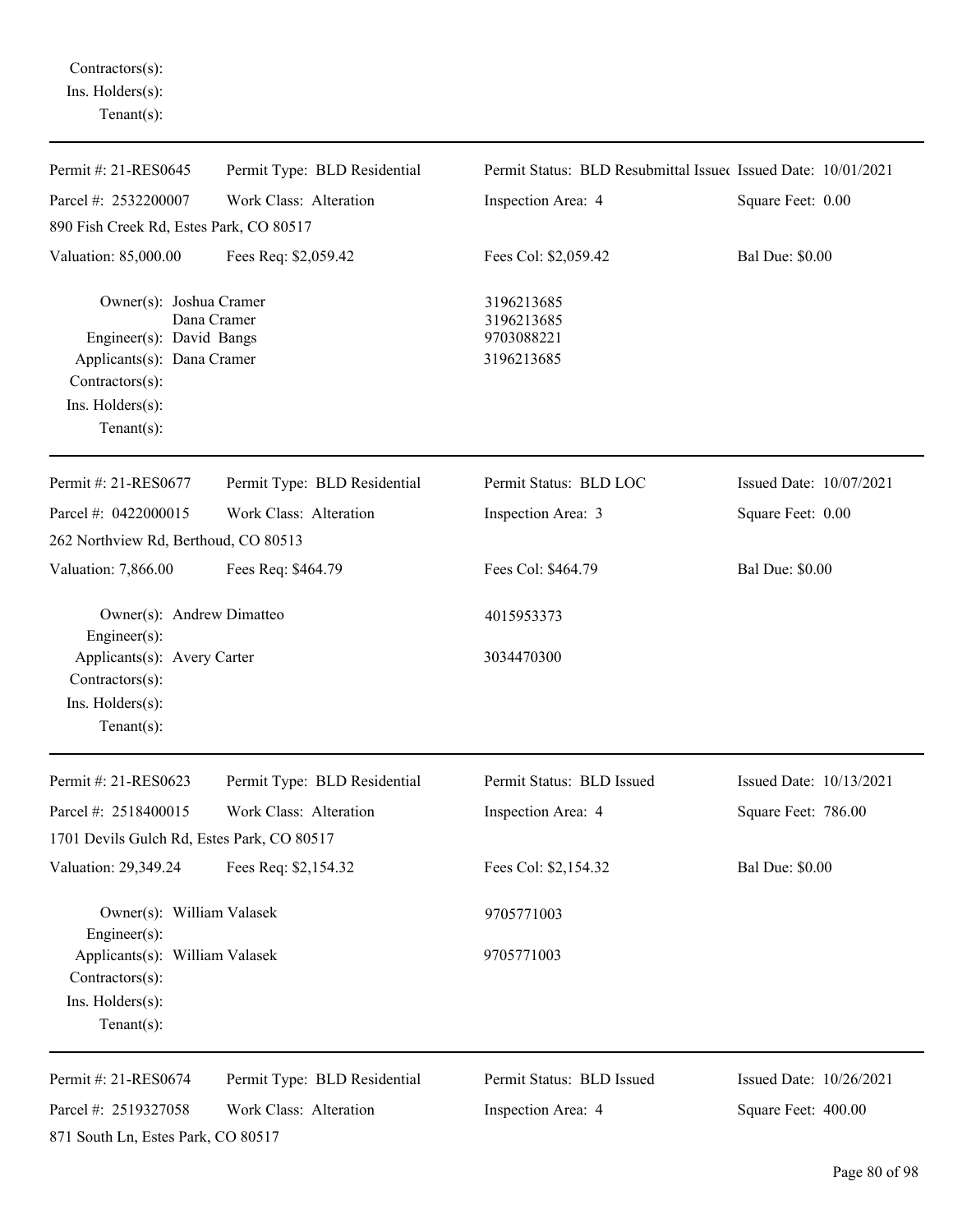Contractors(s):
Ins. Holders(s):
Tenant(s):

---

| Permit #: 21-RES0645 | Permit Type: BLD Residential | Permit Status: BLD Resubmittal Issued | Issued Date: 10/01/2021 |
|---|---|---|---|
| Parcel #: 2532200007 | Work Class: Alteration | Inspection Area: 4 | Square Feet: 0.00 |
| 890 Fish Creek Rd, Estes Park, CO 80517 | | | |
| Valuation: 85,000.00 | Fees Req: $2,059.42 | Fees Col: $2,059.42 | Bal Due: $0.00 |

Owner(s): Joshua Cramer — 3196213685
Dana Cramer — 3196213685
Engineer(s): David Bangs — 9703088221
Applicants(s): Dana Cramer — 3196213685
Contractors(s):
Ins. Holders(s):
Tenant(s):

---

| Permit #: 21-RES0677 | Permit Type: BLD Residential | Permit Status: BLD LOC | Issued Date: 10/07/2021 |
|---|---|---|---|
| Parcel #: 0422000015 | Work Class: Alteration | Inspection Area: 3 | Square Feet: 0.00 |
| 262 Northview Rd, Berthoud, CO 80513 | | | |
| Valuation: 7,866.00 | Fees Req: $464.79 | Fees Col: $464.79 | Bal Due: $0.00 |

Owner(s): Andrew Dimatteo — 4015953373
Engineer(s):
Applicants(s): Avery Carter — 3034470300
Contractors(s):
Ins. Holders(s):
Tenant(s):

---

| Permit #: 21-RES0623 | Permit Type: BLD Residential | Permit Status: BLD Issued | Issued Date: 10/13/2021 |
|---|---|---|---|
| Parcel #: 2518400015 | Work Class: Alteration | Inspection Area: 4 | Square Feet: 786.00 |
| 1701 Devils Gulch Rd, Estes Park, CO 80517 | | | |
| Valuation: 29,349.24 | Fees Req: $2,154.32 | Fees Col: $2,154.32 | Bal Due: $0.00 |

Owner(s): William Valasek — 9705771003
Engineer(s):
Applicants(s): William Valasek — 9705771003
Contractors(s):
Ins. Holders(s):
Tenant(s):

---

| Permit #: 21-RES0674 | Permit Type: BLD Residential | Permit Status: BLD Issued | Issued Date: 10/26/2021 |
|---|---|---|---|
| Parcel #: 2519327058 | Work Class: Alteration | Inspection Area: 4 | Square Feet: 400.00 |
| 871 South Ln, Estes Park, CO 80517 | | | |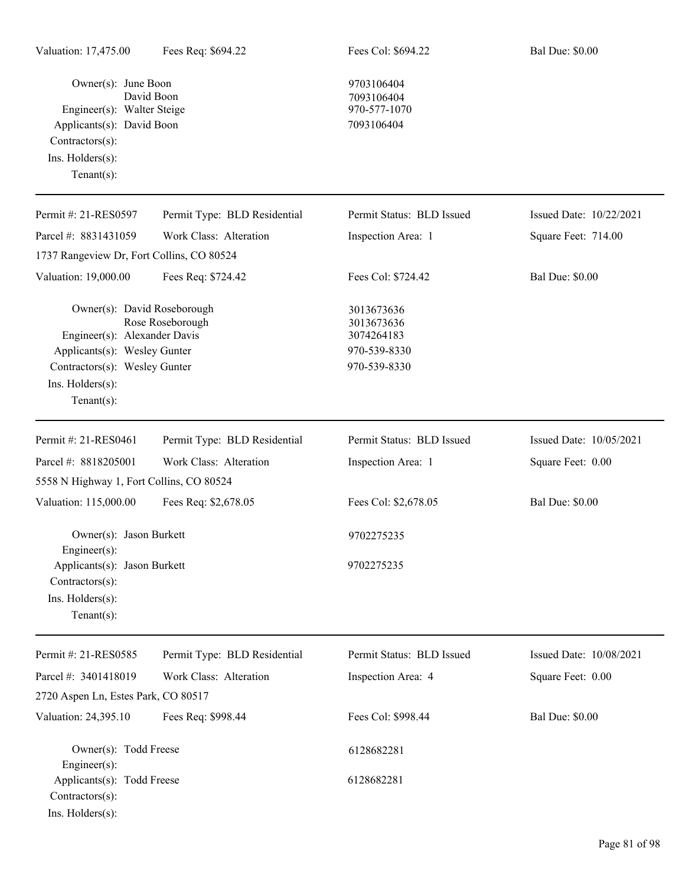Valuation: 17,475.00 Fees Req: $694.22 Fees Col: $694.22 Bal Due: $0.00

Owner(s): June Boon 9703106404
David Boon 7093106404
Engineer(s): Walter Steige 970-577-1070
Applicants(s): David Boon 7093106404
Contractors(s):
Ins. Holders(s):
Tenant(s):

---

Permit #: 21-RES0597 Permit Type: BLD Residential Permit Status: BLD Issued Issued Date: 10/22/2021
Parcel #: 8831431059 Work Class: Alteration Inspection Area: 1 Square Feet: 714.00
1737 Rangeview Dr, Fort Collins, CO 80524
Valuation: 19,000.00 Fees Req: $724.42 Fees Col: $724.42 Bal Due: $0.00

Owner(s): David Roseborough 3013673636
Rose Roseborough 3013673636
Engineer(s): Alexander Davis 3074264183
Applicants(s): Wesley Gunter 970-539-8330
Contractors(s): Wesley Gunter 970-539-8330
Ins. Holders(s):
Tenant(s):

---

Permit #: 21-RES0461 Permit Type: BLD Residential Permit Status: BLD Issued Issued Date: 10/05/2021
Parcel #: 8818205001 Work Class: Alteration Inspection Area: 1 Square Feet: 0.00
5558 N Highway 1, Fort Collins, CO 80524
Valuation: 115,000.00 Fees Req: $2,678.05 Fees Col: $2,678.05 Bal Due: $0.00

Owner(s): Jason Burkett 9702275235
Engineer(s):
Applicants(s): Jason Burkett 9702275235
Contractors(s):
Ins. Holders(s):
Tenant(s):

---

Permit #: 21-RES0585 Permit Type: BLD Residential Permit Status: BLD Issued Issued Date: 10/08/2021
Parcel #: 3401418019 Work Class: Alteration Inspection Area: 4 Square Feet: 0.00
2720 Aspen Ln, Estes Park, CO 80517
Valuation: 24,395.10 Fees Req: $998.44 Fees Col: $998.44 Bal Due: $0.00

Owner(s): Todd Freese 6128682281
Engineer(s):
Applicants(s): Todd Freese 6128682281
Contractors(s):
Ins. Holders(s):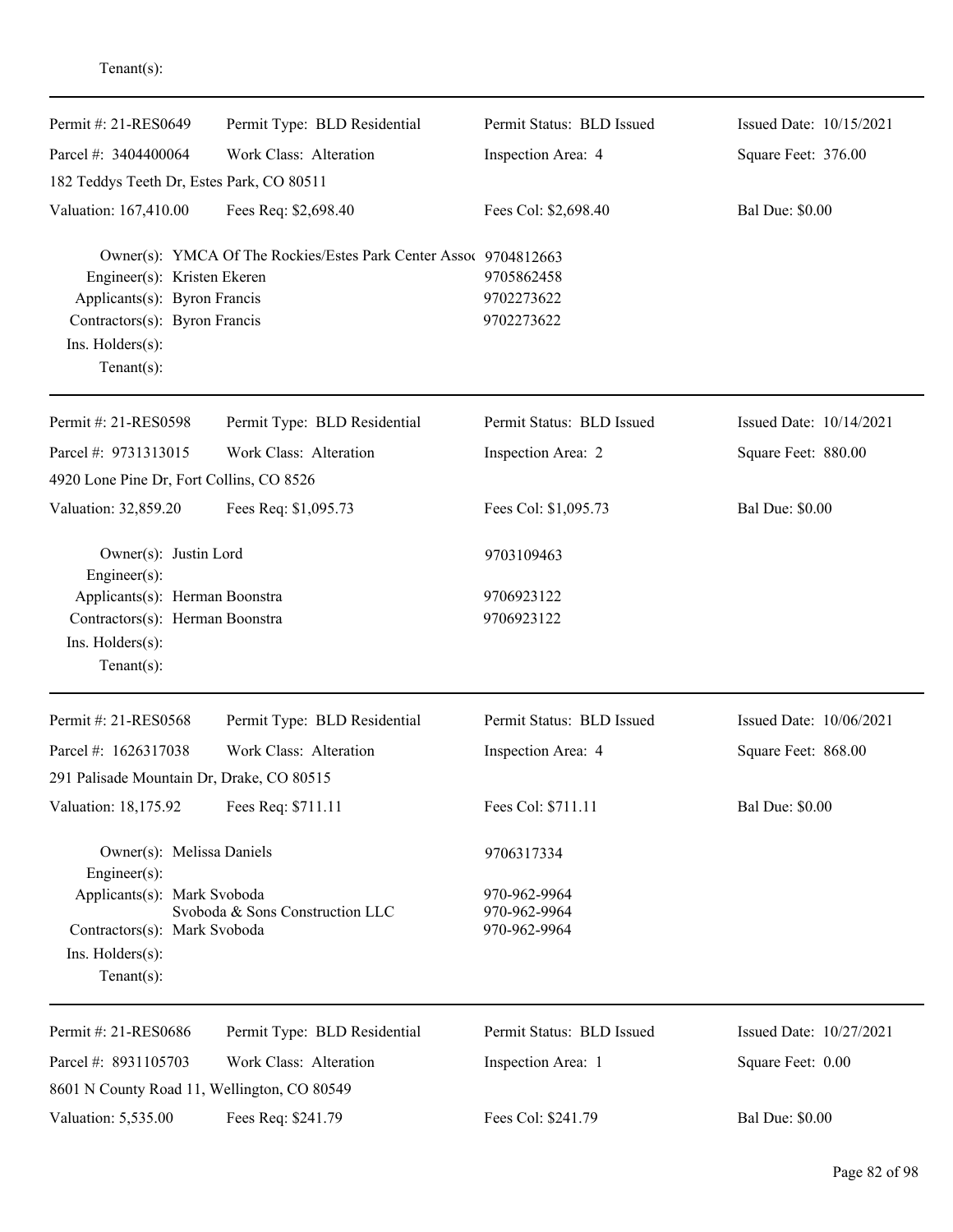Tenant(s):

---

| Permit #: 21-RES0649 | Permit Type: BLD Residential | Permit Status: BLD Issued | Issued Date: 10/15/2021 |
|---|---|---|---|
| Parcel #: 3404400064 | Work Class: Alteration | Inspection Area: 4 | Square Feet: 376.00 |
| 182 Teddys Teeth Dr, Estes Park, CO 80511 | | | |
| Valuation: 167,410.00 | Fees Req: $2,698.40 | Fees Col: $2,698.40 | Bal Due: $0.00 |

Owner(s): YMCA Of The Rockies/Estes Park Center Assoc 9704812663
Engineer(s): Kristen Ekeren 9705862458
Applicants(s): Byron Francis 9702273622
Contractors(s): Byron Francis 9702273622
Ins. Holders(s):
Tenant(s):

---

| Permit #: 21-RES0598 | Permit Type: BLD Residential | Permit Status: BLD Issued | Issued Date: 10/14/2021 |
|---|---|---|---|
| Parcel #: 9731313015 | Work Class: Alteration | Inspection Area: 2 | Square Feet: 880.00 |
| 4920 Lone Pine Dr, Fort Collins, CO 8526 | | | |
| Valuation: 32,859.20 | Fees Req: $1,095.73 | Fees Col: $1,095.73 | Bal Due: $0.00 |

Owner(s): Justin Lord 9703109463
Engineer(s):
Applicants(s): Herman Boonstra 9706923122
Contractors(s): Herman Boonstra 9706923122
Ins. Holders(s):
Tenant(s):

---

| Permit #: 21-RES0568 | Permit Type: BLD Residential | Permit Status: BLD Issued | Issued Date: 10/06/2021 |
|---|---|---|---|
| Parcel #: 1626317038 | Work Class: Alteration | Inspection Area: 4 | Square Feet: 868.00 |
| 291 Palisade Mountain Dr, Drake, CO 80515 | | | |
| Valuation: 18,175.92 | Fees Req: $711.11 | Fees Col: $711.11 | Bal Due: $0.00 |

Owner(s): Melissa Daniels 9706317334
Engineer(s):
Applicants(s): Mark Svoboda 970-962-9964
Svoboda & Sons Construction LLC 970-962-9964
Contractors(s): Mark Svoboda 970-962-9964
Ins. Holders(s):
Tenant(s):

---

| Permit #: 21-RES0686 | Permit Type: BLD Residential | Permit Status: BLD Issued | Issued Date: 10/27/2021 |
|---|---|---|---|
| Parcel #: 8931105703 | Work Class: Alteration | Inspection Area: 1 | Square Feet: 0.00 |
| 8601 N County Road 11, Wellington, CO 80549 | | | |
| Valuation: 5,535.00 | Fees Req: $241.79 | Fees Col: $241.79 | Bal Due: $0.00 |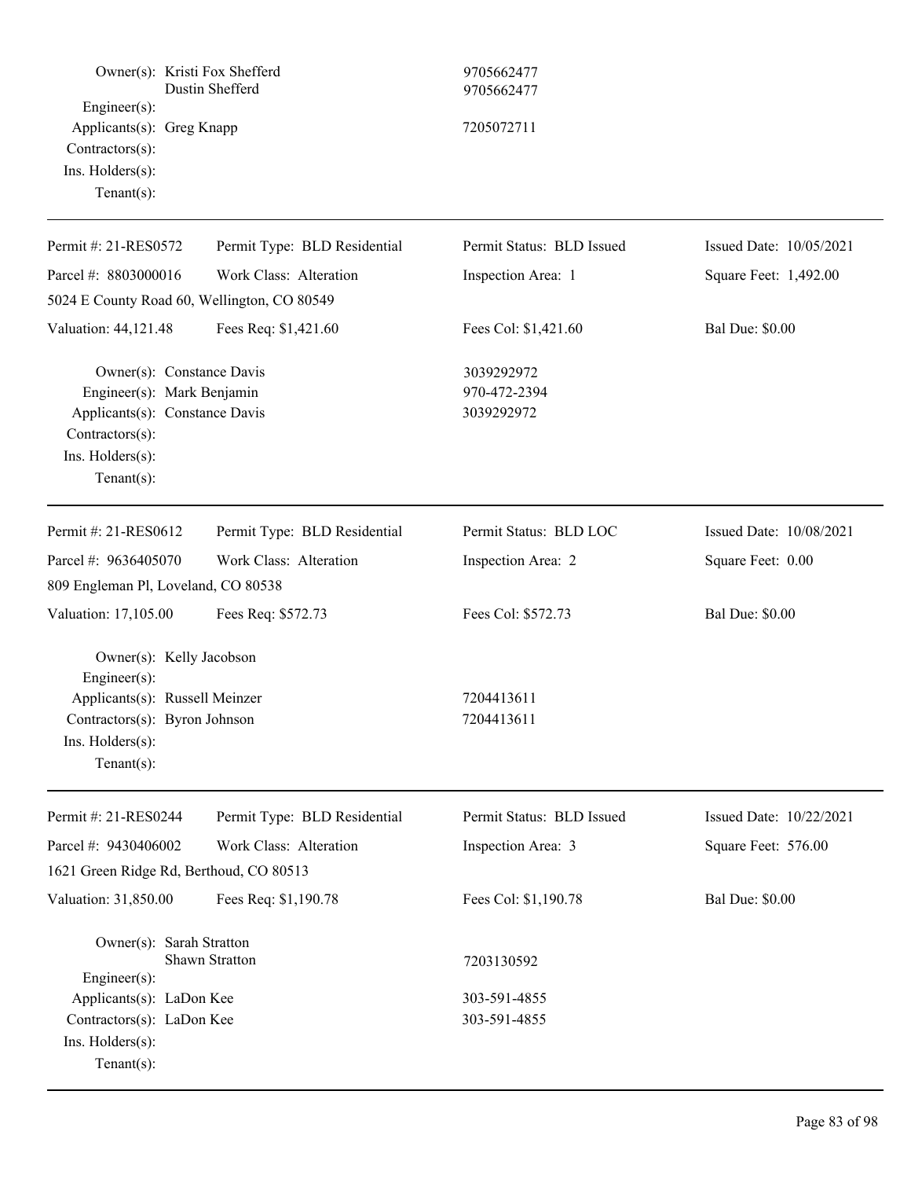Owner(s): Kristi Fox Shefferd 9705662477
Dustin Shefferd 9705662477
Engineer(s):
Applicants(s): Greg Knapp 7205072711
Contractors(s):
Ins. Holders(s):
Tenant(s):

---

| Permit #: 21-RES0572 | Permit Type: BLD Residential | Permit Status: BLD Issued | Issued Date: 10/05/2021 |
|---|---|---|---|
| Parcel #: 8803000016 | Work Class: Alteration | Inspection Area: 1 | Square Feet: 1,492.00 |
| 5024 E County Road 60, Wellington, CO 80549 | | | |
| Valuation: 44,121.48 | Fees Req: $1,421.60 | Fees Col: $1,421.60 | Bal Due: $0.00 |

Owner(s): Constance Davis 3039292972
Engineer(s): Mark Benjamin 970-472-2394
Applicants(s): Constance Davis 3039292972
Contractors(s):
Ins. Holders(s):
Tenant(s):

---

| Permit #: 21-RES0612 | Permit Type: BLD Residential | Permit Status: BLD LOC | Issued Date: 10/08/2021 |
|---|---|---|---|
| Parcel #: 9636405070 | Work Class: Alteration | Inspection Area: 2 | Square Feet: 0.00 |
| 809 Engleman Pl, Loveland, CO 80538 | | | |
| Valuation: 17,105.00 | Fees Req: $572.73 | Fees Col: $572.73 | Bal Due: $0.00 |

Owner(s): Kelly Jacobson
Engineer(s):
Applicants(s): Russell Meinzer 7204413611
Contractors(s): Byron Johnson 7204413611
Ins. Holders(s):
Tenant(s):

---

| Permit #: 21-RES0244 | Permit Type: BLD Residential | Permit Status: BLD Issued | Issued Date: 10/22/2021 |
|---|---|---|---|
| Parcel #: 9430406002 | Work Class: Alteration | Inspection Area: 3 | Square Feet: 576.00 |
| 1621 Green Ridge Rd, Berthoud, CO 80513 | | | |
| Valuation: 31,850.00 | Fees Req: $1,190.78 | Fees Col: $1,190.78 | Bal Due: $0.00 |

Owner(s): Sarah Stratton
Shawn Stratton 7203130592
Engineer(s):
Applicants(s): LaDon Kee 303-591-4855
Contractors(s): LaDon Kee 303-591-4855
Ins. Holders(s):
Tenant(s):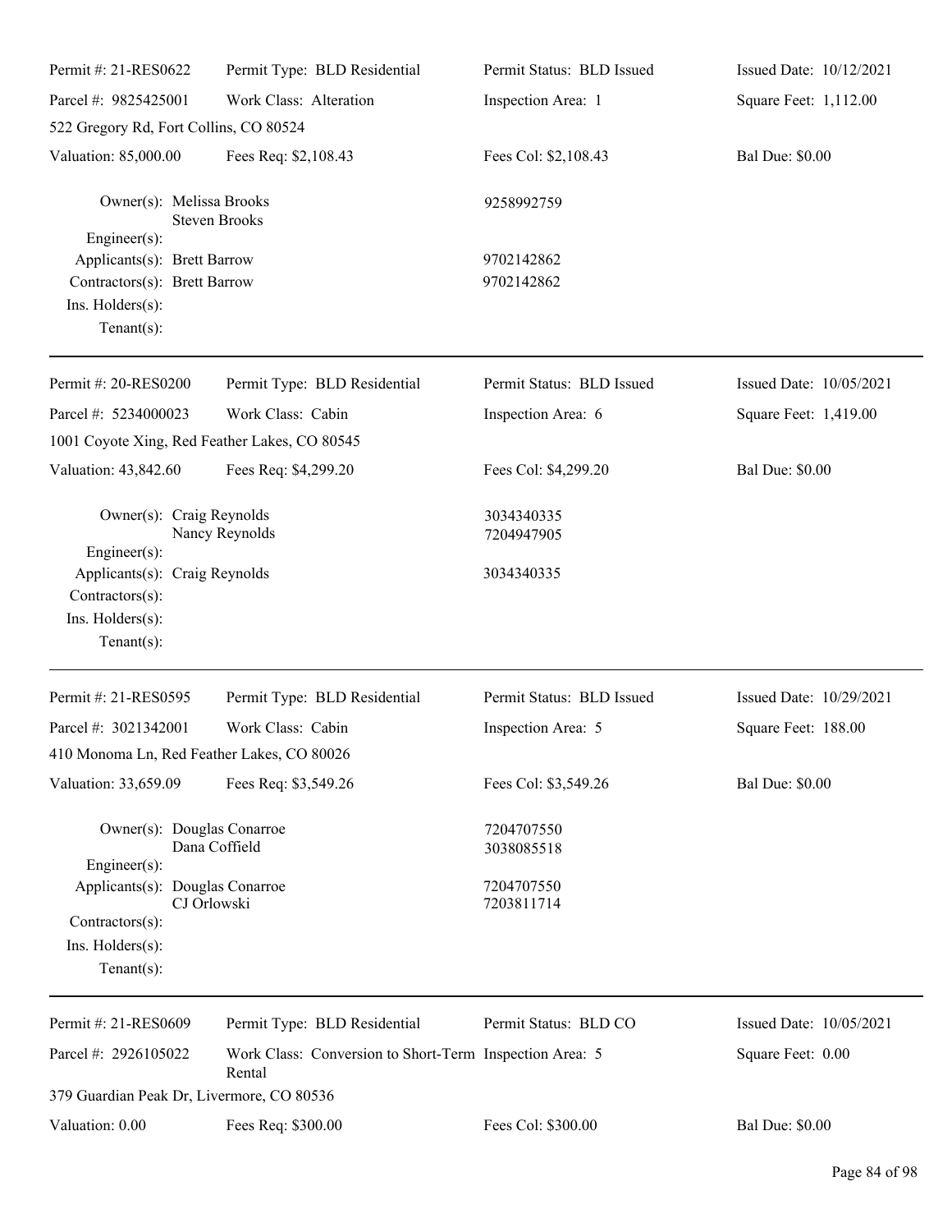| Permit #: 21-RES0622 | Permit Type: BLD Residential | Permit Status: BLD Issued | Issued Date: 10/12/2021 |
|---|---|---|---|
| Parcel #: 9825425001 | Work Class: Alteration | Inspection Area: 1 | Square Feet: 1,112.00 |
| 522 Gregory Rd, Fort Collins, CO 80524 | | | |
| Valuation: 85,000.00 | Fees Req: $2,108.43 | Fees Col: $2,108.43 | Bal Due: $0.00 |

Owner(s): Melissa Brooks, Steven Brooks — 9258992759
Engineer(s):
Applicants(s): Brett Barrow — 9702142862
Contractors(s): Brett Barrow — 9702142862
Ins. Holders(s):
Tenant(s):

---

| Permit #: 20-RES0200 | Permit Type: BLD Residential | Permit Status: BLD Issued | Issued Date: 10/05/2021 |
|---|---|---|---|
| Parcel #: 5234000023 | Work Class: Cabin | Inspection Area: 6 | Square Feet: 1,419.00 |
| 1001 Coyote Xing, Red Feather Lakes, CO 80545 | | | |
| Valuation: 43,842.60 | Fees Req: $4,299.20 | Fees Col: $4,299.20 | Bal Due: $0.00 |

Owner(s): Craig Reynolds — 3034340335; Nancy Reynolds — 7204947905
Engineer(s):
Applicants(s): Craig Reynolds — 3034340335
Contractors(s):
Ins. Holders(s):
Tenant(s):

---

| Permit #: 21-RES0595 | Permit Type: BLD Residential | Permit Status: BLD Issued | Issued Date: 10/29/2021 |
|---|---|---|---|
| Parcel #: 3021342001 | Work Class: Cabin | Inspection Area: 5 | Square Feet: 188.00 |
| 410 Monoma Ln, Red Feather Lakes, CO 80026 | | | |
| Valuation: 33,659.09 | Fees Req: $3,549.26 | Fees Col: $3,549.26 | Bal Due: $0.00 |

Owner(s): Douglas Conarroe — 7204707550; Dana Coffield — 3038085518
Engineer(s):
Applicants(s): Douglas Conarroe — 7204707550; CJ Orlowski — 7203811714
Contractors(s):
Ins. Holders(s):
Tenant(s):

---

| Permit #: 21-RES0609 | Permit Type: BLD Residential | Permit Status: BLD CO | Issued Date: 10/05/2021 |
|---|---|---|---|
| Parcel #: 2926105022 | Work Class: Conversion to Short-Term Rental | Inspection Area: 5 | Square Feet: 0.00 |
| 379 Guardian Peak Dr, Livermore, CO 80536 | | | |
| Valuation: 0.00 | Fees Req: $300.00 | Fees Col: $300.00 | Bal Due: $0.00 |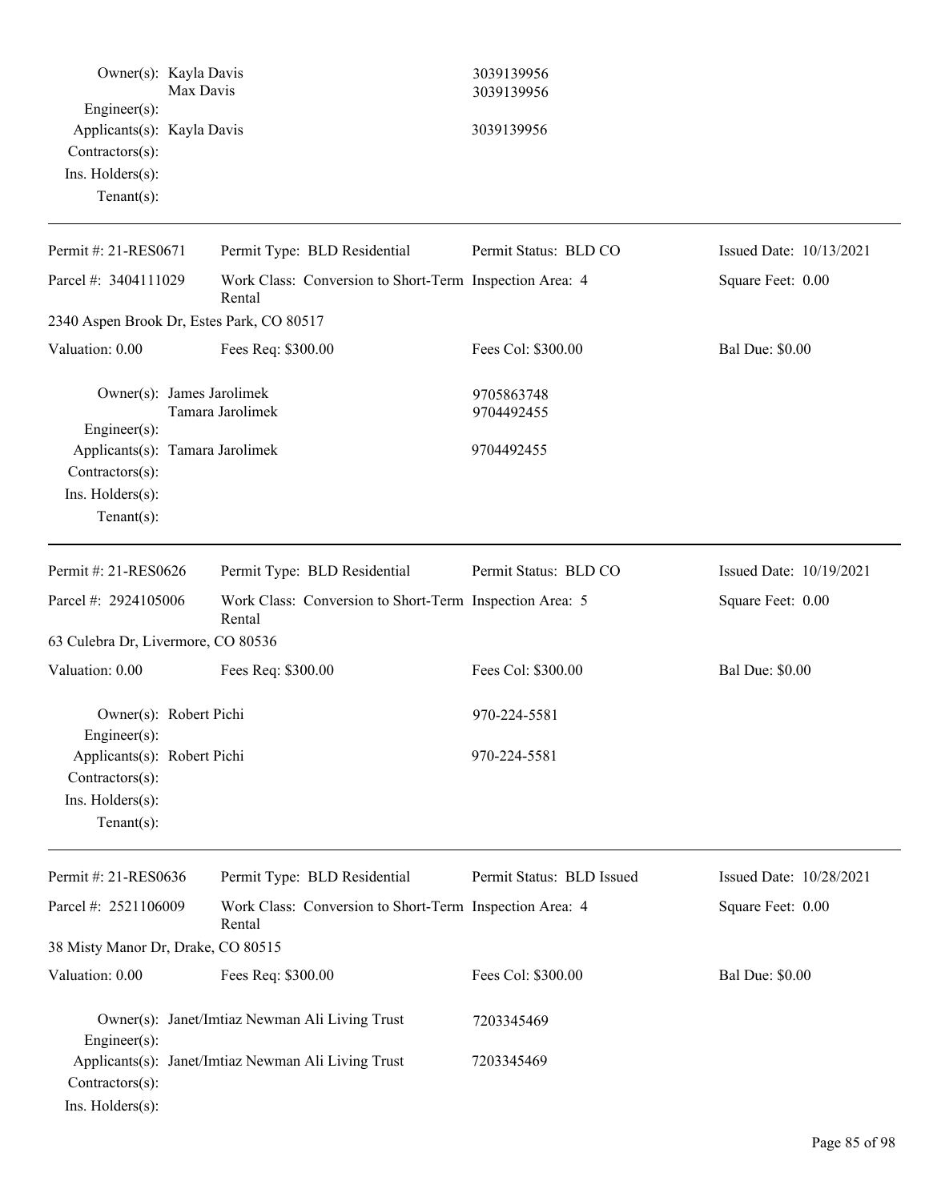| | | |
|---|---|---|
| Owner(s): | Kayla Davis | 3039139956 |
| | Max Davis | 3039139956 |
| Engineer(s): | | |
| Applicants(s): | Kayla Davis | 3039139956 |
| Contractors(s): | | |
| Ins. Holders(s): | | |
| Tenant(s): | | |

---

| | | | |
|---|---|---|---|
| Permit #: 21-RES0671 | Permit Type: BLD Residential | Permit Status: BLD CO | Issued Date: 10/13/2021 |
| Parcel #: 3404111029 | Work Class: Conversion to Short-Term Rental | Inspection Area: 4 | Square Feet: 0.00 |
| 2340 Aspen Brook Dr, Estes Park, CO 80517 | | | |
| Valuation: 0.00 | Fees Req: $300.00 | Fees Col: $300.00 | Bal Due: $0.00 |

| | | |
|---|---|---|
| Owner(s): | James Jarolimek | 9705863748 |
| | Tamara Jarolimek | 9704492455 |
| Engineer(s): | | |
| Applicants(s): | Tamara Jarolimek | 9704492455 |
| Contractors(s): | | |
| Ins. Holders(s): | | |
| Tenant(s): | | |

---

| | | | |
|---|---|---|---|
| Permit #: 21-RES0626 | Permit Type: BLD Residential | Permit Status: BLD CO | Issued Date: 10/19/2021 |
| Parcel #: 2924105006 | Work Class: Conversion to Short-Term Rental | Inspection Area: 5 | Square Feet: 0.00 |
| 63 Culebra Dr, Livermore, CO 80536 | | | |
| Valuation: 0.00 | Fees Req: $300.00 | Fees Col: $300.00 | Bal Due: $0.00 |

| | | |
|---|---|---|
| Owner(s): | Robert Pichi | 970-224-5581 |
| Engineer(s): | | |
| Applicants(s): | Robert Pichi | 970-224-5581 |
| Contractors(s): | | |
| Ins. Holders(s): | | |
| Tenant(s): | | |

---

| | | | |
|---|---|---|---|
| Permit #: 21-RES0636 | Permit Type: BLD Residential | Permit Status: BLD Issued | Issued Date: 10/28/2021 |
| Parcel #: 2521106009 | Work Class: Conversion to Short-Term Rental | Inspection Area: 4 | Square Feet: 0.00 |
| 38 Misty Manor Dr, Drake, CO 80515 | | | |
| Valuation: 0.00 | Fees Req: $300.00 | Fees Col: $300.00 | Bal Due: $0.00 |

| | | |
|---|---|---|
| Owner(s): | Janet/Imtiaz Newman Ali Living Trust | 7203345469 |
| Engineer(s): | | |
| Applicants(s): | Janet/Imtiaz Newman Ali Living Trust | 7203345469 |
| Contractors(s): | | |
| Ins. Holders(s): | | |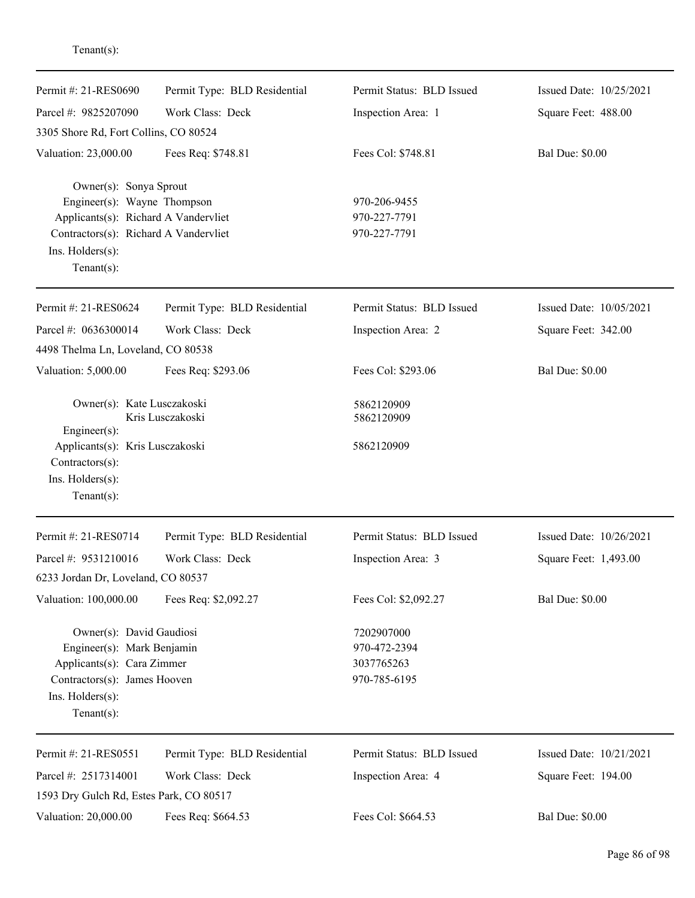Tenant(s):

---

| Permit #: 21-RES0690 | Permit Type: BLD Residential | Permit Status: BLD Issued | Issued Date: 10/25/2021 |
|---|---|---|---|
| Parcel #: 9825207090 | Work Class: Deck | Inspection Area: 1 | Square Feet: 488.00 |
| 3305 Shore Rd, Fort Collins, CO 80524 | | | |
| Valuation: 23,000.00 | Fees Req: $748.81 | Fees Col: $748.81 | Bal Due: $0.00 |

Owner(s): Sonya Sprout
Engineer(s): Wayne Thompson — 970-206-9455
Applicants(s): Richard A Vandervliet — 970-227-7791
Contractors(s): Richard A Vandervliet — 970-227-7791
Ins. Holders(s):
Tenant(s):

---

| Permit #: 21-RES0624 | Permit Type: BLD Residential | Permit Status: BLD Issued | Issued Date: 10/05/2021 |
|---|---|---|---|
| Parcel #: 0636300014 | Work Class: Deck | Inspection Area: 2 | Square Feet: 342.00 |
| 4498 Thelma Ln, Loveland, CO 80538 | | | |
| Valuation: 5,000.00 | Fees Req: $293.06 | Fees Col: $293.06 | Bal Due: $0.00 |

Owner(s): Kate Lusczakoski — 5862120909
Kris Lusczakoski — 5862120909
Engineer(s):
Applicants(s): Kris Lusczakoski — 5862120909
Contractors(s):
Ins. Holders(s):
Tenant(s):

---

| Permit #: 21-RES0714 | Permit Type: BLD Residential | Permit Status: BLD Issued | Issued Date: 10/26/2021 |
|---|---|---|---|
| Parcel #: 9531210016 | Work Class: Deck | Inspection Area: 3 | Square Feet: 1,493.00 |
| 6233 Jordan Dr, Loveland, CO 80537 | | | |
| Valuation: 100,000.00 | Fees Req: $2,092.27 | Fees Col: $2,092.27 | Bal Due: $0.00 |

Owner(s): David Gaudiosi — 7202907000
Engineer(s): Mark Benjamin — 970-472-2394
Applicants(s): Cara Zimmer — 3037765263
Contractors(s): James Hooven — 970-785-6195
Ins. Holders(s):
Tenant(s):

---

| Permit #: 21-RES0551 | Permit Type: BLD Residential | Permit Status: BLD Issued | Issued Date: 10/21/2021 |
|---|---|---|---|
| Parcel #: 2517314001 | Work Class: Deck | Inspection Area: 4 | Square Feet: 194.00 |
| 1593 Dry Gulch Rd, Estes Park, CO 80517 | | | |
| Valuation: 20,000.00 | Fees Req: $664.53 | Fees Col: $664.53 | Bal Due: $0.00 |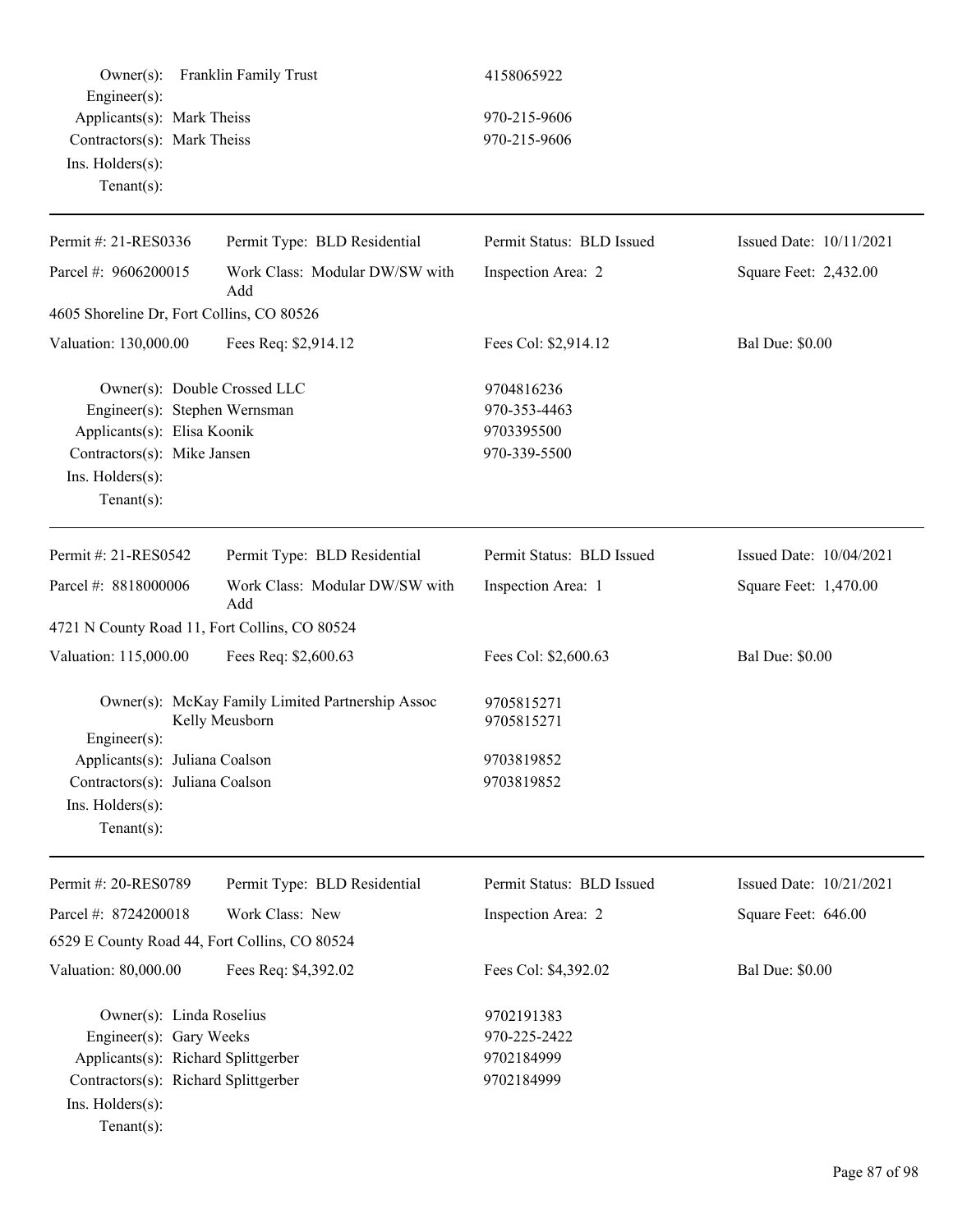Owner(s): Franklin Family Trust 4158065922
Engineer(s):
Applicants(s): Mark Theiss 970-215-9606
Contractors(s): Mark Theiss 970-215-9606
Ins. Holders(s):
Tenant(s):

---

| Permit #: 21-RES0336 | Permit Type: BLD Residential | Permit Status: BLD Issued | Issued Date: 10/11/2021 |
|---|---|---|---|
| Parcel #: 9606200015 | Work Class: Modular DW/SW with Add | Inspection Area: 2 | Square Feet: 2,432.00 |
| 4605 Shoreline Dr, Fort Collins, CO 80526 | | | |
| Valuation: 130,000.00 | Fees Req: $2,914.12 | Fees Col: $2,914.12 | Bal Due: $0.00 |

Owner(s): Double Crossed LLC 9704816236
Engineer(s): Stephen Wernsman 970-353-4463
Applicants(s): Elisa Koonik 9703395500
Contractors(s): Mike Jansen 970-339-5500
Ins. Holders(s):
Tenant(s):

---

| Permit #: 21-RES0542 | Permit Type: BLD Residential | Permit Status: BLD Issued | Issued Date: 10/04/2021 |
|---|---|---|---|
| Parcel #: 8818000006 | Work Class: Modular DW/SW with Add | Inspection Area: 1 | Square Feet: 1,470.00 |
| 4721 N County Road 11, Fort Collins, CO 80524 | | | |
| Valuation: 115,000.00 | Fees Req: $2,600.63 | Fees Col: $2,600.63 | Bal Due: $0.00 |

Owner(s): McKay Family Limited Partnership Assoc 9705815271
Kelly Meusborn 9705815271
Engineer(s):
Applicants(s): Juliana Coalson 9703819852
Contractors(s): Juliana Coalson 9703819852
Ins. Holders(s):
Tenant(s):

---

| Permit #: 20-RES0789 | Permit Type: BLD Residential | Permit Status: BLD Issued | Issued Date: 10/21/2021 |
|---|---|---|---|
| Parcel #: 8724200018 | Work Class: New | Inspection Area: 2 | Square Feet: 646.00 |
| 6529 E County Road 44, Fort Collins, CO 80524 | | | |
| Valuation: 80,000.00 | Fees Req: $4,392.02 | Fees Col: $4,392.02 | Bal Due: $0.00 |

Owner(s): Linda Roselius 9702191383
Engineer(s): Gary Weeks 970-225-2422
Applicants(s): Richard Splittgerber 9702184999
Contractors(s): Richard Splittgerber 9702184999
Ins. Holders(s):
Tenant(s):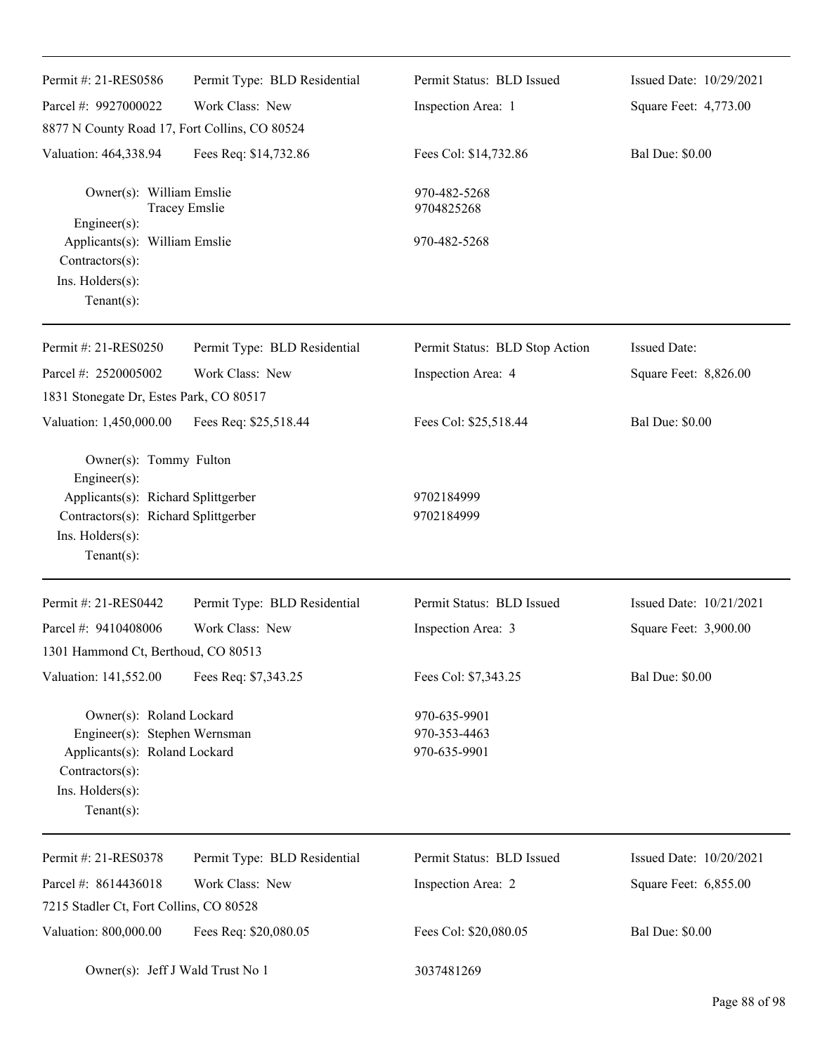Permit #: 21-RES0586 | Permit Type: BLD Residential | Permit Status: BLD Issued | Issued Date: 10/29/2021
Parcel #: 9927000022 | Work Class: New | Inspection Area: 1 | Square Feet: 4,773.00
8877 N County Road 17, Fort Collins, CO 80524
Valuation: 464,338.94 | Fees Req: $14,732.86 | Fees Col: $14,732.86 | Bal Due: $0.00

Owner(s): William Emslie — 970-482-5268
Tracey Emslie — 9704825268
Engineer(s):
Applicants(s): William Emslie — 970-482-5268
Contractors(s):
Ins. Holders(s):
Tenant(s):

---

Permit #: 21-RES0250 | Permit Type: BLD Residential | Permit Status: BLD Stop Action | Issued Date:
Parcel #: 2520005002 | Work Class: New | Inspection Area: 4 | Square Feet: 8,826.00
1831 Stonegate Dr, Estes Park, CO 80517
Valuation: 1,450,000.00 | Fees Req: $25,518.44 | Fees Col: $25,518.44 | Bal Due: $0.00

Owner(s): Tommy Fulton
Engineer(s):
Applicants(s): Richard Splittgerber — 9702184999
Contractors(s): Richard Splittgerber — 9702184999
Ins. Holders(s):
Tenant(s):

---

Permit #: 21-RES0442 | Permit Type: BLD Residential | Permit Status: BLD Issued | Issued Date: 10/21/2021
Parcel #: 9410408006 | Work Class: New | Inspection Area: 3 | Square Feet: 3,900.00
1301 Hammond Ct, Berthoud, CO 80513
Valuation: 141,552.00 | Fees Req: $7,343.25 | Fees Col: $7,343.25 | Bal Due: $0.00

Owner(s): Roland Lockard — 970-635-9901
Engineer(s): Stephen Wernsman — 970-353-4463
Applicants(s): Roland Lockard — 970-635-9901
Contractors(s):
Ins. Holders(s):
Tenant(s):

---

Permit #: 21-RES0378 | Permit Type: BLD Residential | Permit Status: BLD Issued | Issued Date: 10/20/2021
Parcel #: 8614436018 | Work Class: New | Inspection Area: 2 | Square Feet: 6,855.00
7215 Stadler Ct, Fort Collins, CO 80528
Valuation: 800,000.00 | Fees Req: $20,080.05 | Fees Col: $20,080.05 | Bal Due: $0.00

Owner(s): Jeff J Wald Trust No 1 — 3037481269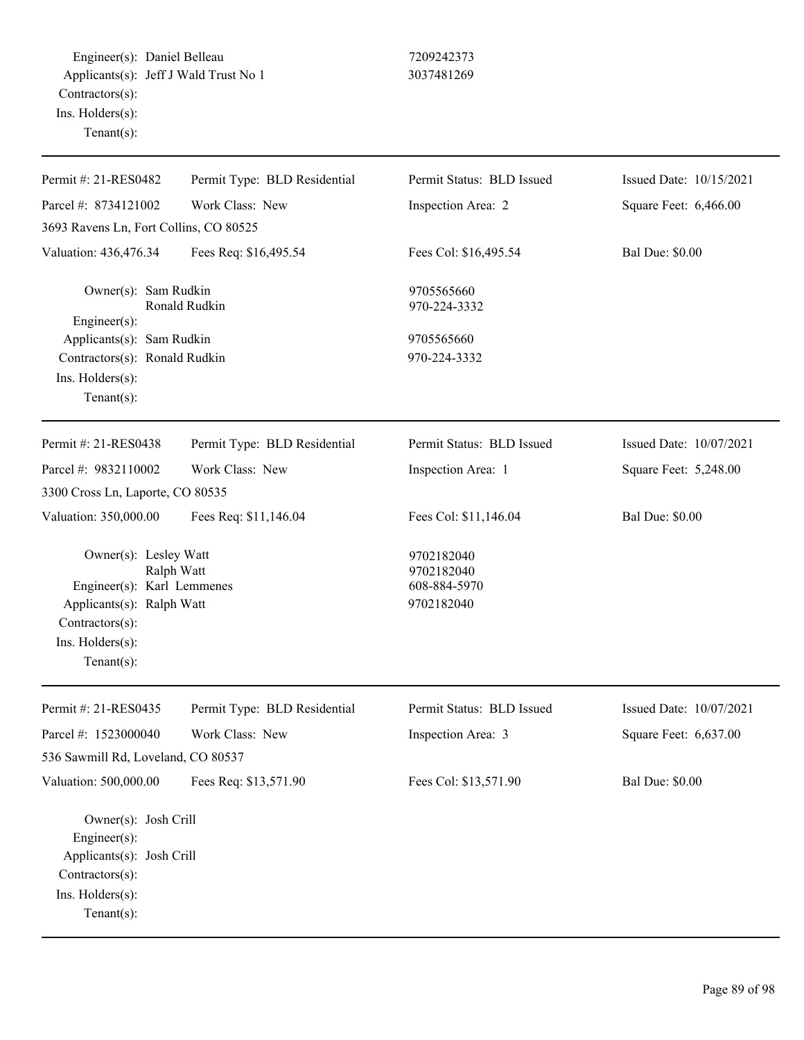Engineer(s): Daniel Belleau 7209242373
Applicants(s): Jeff J Wald Trust No 1 3037481269
Contractors(s):
Ins. Holders(s):
Tenant(s):

---

| Permit #: 21-RES0482 | Permit Type: BLD Residential | Permit Status: BLD Issued | Issued Date: 10/15/2021 |
|---|---|---|---|
| Parcel #: 8734121002 | Work Class: New | Inspection Area: 2 | Square Feet: 6,466.00 |
| 3693 Ravens Ln, Fort Collins, CO 80525 | | | |
| Valuation: 436,476.34 | Fees Req: $16,495.54 | Fees Col: $16,495.54 | Bal Due: $0.00 |

Owner(s): Sam Rudkin 9705565660
Ronald Rudkin 970-224-3332
Engineer(s):
Applicants(s): Sam Rudkin 9705565660
Contractors(s): Ronald Rudkin 970-224-3332
Ins. Holders(s):
Tenant(s):

---

| Permit #: 21-RES0438 | Permit Type: BLD Residential | Permit Status: BLD Issued | Issued Date: 10/07/2021 |
|---|---|---|---|
| Parcel #: 9832110002 | Work Class: New | Inspection Area: 1 | Square Feet: 5,248.00 |
| 3300 Cross Ln, Laporte, CO 80535 | | | |
| Valuation: 350,000.00 | Fees Req: $11,146.04 | Fees Col: $11,146.04 | Bal Due: $0.00 |

Owner(s): Lesley Watt 9702182040
Ralph Watt 9702182040
Engineer(s): Karl Lemmenes 608-884-5970
Applicants(s): Ralph Watt 9702182040
Contractors(s):
Ins. Holders(s):
Tenant(s):

---

| Permit #: 21-RES0435 | Permit Type: BLD Residential | Permit Status: BLD Issued | Issued Date: 10/07/2021 |
|---|---|---|---|
| Parcel #: 1523000040 | Work Class: New | Inspection Area: 3 | Square Feet: 6,637.00 |
| 536 Sawmill Rd, Loveland, CO 80537 | | | |
| Valuation: 500,000.00 | Fees Req: $13,571.90 | Fees Col: $13,571.90 | Bal Due: $0.00 |

Owner(s): Josh Crill
Engineer(s):
Applicants(s): Josh Crill
Contractors(s):
Ins. Holders(s):
Tenant(s):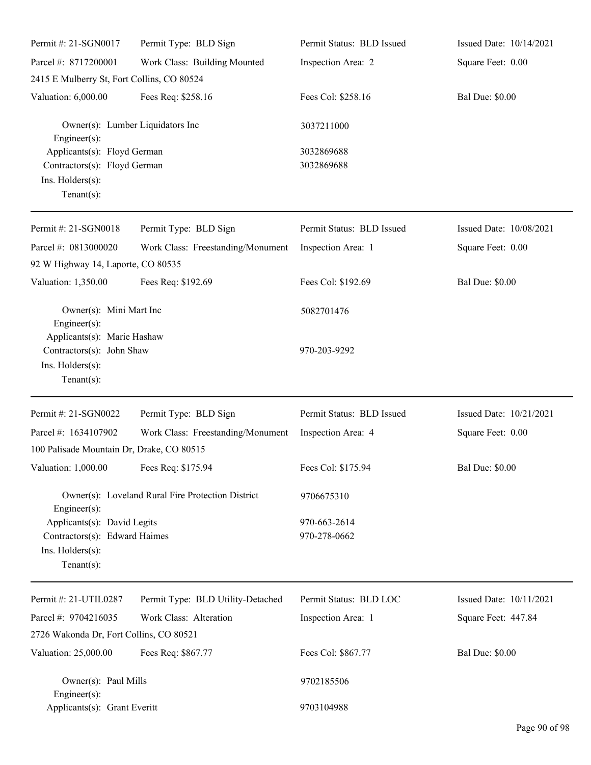Permit #: 21-SGN0017 | Permit Type: BLD Sign | Permit Status: BLD Issued | Issued Date: 10/14/2021

Parcel #: 8717200001 | Work Class: Building Mounted | Inspection Area: 2 | Square Feet: 0.00

2415 E Mulberry St, Fort Collins, CO 80524

Valuation: 6,000.00 | Fees Req: $258.16 | Fees Col: $258.16 | Bal Due: $0.00

Owner(s): Lumber Liquidators Inc — 3037211000
Engineer(s):
Applicants(s): Floyd German — 3032869688
Contractors(s): Floyd German — 3032869688
Ins. Holders(s):
Tenant(s):

---

Permit #: 21-SGN0018 | Permit Type: BLD Sign | Permit Status: BLD Issued | Issued Date: 10/08/2021

Parcel #: 0813000020 | Work Class: Freestanding/Monument | Inspection Area: 1 | Square Feet: 0.00

92 W Highway 14, Laporte, CO 80535

Valuation: 1,350.00 | Fees Req: $192.69 | Fees Col: $192.69 | Bal Due: $0.00

Owner(s): Mini Mart Inc — 5082701476
Engineer(s):
Applicants(s): Marie Hashaw
Contractors(s): John Shaw — 970-203-9292
Ins. Holders(s):
Tenant(s):

---

Permit #: 21-SGN0022 | Permit Type: BLD Sign | Permit Status: BLD Issued | Issued Date: 10/21/2021

Parcel #: 1634107902 | Work Class: Freestanding/Monument | Inspection Area: 4 | Square Feet: 0.00

100 Palisade Mountain Dr, Drake, CO 80515

Valuation: 1,000.00 | Fees Req: $175.94 | Fees Col: $175.94 | Bal Due: $0.00

Owner(s): Loveland Rural Fire Protection District — 9706675310
Engineer(s):
Applicants(s): David Legits — 970-663-2614
Contractors(s): Edward Haimes — 970-278-0662
Ins. Holders(s):
Tenant(s):

---

Permit #: 21-UTIL0287 | Permit Type: BLD Utility-Detached | Permit Status: BLD LOC | Issued Date: 10/11/2021

Parcel #: 9704216035 | Work Class: Alteration | Inspection Area: 1 | Square Feet: 447.84

2726 Wakonda Dr, Fort Collins, CO 80521

Valuation: 25,000.00 | Fees Req: $867.77 | Fees Col: $867.77 | Bal Due: $0.00

Owner(s): Paul Mills — 9702185506
Engineer(s):
Applicants(s): Grant Everitt — 9703104988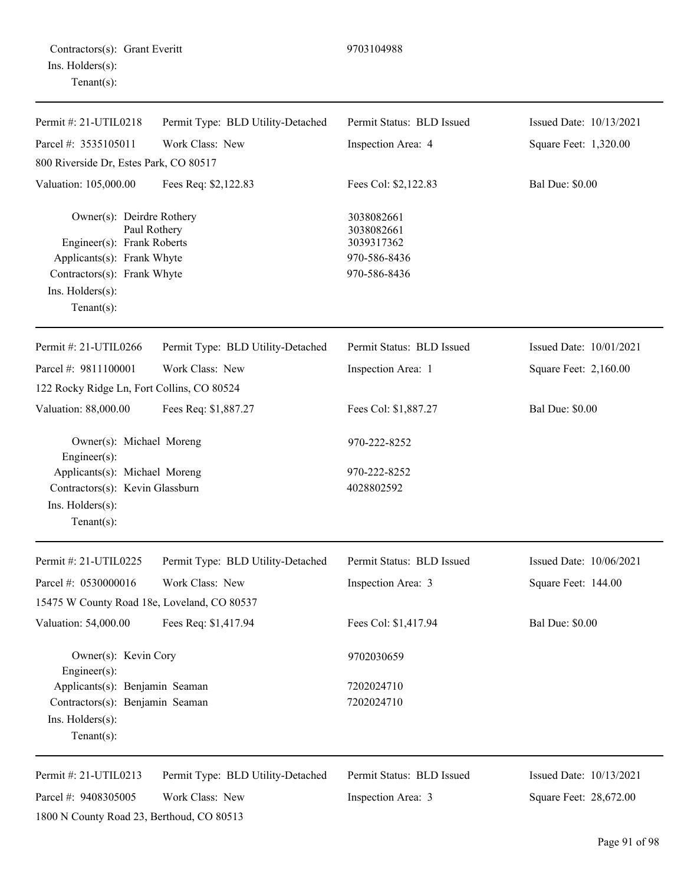Contractors(s): Grant Everitt 9703104988
Ins. Holders(s):
Tenant(s):

---

| Permit #: 21-UTIL0218 | Permit Type: BLD Utility-Detached | Permit Status: BLD Issued | Issued Date: 10/13/2021 |
|---|---|---|---|
| Parcel #: 3535105011 | Work Class: New | Inspection Area: 4 | Square Feet: 1,320.00 |
| 800 Riverside Dr, Estes Park, CO 80517 | | | |
| Valuation: 105,000.00 | Fees Req: $2,122.83 | Fees Col: $2,122.83 | Bal Due: $0.00 |

Owner(s): Deirdre Rothery 3038082661
Paul Rothery 3038082661
Engineer(s): Frank Roberts 3039317362
Applicants(s): Frank Whyte 970-586-8436
Contractors(s): Frank Whyte 970-586-8436
Ins. Holders(s):
Tenant(s):

---

| Permit #: 21-UTIL0266 | Permit Type: BLD Utility-Detached | Permit Status: BLD Issued | Issued Date: 10/01/2021 |
|---|---|---|---|
| Parcel #: 9811100001 | Work Class: New | Inspection Area: 1 | Square Feet: 2,160.00 |
| 122 Rocky Ridge Ln, Fort Collins, CO 80524 | | | |
| Valuation: 88,000.00 | Fees Req: $1,887.27 | Fees Col: $1,887.27 | Bal Due: $0.00 |

Owner(s): Michael Moreng 970-222-8252
Engineer(s):
Applicants(s): Michael Moreng 970-222-8252
Contractors(s): Kevin Glassburn 4028802592
Ins. Holders(s):
Tenant(s):

---

| Permit #: 21-UTIL0225 | Permit Type: BLD Utility-Detached | Permit Status: BLD Issued | Issued Date: 10/06/2021 |
|---|---|---|---|
| Parcel #: 0530000016 | Work Class: New | Inspection Area: 3 | Square Feet: 144.00 |
| 15475 W County Road 18e, Loveland, CO 80537 | | | |
| Valuation: 54,000.00 | Fees Req: $1,417.94 | Fees Col: $1,417.94 | Bal Due: $0.00 |

Owner(s): Kevin Cory 9702030659
Engineer(s):
Applicants(s): Benjamin Seaman 7202024710
Contractors(s): Benjamin Seaman 7202024710
Ins. Holders(s):
Tenant(s):

---

| Permit #: 21-UTIL0213 | Permit Type: BLD Utility-Detached | Permit Status: BLD Issued | Issued Date: 10/13/2021 |
|---|---|---|---|
| Parcel #: 9408305005 | Work Class: New | Inspection Area: 3 | Square Feet: 28,672.00 |
| 1800 N County Road 23, Berthoud, CO 80513 | | | |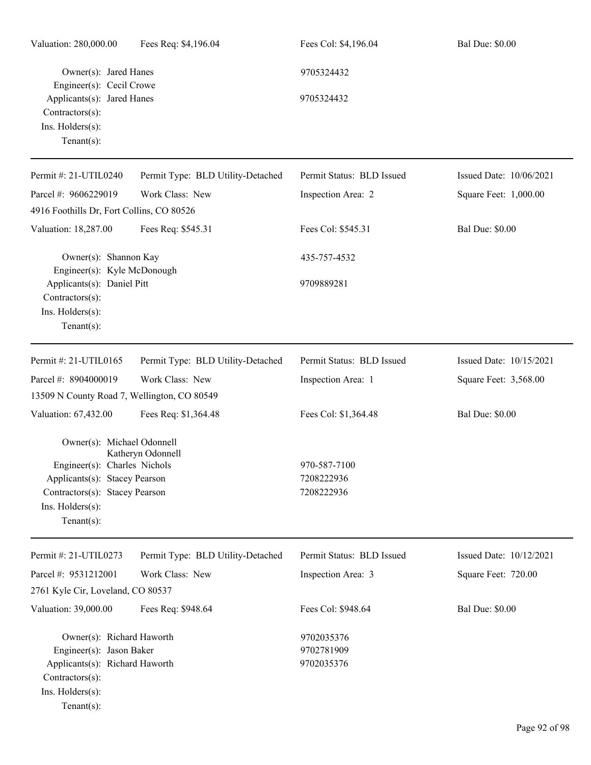Valuation: 280,000.00 | Fees Req: $4,196.04 | Fees Col: $4,196.04 | Bal Due: $0.00

Owner(s): Jared Hanes — 9705324432
Engineer(s): Cecil Crowe
Applicants(s): Jared Hanes — 9705324432
Contractors(s):
Ins. Holders(s):
Tenant(s):

---

Permit #: 21-UTIL0240 | Permit Type: BLD Utility-Detached | Permit Status: BLD Issued | Issued Date: 10/06/2021
Parcel #: 9606229019 | Work Class: New | Inspection Area: 2 | Square Feet: 1,000.00
4916 Foothills Dr, Fort Collins, CO 80526
Valuation: 18,287.00 | Fees Req: $545.31 | Fees Col: $545.31 | Bal Due: $0.00

Owner(s): Shannon Kay — 435-757-4532
Engineer(s): Kyle McDonough
Applicants(s): Daniel Pitt — 9709889281
Contractors(s):
Ins. Holders(s):
Tenant(s):

---

Permit #: 21-UTIL0165 | Permit Type: BLD Utility-Detached | Permit Status: BLD Issued | Issued Date: 10/15/2021
Parcel #: 8904000019 | Work Class: New | Inspection Area: 1 | Square Feet: 3,568.00
13509 N County Road 7, Wellington, CO 80549
Valuation: 67,432.00 | Fees Req: $1,364.48 | Fees Col: $1,364.48 | Bal Due: $0.00

Owner(s): Michael Odonnell
Katheryn Odonnell
Engineer(s): Charles Nichols — 970-587-7100
Applicants(s): Stacey Pearson — 7208222936
Contractors(s): Stacey Pearson — 7208222936
Ins. Holders(s):
Tenant(s):

---

Permit #: 21-UTIL0273 | Permit Type: BLD Utility-Detached | Permit Status: BLD Issued | Issued Date: 10/12/2021
Parcel #: 9531212001 | Work Class: New | Inspection Area: 3 | Square Feet: 720.00
2761 Kyle Cir, Loveland, CO 80537
Valuation: 39,000.00 | Fees Req: $948.64 | Fees Col: $948.64 | Bal Due: $0.00

Owner(s): Richard Haworth — 9702035376
Engineer(s): Jason Baker — 9702781909
Applicants(s): Richard Haworth — 9702035376
Contractors(s):
Ins. Holders(s):
Tenant(s):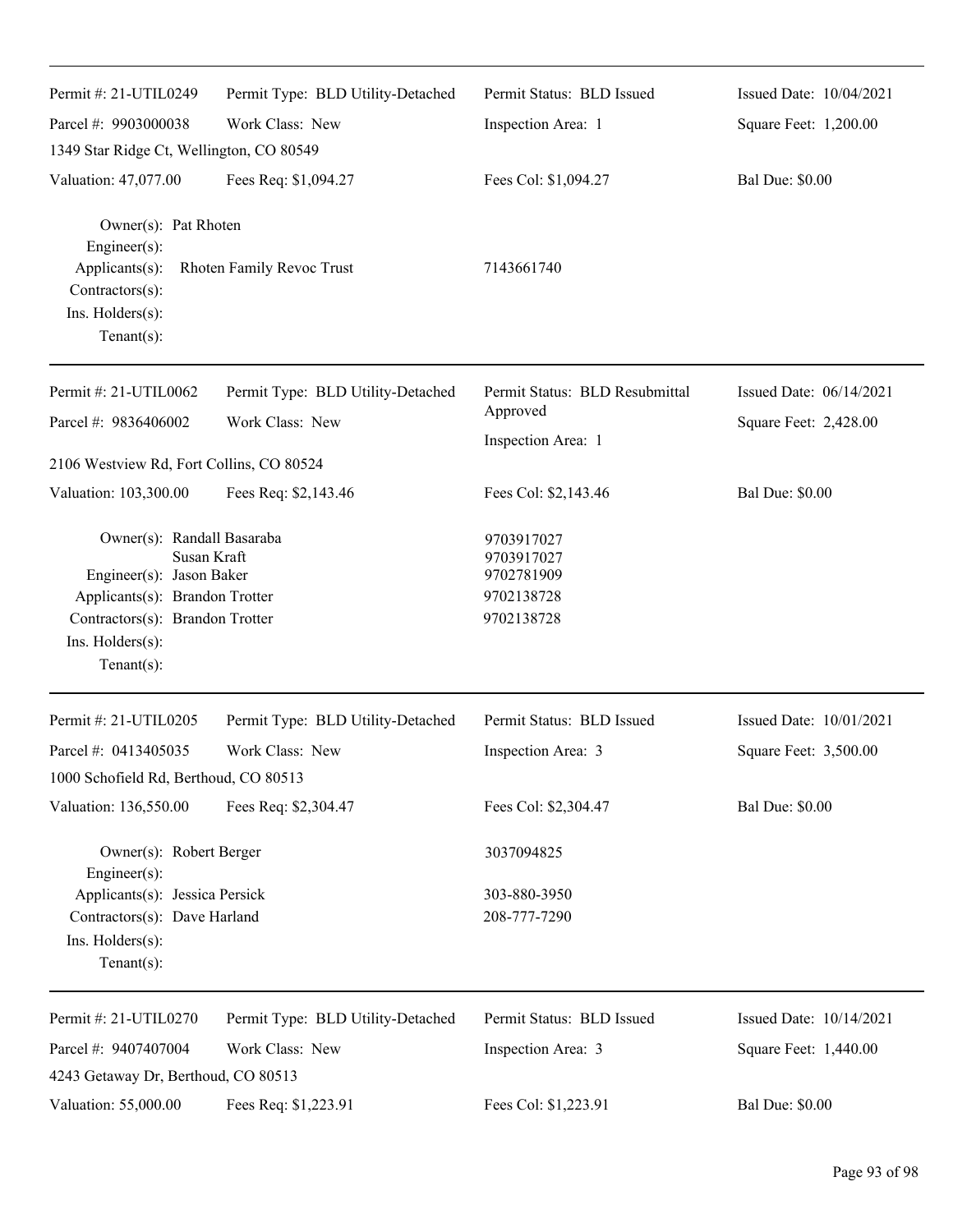| | | | |
|---|---|---|---|
| Permit #: 21-UTIL0249 | Permit Type: BLD Utility-Detached | Permit Status: BLD Issued | Issued Date: 10/04/2021 |
| Parcel #: 9903000038 | Work Class: New | Inspection Area: 1 | Square Feet: 1,200.00 |
| 1349 Star Ridge Ct, Wellington, CO 80549 | | | |
| Valuation: 47,077.00 | Fees Req: $1,094.27 | Fees Col: $1,094.27 | Bal Due: $0.00 |

Owner(s): Pat Rhoten
Engineer(s):
Applicants(s): Rhoten Family Revoc Trust 7143661740
Contractors(s):
Ins. Holders(s):
Tenant(s):

---

| | | | |
|---|---|---|---|
| Permit #: 21-UTIL0062 | Permit Type: BLD Utility-Detached | Permit Status: BLD Resubmittal Approved | Issued Date: 06/14/2021 |
| Parcel #: 9836406002 | Work Class: New | Inspection Area: 1 | Square Feet: 2,428.00 |
| 2106 Westview Rd, Fort Collins, CO 80524 | | | |
| Valuation: 103,300.00 | Fees Req: $2,143.46 | Fees Col: $2,143.46 | Bal Due: $0.00 |

Owner(s): Randall Basaraba 9703917027
Susan Kraft 9703917027
Engineer(s): Jason Baker 9702781909
Applicants(s): Brandon Trotter 9702138728
Contractors(s): Brandon Trotter 9702138728
Ins. Holders(s):
Tenant(s):

---

| | | | |
|---|---|---|---|
| Permit #: 21-UTIL0205 | Permit Type: BLD Utility-Detached | Permit Status: BLD Issued | Issued Date: 10/01/2021 |
| Parcel #: 0413405035 | Work Class: New | Inspection Area: 3 | Square Feet: 3,500.00 |
| 1000 Schofield Rd, Berthoud, CO 80513 | | | |
| Valuation: 136,550.00 | Fees Req: $2,304.47 | Fees Col: $2,304.47 | Bal Due: $0.00 |

Owner(s): Robert Berger 3037094825
Engineer(s):
Applicants(s): Jessica Persick 303-880-3950
Contractors(s): Dave Harland 208-777-7290
Ins. Holders(s):
Tenant(s):

---

| | | | |
|---|---|---|---|
| Permit #: 21-UTIL0270 | Permit Type: BLD Utility-Detached | Permit Status: BLD Issued | Issued Date: 10/14/2021 |
| Parcel #: 9407407004 | Work Class: New | Inspection Area: 3 | Square Feet: 1,440.00 |
| 4243 Getaway Dr, Berthoud, CO 80513 | | | |
| Valuation: 55,000.00 | Fees Req: $1,223.91 | Fees Col: $1,223.91 | Bal Due: $0.00 |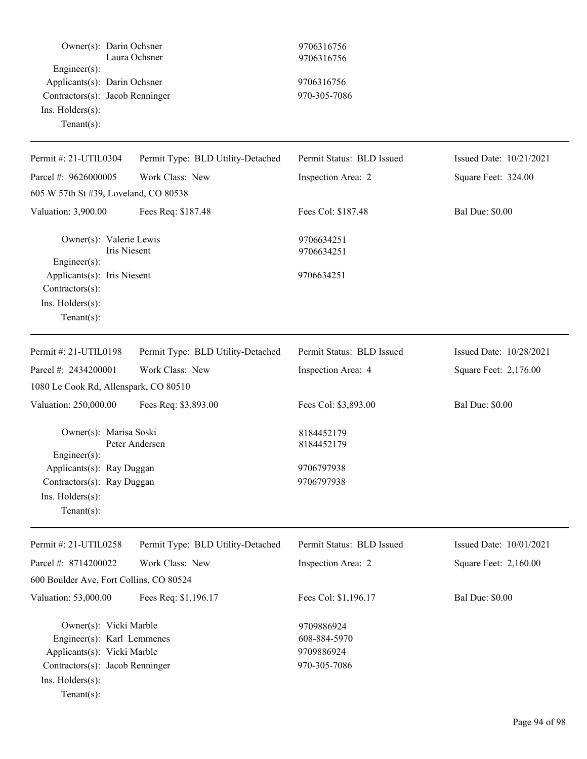Owner(s): Darin Ochsner 9706316756
Laura Ochsner 9706316756
Engineer(s):
Applicants(s): Darin Ochsner 9706316756
Contractors(s): Jacob Renninger 970-305-7086
Ins. Holders(s):
Tenant(s):

---

| Permit #: 21-UTIL0304 | Permit Type: BLD Utility-Detached | Permit Status: BLD Issued | Issued Date: 10/21/2021 |
|---|---|---|---|
| Parcel #: 9626000005 | Work Class: New | Inspection Area: 2 | Square Feet: 324.00 |
| 605 W 57th St #39, Loveland, CO 80538 | | | |
| Valuation: 3,900.00 | Fees Req: $187.48 | Fees Col: $187.48 | Bal Due: $0.00 |

Owner(s): Valerie Lewis 9706634251
Iris Niesent 9706634251
Engineer(s):
Applicants(s): Iris Niesent 9706634251
Contractors(s):
Ins. Holders(s):
Tenant(s):

---

| Permit #: 21-UTIL0198 | Permit Type: BLD Utility-Detached | Permit Status: BLD Issued | Issued Date: 10/28/2021 |
|---|---|---|---|
| Parcel #: 2434200001 | Work Class: New | Inspection Area: 4 | Square Feet: 2,176.00 |
| 1080 Le Cook Rd, Allenspark, CO 80510 | | | |
| Valuation: 250,000.00 | Fees Req: $3,893.00 | Fees Col: $3,893.00 | Bal Due: $0.00 |

Owner(s): Marisa Soski 8184452179
Peter Andersen 8184452179
Engineer(s):
Applicants(s): Ray Duggan 9706797938
Contractors(s): Ray Duggan 9706797938
Ins. Holders(s):
Tenant(s):

---

| Permit #: 21-UTIL0258 | Permit Type: BLD Utility-Detached | Permit Status: BLD Issued | Issued Date: 10/01/2021 |
|---|---|---|---|
| Parcel #: 8714200022 | Work Class: New | Inspection Area: 2 | Square Feet: 2,160.00 |
| 600 Boulder Ave, Fort Collins, CO 80524 | | | |
| Valuation: 53,000.00 | Fees Req: $1,196.17 | Fees Col: $1,196.17 | Bal Due: $0.00 |

Owner(s): Vicki Marble 9709886924
Engineer(s): Karl Lemmenes 608-884-5970
Applicants(s): Vicki Marble 9709886924
Contractors(s): Jacob Renninger 970-305-7086
Ins. Holders(s):
Tenant(s):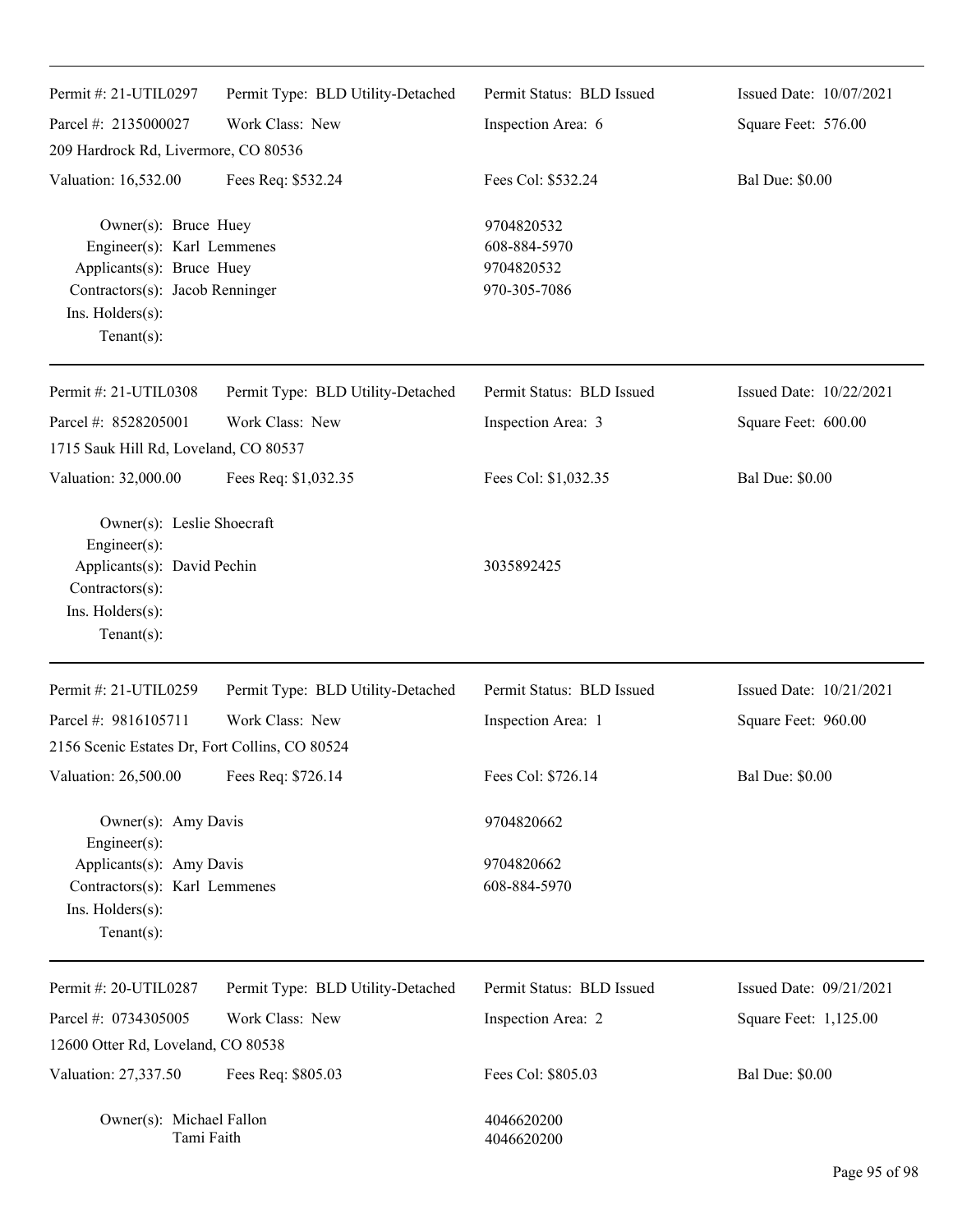Permit #: 21-UTIL0297 Permit Type: BLD Utility-Detached Permit Status: BLD Issued Issued Date: 10/07/2021

Parcel #: 2135000027 Work Class: New Inspection Area: 6 Square Feet: 576.00

209 Hardrock Rd, Livermore, CO 80536

Valuation: 16,532.00 Fees Req: $532.24 Fees Col: $532.24 Bal Due: $0.00

Owner(s): Bruce Huey 9704820532
Engineer(s): Karl Lemmenes 608-884-5970
Applicants(s): Bruce Huey 9704820532
Contractors(s): Jacob Renninger 970-305-7086
Ins. Holders(s):
Tenant(s):

---

Permit #: 21-UTIL0308 Permit Type: BLD Utility-Detached Permit Status: BLD Issued Issued Date: 10/22/2021

Parcel #: 8528205001 Work Class: New Inspection Area: 3 Square Feet: 600.00

1715 Sauk Hill Rd, Loveland, CO 80537

Valuation: 32,000.00 Fees Req: $1,032.35 Fees Col: $1,032.35 Bal Due: $0.00

Owner(s): Leslie Shoecraft
Engineer(s):
Applicants(s): David Pechin 3035892425
Contractors(s):
Ins. Holders(s):
Tenant(s):

---

Permit #: 21-UTIL0259 Permit Type: BLD Utility-Detached Permit Status: BLD Issued Issued Date: 10/21/2021

Parcel #: 9816105711 Work Class: New Inspection Area: 1 Square Feet: 960.00

2156 Scenic Estates Dr, Fort Collins, CO 80524

Valuation: 26,500.00 Fees Req: $726.14 Fees Col: $726.14 Bal Due: $0.00

Owner(s): Amy Davis 9704820662
Engineer(s):
Applicants(s): Amy Davis 9704820662
Contractors(s): Karl Lemmenes 608-884-5970
Ins. Holders(s):
Tenant(s):

---

Permit #: 20-UTIL0287 Permit Type: BLD Utility-Detached Permit Status: BLD Issued Issued Date: 09/21/2021

Parcel #: 0734305005 Work Class: New Inspection Area: 2 Square Feet: 1,125.00

12600 Otter Rd, Loveland, CO 80538

Valuation: 27,337.50 Fees Req: $805.03 Fees Col: $805.03 Bal Due: $0.00

Owner(s): Michael Fallon 4046620200
Tami Faith 4046620200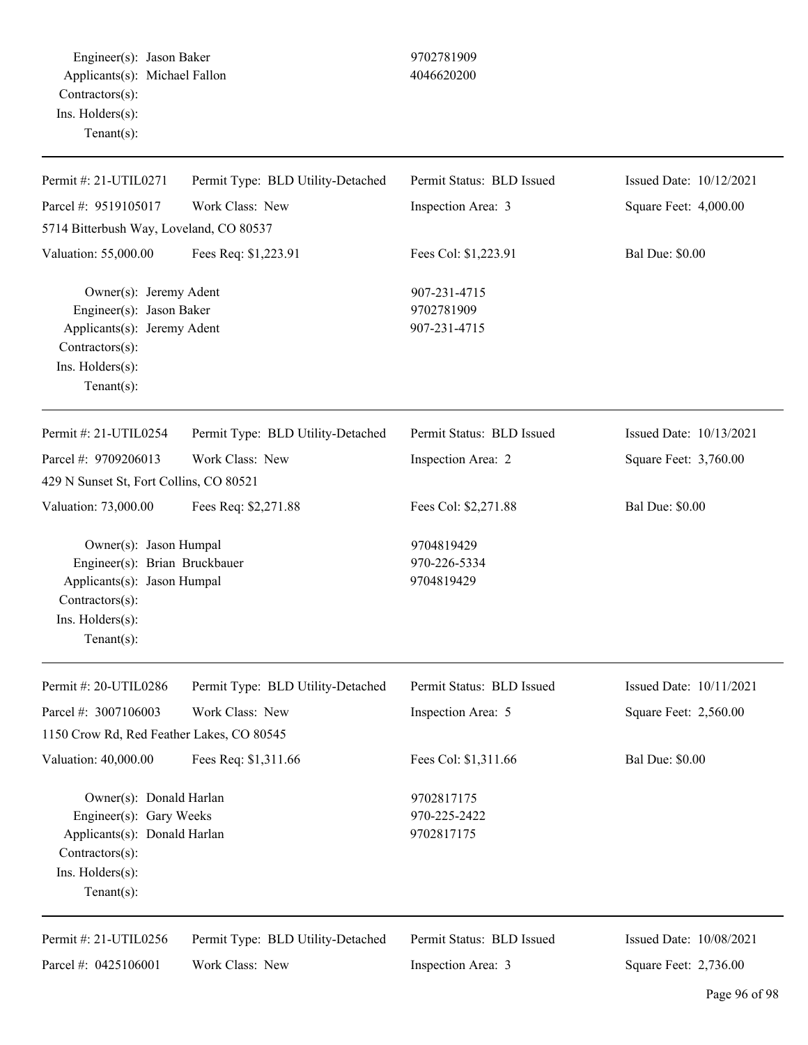Engineer(s): Jason Baker 9702781909
Applicants(s): Michael Fallon 4046620200
Contractors(s):
Ins. Holders(s):
Tenant(s):

---

| Permit #: 21-UTIL0271 | Permit Type: BLD Utility-Detached | Permit Status: BLD Issued | Issued Date: 10/12/2021 |
|---|---|---|---|
| Parcel #: 9519105017 | Work Class: New | Inspection Area: 3 | Square Feet: 4,000.00 |
| 5714 Bitterbush Way, Loveland, CO 80537 | | | |
| Valuation: 55,000.00 | Fees Req: $1,223.91 | Fees Col: $1,223.91 | Bal Due: $0.00 |

Owner(s): Jeremy Adent 907-231-4715
Engineer(s): Jason Baker 9702781909
Applicants(s): Jeremy Adent 907-231-4715
Contractors(s):
Ins. Holders(s):
Tenant(s):

---

| Permit #: 21-UTIL0254 | Permit Type: BLD Utility-Detached | Permit Status: BLD Issued | Issued Date: 10/13/2021 |
|---|---|---|---|
| Parcel #: 9709206013 | Work Class: New | Inspection Area: 2 | Square Feet: 3,760.00 |
| 429 N Sunset St, Fort Collins, CO 80521 | | | |
| Valuation: 73,000.00 | Fees Req: $2,271.88 | Fees Col: $2,271.88 | Bal Due: $0.00 |

Owner(s): Jason Humpal 9704819429
Engineer(s): Brian Bruckbauer 970-226-5334
Applicants(s): Jason Humpal 9704819429
Contractors(s):
Ins. Holders(s):
Tenant(s):

---

| Permit #: 20-UTIL0286 | Permit Type: BLD Utility-Detached | Permit Status: BLD Issued | Issued Date: 10/11/2021 |
|---|---|---|---|
| Parcel #: 3007106003 | Work Class: New | Inspection Area: 5 | Square Feet: 2,560.00 |
| 1150 Crow Rd, Red Feather Lakes, CO 80545 | | | |
| Valuation: 40,000.00 | Fees Req: $1,311.66 | Fees Col: $1,311.66 | Bal Due: $0.00 |

Owner(s): Donald Harlan 9702817175
Engineer(s): Gary Weeks 970-225-2422
Applicants(s): Donald Harlan 9702817175
Contractors(s):
Ins. Holders(s):
Tenant(s):

---

| Permit #: 21-UTIL0256 | Permit Type: BLD Utility-Detached | Permit Status: BLD Issued | Issued Date: 10/08/2021 |
|---|---|---|---|
| Parcel #: 0425106001 | Work Class: New | Inspection Area: 3 | Square Feet: 2,736.00 |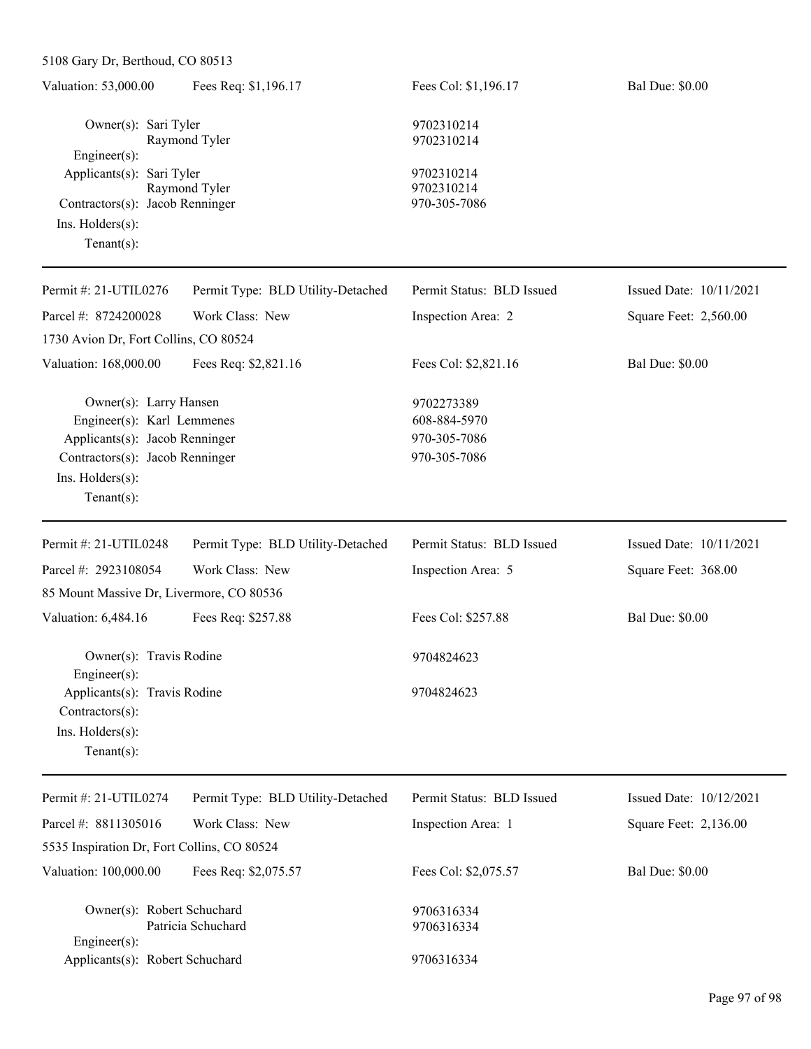5108 Gary Dr, Berthoud, CO 80513

| Valuation: 53,000.00 | Fees Req: $1,196.17 | Fees Col: $1,196.17 | Bal Due: $0.00 |
|---|---|---|---|

Owner(s): Sari Tyler 9702310214
Raymond Tyler 9702310214
Engineer(s):
Applicants(s): Sari Tyler 9702310214
Raymond Tyler 9702310214
Contractors(s): Jacob Renninger 970-305-7086
Ins. Holders(s):
Tenant(s):

---

| Permit #: 21-UTIL0276 | Permit Type: BLD Utility-Detached | Permit Status: BLD Issued | Issued Date: 10/11/2021 |
|---|---|---|---|
| Parcel #: 8724200028 | Work Class: New | Inspection Area: 2 | Square Feet: 2,560.00 |

1730 Avion Dr, Fort Collins, CO 80524

| Valuation: 168,000.00 | Fees Req: $2,821.16 | Fees Col: $2,821.16 | Bal Due: $0.00 |
|---|---|---|---|

Owner(s): Larry Hansen 9702273389
Engineer(s): Karl Lemmenes 608-884-5970
Applicants(s): Jacob Renninger 970-305-7086
Contractors(s): Jacob Renninger 970-305-7086
Ins. Holders(s):
Tenant(s):

---

| Permit #: 21-UTIL0248 | Permit Type: BLD Utility-Detached | Permit Status: BLD Issued | Issued Date: 10/11/2021 |
|---|---|---|---|
| Parcel #: 2923108054 | Work Class: New | Inspection Area: 5 | Square Feet: 368.00 |

85 Mount Massive Dr, Livermore, CO 80536

| Valuation: 6,484.16 | Fees Req: $257.88 | Fees Col: $257.88 | Bal Due: $0.00 |
|---|---|---|---|

Owner(s): Travis Rodine 9704824623
Engineer(s):
Applicants(s): Travis Rodine 9704824623
Contractors(s):
Ins. Holders(s):
Tenant(s):

---

| Permit #: 21-UTIL0274 | Permit Type: BLD Utility-Detached | Permit Status: BLD Issued | Issued Date: 10/12/2021 |
|---|---|---|---|
| Parcel #: 8811305016 | Work Class: New | Inspection Area: 1 | Square Feet: 2,136.00 |

5535 Inspiration Dr, Fort Collins, CO 80524

| Valuation: 100,000.00 | Fees Req: $2,075.57 | Fees Col: $2,075.57 | Bal Due: $0.00 |
|---|---|---|---|

Owner(s): Robert Schuchard 9706316334
Patricia Schuchard 9706316334
Engineer(s):
Applicants(s): Robert Schuchard 9706316334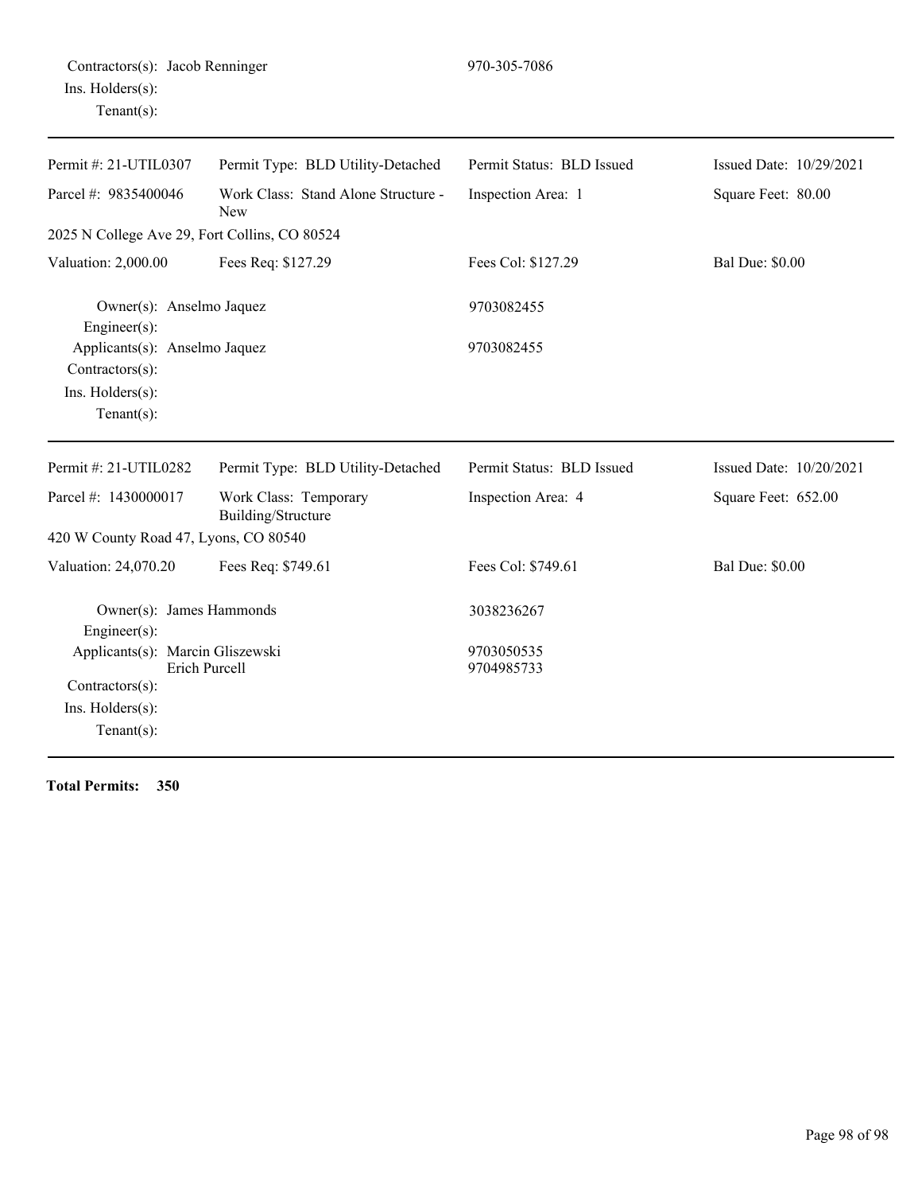Contractors(s): Jacob Renninger 970-305-7086
Ins. Holders(s):
Tenant(s):

---

| | | | |
|---|---|---|---|
| Permit #: 21-UTIL0307 | Permit Type: BLD Utility-Detached | Permit Status: BLD Issued | Issued Date: 10/29/2021 |
| Parcel #: 9835400046 | Work Class: Stand Alone Structure - New | Inspection Area: 1 | Square Feet: 80.00 |
| 2025 N College Ave 29, Fort Collins, CO 80524 | | | |
| Valuation: 2,000.00 | Fees Req: $127.29 | Fees Col: $127.29 | Bal Due: $0.00 |

Owner(s): Anselmo Jaquez 9703082455
Engineer(s):
Applicants(s): Anselmo Jaquez 9703082455
Contractors(s):
Ins. Holders(s):
Tenant(s):

---

| | | | |
|---|---|---|---|
| Permit #: 21-UTIL0282 | Permit Type: BLD Utility-Detached | Permit Status: BLD Issued | Issued Date: 10/20/2021 |
| Parcel #: 1430000017 | Work Class: Temporary Building/Structure | Inspection Area: 4 | Square Feet: 652.00 |
| 420 W County Road 47, Lyons, CO 80540 | | | |
| Valuation: 24,070.20 | Fees Req: $749.61 | Fees Col: $749.61 | Bal Due: $0.00 |

Owner(s): James Hammonds 3038236267
Engineer(s):
Applicants(s): Marcin Gliszewski 9703050535
Erich Purcell 9704985733
Contractors(s):
Ins. Holders(s):
Tenant(s):

---

**Total Permits: 350**